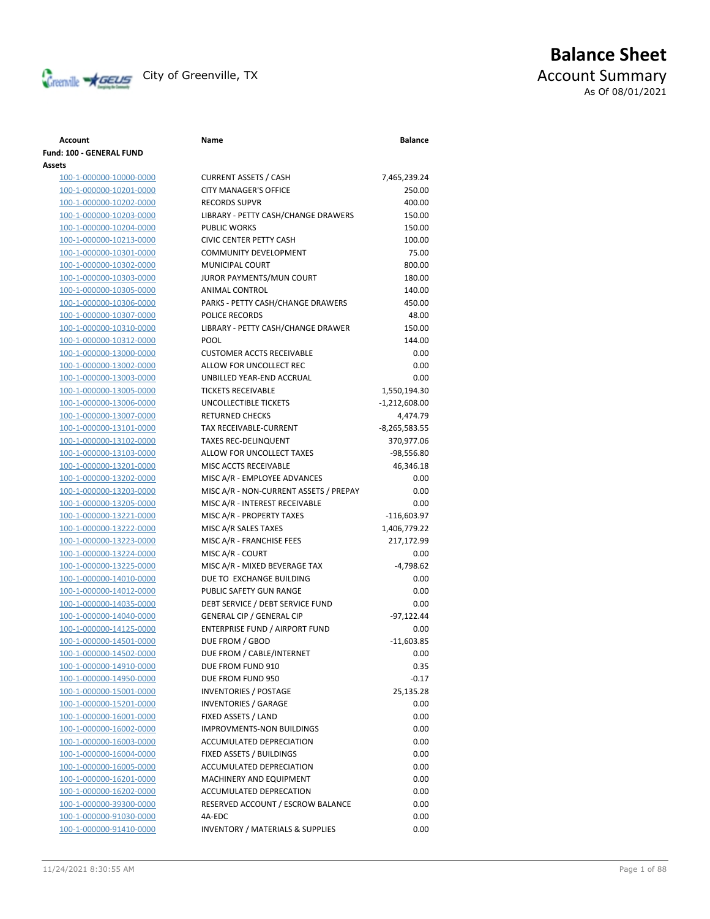City of Greenville, TX

# Balance Sheet

## Account Summary

As Of 08/01/2021

| Account | Name | Balance |
|---|---|---|
| **Fund: 100 - GENERAL FUND** | | |
| **Assets** | | |
| 100-1-000000-10000-0000 | CURRENT ASSETS / CASH | 7,465,239.24 |
| 100-1-000000-10201-0000 | CITY MANAGER'S OFFICE | 250.00 |
| 100-1-000000-10202-0000 | RECORDS SUPVR | 400.00 |
| 100-1-000000-10203-0000 | LIBRARY - PETTY CASH/CHANGE DRAWERS | 150.00 |
| 100-1-000000-10204-0000 | PUBLIC WORKS | 150.00 |
| 100-1-000000-10213-0000 | CIVIC CENTER PETTY CASH | 100.00 |
| 100-1-000000-10301-0000 | COMMUNITY DEVELOPMENT | 75.00 |
| 100-1-000000-10302-0000 | MUNICIPAL COURT | 800.00 |
| 100-1-000000-10303-0000 | JUROR PAYMENTS/MUN COURT | 180.00 |
| 100-1-000000-10305-0000 | ANIMAL CONTROL | 140.00 |
| 100-1-000000-10306-0000 | PARKS - PETTY CASH/CHANGE DRAWERS | 450.00 |
| 100-1-000000-10307-0000 | POLICE RECORDS | 48.00 |
| 100-1-000000-10310-0000 | LIBRARY - PETTY CASH/CHANGE DRAWER | 150.00 |
| 100-1-000000-10312-0000 | POOL | 144.00 |
| 100-1-000000-13000-0000 | CUSTOMER ACCTS RECEIVABLE | 0.00 |
| 100-1-000000-13002-0000 | ALLOW FOR UNCOLLECT REC | 0.00 |
| 100-1-000000-13003-0000 | UNBILLED YEAR-END ACCRUAL | 0.00 |
| 100-1-000000-13005-0000 | TICKETS RECEIVABLE | 1,550,194.30 |
| 100-1-000000-13006-0000 | UNCOLLECTIBLE TICKETS | -1,212,608.00 |
| 100-1-000000-13007-0000 | RETURNED CHECKS | 4,474.79 |
| 100-1-000000-13101-0000 | TAX RECEIVABLE-CURRENT | -8,265,583.55 |
| 100-1-000000-13102-0000 | TAXES REC-DELINQUENT | 370,977.06 |
| 100-1-000000-13103-0000 | ALLOW FOR UNCOLLECT TAXES | -98,556.80 |
| 100-1-000000-13201-0000 | MISC ACCTS RECEIVABLE | 46,346.18 |
| 100-1-000000-13202-0000 | MISC A/R - EMPLOYEE ADVANCES | 0.00 |
| 100-1-000000-13203-0000 | MISC A/R - NON-CURRENT ASSETS / PREPAY | 0.00 |
| 100-1-000000-13205-0000 | MISC A/R - INTEREST RECEIVABLE | 0.00 |
| 100-1-000000-13221-0000 | MISC A/R - PROPERTY TAXES | -116,603.97 |
| 100-1-000000-13222-0000 | MISC A/R SALES TAXES | 1,406,779.22 |
| 100-1-000000-13223-0000 | MISC A/R - FRANCHISE FEES | 217,172.99 |
| 100-1-000000-13224-0000 | MISC A/R - COURT | 0.00 |
| 100-1-000000-13225-0000 | MISC A/R - MIXED BEVERAGE TAX | -4,798.62 |
| 100-1-000000-14010-0000 | DUE TO EXCHANGE BUILDING | 0.00 |
| 100-1-000000-14012-0000 | PUBLIC SAFETY GUN RANGE | 0.00 |
| 100-1-000000-14035-0000 | DEBT SERVICE / DEBT SERVICE FUND | 0.00 |
| 100-1-000000-14040-0000 | GENERAL CIP / GENERAL CIP | -97,122.44 |
| 100-1-000000-14125-0000 | ENTERPRISE FUND / AIRPORT FUND | 0.00 |
| 100-1-000000-14501-0000 | DUE FROM / GBOD | -11,603.85 |
| 100-1-000000-14502-0000 | DUE FROM / CABLE/INTERNET | 0.00 |
| 100-1-000000-14910-0000 | DUE FROM FUND 910 | 0.35 |
| 100-1-000000-14950-0000 | DUE FROM FUND 950 | -0.17 |
| 100-1-000000-15001-0000 | INVENTORIES / POSTAGE | 25,135.28 |
| 100-1-000000-15201-0000 | INVENTORIES / GARAGE | 0.00 |
| 100-1-000000-16001-0000 | FIXED ASSETS / LAND | 0.00 |
| 100-1-000000-16002-0000 | IMPROVMENTS-NON BUILDINGS | 0.00 |
| 100-1-000000-16003-0000 | ACCUMULATED DEPRECIATION | 0.00 |
| 100-1-000000-16004-0000 | FIXED ASSETS / BUILDINGS | 0.00 |
| 100-1-000000-16005-0000 | ACCUMULATED DEPRECIATION | 0.00 |
| 100-1-000000-16201-0000 | MACHINERY AND EQUIPMENT | 0.00 |
| 100-1-000000-16202-0000 | ACCUMULATED DEPRECATION | 0.00 |
| 100-1-000000-39300-0000 | RESERVED ACCOUNT / ESCROW BALANCE | 0.00 |
| 100-1-000000-91030-0000 | 4A-EDC | 0.00 |
| 100-1-000000-91410-0000 | INVENTORY / MATERIALS & SUPPLIES | 0.00 |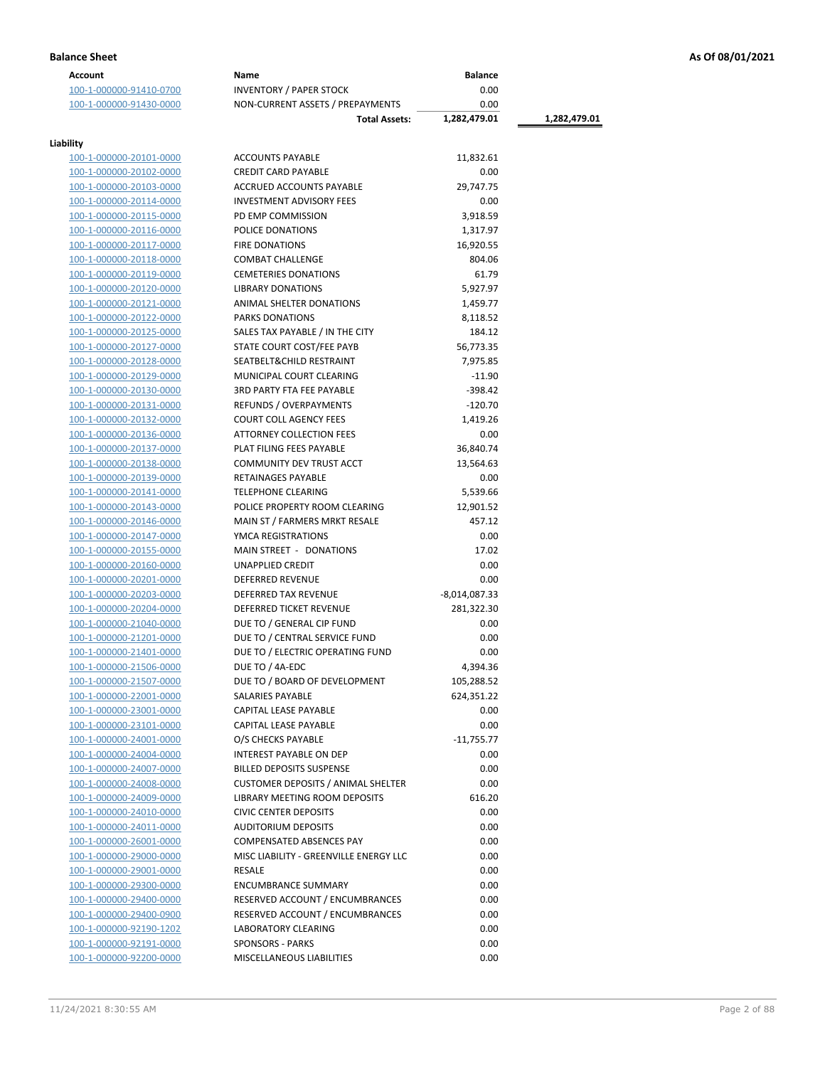**Balance Sheet** | **As Of 08/01/2021**

| Account | Name | Balance | |
|---|---|---|---|
| 100-1-000000-91410-0700 | INVENTORY / PAPER STOCK | 0.00 | |
| 100-1-000000-91430-0000 | NON-CURRENT ASSETS / PREPAYMENTS | 0.00 | |
| | **Total Assets:** | **1,282,479.01** | **1,282,479.01** |

**Liability**

| Account | Name | Balance |
|---|---|---|
| 100-1-000000-20101-0000 | ACCOUNTS PAYABLE | 11,832.61 |
| 100-1-000000-20102-0000 | CREDIT CARD PAYABLE | 0.00 |
| 100-1-000000-20103-0000 | ACCRUED ACCOUNTS PAYABLE | 29,747.75 |
| 100-1-000000-20114-0000 | INVESTMENT ADVISORY FEES | 0.00 |
| 100-1-000000-20115-0000 | PD EMP COMMISSION | 3,918.59 |
| 100-1-000000-20116-0000 | POLICE DONATIONS | 1,317.97 |
| 100-1-000000-20117-0000 | FIRE DONATIONS | 16,920.55 |
| 100-1-000000-20118-0000 | COMBAT CHALLENGE | 804.06 |
| 100-1-000000-20119-0000 | CEMETERIES DONATIONS | 61.79 |
| 100-1-000000-20120-0000 | LIBRARY DONATIONS | 5,927.97 |
| 100-1-000000-20121-0000 | ANIMAL SHELTER DONATIONS | 1,459.77 |
| 100-1-000000-20122-0000 | PARKS DONATIONS | 8,118.52 |
| 100-1-000000-20125-0000 | SALES TAX PAYABLE / IN THE CITY | 184.12 |
| 100-1-000000-20127-0000 | STATE COURT COST/FEE PAYB | 56,773.35 |
| 100-1-000000-20128-0000 | SEATBELT&CHILD RESTRAINT | 7,975.85 |
| 100-1-000000-20129-0000 | MUNICIPAL COURT CLEARING | -11.90 |
| 100-1-000000-20130-0000 | 3RD PARTY FTA FEE PAYABLE | -398.42 |
| 100-1-000000-20131-0000 | REFUNDS / OVERPAYMENTS | -120.70 |
| 100-1-000000-20132-0000 | COURT COLL AGENCY FEES | 1,419.26 |
| 100-1-000000-20136-0000 | ATTORNEY COLLECTION FEES | 0.00 |
| 100-1-000000-20137-0000 | PLAT FILING FEES PAYABLE | 36,840.74 |
| 100-1-000000-20138-0000 | COMMUNITY DEV TRUST ACCT | 13,564.63 |
| 100-1-000000-20139-0000 | RETAINAGES PAYABLE | 0.00 |
| 100-1-000000-20141-0000 | TELEPHONE CLEARING | 5,539.66 |
| 100-1-000000-20143-0000 | POLICE PROPERTY ROOM CLEARING | 12,901.52 |
| 100-1-000000-20146-0000 | MAIN ST / FARMERS MRKT RESALE | 457.12 |
| 100-1-000000-20147-0000 | YMCA REGISTRATIONS | 0.00 |
| 100-1-000000-20155-0000 | MAIN STREET - DONATIONS | 17.02 |
| 100-1-000000-20160-0000 | UNAPPLIED CREDIT | 0.00 |
| 100-1-000000-20201-0000 | DEFERRED REVENUE | 0.00 |
| 100-1-000000-20203-0000 | DEFERRED TAX REVENUE | -8,014,087.33 |
| 100-1-000000-20204-0000 | DEFERRED TICKET REVENUE | 281,322.30 |
| 100-1-000000-21040-0000 | DUE TO / GENERAL CIP FUND | 0.00 |
| 100-1-000000-21201-0000 | DUE TO / CENTRAL SERVICE FUND | 0.00 |
| 100-1-000000-21401-0000 | DUE TO / ELECTRIC OPERATING FUND | 0.00 |
| 100-1-000000-21506-0000 | DUE TO / 4A-EDC | 4,394.36 |
| 100-1-000000-21507-0000 | DUE TO / BOARD OF DEVELOPMENT | 105,288.52 |
| 100-1-000000-22001-0000 | SALARIES PAYABLE | 624,351.22 |
| 100-1-000000-23001-0000 | CAPITAL LEASE PAYABLE | 0.00 |
| 100-1-000000-23101-0000 | CAPITAL LEASE PAYABLE | 0.00 |
| 100-1-000000-24001-0000 | O/S CHECKS PAYABLE | -11,755.77 |
| 100-1-000000-24004-0000 | INTEREST PAYABLE ON DEP | 0.00 |
| 100-1-000000-24007-0000 | BILLED DEPOSITS SUSPENSE | 0.00 |
| 100-1-000000-24008-0000 | CUSTOMER DEPOSITS / ANIMAL SHELTER | 0.00 |
| 100-1-000000-24009-0000 | LIBRARY MEETING ROOM DEPOSITS | 616.20 |
| 100-1-000000-24010-0000 | CIVIC CENTER DEPOSITS | 0.00 |
| 100-1-000000-24011-0000 | AUDITORIUM DEPOSITS | 0.00 |
| 100-1-000000-26001-0000 | COMPENSATED ABSENCES PAY | 0.00 |
| 100-1-000000-29000-0000 | MISC LIABILITY - GREENVILLE ENERGY LLC | 0.00 |
| 100-1-000000-29001-0000 | RESALE | 0.00 |
| 100-1-000000-29300-0000 | ENCUMBRANCE SUMMARY | 0.00 |
| 100-1-000000-29400-0000 | RESERVED ACCOUNT / ENCUMBRANCES | 0.00 |
| 100-1-000000-29400-0900 | RESERVED ACCOUNT / ENCUMBRANCES | 0.00 |
| 100-1-000000-92190-1202 | LABORATORY CLEARING | 0.00 |
| 100-1-000000-92191-0000 | SPONSORS - PARKS | 0.00 |
| 100-1-000000-92200-0000 | MISCELLANEOUS LIABILITIES | 0.00 |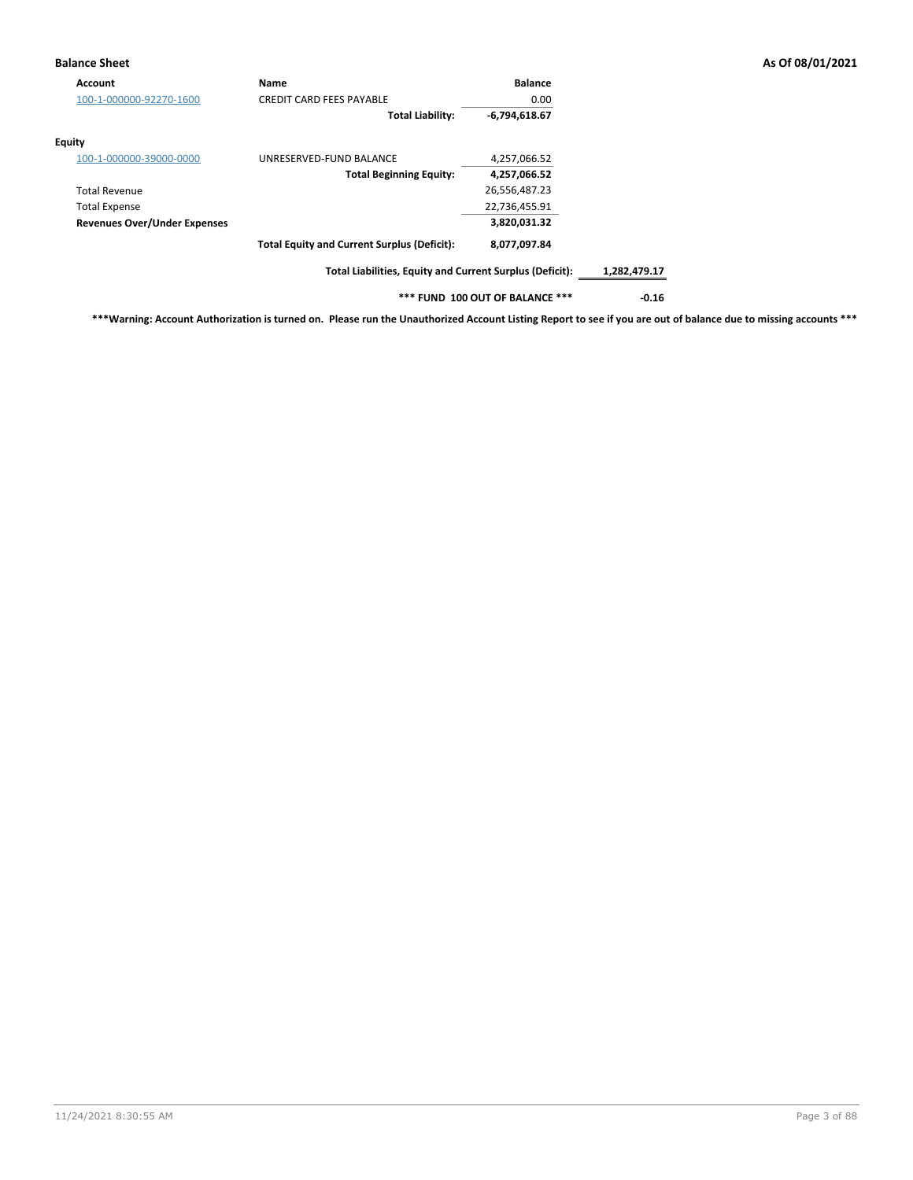**Balance Sheet** — As Of 08/01/2021

| Account | Name | Balance | |
|---|---|---|---|
| 100-1-000000-92270-1600 | CREDIT CARD FEES PAYABLE | 0.00 | |
| | **Total Liability:** | **-6,794,618.67** | |
| **Equity** | | | |
| 100-1-000000-39000-0000 | UNRESERVED-FUND BALANCE | 4,257,066.52 | |
| | **Total Beginning Equity:** | **4,257,066.52** | |
| Total Revenue | | 26,556,487.23 | |
| Total Expense | | 22,736,455.91 | |
| **Revenues Over/Under Expenses** | | **3,820,031.32** | |
| | **Total Equity and Current Surplus (Deficit):** | **8,077,097.84** | |
| | **Total Liabilities, Equity and Current Surplus (Deficit):** | | **1,282,479.17** |
| | **\*\*\* FUND 100 OUT OF BALANCE \*\*\*** | | **-0.16** |

**\*\*\*Warning: Account Authorization is turned on. Please run the Unauthorized Account Listing Report to see if you are out of balance due to missing accounts \*\*\***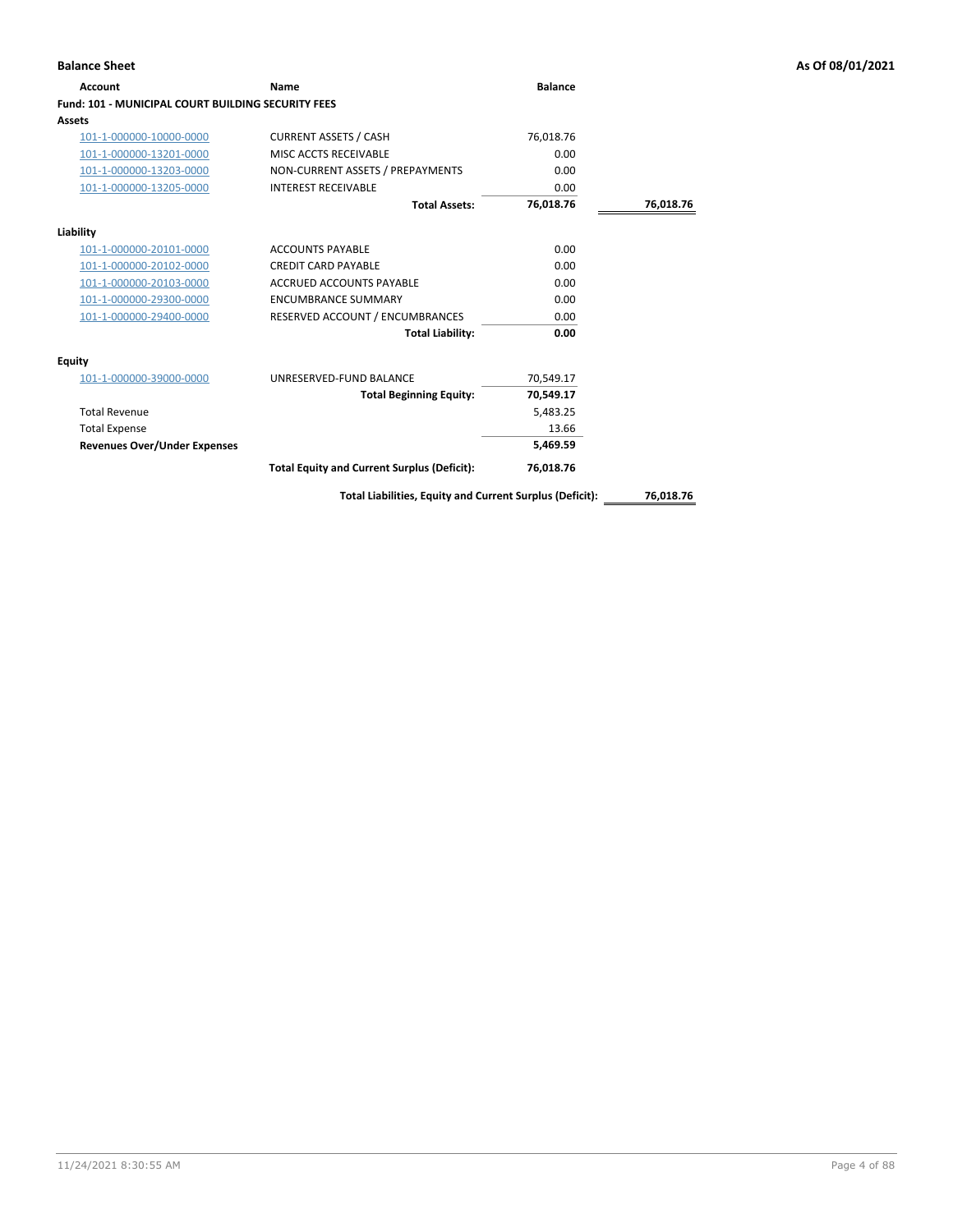**Balance Sheet** — As Of 08/01/2021

| Account | Name | Balance | |
|---|---|---|---|
| **Fund: 101 - MUNICIPAL COURT BUILDING SECURITY FEES** | | | |
| **Assets** | | | |
| 101-1-000000-10000-0000 | CURRENT ASSETS / CASH | 76,018.76 | |
| 101-1-000000-13201-0000 | MISC ACCTS RECEIVABLE | 0.00 | |
| 101-1-000000-13203-0000 | NON-CURRENT ASSETS / PREPAYMENTS | 0.00 | |
| 101-1-000000-13205-0000 | INTEREST RECEIVABLE | 0.00 | |
| | **Total Assets:** | **76,018.76** | **76,018.76** |
| **Liability** | | | |
| 101-1-000000-20101-0000 | ACCOUNTS PAYABLE | 0.00 | |
| 101-1-000000-20102-0000 | CREDIT CARD PAYABLE | 0.00 | |
| 101-1-000000-20103-0000 | ACCRUED ACCOUNTS PAYABLE | 0.00 | |
| 101-1-000000-29300-0000 | ENCUMBRANCE SUMMARY | 0.00 | |
| 101-1-000000-29400-0000 | RESERVED ACCOUNT / ENCUMBRANCES | 0.00 | |
| | **Total Liability:** | **0.00** | |
| **Equity** | | | |
| 101-1-000000-39000-0000 | UNRESERVED-FUND BALANCE | 70,549.17 | |
| | **Total Beginning Equity:** | **70,549.17** | |
| Total Revenue | | 5,483.25 | |
| Total Expense | | 13.66 | |
| **Revenues Over/Under Expenses** | | **5,469.59** | |
| | **Total Equity and Current Surplus (Deficit):** | **76,018.76** | |
| | **Total Liabilities, Equity and Current Surplus (Deficit):** | | **76,018.76** |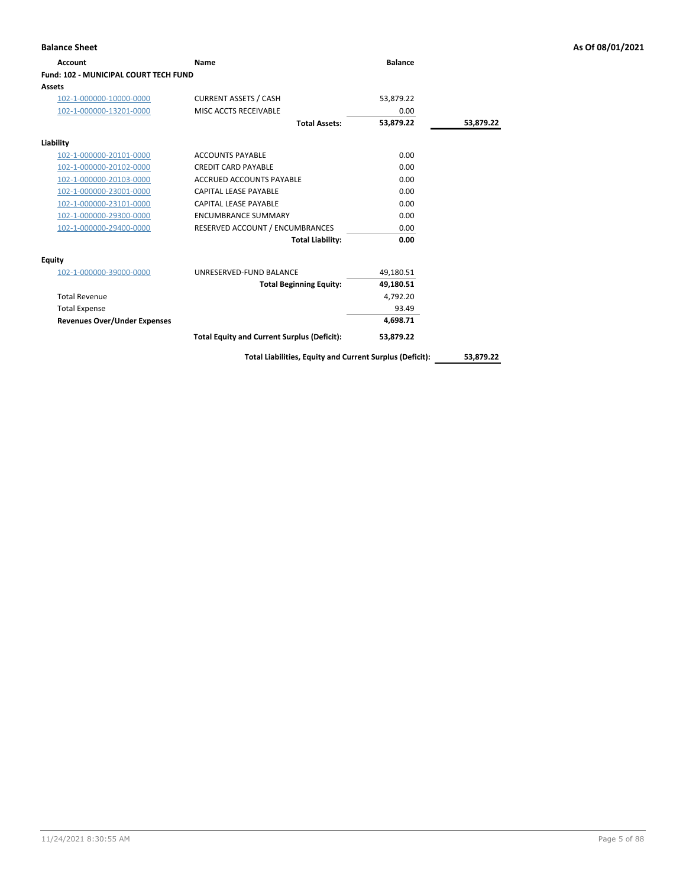**Balance Sheet** — As Of 08/01/2021

| Account | Name | Balance | |
|---|---|---|---|
| **Fund: 102 - MUNICIPAL COURT TECH FUND** | | | |
| **Assets** | | | |
| 102-1-000000-10000-0000 | CURRENT ASSETS / CASH | 53,879.22 | |
| 102-1-000000-13201-0000 | MISC ACCTS RECEIVABLE | 0.00 | |
| | **Total Assets:** | **53,879.22** | **53,879.22** |
| **Liability** | | | |
| 102-1-000000-20101-0000 | ACCOUNTS PAYABLE | 0.00 | |
| 102-1-000000-20102-0000 | CREDIT CARD PAYABLE | 0.00 | |
| 102-1-000000-20103-0000 | ACCRUED ACCOUNTS PAYABLE | 0.00 | |
| 102-1-000000-23001-0000 | CAPITAL LEASE PAYABLE | 0.00 | |
| 102-1-000000-23101-0000 | CAPITAL LEASE PAYABLE | 0.00 | |
| 102-1-000000-29300-0000 | ENCUMBRANCE SUMMARY | 0.00 | |
| 102-1-000000-29400-0000 | RESERVED ACCOUNT / ENCUMBRANCES | 0.00 | |
| | **Total Liability:** | **0.00** | |
| **Equity** | | | |
| 102-1-000000-39000-0000 | UNRESERVED-FUND BALANCE | 49,180.51 | |
| | **Total Beginning Equity:** | **49,180.51** | |
| Total Revenue | | 4,792.20 | |
| Total Expense | | 93.49 | |
| **Revenues Over/Under Expenses** | | **4,698.71** | |
| | **Total Equity and Current Surplus (Deficit):** | **53,879.22** | |
| | **Total Liabilities, Equity and Current Surplus (Deficit):** | | **53,879.22** |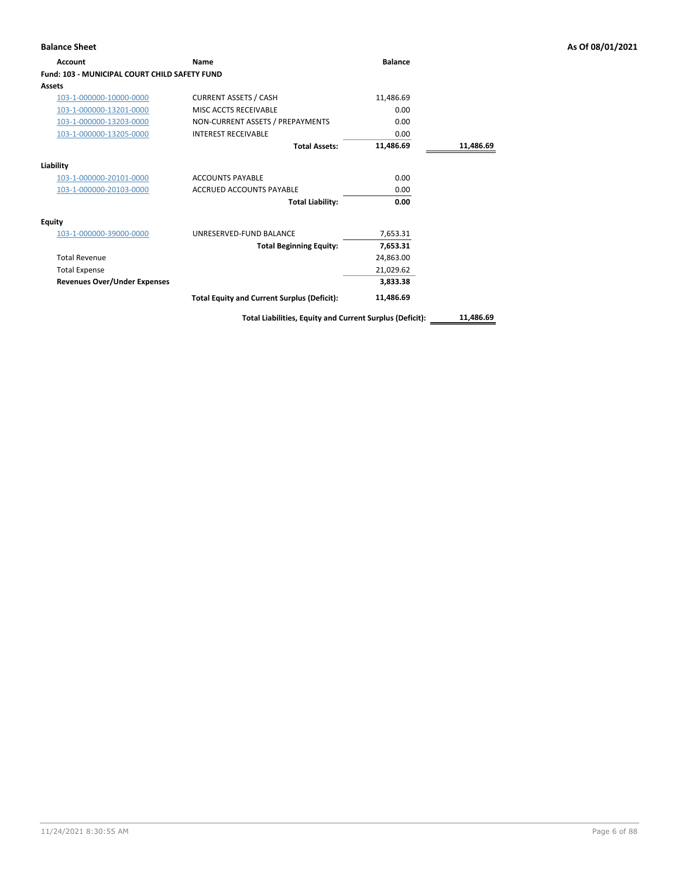**Balance Sheet** — As Of 08/01/2021

| Account | Name | Balance | |
|---|---|---|---|
| **Fund: 103 - MUNICIPAL COURT CHILD SAFETY FUND** | | | |
| **Assets** | | | |
| 103-1-000000-10000-0000 | CURRENT ASSETS / CASH | 11,486.69 | |
| 103-1-000000-13201-0000 | MISC ACCTS RECEIVABLE | 0.00 | |
| 103-1-000000-13203-0000 | NON-CURRENT ASSETS / PREPAYMENTS | 0.00 | |
| 103-1-000000-13205-0000 | INTEREST RECEIVABLE | 0.00 | |
| | **Total Assets:** | **11,486.69** | **11,486.69** |
| **Liability** | | | |
| 103-1-000000-20101-0000 | ACCOUNTS PAYABLE | 0.00 | |
| 103-1-000000-20103-0000 | ACCRUED ACCOUNTS PAYABLE | 0.00 | |
| | **Total Liability:** | **0.00** | |
| **Equity** | | | |
| 103-1-000000-39000-0000 | UNRESERVED-FUND BALANCE | 7,653.31 | |
| | **Total Beginning Equity:** | **7,653.31** | |
| Total Revenue | | 24,863.00 | |
| Total Expense | | 21,029.62 | |
| **Revenues Over/Under Expenses** | | **3,833.38** | |
| | **Total Equity and Current Surplus (Deficit):** | **11,486.69** | |
| | **Total Liabilities, Equity and Current Surplus (Deficit):** | | **11,486.69** |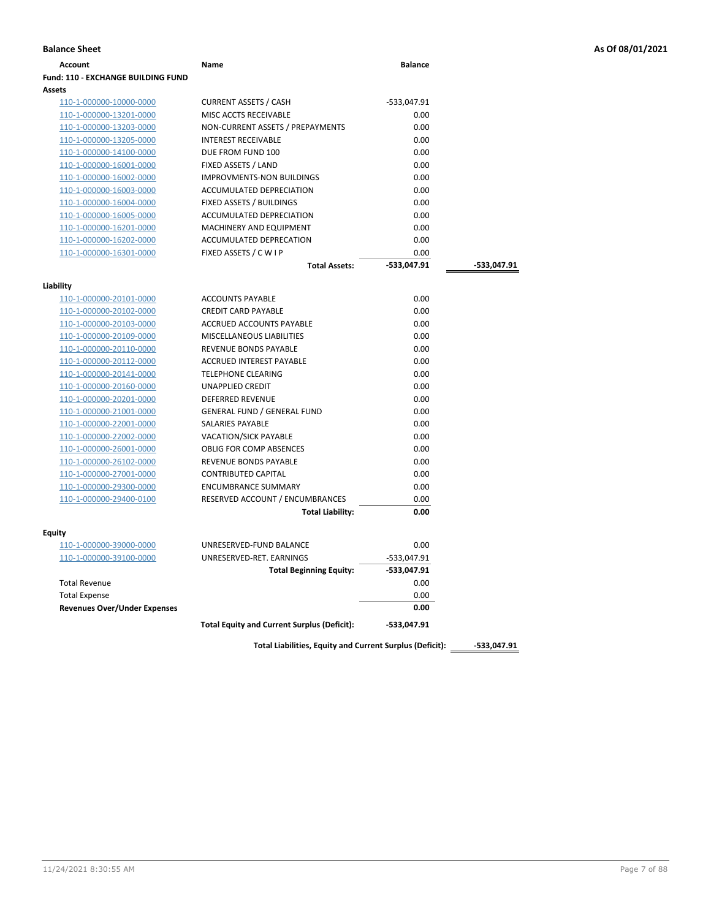**Balance Sheet** **As Of 08/01/2021**

| Account | Name | Balance | |
|---|---|---|---|
| **Fund: 110 - EXCHANGE BUILDING FUND** | | | |
| **Assets** | | | |
| 110-1-000000-10000-0000 | CURRENT ASSETS / CASH | -533,047.91 | |
| 110-1-000000-13201-0000 | MISC ACCTS RECEIVABLE | 0.00 | |
| 110-1-000000-13203-0000 | NON-CURRENT ASSETS / PREPAYMENTS | 0.00 | |
| 110-1-000000-13205-0000 | INTEREST RECEIVABLE | 0.00 | |
| 110-1-000000-14100-0000 | DUE FROM FUND 100 | 0.00 | |
| 110-1-000000-16001-0000 | FIXED ASSETS / LAND | 0.00 | |
| 110-1-000000-16002-0000 | IMPROVMENTS-NON BUILDINGS | 0.00 | |
| 110-1-000000-16003-0000 | ACCUMULATED DEPRECIATION | 0.00 | |
| 110-1-000000-16004-0000 | FIXED ASSETS / BUILDINGS | 0.00 | |
| 110-1-000000-16005-0000 | ACCUMULATED DEPRECIATION | 0.00 | |
| 110-1-000000-16201-0000 | MACHINERY AND EQUIPMENT | 0.00 | |
| 110-1-000000-16202-0000 | ACCUMULATED DEPRECATION | 0.00 | |
| 110-1-000000-16301-0000 | FIXED ASSETS / C W I P | 0.00 | |
| | **Total Assets:** | **-533,047.91** | **-533,047.91** |
| **Liability** | | | |
| 110-1-000000-20101-0000 | ACCOUNTS PAYABLE | 0.00 | |
| 110-1-000000-20102-0000 | CREDIT CARD PAYABLE | 0.00 | |
| 110-1-000000-20103-0000 | ACCRUED ACCOUNTS PAYABLE | 0.00 | |
| 110-1-000000-20109-0000 | MISCELLANEOUS LIABILITIES | 0.00 | |
| 110-1-000000-20110-0000 | REVENUE BONDS PAYABLE | 0.00 | |
| 110-1-000000-20112-0000 | ACCRUED INTEREST PAYABLE | 0.00 | |
| 110-1-000000-20141-0000 | TELEPHONE CLEARING | 0.00 | |
| 110-1-000000-20160-0000 | UNAPPLIED CREDIT | 0.00 | |
| 110-1-000000-20201-0000 | DEFERRED REVENUE | 0.00 | |
| 110-1-000000-21001-0000 | GENERAL FUND / GENERAL FUND | 0.00 | |
| 110-1-000000-22001-0000 | SALARIES PAYABLE | 0.00 | |
| 110-1-000000-22002-0000 | VACATION/SICK PAYABLE | 0.00 | |
| 110-1-000000-26001-0000 | OBLIG FOR COMP ABSENCES | 0.00 | |
| 110-1-000000-26102-0000 | REVENUE BONDS PAYABLE | 0.00 | |
| 110-1-000000-27001-0000 | CONTRIBUTED CAPITAL | 0.00 | |
| 110-1-000000-29300-0000 | ENCUMBRANCE SUMMARY | 0.00 | |
| 110-1-000000-29400-0100 | RESERVED ACCOUNT / ENCUMBRANCES | 0.00 | |
| | **Total Liability:** | **0.00** | |
| **Equity** | | | |
| 110-1-000000-39000-0000 | UNRESERVED-FUND BALANCE | 0.00 | |
| 110-1-000000-39100-0000 | UNRESERVED-RET. EARNINGS | -533,047.91 | |
| | **Total Beginning Equity:** | **-533,047.91** | |
| Total Revenue | | 0.00 | |
| Total Expense | | 0.00 | |
| **Revenues Over/Under Expenses** | | **0.00** | |
| | **Total Equity and Current Surplus (Deficit):** | **-533,047.91** | |
| | **Total Liabilities, Equity and Current Surplus (Deficit):** | | **-533,047.91** |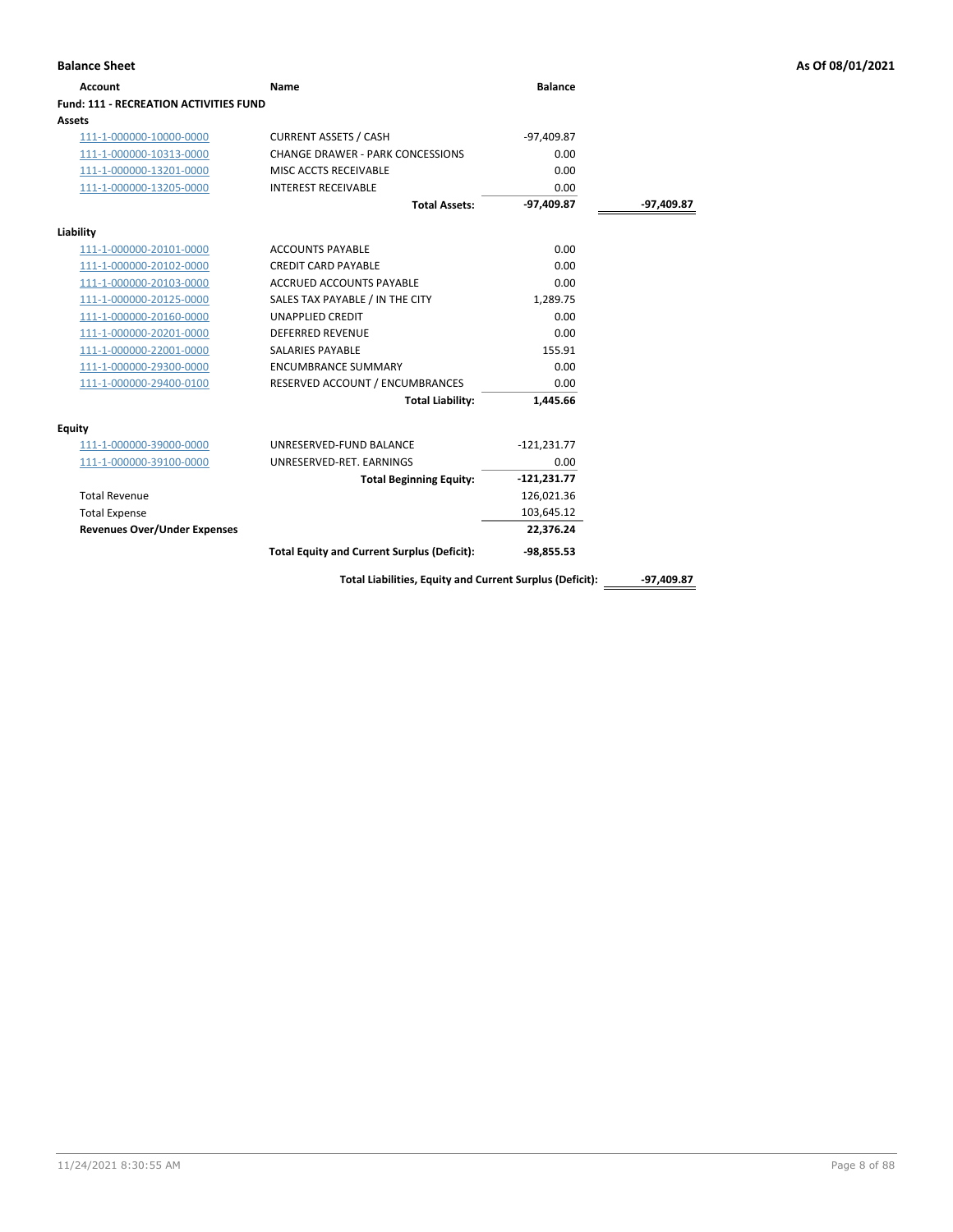**Balance Sheet** — As Of 08/01/2021

| Account | Name | Balance | |
|---|---|---|---|
| **Fund: 111 - RECREATION ACTIVITIES FUND** | | | |
| **Assets** | | | |
| 111-1-000000-10000-0000 | CURRENT ASSETS / CASH | -97,409.87 | |
| 111-1-000000-10313-0000 | CHANGE DRAWER - PARK CONCESSIONS | 0.00 | |
| 111-1-000000-13201-0000 | MISC ACCTS RECEIVABLE | 0.00 | |
| 111-1-000000-13205-0000 | INTEREST RECEIVABLE | 0.00 | |
| | **Total Assets:** | **-97,409.87** | **-97,409.87** |
| **Liability** | | | |
| 111-1-000000-20101-0000 | ACCOUNTS PAYABLE | 0.00 | |
| 111-1-000000-20102-0000 | CREDIT CARD PAYABLE | 0.00 | |
| 111-1-000000-20103-0000 | ACCRUED ACCOUNTS PAYABLE | 0.00 | |
| 111-1-000000-20125-0000 | SALES TAX PAYABLE / IN THE CITY | 1,289.75 | |
| 111-1-000000-20160-0000 | UNAPPLIED CREDIT | 0.00 | |
| 111-1-000000-20201-0000 | DEFERRED REVENUE | 0.00 | |
| 111-1-000000-22001-0000 | SALARIES PAYABLE | 155.91 | |
| 111-1-000000-29300-0000 | ENCUMBRANCE SUMMARY | 0.00 | |
| 111-1-000000-29400-0100 | RESERVED ACCOUNT / ENCUMBRANCES | 0.00 | |
| | **Total Liability:** | **1,445.66** | |
| **Equity** | | | |
| 111-1-000000-39000-0000 | UNRESERVED-FUND BALANCE | -121,231.77 | |
| 111-1-000000-39100-0000 | UNRESERVED-RET. EARNINGS | 0.00 | |
| | **Total Beginning Equity:** | **-121,231.77** | |
| Total Revenue | | 126,021.36 | |
| Total Expense | | 103,645.12 | |
| **Revenues Over/Under Expenses** | | **22,376.24** | |
| | **Total Equity and Current Surplus (Deficit):** | **-98,855.53** | |
| | **Total Liabilities, Equity and Current Surplus (Deficit):** | | **-97,409.87** |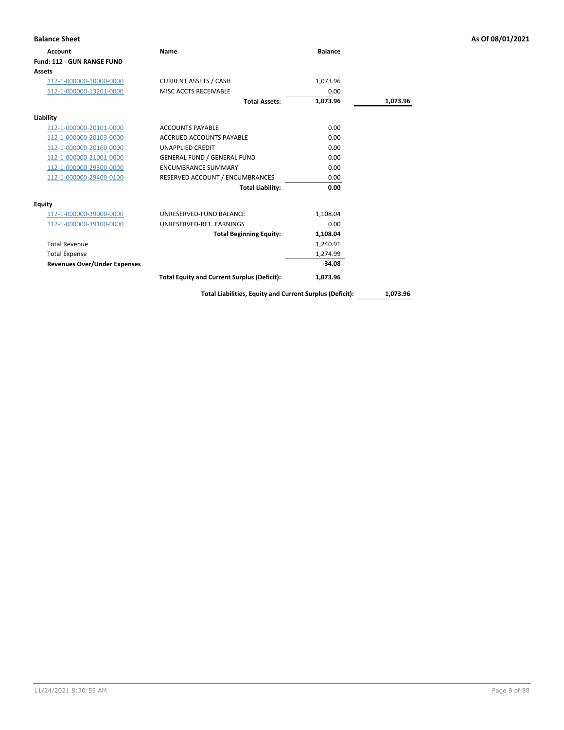**Balance Sheet** — As Of 08/01/2021

| Account | Name | Balance | |
|---|---|---|---|
| **Fund: 112 - GUN RANGE FUND** | | | |
| **Assets** | | | |
| 112-1-000000-10000-0000 | CURRENT ASSETS / CASH | 1,073.96 | |
| 112-1-000000-13201-0000 | MISC ACCTS RECEIVABLE | 0.00 | |
| | **Total Assets:** | **1,073.96** | **1,073.96** |
| **Liability** | | | |
| 112-1-000000-20101-0000 | ACCOUNTS PAYABLE | 0.00 | |
| 112-1-000000-20103-0000 | ACCRUED ACCOUNTS PAYABLE | 0.00 | |
| 112-1-000000-20160-0000 | UNAPPLIED CREDIT | 0.00 | |
| 112-1-000000-21001-0000 | GENERAL FUND / GENERAL FUND | 0.00 | |
| 112-1-000000-29300-0000 | ENCUMBRANCE SUMMARY | 0.00 | |
| 112-1-000000-29400-0100 | RESERVED ACCOUNT / ENCUMBRANCES | 0.00 | |
| | **Total Liability:** | **0.00** | |
| **Equity** | | | |
| 112-1-000000-39000-0000 | UNRESERVED-FUND BALANCE | 1,108.04 | |
| 112-1-000000-39100-0000 | UNRESERVED-RET. EARNINGS | 0.00 | |
| | **Total Beginning Equity:** | **1,108.04** | |
| Total Revenue | | 1,240.91 | |
| Total Expense | | 1,274.99 | |
| **Revenues Over/Under Expenses** | | **-34.08** | |
| | **Total Equity and Current Surplus (Deficit):** | **1,073.96** | |
| | **Total Liabilities, Equity and Current Surplus (Deficit):** | | **1,073.96** |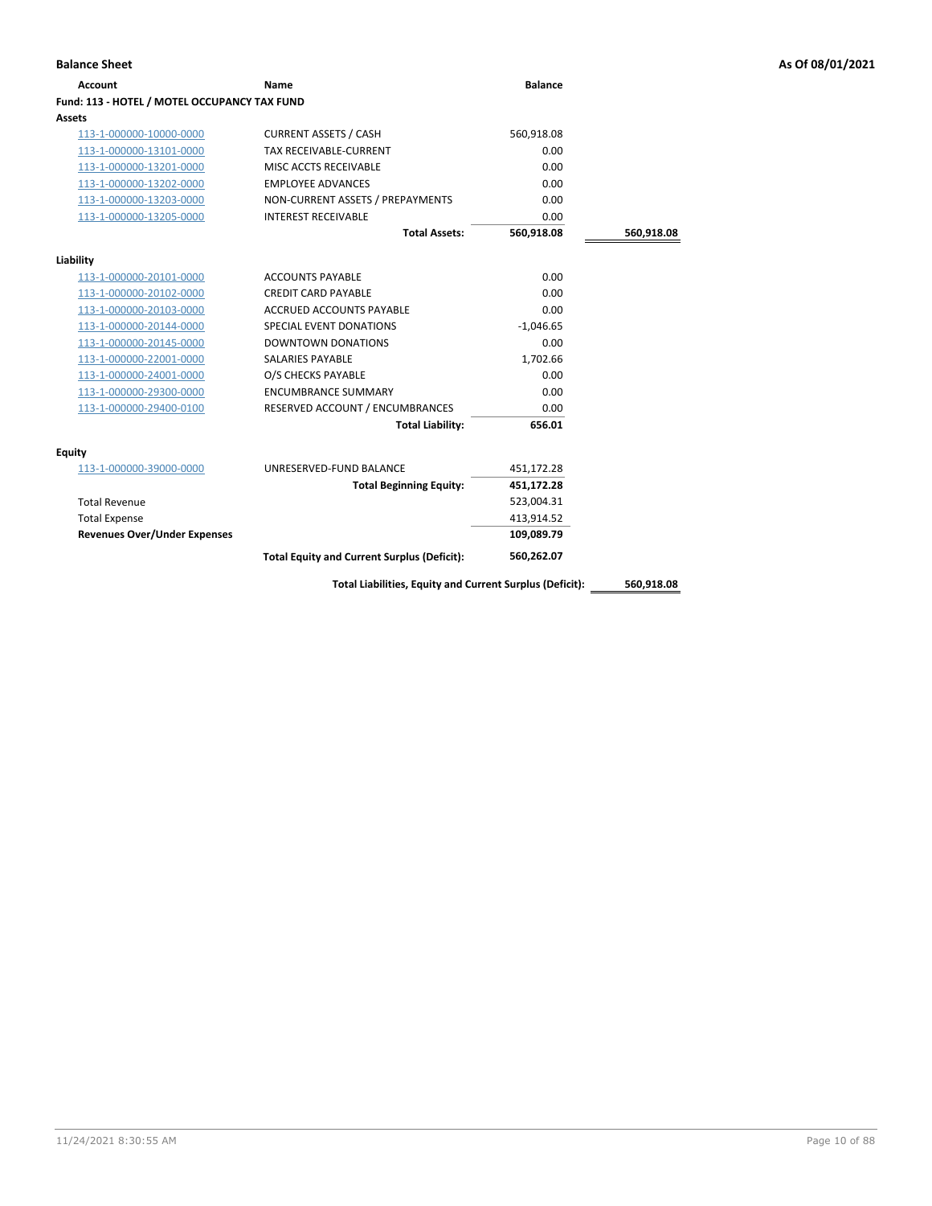## Balance Sheet

**As Of 08/01/2021**

| Account | Name | Balance | |
|---|---|---|---|
| **Fund: 113 - HOTEL / MOTEL OCCUPANCY TAX FUND** | | | |
| **Assets** | | | |
| 113-1-000000-10000-0000 | CURRENT ASSETS / CASH | 560,918.08 | |
| 113-1-000000-13101-0000 | TAX RECEIVABLE-CURRENT | 0.00 | |
| 113-1-000000-13201-0000 | MISC ACCTS RECEIVABLE | 0.00 | |
| 113-1-000000-13202-0000 | EMPLOYEE ADVANCES | 0.00 | |
| 113-1-000000-13203-0000 | NON-CURRENT ASSETS / PREPAYMENTS | 0.00 | |
| 113-1-000000-13205-0000 | INTEREST RECEIVABLE | 0.00 | |
| | **Total Assets:** | **560,918.08** | **560,918.08** |
| **Liability** | | | |
| 113-1-000000-20101-0000 | ACCOUNTS PAYABLE | 0.00 | |
| 113-1-000000-20102-0000 | CREDIT CARD PAYABLE | 0.00 | |
| 113-1-000000-20103-0000 | ACCRUED ACCOUNTS PAYABLE | 0.00 | |
| 113-1-000000-20144-0000 | SPECIAL EVENT DONATIONS | -1,046.65 | |
| 113-1-000000-20145-0000 | DOWNTOWN DONATIONS | 0.00 | |
| 113-1-000000-22001-0000 | SALARIES PAYABLE | 1,702.66 | |
| 113-1-000000-24001-0000 | O/S CHECKS PAYABLE | 0.00 | |
| 113-1-000000-29300-0000 | ENCUMBRANCE SUMMARY | 0.00 | |
| 113-1-000000-29400-0100 | RESERVED ACCOUNT / ENCUMBRANCES | 0.00 | |
| | **Total Liability:** | **656.01** | |
| **Equity** | | | |
| 113-1-000000-39000-0000 | UNRESERVED-FUND BALANCE | 451,172.28 | |
| | **Total Beginning Equity:** | **451,172.28** | |
| Total Revenue | | 523,004.31 | |
| Total Expense | | 413,914.52 | |
| **Revenues Over/Under Expenses** | | **109,089.79** | |
| | **Total Equity and Current Surplus (Deficit):** | **560,262.07** | |
| | **Total Liabilities, Equity and Current Surplus (Deficit):** | | **560,918.08** |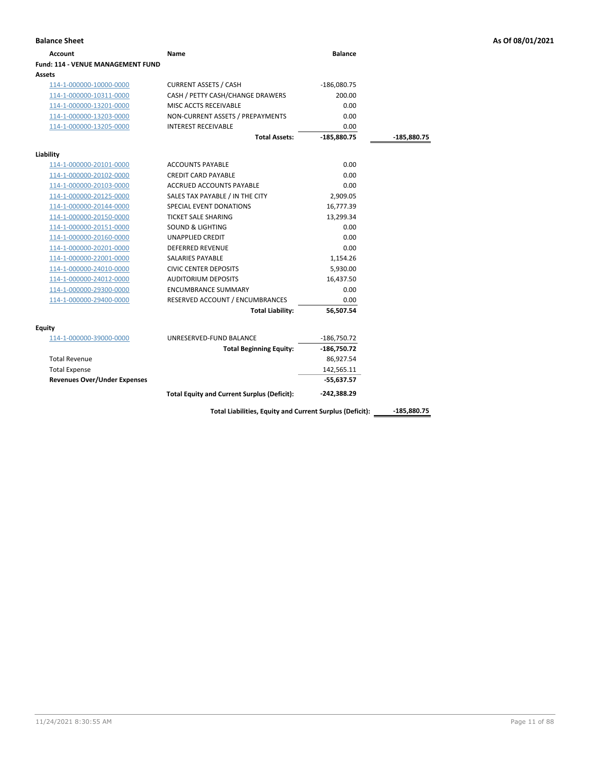**Balance Sheet** — As Of 08/01/2021

| Account | Name | Balance | |
|---|---|---|---|
| **Fund: 114 - VENUE MANAGEMENT FUND** | | | |
| **Assets** | | | |
| 114-1-000000-10000-0000 | CURRENT ASSETS / CASH | -186,080.75 | |
| 114-1-000000-10311-0000 | CASH / PETTY CASH/CHANGE DRAWERS | 200.00 | |
| 114-1-000000-13201-0000 | MISC ACCTS RECEIVABLE | 0.00 | |
| 114-1-000000-13203-0000 | NON-CURRENT ASSETS / PREPAYMENTS | 0.00 | |
| 114-1-000000-13205-0000 | INTEREST RECEIVABLE | 0.00 | |
| | **Total Assets:** | **-185,880.75** | **-185,880.75** |
| **Liability** | | | |
| 114-1-000000-20101-0000 | ACCOUNTS PAYABLE | 0.00 | |
| 114-1-000000-20102-0000 | CREDIT CARD PAYABLE | 0.00 | |
| 114-1-000000-20103-0000 | ACCRUED ACCOUNTS PAYABLE | 0.00 | |
| 114-1-000000-20125-0000 | SALES TAX PAYABLE / IN THE CITY | 2,909.05 | |
| 114-1-000000-20144-0000 | SPECIAL EVENT DONATIONS | 16,777.39 | |
| 114-1-000000-20150-0000 | TICKET SALE SHARING | 13,299.34 | |
| 114-1-000000-20151-0000 | SOUND & LIGHTING | 0.00 | |
| 114-1-000000-20160-0000 | UNAPPLIED CREDIT | 0.00 | |
| 114-1-000000-20201-0000 | DEFERRED REVENUE | 0.00 | |
| 114-1-000000-22001-0000 | SALARIES PAYABLE | 1,154.26 | |
| 114-1-000000-24010-0000 | CIVIC CENTER DEPOSITS | 5,930.00 | |
| 114-1-000000-24012-0000 | AUDITORIUM DEPOSITS | 16,437.50 | |
| 114-1-000000-29300-0000 | ENCUMBRANCE SUMMARY | 0.00 | |
| 114-1-000000-29400-0000 | RESERVED ACCOUNT / ENCUMBRANCES | 0.00 | |
| | **Total Liability:** | **56,507.54** | |
| **Equity** | | | |
| 114-1-000000-39000-0000 | UNRESERVED-FUND BALANCE | -186,750.72 | |
| | **Total Beginning Equity:** | **-186,750.72** | |
| Total Revenue | | 86,927.54 | |
| Total Expense | | 142,565.11 | |
| **Revenues Over/Under Expenses** | | **-55,637.57** | |
| | **Total Equity and Current Surplus (Deficit):** | **-242,388.29** | |
| | **Total Liabilities, Equity and Current Surplus (Deficit):** | | **-185,880.75** |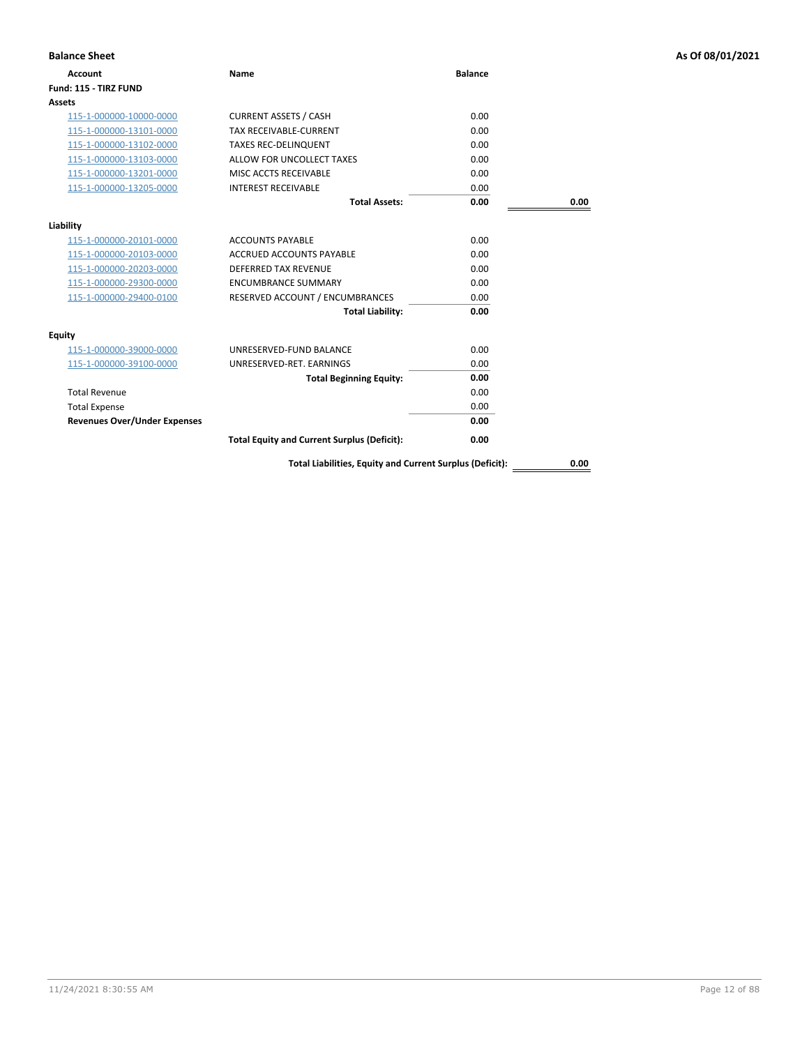**Balance Sheet** **As Of 08/01/2021**

| Account | Name | Balance | |
|---|---|---|---|
| **Fund: 115 - TIRZ FUND** | | | |
| **Assets** | | | |
| 115-1-000000-10000-0000 | CURRENT ASSETS / CASH | 0.00 | |
| 115-1-000000-13101-0000 | TAX RECEIVABLE-CURRENT | 0.00 | |
| 115-1-000000-13102-0000 | TAXES REC-DELINQUENT | 0.00 | |
| 115-1-000000-13103-0000 | ALLOW FOR UNCOLLECT TAXES | 0.00 | |
| 115-1-000000-13201-0000 | MISC ACCTS RECEIVABLE | 0.00 | |
| 115-1-000000-13205-0000 | INTEREST RECEIVABLE | 0.00 | |
| | **Total Assets:** | **0.00** | **0.00** |
| **Liability** | | | |
| 115-1-000000-20101-0000 | ACCOUNTS PAYABLE | 0.00 | |
| 115-1-000000-20103-0000 | ACCRUED ACCOUNTS PAYABLE | 0.00 | |
| 115-1-000000-20203-0000 | DEFERRED TAX REVENUE | 0.00 | |
| 115-1-000000-29300-0000 | ENCUMBRANCE SUMMARY | 0.00 | |
| 115-1-000000-29400-0100 | RESERVED ACCOUNT / ENCUMBRANCES | 0.00 | |
| | **Total Liability:** | **0.00** | |
| **Equity** | | | |
| 115-1-000000-39000-0000 | UNRESERVED-FUND BALANCE | 0.00 | |
| 115-1-000000-39100-0000 | UNRESERVED-RET. EARNINGS | 0.00 | |
| | **Total Beginning Equity:** | **0.00** | |
| Total Revenue | | 0.00 | |
| Total Expense | | 0.00 | |
| **Revenues Over/Under Expenses** | | **0.00** | |
| | **Total Equity and Current Surplus (Deficit):** | **0.00** | |
| | **Total Liabilities, Equity and Current Surplus (Deficit):** | | **0.00** |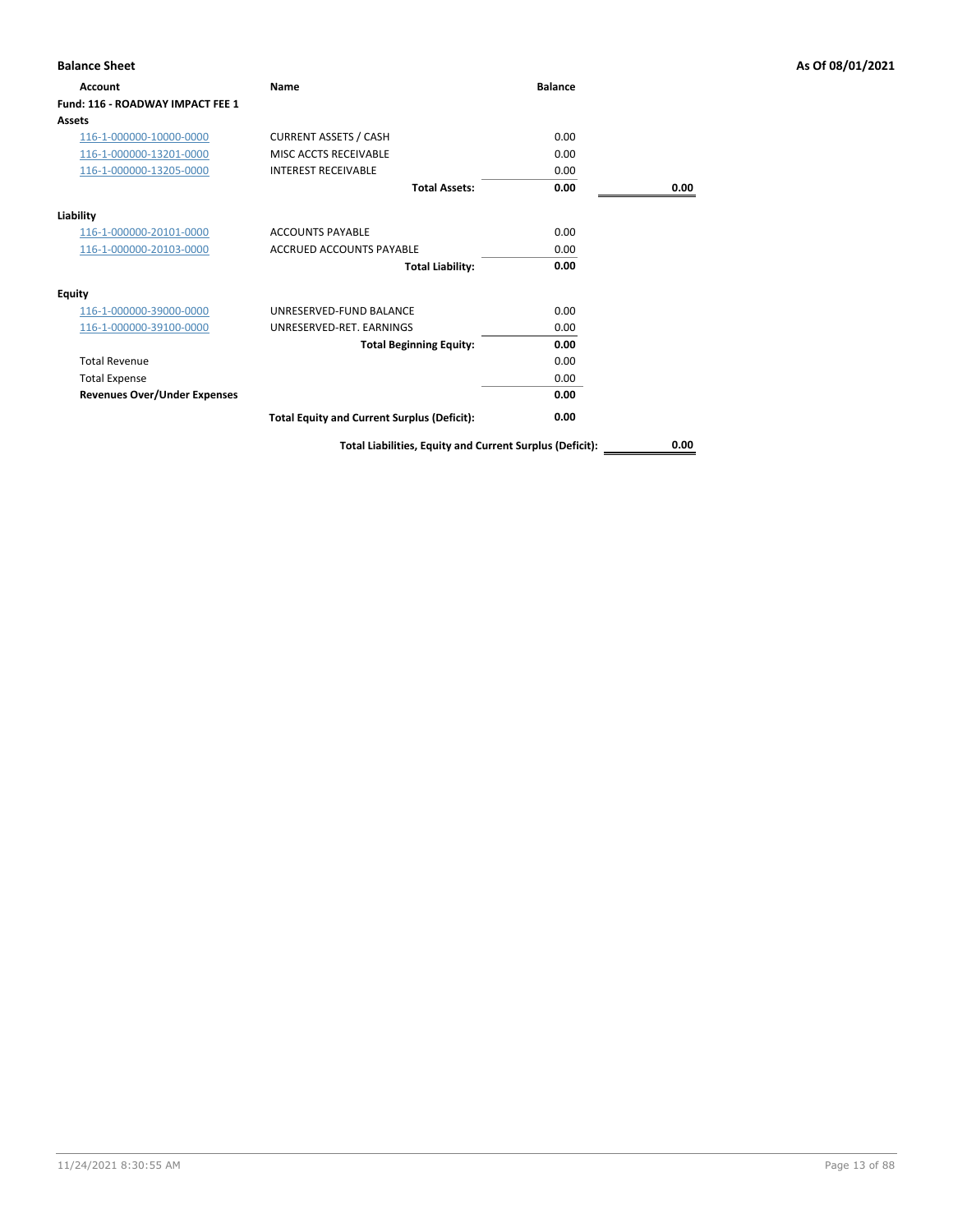**Balance Sheet** — **As Of 08/01/2021**

| Account | Name | Balance | |
|---|---|---|---|
| **Fund: 116 - ROADWAY IMPACT FEE 1** | | | |
| **Assets** | | | |
| 116-1-000000-10000-0000 | CURRENT ASSETS / CASH | 0.00 | |
| 116-1-000000-13201-0000 | MISC ACCTS RECEIVABLE | 0.00 | |
| 116-1-000000-13205-0000 | INTEREST RECEIVABLE | 0.00 | |
| | **Total Assets:** | **0.00** | **0.00** |
| **Liability** | | | |
| 116-1-000000-20101-0000 | ACCOUNTS PAYABLE | 0.00 | |
| 116-1-000000-20103-0000 | ACCRUED ACCOUNTS PAYABLE | 0.00 | |
| | **Total Liability:** | **0.00** | |
| **Equity** | | | |
| 116-1-000000-39000-0000 | UNRESERVED-FUND BALANCE | 0.00 | |
| 116-1-000000-39100-0000 | UNRESERVED-RET. EARNINGS | 0.00 | |
| | **Total Beginning Equity:** | **0.00** | |
| Total Revenue | | 0.00 | |
| Total Expense | | 0.00 | |
| **Revenues Over/Under Expenses** | | **0.00** | |
| | **Total Equity and Current Surplus (Deficit):** | **0.00** | |
| | **Total Liabilities, Equity and Current Surplus (Deficit):** | | **0.00** |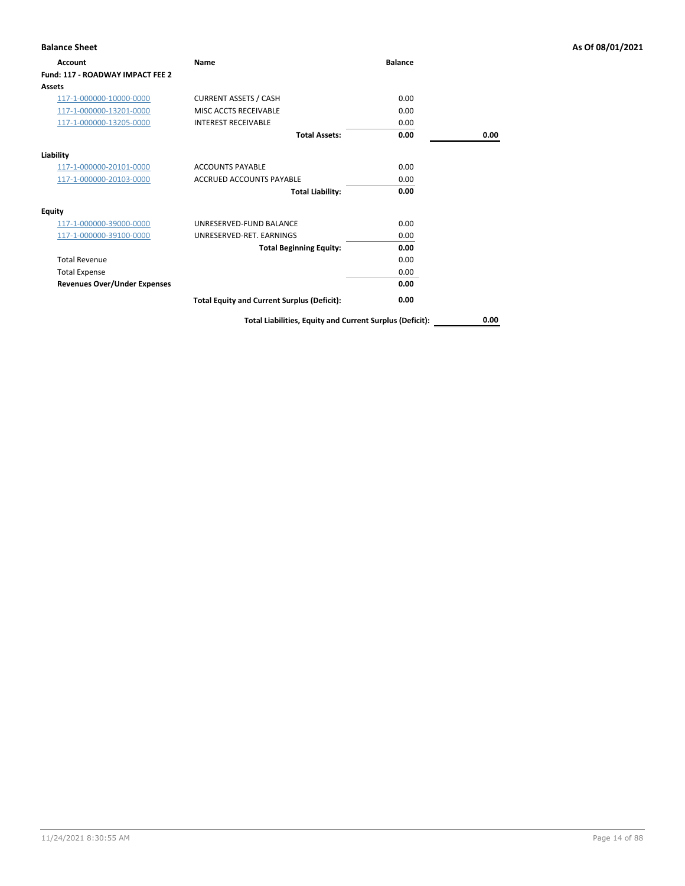**Balance Sheet** **As Of 08/01/2021**

| Account | Name | Balance | |
|---|---|---|---|
| **Fund: 117 - ROADWAY IMPACT FEE 2** | | | |
| **Assets** | | | |
| 117-1-000000-10000-0000 | CURRENT ASSETS / CASH | 0.00 | |
| 117-1-000000-13201-0000 | MISC ACCTS RECEIVABLE | 0.00 | |
| 117-1-000000-13205-0000 | INTEREST RECEIVABLE | 0.00 | |
| | **Total Assets:** | **0.00** | **0.00** |
| **Liability** | | | |
| 117-1-000000-20101-0000 | ACCOUNTS PAYABLE | 0.00 | |
| 117-1-000000-20103-0000 | ACCRUED ACCOUNTS PAYABLE | 0.00 | |
| | **Total Liability:** | **0.00** | |
| **Equity** | | | |
| 117-1-000000-39000-0000 | UNRESERVED-FUND BALANCE | 0.00 | |
| 117-1-000000-39100-0000 | UNRESERVED-RET. EARNINGS | 0.00 | |
| | **Total Beginning Equity:** | **0.00** | |
| Total Revenue | | 0.00 | |
| Total Expense | | 0.00 | |
| **Revenues Over/Under Expenses** | | **0.00** | |
| | **Total Equity and Current Surplus (Deficit):** | **0.00** | |
| | **Total Liabilities, Equity and Current Surplus (Deficit):** | | **0.00** |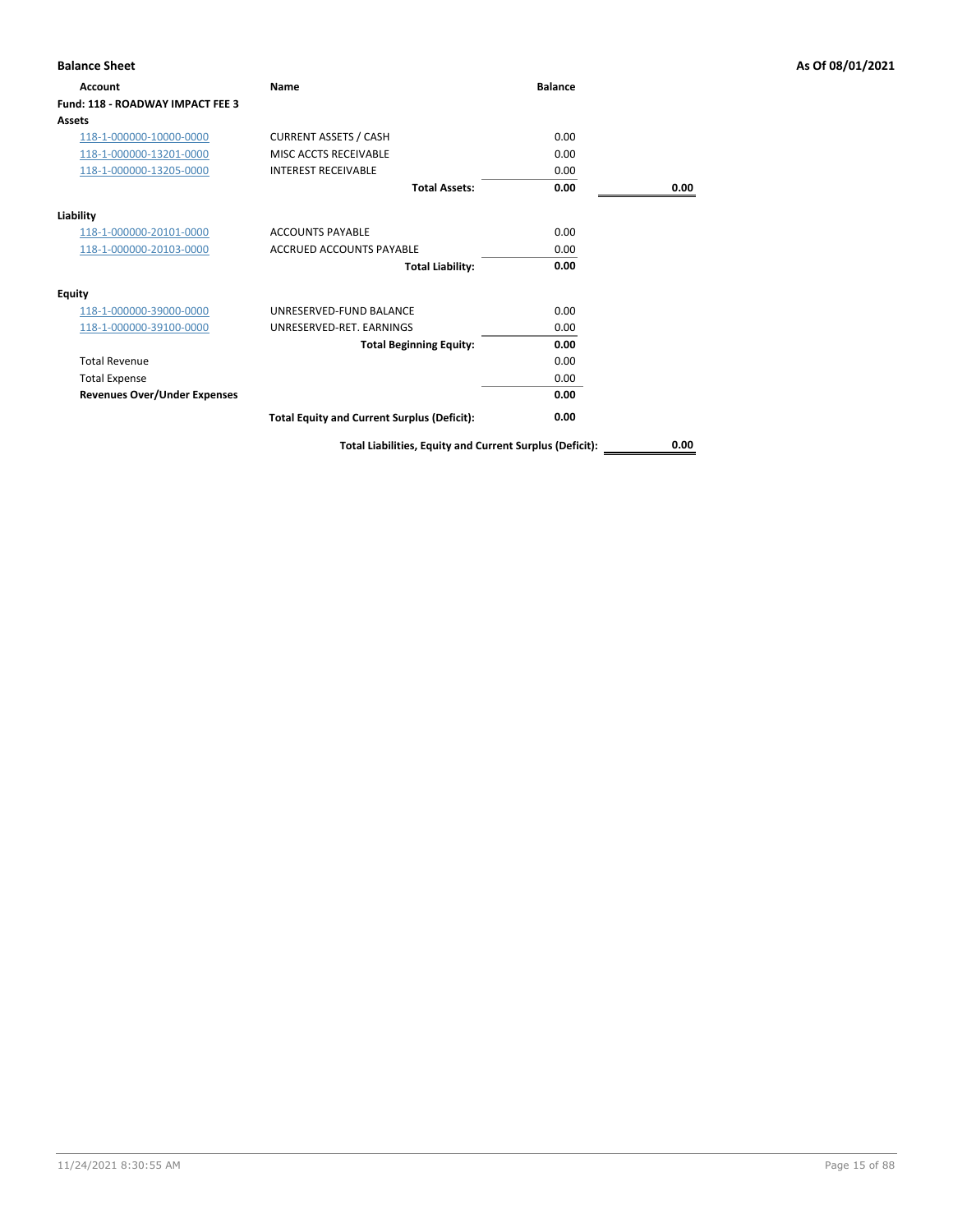**Balance Sheet** **As Of 08/01/2021**

| Account | Name | Balance | |
|---|---|---|---|
| **Fund: 118 - ROADWAY IMPACT FEE 3** | | | |
| **Assets** | | | |
| 118-1-000000-10000-0000 | CURRENT ASSETS / CASH | 0.00 | |
| 118-1-000000-13201-0000 | MISC ACCTS RECEIVABLE | 0.00 | |
| 118-1-000000-13205-0000 | INTEREST RECEIVABLE | 0.00 | |
| | **Total Assets:** | **0.00** | **0.00** |
| **Liability** | | | |
| 118-1-000000-20101-0000 | ACCOUNTS PAYABLE | 0.00 | |
| 118-1-000000-20103-0000 | ACCRUED ACCOUNTS PAYABLE | 0.00 | |
| | **Total Liability:** | **0.00** | |
| **Equity** | | | |
| 118-1-000000-39000-0000 | UNRESERVED-FUND BALANCE | 0.00 | |
| 118-1-000000-39100-0000 | UNRESERVED-RET. EARNINGS | 0.00 | |
| | **Total Beginning Equity:** | **0.00** | |
| Total Revenue | | 0.00 | |
| Total Expense | | 0.00 | |
| **Revenues Over/Under Expenses** | | **0.00** | |
| | **Total Equity and Current Surplus (Deficit):** | **0.00** | |
| | **Total Liabilities, Equity and Current Surplus (Deficit):** | | **0.00** |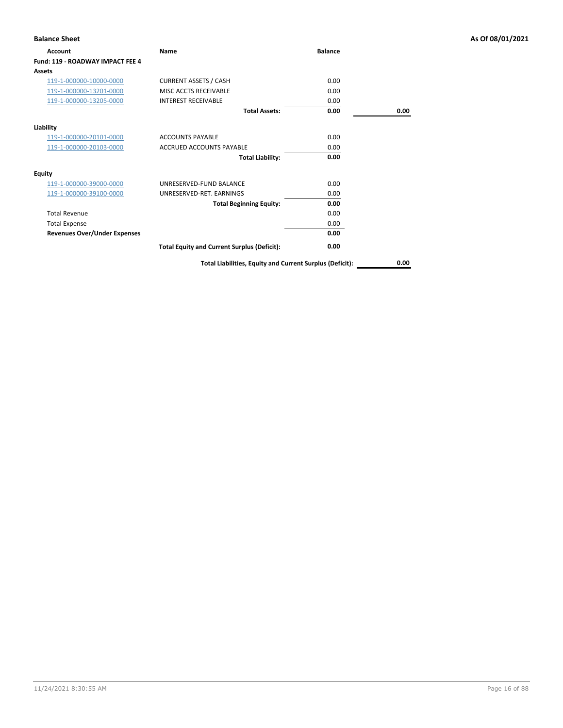**Balance Sheet** **As Of 08/01/2021**

| Account | Name | Balance | |
|---|---|---|---|
| **Fund: 119 - ROADWAY IMPACT FEE 4** | | | |
| **Assets** | | | |
| 119-1-000000-10000-0000 | CURRENT ASSETS / CASH | 0.00 | |
| 119-1-000000-13201-0000 | MISC ACCTS RECEIVABLE | 0.00 | |
| 119-1-000000-13205-0000 | INTEREST RECEIVABLE | 0.00 | |
| | **Total Assets:** | **0.00** | **0.00** |
| **Liability** | | | |
| 119-1-000000-20101-0000 | ACCOUNTS PAYABLE | 0.00 | |
| 119-1-000000-20103-0000 | ACCRUED ACCOUNTS PAYABLE | 0.00 | |
| | **Total Liability:** | **0.00** | |
| **Equity** | | | |
| 119-1-000000-39000-0000 | UNRESERVED-FUND BALANCE | 0.00 | |
| 119-1-000000-39100-0000 | UNRESERVED-RET. EARNINGS | 0.00 | |
| | **Total Beginning Equity:** | **0.00** | |
| Total Revenue | | 0.00 | |
| Total Expense | | 0.00 | |
| **Revenues Over/Under Expenses** | | **0.00** | |
| | **Total Equity and Current Surplus (Deficit):** | **0.00** | |
| | **Total Liabilities, Equity and Current Surplus (Deficit):** | | **0.00** |

11/24/2021 8:30:55 AM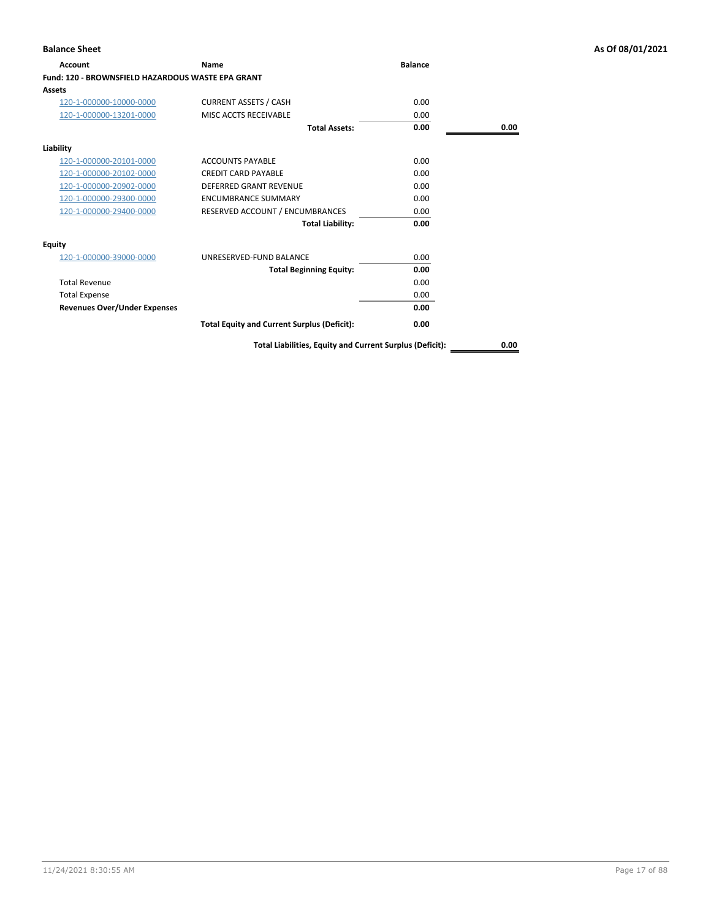**Balance Sheet** **As Of 08/01/2021**

| Account | Name | Balance | |
|---|---|---|---|
| **Fund: 120 - BROWNSFIELD HAZARDOUS WASTE EPA GRANT** | | | |
| **Assets** | | | |
| 120-1-000000-10000-0000 | CURRENT ASSETS / CASH | 0.00 | |
| 120-1-000000-13201-0000 | MISC ACCTS RECEIVABLE | 0.00 | |
| | **Total Assets:** | **0.00** | **0.00** |
| **Liability** | | | |
| 120-1-000000-20101-0000 | ACCOUNTS PAYABLE | 0.00 | |
| 120-1-000000-20102-0000 | CREDIT CARD PAYABLE | 0.00 | |
| 120-1-000000-20902-0000 | DEFERRED GRANT REVENUE | 0.00 | |
| 120-1-000000-29300-0000 | ENCUMBRANCE SUMMARY | 0.00 | |
| 120-1-000000-29400-0000 | RESERVED ACCOUNT / ENCUMBRANCES | 0.00 | |
| | **Total Liability:** | **0.00** | |
| **Equity** | | | |
| 120-1-000000-39000-0000 | UNRESERVED-FUND BALANCE | 0.00 | |
| | **Total Beginning Equity:** | **0.00** | |
| Total Revenue | | 0.00 | |
| Total Expense | | 0.00 | |
| **Revenues Over/Under Expenses** | | **0.00** | |
| | **Total Equity and Current Surplus (Deficit):** | **0.00** | |
| | **Total Liabilities, Equity and Current Surplus (Deficit):** | | **0.00** |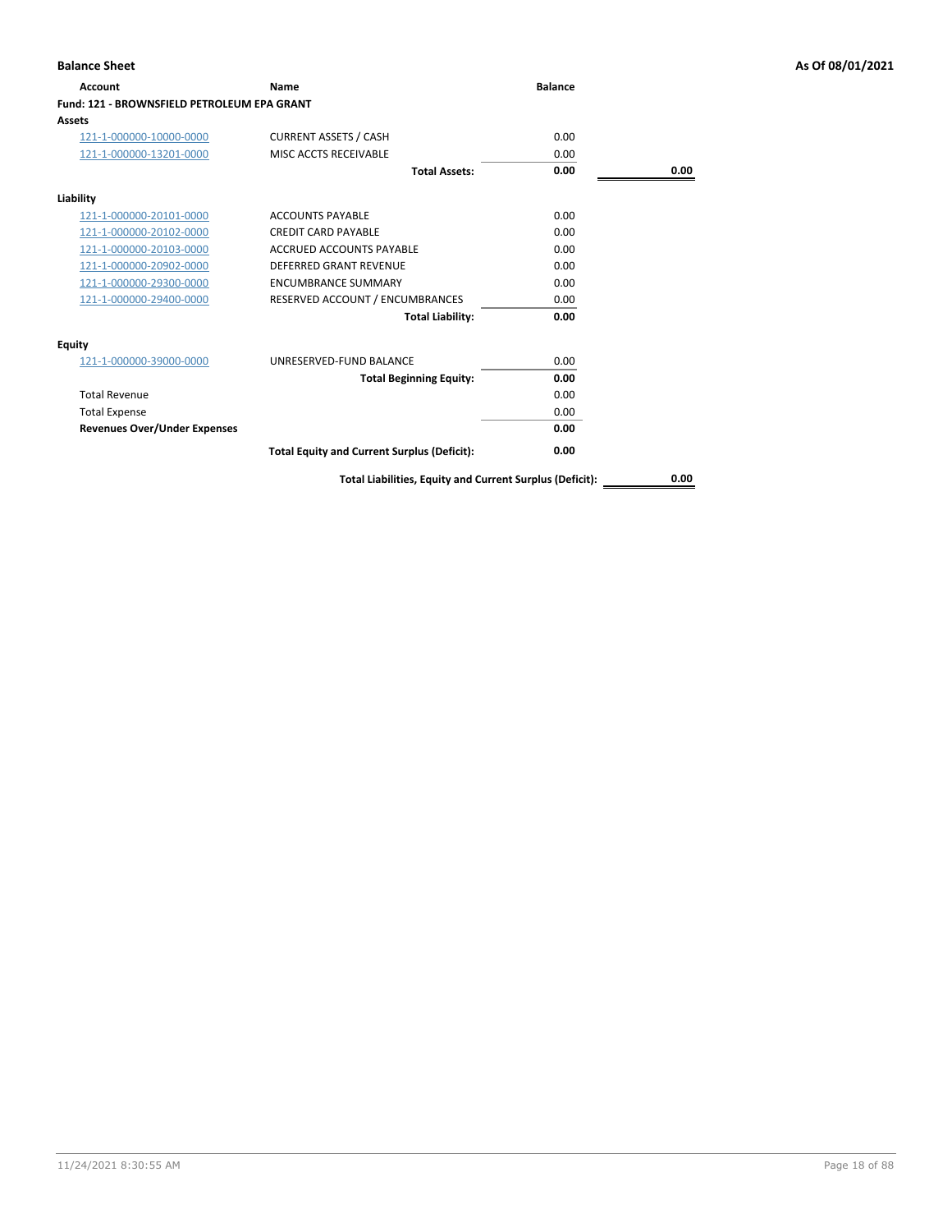**Balance Sheet** **As Of 08/01/2021**

| Account | Name | Balance | |
|---|---|---|---|
| **Fund: 121 - BROWNSFIELD PETROLEUM EPA GRANT** | | | |
| **Assets** | | | |
| 121-1-000000-10000-0000 | CURRENT ASSETS / CASH | 0.00 | |
| 121-1-000000-13201-0000 | MISC ACCTS RECEIVABLE | 0.00 | |
| | **Total Assets:** | **0.00** | **0.00** |
| **Liability** | | | |
| 121-1-000000-20101-0000 | ACCOUNTS PAYABLE | 0.00 | |
| 121-1-000000-20102-0000 | CREDIT CARD PAYABLE | 0.00 | |
| 121-1-000000-20103-0000 | ACCRUED ACCOUNTS PAYABLE | 0.00 | |
| 121-1-000000-20902-0000 | DEFERRED GRANT REVENUE | 0.00 | |
| 121-1-000000-29300-0000 | ENCUMBRANCE SUMMARY | 0.00 | |
| 121-1-000000-29400-0000 | RESERVED ACCOUNT / ENCUMBRANCES | 0.00 | |
| | **Total Liability:** | **0.00** | |
| **Equity** | | | |
| 121-1-000000-39000-0000 | UNRESERVED-FUND BALANCE | 0.00 | |
| | **Total Beginning Equity:** | **0.00** | |
| Total Revenue | | 0.00 | |
| Total Expense | | 0.00 | |
| **Revenues Over/Under Expenses** | | **0.00** | |
| | **Total Equity and Current Surplus (Deficit):** | **0.00** | |
| | **Total Liabilities, Equity and Current Surplus (Deficit):** | | **0.00** |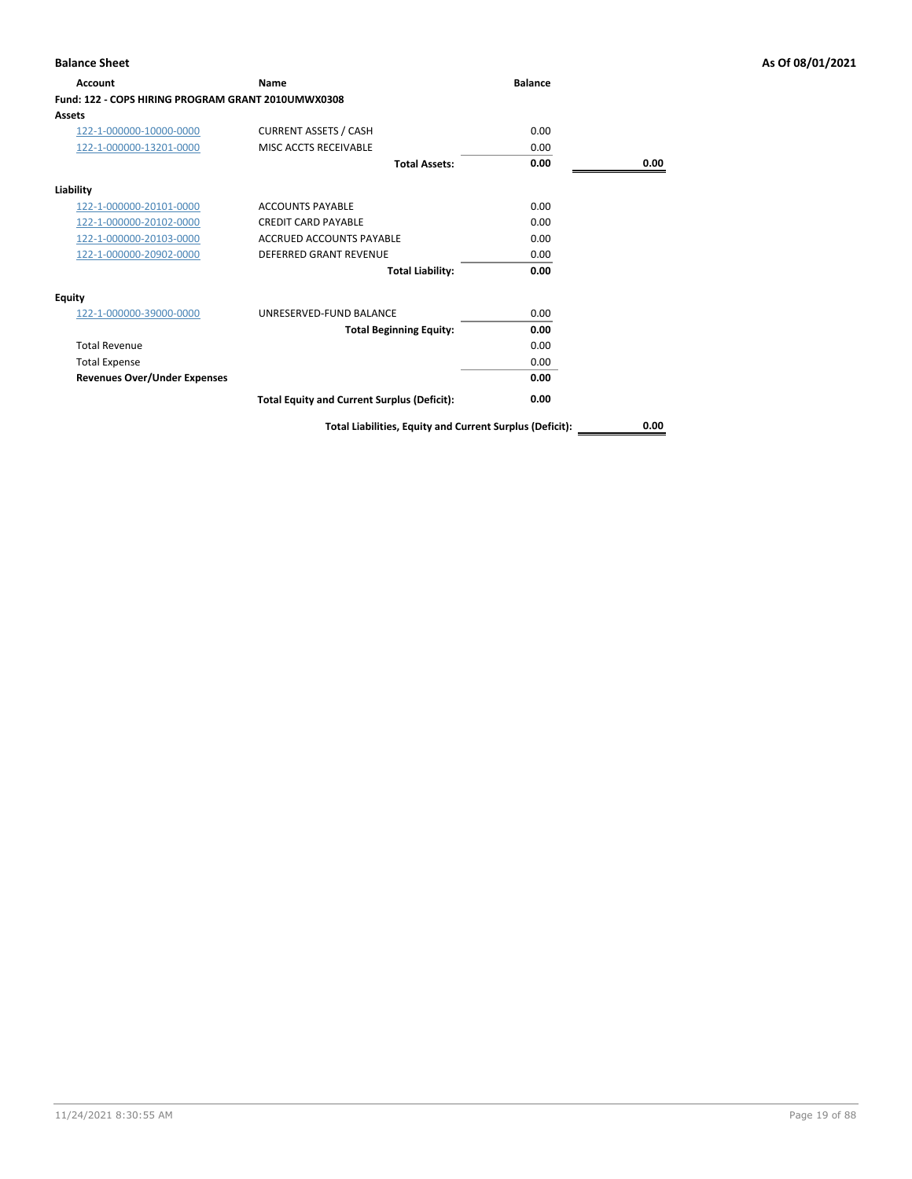**Balance Sheet** **As Of 08/01/2021**

| Account | Name | Balance | |
|---|---|---|---|
| **Fund: 122 - COPS HIRING PROGRAM GRANT 2010UMWX0308** | | | |
| **Assets** | | | |
| 122-1-000000-10000-0000 | CURRENT ASSETS / CASH | 0.00 | |
| 122-1-000000-13201-0000 | MISC ACCTS RECEIVABLE | 0.00 | |
| | **Total Assets:** | **0.00** | **0.00** |
| **Liability** | | | |
| 122-1-000000-20101-0000 | ACCOUNTS PAYABLE | 0.00 | |
| 122-1-000000-20102-0000 | CREDIT CARD PAYABLE | 0.00 | |
| 122-1-000000-20103-0000 | ACCRUED ACCOUNTS PAYABLE | 0.00 | |
| 122-1-000000-20902-0000 | DEFERRED GRANT REVENUE | 0.00 | |
| | **Total Liability:** | **0.00** | |
| **Equity** | | | |
| 122-1-000000-39000-0000 | UNRESERVED-FUND BALANCE | 0.00 | |
| | **Total Beginning Equity:** | **0.00** | |
| Total Revenue | | 0.00 | |
| Total Expense | | 0.00 | |
| **Revenues Over/Under Expenses** | | **0.00** | |
| | **Total Equity and Current Surplus (Deficit):** | **0.00** | |
| | **Total Liabilities, Equity and Current Surplus (Deficit):** | | **0.00** |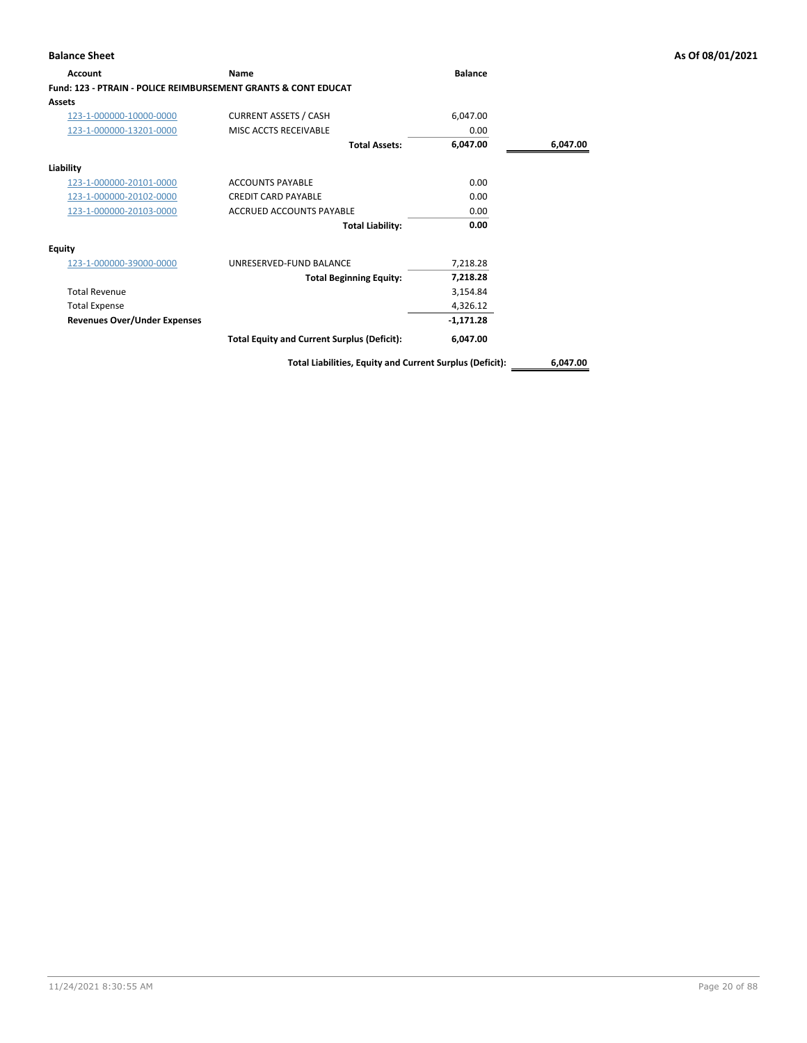**Balance Sheet** — As Of 08/01/2021

| Account | Name | Balance | |
|---|---|---|---|
| **Fund: 123 - PTRAIN - POLICE REIMBURSEMENT GRANTS & CONT EDUCAT** | | | |
| **Assets** | | | |
| 123-1-000000-10000-0000 | CURRENT ASSETS / CASH | 6,047.00 | |
| 123-1-000000-13201-0000 | MISC ACCTS RECEIVABLE | 0.00 | |
| | **Total Assets:** | **6,047.00** | **6,047.00** |
| **Liability** | | | |
| 123-1-000000-20101-0000 | ACCOUNTS PAYABLE | 0.00 | |
| 123-1-000000-20102-0000 | CREDIT CARD PAYABLE | 0.00 | |
| 123-1-000000-20103-0000 | ACCRUED ACCOUNTS PAYABLE | 0.00 | |
| | **Total Liability:** | **0.00** | |
| **Equity** | | | |
| 123-1-000000-39000-0000 | UNRESERVED-FUND BALANCE | 7,218.28 | |
| | **Total Beginning Equity:** | **7,218.28** | |
| Total Revenue | | 3,154.84 | |
| Total Expense | | 4,326.12 | |
| **Revenues Over/Under Expenses** | | **-1,171.28** | |
| | **Total Equity and Current Surplus (Deficit):** | **6,047.00** | |
| | **Total Liabilities, Equity and Current Surplus (Deficit):** | | **6,047.00** |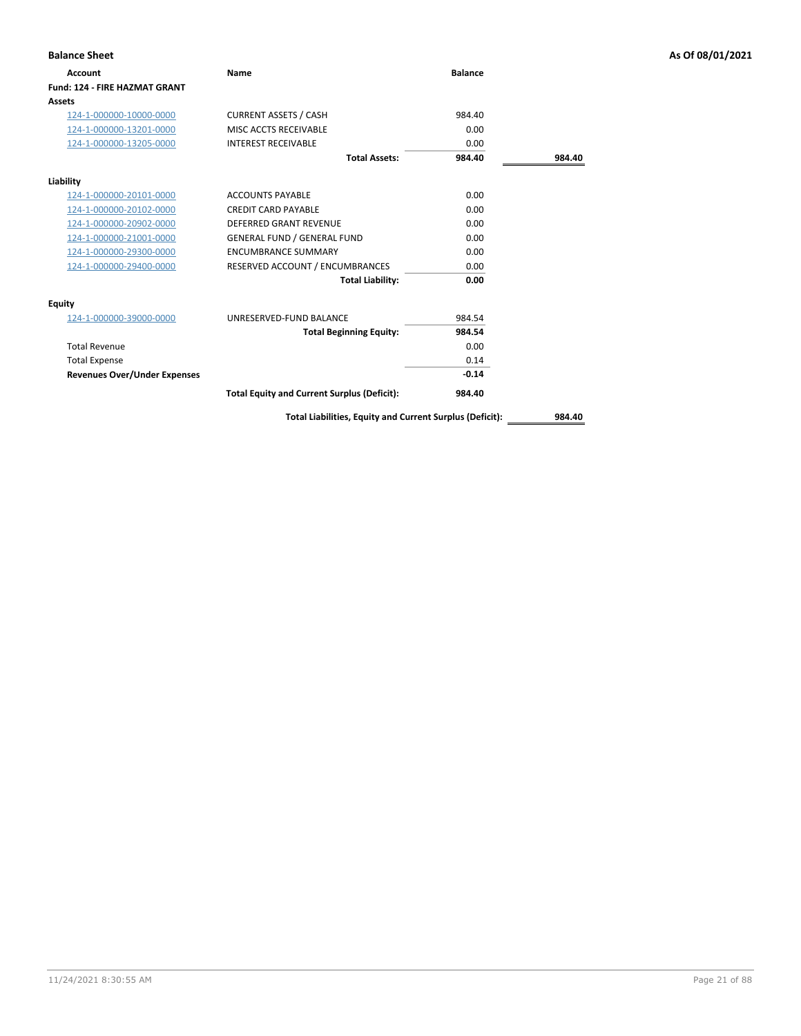**Balance Sheet** — **As Of 08/01/2021**

| Account | Name | Balance | |
|---|---|---|---|
| **Fund: 124 - FIRE HAZMAT GRANT** | | | |
| **Assets** | | | |
| 124-1-000000-10000-0000 | CURRENT ASSETS / CASH | 984.40 | |
| 124-1-000000-13201-0000 | MISC ACCTS RECEIVABLE | 0.00 | |
| 124-1-000000-13205-0000 | INTEREST RECEIVABLE | 0.00 | |
| | **Total Assets:** | **984.40** | **984.40** |
| **Liability** | | | |
| 124-1-000000-20101-0000 | ACCOUNTS PAYABLE | 0.00 | |
| 124-1-000000-20102-0000 | CREDIT CARD PAYABLE | 0.00 | |
| 124-1-000000-20902-0000 | DEFERRED GRANT REVENUE | 0.00 | |
| 124-1-000000-21001-0000 | GENERAL FUND / GENERAL FUND | 0.00 | |
| 124-1-000000-29300-0000 | ENCUMBRANCE SUMMARY | 0.00 | |
| 124-1-000000-29400-0000 | RESERVED ACCOUNT / ENCUMBRANCES | 0.00 | |
| | **Total Liability:** | **0.00** | |
| **Equity** | | | |
| 124-1-000000-39000-0000 | UNRESERVED-FUND BALANCE | 984.54 | |
| | **Total Beginning Equity:** | **984.54** | |
| Total Revenue | | 0.00 | |
| Total Expense | | 0.14 | |
| **Revenues Over/Under Expenses** | | **-0.14** | |
| | **Total Equity and Current Surplus (Deficit):** | **984.40** | |
| | **Total Liabilities, Equity and Current Surplus (Deficit):** | | **984.40** |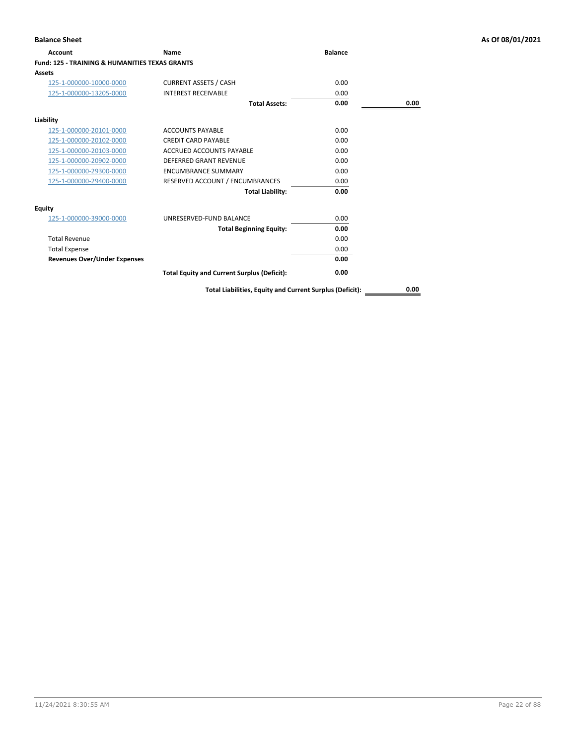# Balance Sheet

**As Of 08/01/2021**

| Account | Name | Balance | |
|---|---|---|---|
| **Fund: 125 - TRAINING & HUMANITIES TEXAS GRANTS** | | | |
| **Assets** | | | |
| 125-1-000000-10000-0000 | CURRENT ASSETS / CASH | 0.00 | |
| 125-1-000000-13205-0000 | INTEREST RECEIVABLE | 0.00 | |
| | **Total Assets:** | **0.00** | **0.00** |
| **Liability** | | | |
| 125-1-000000-20101-0000 | ACCOUNTS PAYABLE | 0.00 | |
| 125-1-000000-20102-0000 | CREDIT CARD PAYABLE | 0.00 | |
| 125-1-000000-20103-0000 | ACCRUED ACCOUNTS PAYABLE | 0.00 | |
| 125-1-000000-20902-0000 | DEFERRED GRANT REVENUE | 0.00 | |
| 125-1-000000-29300-0000 | ENCUMBRANCE SUMMARY | 0.00 | |
| 125-1-000000-29400-0000 | RESERVED ACCOUNT / ENCUMBRANCES | 0.00 | |
| | **Total Liability:** | **0.00** | |
| **Equity** | | | |
| 125-1-000000-39000-0000 | UNRESERVED-FUND BALANCE | 0.00 | |
| | **Total Beginning Equity:** | **0.00** | |
| Total Revenue | | 0.00 | |
| Total Expense | | 0.00 | |
| **Revenues Over/Under Expenses** | | **0.00** | |
| | **Total Equity and Current Surplus (Deficit):** | **0.00** | |
| | **Total Liabilities, Equity and Current Surplus (Deficit):** | | **0.00** |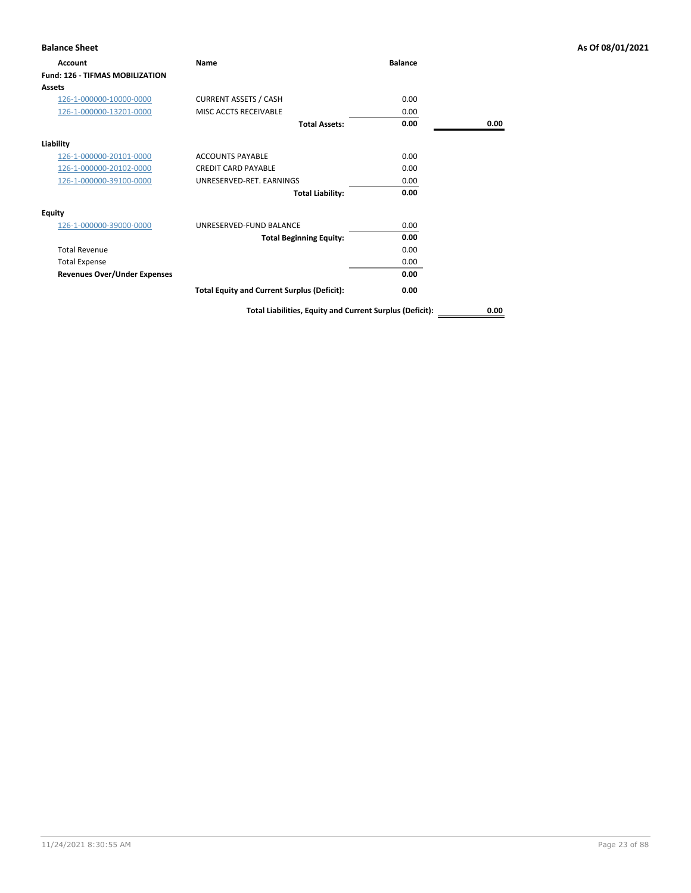**Balance Sheet** **As Of 08/01/2021**

| Account | Name | Balance | |
|---|---|---|---|
| **Fund: 126 - TIFMAS MOBILIZATION** | | | |
| **Assets** | | | |
| 126-1-000000-10000-0000 | CURRENT ASSETS / CASH | 0.00 | |
| 126-1-000000-13201-0000 | MISC ACCTS RECEIVABLE | 0.00 | |
| | **Total Assets:** | **0.00** | **0.00** |
| **Liability** | | | |
| 126-1-000000-20101-0000 | ACCOUNTS PAYABLE | 0.00 | |
| 126-1-000000-20102-0000 | CREDIT CARD PAYABLE | 0.00 | |
| 126-1-000000-39100-0000 | UNRESERVED-RET. EARNINGS | 0.00 | |
| | **Total Liability:** | **0.00** | |
| **Equity** | | | |
| 126-1-000000-39000-0000 | UNRESERVED-FUND BALANCE | 0.00 | |
| | **Total Beginning Equity:** | **0.00** | |
| Total Revenue | | 0.00 | |
| Total Expense | | 0.00 | |
| **Revenues Over/Under Expenses** | | **0.00** | |
| | **Total Equity and Current Surplus (Deficit):** | **0.00** | |
| | **Total Liabilities, Equity and Current Surplus (Deficit):** | | **0.00** |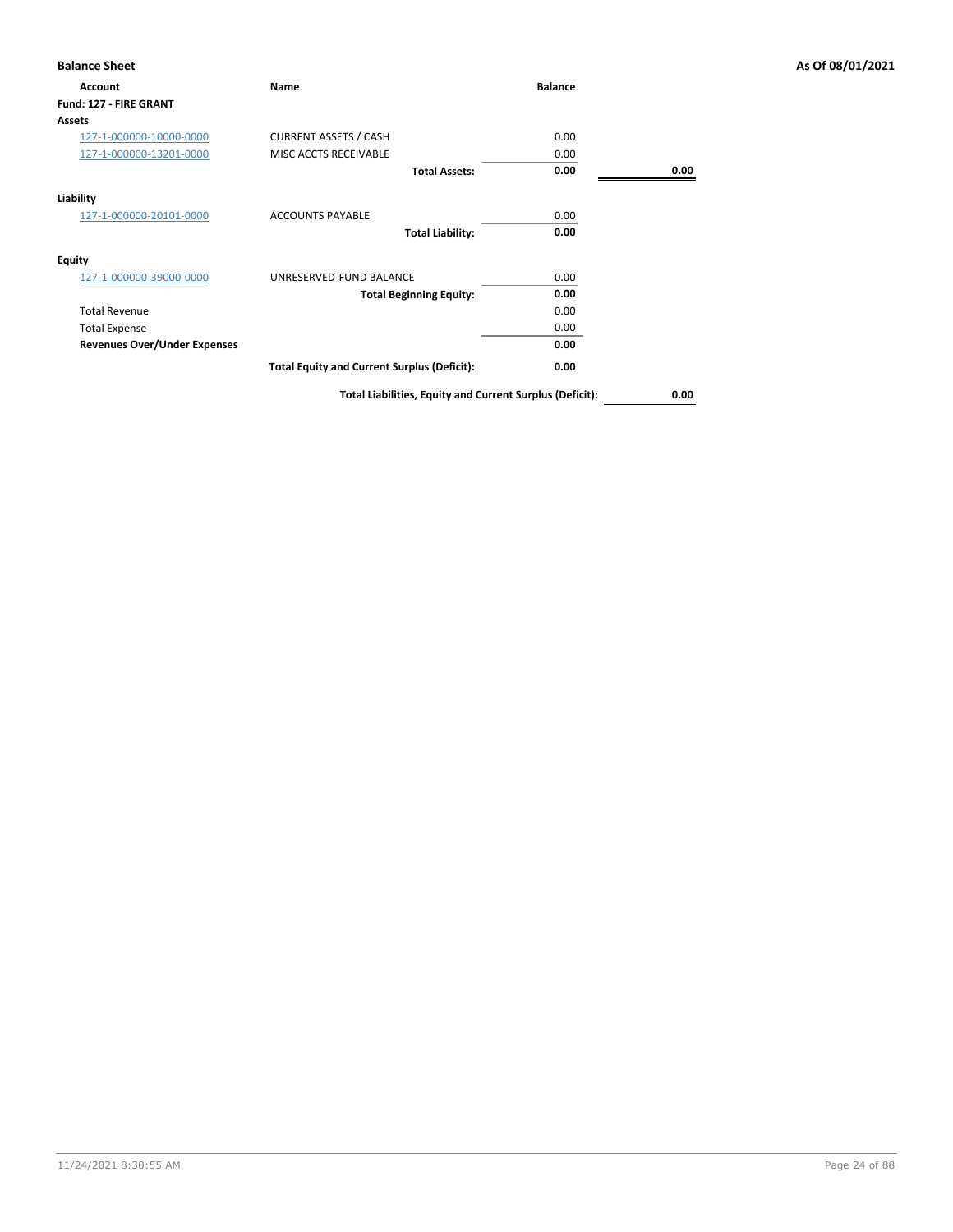**Balance Sheet** **As Of 08/01/2021**

| Account | Name | Balance | |
|---|---|---|---|
| **Fund: 127 - FIRE GRANT** | | | |
| **Assets** | | | |
| 127-1-000000-10000-0000 | CURRENT ASSETS / CASH | 0.00 | |
| 127-1-000000-13201-0000 | MISC ACCTS RECEIVABLE | 0.00 | |
| | **Total Assets:** | **0.00** | **0.00** |
| **Liability** | | | |
| 127-1-000000-20101-0000 | ACCOUNTS PAYABLE | 0.00 | |
| | **Total Liability:** | **0.00** | |
| **Equity** | | | |
| 127-1-000000-39000-0000 | UNRESERVED-FUND BALANCE | 0.00 | |
| | **Total Beginning Equity:** | **0.00** | |
| Total Revenue | | 0.00 | |
| Total Expense | | 0.00 | |
| **Revenues Over/Under Expenses** | | **0.00** | |
| | **Total Equity and Current Surplus (Deficit):** | **0.00** | |
| | **Total Liabilities, Equity and Current Surplus (Deficit):** | | **0.00** |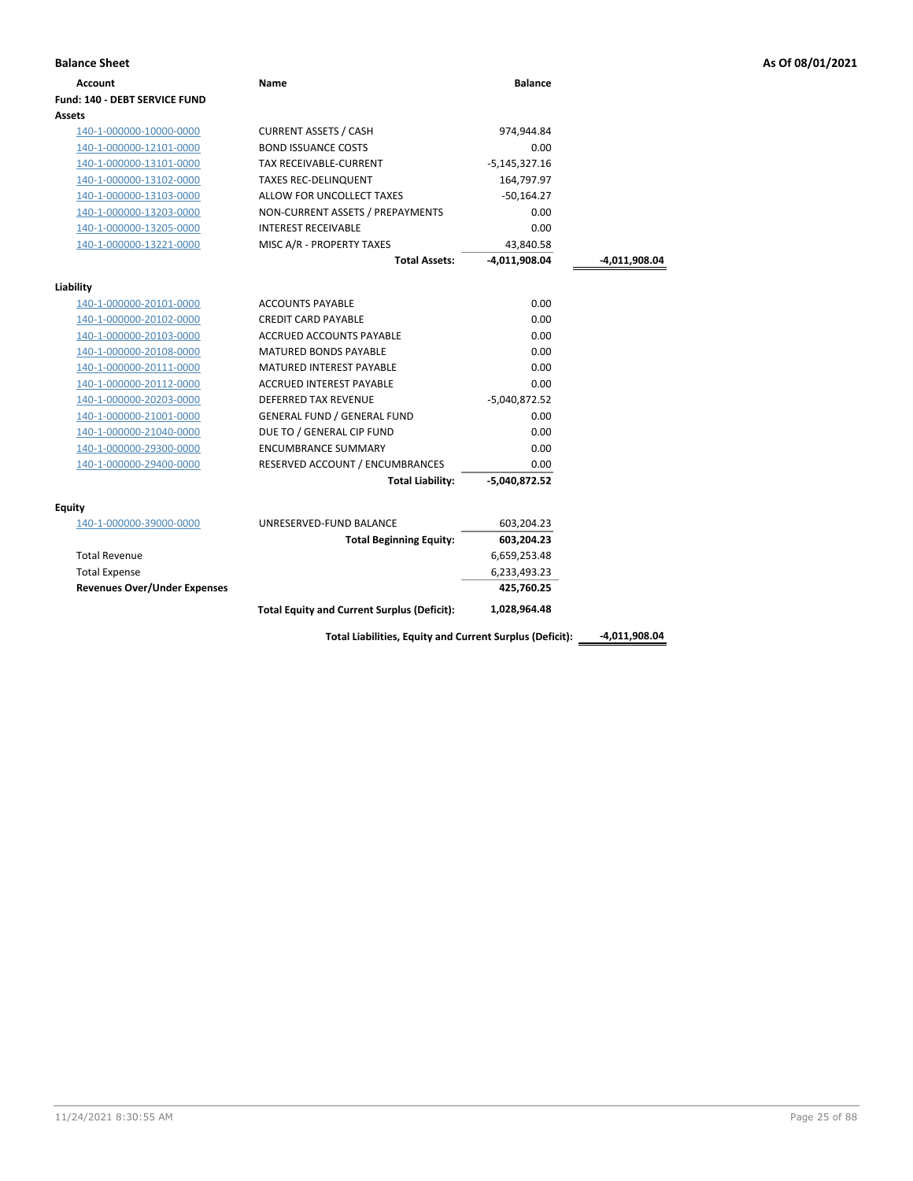## Balance Sheet

**As Of 08/01/2021**

| Account | Name | Balance | |
|---|---|---|---|
| **Fund: 140 - DEBT SERVICE FUND** | | | |
| **Assets** | | | |
| 140-1-000000-10000-0000 | CURRENT ASSETS / CASH | 974,944.84 | |
| 140-1-000000-12101-0000 | BOND ISSUANCE COSTS | 0.00 | |
| 140-1-000000-13101-0000 | TAX RECEIVABLE-CURRENT | -5,145,327.16 | |
| 140-1-000000-13102-0000 | TAXES REC-DELINQUENT | 164,797.97 | |
| 140-1-000000-13103-0000 | ALLOW FOR UNCOLLECT TAXES | -50,164.27 | |
| 140-1-000000-13203-0000 | NON-CURRENT ASSETS / PREPAYMENTS | 0.00 | |
| 140-1-000000-13205-0000 | INTEREST RECEIVABLE | 0.00 | |
| 140-1-000000-13221-0000 | MISC A/R - PROPERTY TAXES | 43,840.58 | |
| | **Total Assets:** | **-4,011,908.04** | **-4,011,908.04** |
| **Liability** | | | |
| 140-1-000000-20101-0000 | ACCOUNTS PAYABLE | 0.00 | |
| 140-1-000000-20102-0000 | CREDIT CARD PAYABLE | 0.00 | |
| 140-1-000000-20103-0000 | ACCRUED ACCOUNTS PAYABLE | 0.00 | |
| 140-1-000000-20108-0000 | MATURED BONDS PAYABLE | 0.00 | |
| 140-1-000000-20111-0000 | MATURED INTEREST PAYABLE | 0.00 | |
| 140-1-000000-20112-0000 | ACCRUED INTEREST PAYABLE | 0.00 | |
| 140-1-000000-20203-0000 | DEFERRED TAX REVENUE | -5,040,872.52 | |
| 140-1-000000-21001-0000 | GENERAL FUND / GENERAL FUND | 0.00 | |
| 140-1-000000-21040-0000 | DUE TO / GENERAL CIP FUND | 0.00 | |
| 140-1-000000-29300-0000 | ENCUMBRANCE SUMMARY | 0.00 | |
| 140-1-000000-29400-0000 | RESERVED ACCOUNT / ENCUMBRANCES | 0.00 | |
| | **Total Liability:** | **-5,040,872.52** | |
| **Equity** | | | |
| 140-1-000000-39000-0000 | UNRESERVED-FUND BALANCE | 603,204.23 | |
| | **Total Beginning Equity:** | **603,204.23** | |
| Total Revenue | | 6,659,253.48 | |
| Total Expense | | 6,233,493.23 | |
| **Revenues Over/Under Expenses** | | **425,760.25** | |
| | **Total Equity and Current Surplus (Deficit):** | **1,028,964.48** | |
| | **Total Liabilities, Equity and Current Surplus (Deficit):** | | **-4,011,908.04** |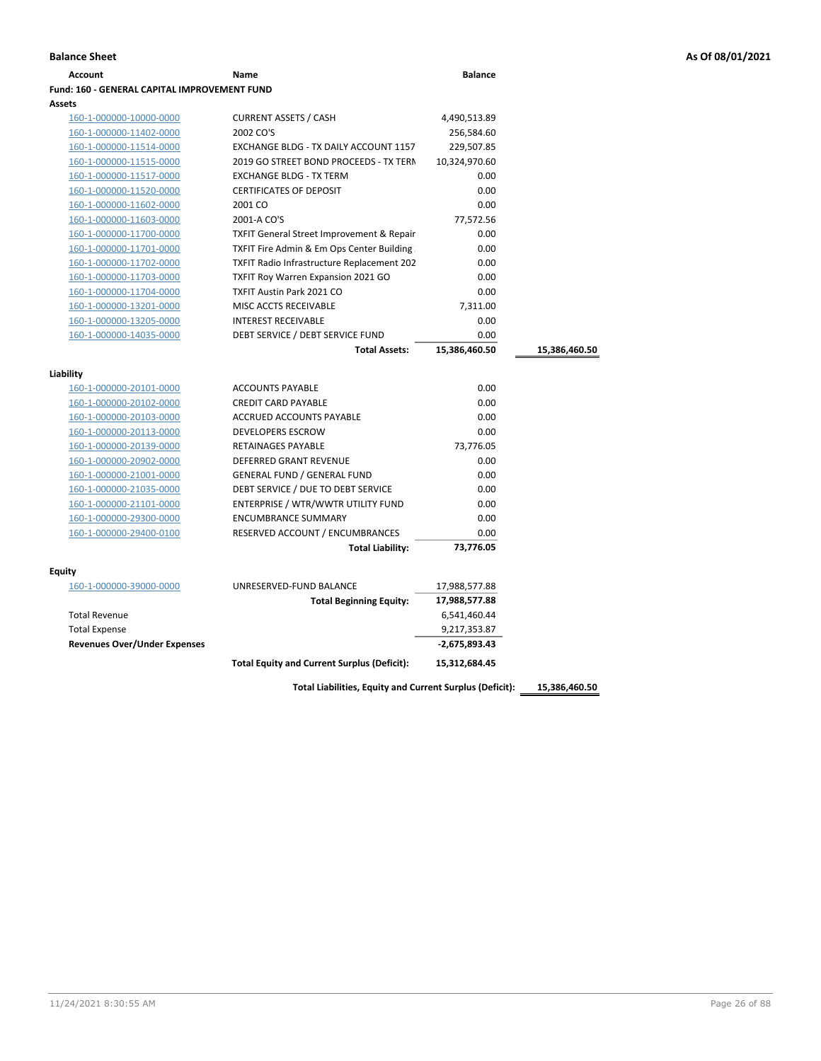**Balance Sheet** **As Of 08/01/2021**

| Account | Name | Balance | |
|---|---|---|---|
| **Fund: 160 - GENERAL CAPITAL IMPROVEMENT FUND** | | | |
| **Assets** | | | |
| 160-1-000000-10000-0000 | CURRENT ASSETS / CASH | 4,490,513.89 | |
| 160-1-000000-11402-0000 | 2002 CO'S | 256,584.60 | |
| 160-1-000000-11514-0000 | EXCHANGE BLDG - TX DAILY ACCOUNT 1157 | 229,507.85 | |
| 160-1-000000-11515-0000 | 2019 GO STREET BOND PROCEEDS - TX TERN | 10,324,970.60 | |
| 160-1-000000-11517-0000 | EXCHANGE BLDG - TX TERM | 0.00 | |
| 160-1-000000-11520-0000 | CERTIFICATES OF DEPOSIT | 0.00 | |
| 160-1-000000-11602-0000 | 2001 CO | 0.00 | |
| 160-1-000000-11603-0000 | 2001-A CO'S | 77,572.56 | |
| 160-1-000000-11700-0000 | TXFIT General Street Improvement & Repair | 0.00 | |
| 160-1-000000-11701-0000 | TXFIT Fire Admin & Em Ops Center Building | 0.00 | |
| 160-1-000000-11702-0000 | TXFIT Radio Infrastructure Replacement 202 | 0.00 | |
| 160-1-000000-11703-0000 | TXFIT Roy Warren Expansion 2021 GO | 0.00 | |
| 160-1-000000-11704-0000 | TXFIT Austin Park 2021 CO | 0.00 | |
| 160-1-000000-13201-0000 | MISC ACCTS RECEIVABLE | 7,311.00 | |
| 160-1-000000-13205-0000 | INTEREST RECEIVABLE | 0.00 | |
| 160-1-000000-14035-0000 | DEBT SERVICE / DEBT SERVICE FUND | 0.00 | |
| | **Total Assets:** | **15,386,460.50** | **15,386,460.50** |
| **Liability** | | | |
| 160-1-000000-20101-0000 | ACCOUNTS PAYABLE | 0.00 | |
| 160-1-000000-20102-0000 | CREDIT CARD PAYABLE | 0.00 | |
| 160-1-000000-20103-0000 | ACCRUED ACCOUNTS PAYABLE | 0.00 | |
| 160-1-000000-20113-0000 | DEVELOPERS ESCROW | 0.00 | |
| 160-1-000000-20139-0000 | RETAINAGES PAYABLE | 73,776.05 | |
| 160-1-000000-20902-0000 | DEFERRED GRANT REVENUE | 0.00 | |
| 160-1-000000-21001-0000 | GENERAL FUND / GENERAL FUND | 0.00 | |
| 160-1-000000-21035-0000 | DEBT SERVICE / DUE TO DEBT SERVICE | 0.00 | |
| 160-1-000000-21101-0000 | ENTERPRISE / WTR/WWTR UTILITY FUND | 0.00 | |
| 160-1-000000-29300-0000 | ENCUMBRANCE SUMMARY | 0.00 | |
| 160-1-000000-29400-0100 | RESERVED ACCOUNT / ENCUMBRANCES | 0.00 | |
| | **Total Liability:** | **73,776.05** | |
| **Equity** | | | |
| 160-1-000000-39000-0000 | UNRESERVED-FUND BALANCE | 17,988,577.88 | |
| | **Total Beginning Equity:** | **17,988,577.88** | |
| Total Revenue | | 6,541,460.44 | |
| Total Expense | | 9,217,353.87 | |
| **Revenues Over/Under Expenses** | | **-2,675,893.43** | |
| | **Total Equity and Current Surplus (Deficit):** | **15,312,684.45** | |
| | **Total Liabilities, Equity and Current Surplus (Deficit):** | | **15,386,460.50** |

11/24/2021 8:30:55 AM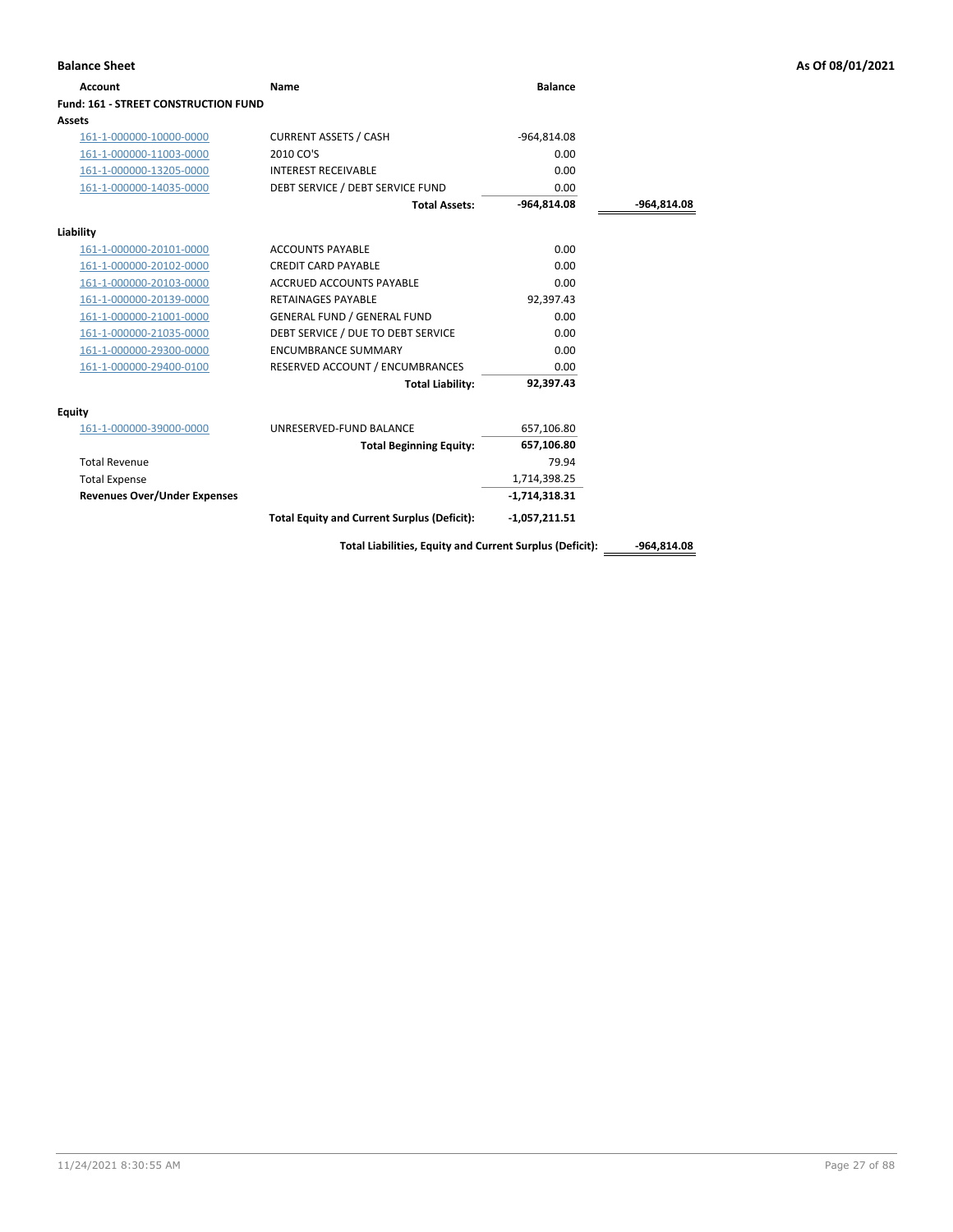## Balance Sheet

**As Of 08/01/2021**

| Account | Name | Balance | |
|---|---|---|---|
| **Fund: 161 - STREET CONSTRUCTION FUND** | | | |
| **Assets** | | | |
| 161-1-000000-10000-0000 | CURRENT ASSETS / CASH | -964,814.08 | |
| 161-1-000000-11003-0000 | 2010 CO'S | 0.00 | |
| 161-1-000000-13205-0000 | INTEREST RECEIVABLE | 0.00 | |
| 161-1-000000-14035-0000 | DEBT SERVICE / DEBT SERVICE FUND | 0.00 | |
| | **Total Assets:** | **-964,814.08** | **-964,814.08** |
| **Liability** | | | |
| 161-1-000000-20101-0000 | ACCOUNTS PAYABLE | 0.00 | |
| 161-1-000000-20102-0000 | CREDIT CARD PAYABLE | 0.00 | |
| 161-1-000000-20103-0000 | ACCRUED ACCOUNTS PAYABLE | 0.00 | |
| 161-1-000000-20139-0000 | RETAINAGES PAYABLE | 92,397.43 | |
| 161-1-000000-21001-0000 | GENERAL FUND / GENERAL FUND | 0.00 | |
| 161-1-000000-21035-0000 | DEBT SERVICE / DUE TO DEBT SERVICE | 0.00 | |
| 161-1-000000-29300-0000 | ENCUMBRANCE SUMMARY | 0.00 | |
| 161-1-000000-29400-0100 | RESERVED ACCOUNT / ENCUMBRANCES | 0.00 | |
| | **Total Liability:** | **92,397.43** | |
| **Equity** | | | |
| 161-1-000000-39000-0000 | UNRESERVED-FUND BALANCE | 657,106.80 | |
| | **Total Beginning Equity:** | **657,106.80** | |
| Total Revenue | | 79.94 | |
| Total Expense | | 1,714,398.25 | |
| **Revenues Over/Under Expenses** | | **-1,714,318.31** | |
| | **Total Equity and Current Surplus (Deficit):** | **-1,057,211.51** | |
| | **Total Liabilities, Equity and Current Surplus (Deficit):** | | **-964,814.08** |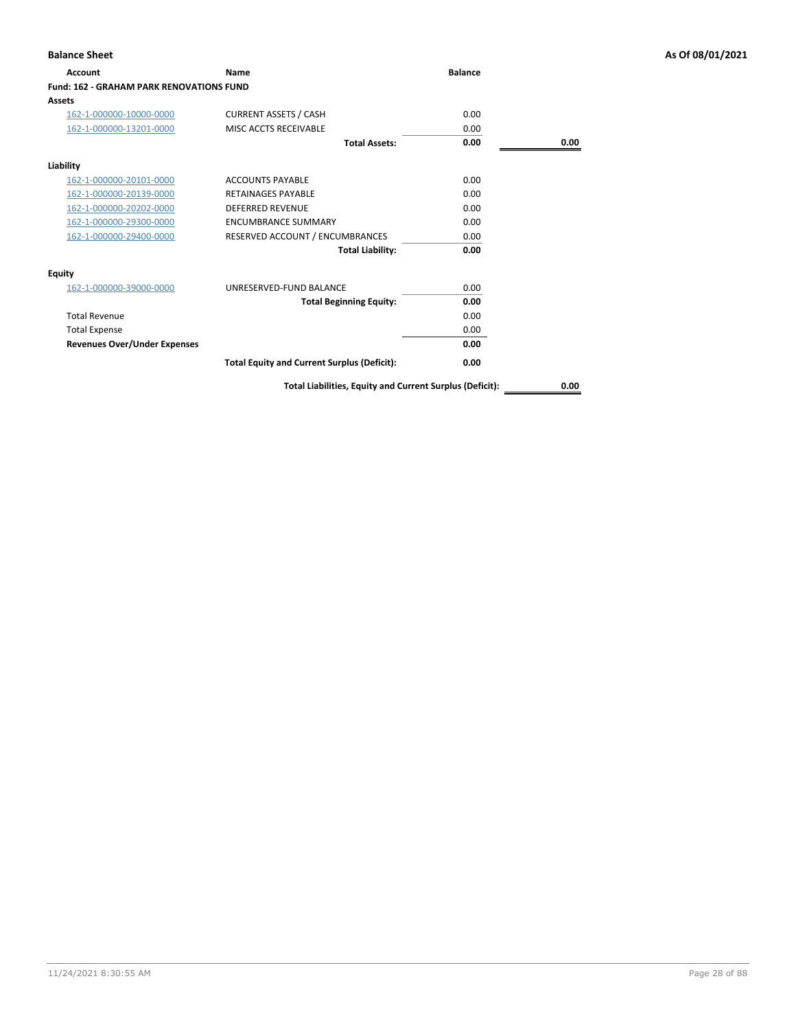**Balance Sheet** **As Of 08/01/2021**

| Account | Name | Balance | |
|---|---|---|---|
| **Fund: 162 - GRAHAM PARK RENOVATIONS FUND** | | | |
| **Assets** | | | |
| 162-1-000000-10000-0000 | CURRENT ASSETS / CASH | 0.00 | |
| 162-1-000000-13201-0000 | MISC ACCTS RECEIVABLE | 0.00 | |
| | **Total Assets:** | **0.00** | **0.00** |
| **Liability** | | | |
| 162-1-000000-20101-0000 | ACCOUNTS PAYABLE | 0.00 | |
| 162-1-000000-20139-0000 | RETAINAGES PAYABLE | 0.00 | |
| 162-1-000000-20202-0000 | DEFERRED REVENUE | 0.00 | |
| 162-1-000000-29300-0000 | ENCUMBRANCE SUMMARY | 0.00 | |
| 162-1-000000-29400-0000 | RESERVED ACCOUNT / ENCUMBRANCES | 0.00 | |
| | **Total Liability:** | **0.00** | |
| **Equity** | | | |
| 162-1-000000-39000-0000 | UNRESERVED-FUND BALANCE | 0.00 | |
| | **Total Beginning Equity:** | **0.00** | |
| Total Revenue | | 0.00 | |
| Total Expense | | 0.00 | |
| **Revenues Over/Under Expenses** | | **0.00** | |
| | **Total Equity and Current Surplus (Deficit):** | **0.00** | |
| | **Total Liabilities, Equity and Current Surplus (Deficit):** | | **0.00** |

11/24/2021 8:30:55 AM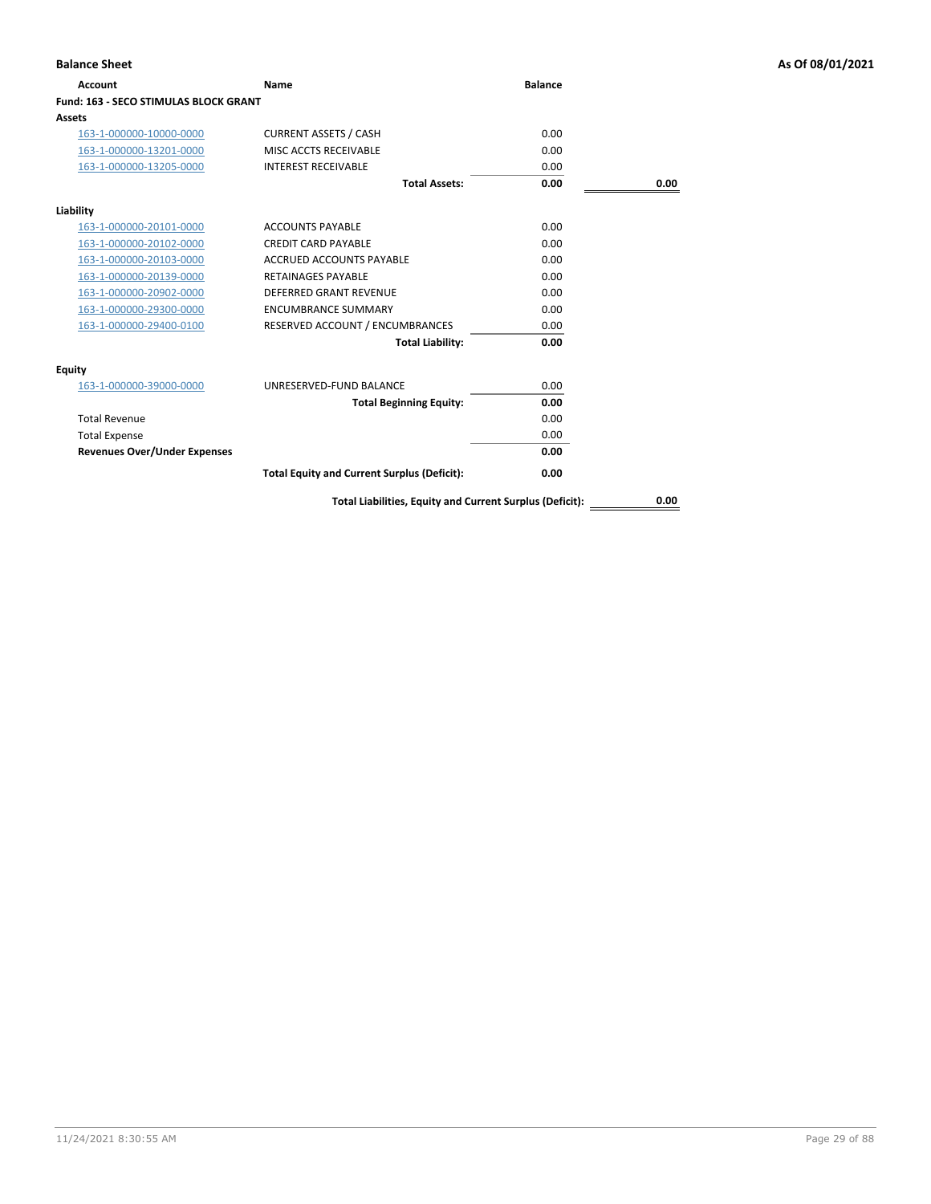**Balance Sheet** — **As Of 08/01/2021**

| Account | Name | Balance | |
|---|---|---|---|
| **Fund: 163 - SECO STIMULAS BLOCK GRANT** | | | |
| **Assets** | | | |
| 163-1-000000-10000-0000 | CURRENT ASSETS / CASH | 0.00 | |
| 163-1-000000-13201-0000 | MISC ACCTS RECEIVABLE | 0.00 | |
| 163-1-000000-13205-0000 | INTEREST RECEIVABLE | 0.00 | |
| | **Total Assets:** | **0.00** | **0.00** |
| **Liability** | | | |
| 163-1-000000-20101-0000 | ACCOUNTS PAYABLE | 0.00 | |
| 163-1-000000-20102-0000 | CREDIT CARD PAYABLE | 0.00 | |
| 163-1-000000-20103-0000 | ACCRUED ACCOUNTS PAYABLE | 0.00 | |
| 163-1-000000-20139-0000 | RETAINAGES PAYABLE | 0.00 | |
| 163-1-000000-20902-0000 | DEFERRED GRANT REVENUE | 0.00 | |
| 163-1-000000-29300-0000 | ENCUMBRANCE SUMMARY | 0.00 | |
| 163-1-000000-29400-0100 | RESERVED ACCOUNT / ENCUMBRANCES | 0.00 | |
| | **Total Liability:** | **0.00** | |
| **Equity** | | | |
| 163-1-000000-39000-0000 | UNRESERVED-FUND BALANCE | 0.00 | |
| | **Total Beginning Equity:** | **0.00** | |
| Total Revenue | | 0.00 | |
| Total Expense | | 0.00 | |
| **Revenues Over/Under Expenses** | | **0.00** | |
| | **Total Equity and Current Surplus (Deficit):** | **0.00** | |
| | **Total Liabilities, Equity and Current Surplus (Deficit):** | | **0.00** |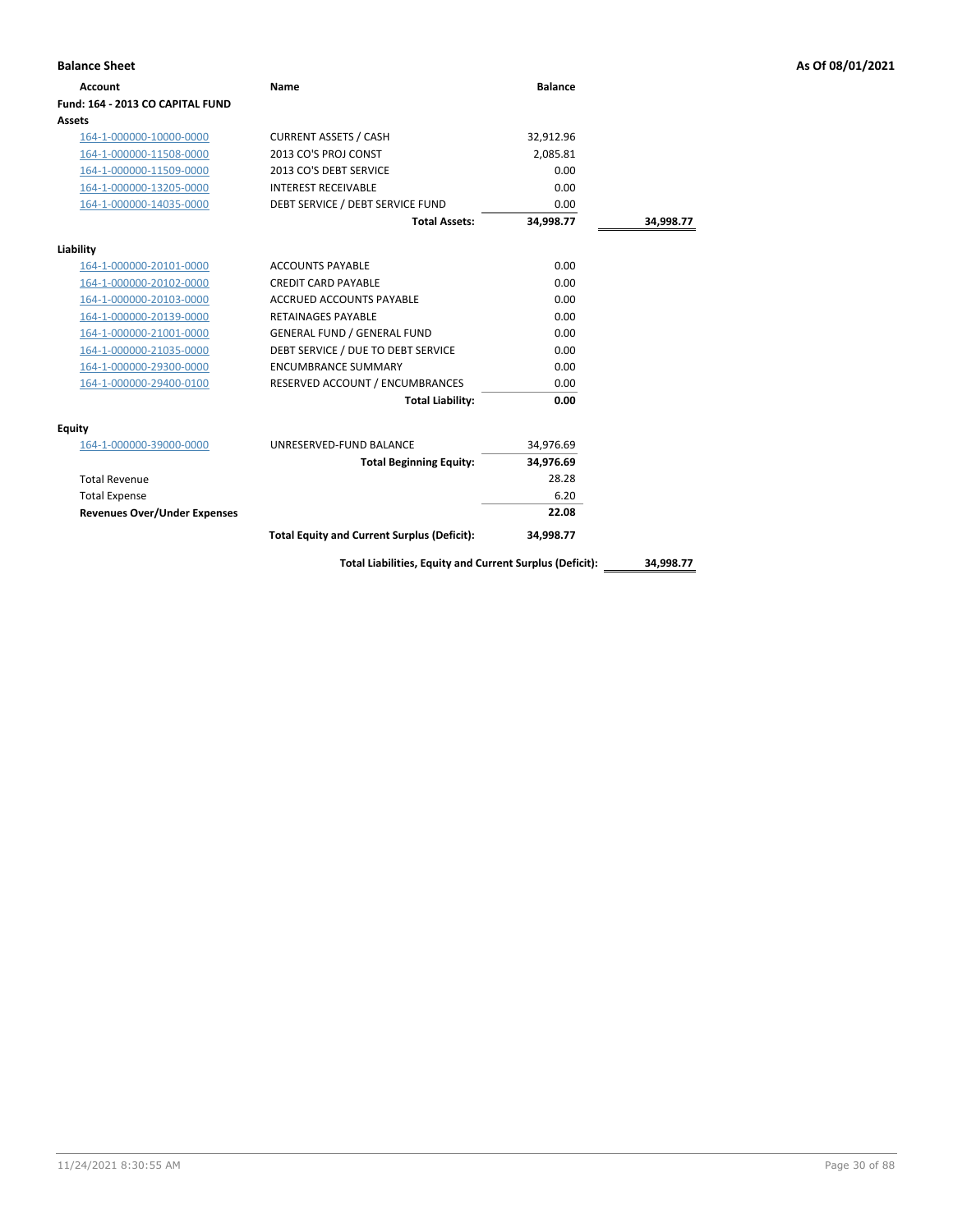**Balance Sheet** **As Of 08/01/2021**

| Account | Name | Balance | |
|---|---|---|---|
| **Fund: 164 - 2013 CO CAPITAL FUND** | | | |
| **Assets** | | | |
| 164-1-000000-10000-0000 | CURRENT ASSETS / CASH | 32,912.96 | |
| 164-1-000000-11508-0000 | 2013 CO'S PROJ CONST | 2,085.81 | |
| 164-1-000000-11509-0000 | 2013 CO'S DEBT SERVICE | 0.00 | |
| 164-1-000000-13205-0000 | INTEREST RECEIVABLE | 0.00 | |
| 164-1-000000-14035-0000 | DEBT SERVICE / DEBT SERVICE FUND | 0.00 | |
| | **Total Assets:** | **34,998.77** | **34,998.77** |
| **Liability** | | | |
| 164-1-000000-20101-0000 | ACCOUNTS PAYABLE | 0.00 | |
| 164-1-000000-20102-0000 | CREDIT CARD PAYABLE | 0.00 | |
| 164-1-000000-20103-0000 | ACCRUED ACCOUNTS PAYABLE | 0.00 | |
| 164-1-000000-20139-0000 | RETAINAGES PAYABLE | 0.00 | |
| 164-1-000000-21001-0000 | GENERAL FUND / GENERAL FUND | 0.00 | |
| 164-1-000000-21035-0000 | DEBT SERVICE / DUE TO DEBT SERVICE | 0.00 | |
| 164-1-000000-29300-0000 | ENCUMBRANCE SUMMARY | 0.00 | |
| 164-1-000000-29400-0100 | RESERVED ACCOUNT / ENCUMBRANCES | 0.00 | |
| | **Total Liability:** | **0.00** | |
| **Equity** | | | |
| 164-1-000000-39000-0000 | UNRESERVED-FUND BALANCE | 34,976.69 | |
| | **Total Beginning Equity:** | **34,976.69** | |
| Total Revenue | | 28.28 | |
| Total Expense | | 6.20 | |
| **Revenues Over/Under Expenses** | | **22.08** | |
| | **Total Equity and Current Surplus (Deficit):** | **34,998.77** | |
| | **Total Liabilities, Equity and Current Surplus (Deficit):** | | **34,998.77** |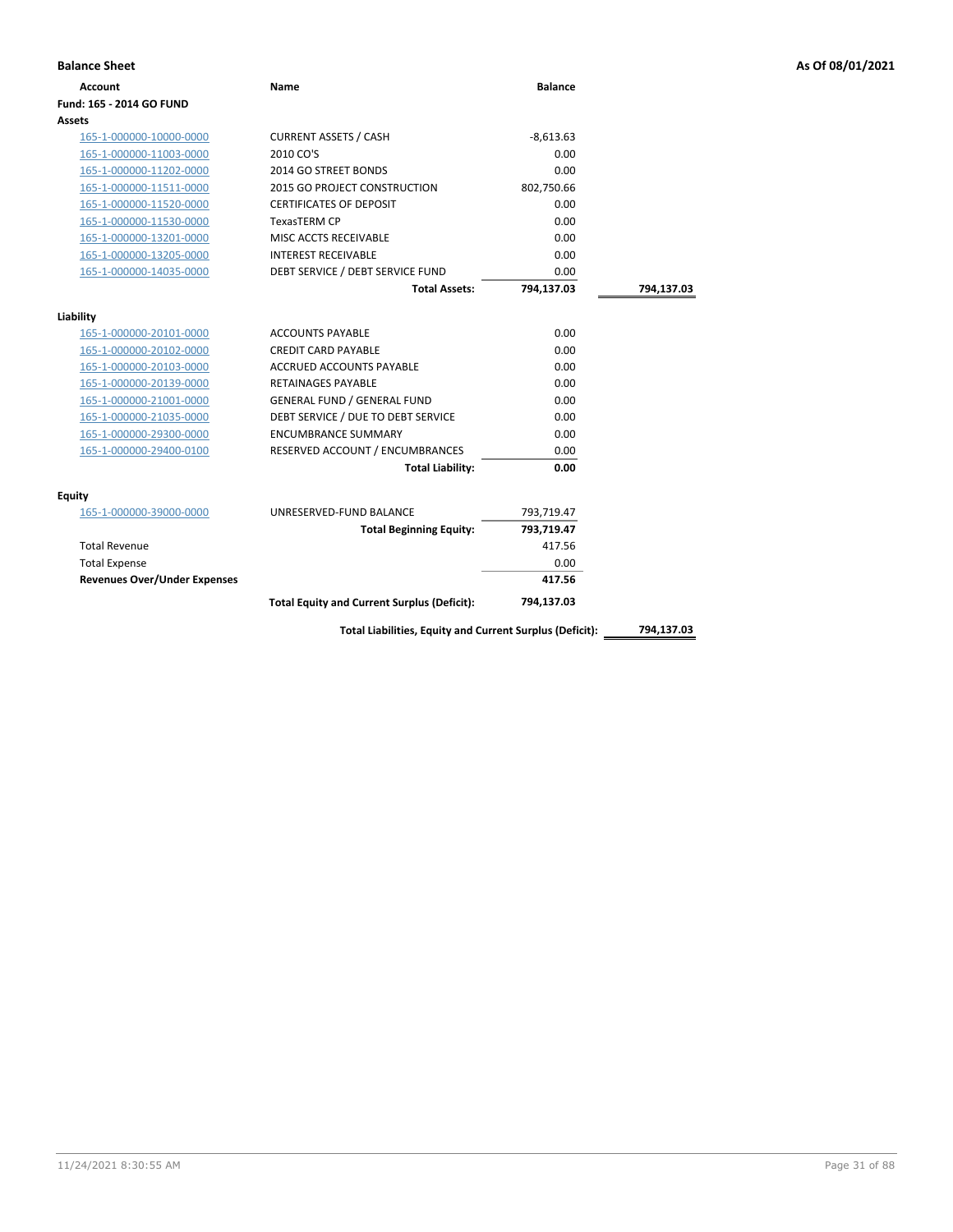## Balance Sheet

**As Of 08/01/2021**

| Account | Name | Balance | |
|---|---|---|---|
| **Fund: 165 - 2014 GO FUND** | | | |
| **Assets** | | | |
| 165-1-000000-10000-0000 | CURRENT ASSETS / CASH | -8,613.63 | |
| 165-1-000000-11003-0000 | 2010 CO'S | 0.00 | |
| 165-1-000000-11202-0000 | 2014 GO STREET BONDS | 0.00 | |
| 165-1-000000-11511-0000 | 2015 GO PROJECT CONSTRUCTION | 802,750.66 | |
| 165-1-000000-11520-0000 | CERTIFICATES OF DEPOSIT | 0.00 | |
| 165-1-000000-11530-0000 | TexasTERM CP | 0.00 | |
| 165-1-000000-13201-0000 | MISC ACCTS RECEIVABLE | 0.00 | |
| 165-1-000000-13205-0000 | INTEREST RECEIVABLE | 0.00 | |
| 165-1-000000-14035-0000 | DEBT SERVICE / DEBT SERVICE FUND | 0.00 | |
| | **Total Assets:** | **794,137.03** | **794,137.03** |
| **Liability** | | | |
| 165-1-000000-20101-0000 | ACCOUNTS PAYABLE | 0.00 | |
| 165-1-000000-20102-0000 | CREDIT CARD PAYABLE | 0.00 | |
| 165-1-000000-20103-0000 | ACCRUED ACCOUNTS PAYABLE | 0.00 | |
| 165-1-000000-20139-0000 | RETAINAGES PAYABLE | 0.00 | |
| 165-1-000000-21001-0000 | GENERAL FUND / GENERAL FUND | 0.00 | |
| 165-1-000000-21035-0000 | DEBT SERVICE / DUE TO DEBT SERVICE | 0.00 | |
| 165-1-000000-29300-0000 | ENCUMBRANCE SUMMARY | 0.00 | |
| 165-1-000000-29400-0100 | RESERVED ACCOUNT / ENCUMBRANCES | 0.00 | |
| | **Total Liability:** | **0.00** | |
| **Equity** | | | |
| 165-1-000000-39000-0000 | UNRESERVED-FUND BALANCE | 793,719.47 | |
| | **Total Beginning Equity:** | **793,719.47** | |
| Total Revenue | | 417.56 | |
| Total Expense | | 0.00 | |
| **Revenues Over/Under Expenses** | | **417.56** | |
| | **Total Equity and Current Surplus (Deficit):** | **794,137.03** | |
| | **Total Liabilities, Equity and Current Surplus (Deficit):** | | **794,137.03** |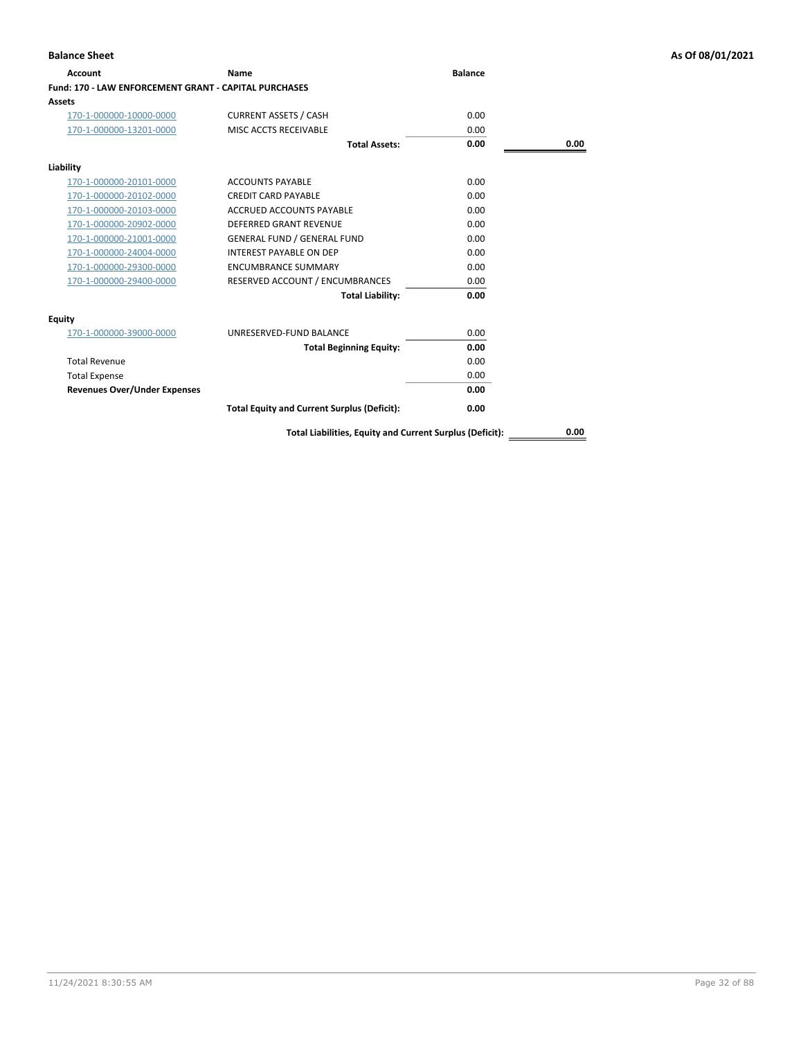**Balance Sheet** **As Of 08/01/2021**

| Account | Name | Balance | |
|---|---|---|---|
| **Fund: 170 - LAW ENFORCEMENT GRANT - CAPITAL PURCHASES** | | | |
| **Assets** | | | |
| 170-1-000000-10000-0000 | CURRENT ASSETS / CASH | 0.00 | |
| 170-1-000000-13201-0000 | MISC ACCTS RECEIVABLE | 0.00 | |
| | **Total Assets:** | **0.00** | **0.00** |
| **Liability** | | | |
| 170-1-000000-20101-0000 | ACCOUNTS PAYABLE | 0.00 | |
| 170-1-000000-20102-0000 | CREDIT CARD PAYABLE | 0.00 | |
| 170-1-000000-20103-0000 | ACCRUED ACCOUNTS PAYABLE | 0.00 | |
| 170-1-000000-20902-0000 | DEFERRED GRANT REVENUE | 0.00 | |
| 170-1-000000-21001-0000 | GENERAL FUND / GENERAL FUND | 0.00 | |
| 170-1-000000-24004-0000 | INTEREST PAYABLE ON DEP | 0.00 | |
| 170-1-000000-29300-0000 | ENCUMBRANCE SUMMARY | 0.00 | |
| 170-1-000000-29400-0000 | RESERVED ACCOUNT / ENCUMBRANCES | 0.00 | |
| | **Total Liability:** | **0.00** | |
| **Equity** | | | |
| 170-1-000000-39000-0000 | UNRESERVED-FUND BALANCE | 0.00 | |
| | **Total Beginning Equity:** | **0.00** | |
| Total Revenue | | 0.00 | |
| Total Expense | | 0.00 | |
| **Revenues Over/Under Expenses** | | **0.00** | |
| | **Total Equity and Current Surplus (Deficit):** | **0.00** | |
| | **Total Liabilities, Equity and Current Surplus (Deficit):** | | **0.00** |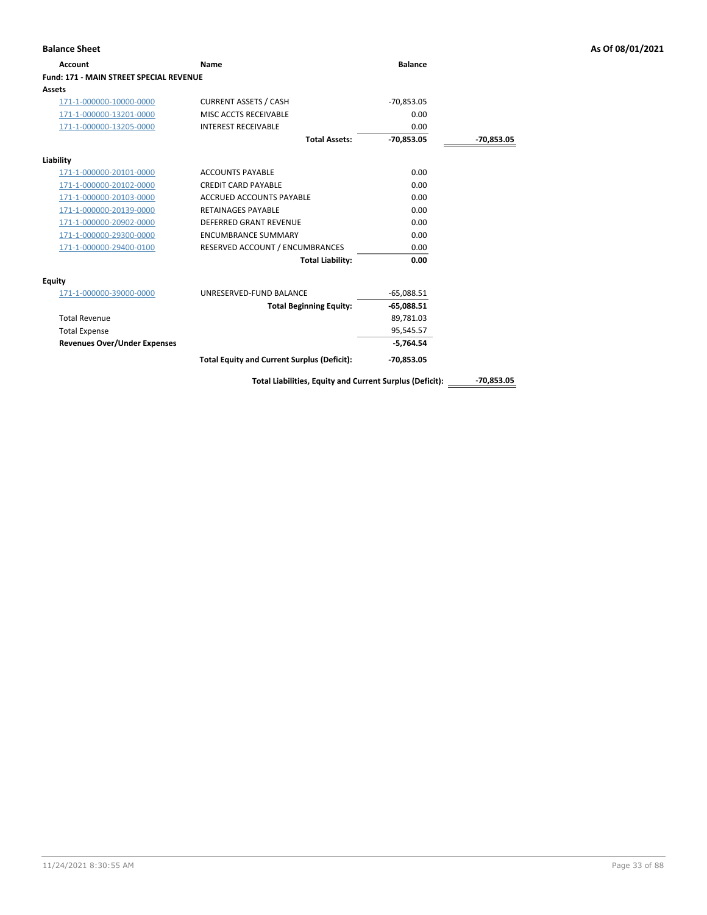**Balance Sheet** **As Of 08/01/2021**

| Account | Name | Balance | |
|---|---|---|---|
| **Fund: 171 - MAIN STREET SPECIAL REVENUE** | | | |
| **Assets** | | | |
| 171-1-000000-10000-0000 | CURRENT ASSETS / CASH | -70,853.05 | |
| 171-1-000000-13201-0000 | MISC ACCTS RECEIVABLE | 0.00 | |
| 171-1-000000-13205-0000 | INTEREST RECEIVABLE | 0.00 | |
| | **Total Assets:** | **-70,853.05** | **-70,853.05** |
| **Liability** | | | |
| 171-1-000000-20101-0000 | ACCOUNTS PAYABLE | 0.00 | |
| 171-1-000000-20102-0000 | CREDIT CARD PAYABLE | 0.00 | |
| 171-1-000000-20103-0000 | ACCRUED ACCOUNTS PAYABLE | 0.00 | |
| 171-1-000000-20139-0000 | RETAINAGES PAYABLE | 0.00 | |
| 171-1-000000-20902-0000 | DEFERRED GRANT REVENUE | 0.00 | |
| 171-1-000000-29300-0000 | ENCUMBRANCE SUMMARY | 0.00 | |
| 171-1-000000-29400-0100 | RESERVED ACCOUNT / ENCUMBRANCES | 0.00 | |
| | **Total Liability:** | **0.00** | |
| **Equity** | | | |
| 171-1-000000-39000-0000 | UNRESERVED-FUND BALANCE | -65,088.51 | |
| | **Total Beginning Equity:** | **-65,088.51** | |
| Total Revenue | | 89,781.03 | |
| Total Expense | | 95,545.57 | |
| **Revenues Over/Under Expenses** | | **-5,764.54** | |
| | **Total Equity and Current Surplus (Deficit):** | **-70,853.05** | |
| | **Total Liabilities, Equity and Current Surplus (Deficit):** | | **-70,853.05** |

11/24/2021 8:30:55 AM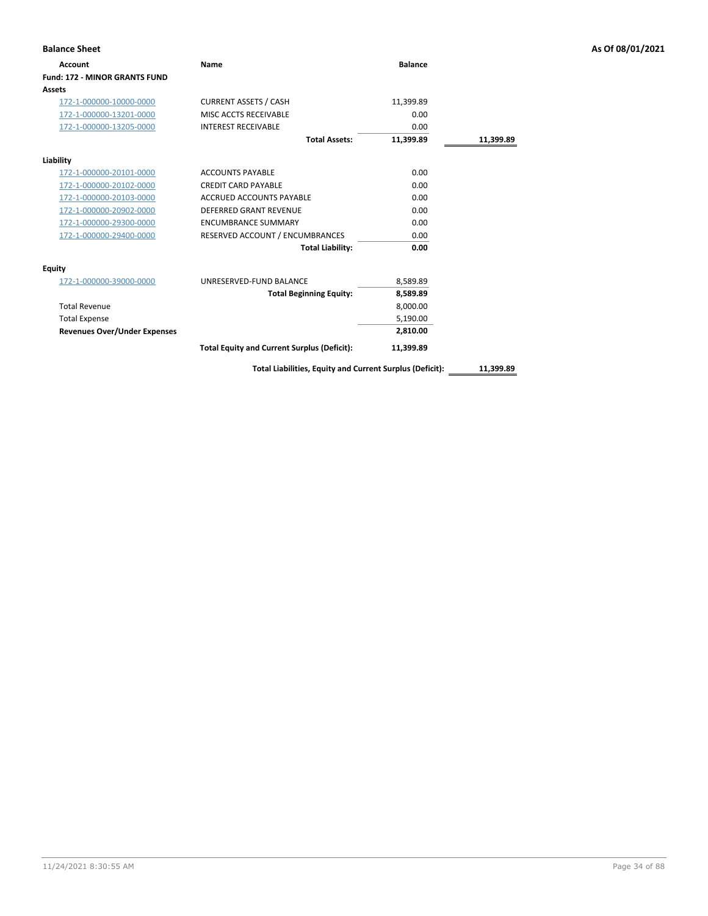**Balance Sheet** — As Of 08/01/2021

| Account | Name | Balance | |
|---|---|---|---|
| **Fund: 172 - MINOR GRANTS FUND** | | | |
| **Assets** | | | |
| 172-1-000000-10000-0000 | CURRENT ASSETS / CASH | 11,399.89 | |
| 172-1-000000-13201-0000 | MISC ACCTS RECEIVABLE | 0.00 | |
| 172-1-000000-13205-0000 | INTEREST RECEIVABLE | 0.00 | |
| | **Total Assets:** | **11,399.89** | **11,399.89** |
| **Liability** | | | |
| 172-1-000000-20101-0000 | ACCOUNTS PAYABLE | 0.00 | |
| 172-1-000000-20102-0000 | CREDIT CARD PAYABLE | 0.00 | |
| 172-1-000000-20103-0000 | ACCRUED ACCOUNTS PAYABLE | 0.00 | |
| 172-1-000000-20902-0000 | DEFERRED GRANT REVENUE | 0.00 | |
| 172-1-000000-29300-0000 | ENCUMBRANCE SUMMARY | 0.00 | |
| 172-1-000000-29400-0000 | RESERVED ACCOUNT / ENCUMBRANCES | 0.00 | |
| | **Total Liability:** | **0.00** | |
| **Equity** | | | |
| 172-1-000000-39000-0000 | UNRESERVED-FUND BALANCE | 8,589.89 | |
| | **Total Beginning Equity:** | **8,589.89** | |
| Total Revenue | | 8,000.00 | |
| Total Expense | | 5,190.00 | |
| **Revenues Over/Under Expenses** | | **2,810.00** | |
| | **Total Equity and Current Surplus (Deficit):** | **11,399.89** | |
| | **Total Liabilities, Equity and Current Surplus (Deficit):** | | **11,399.89** |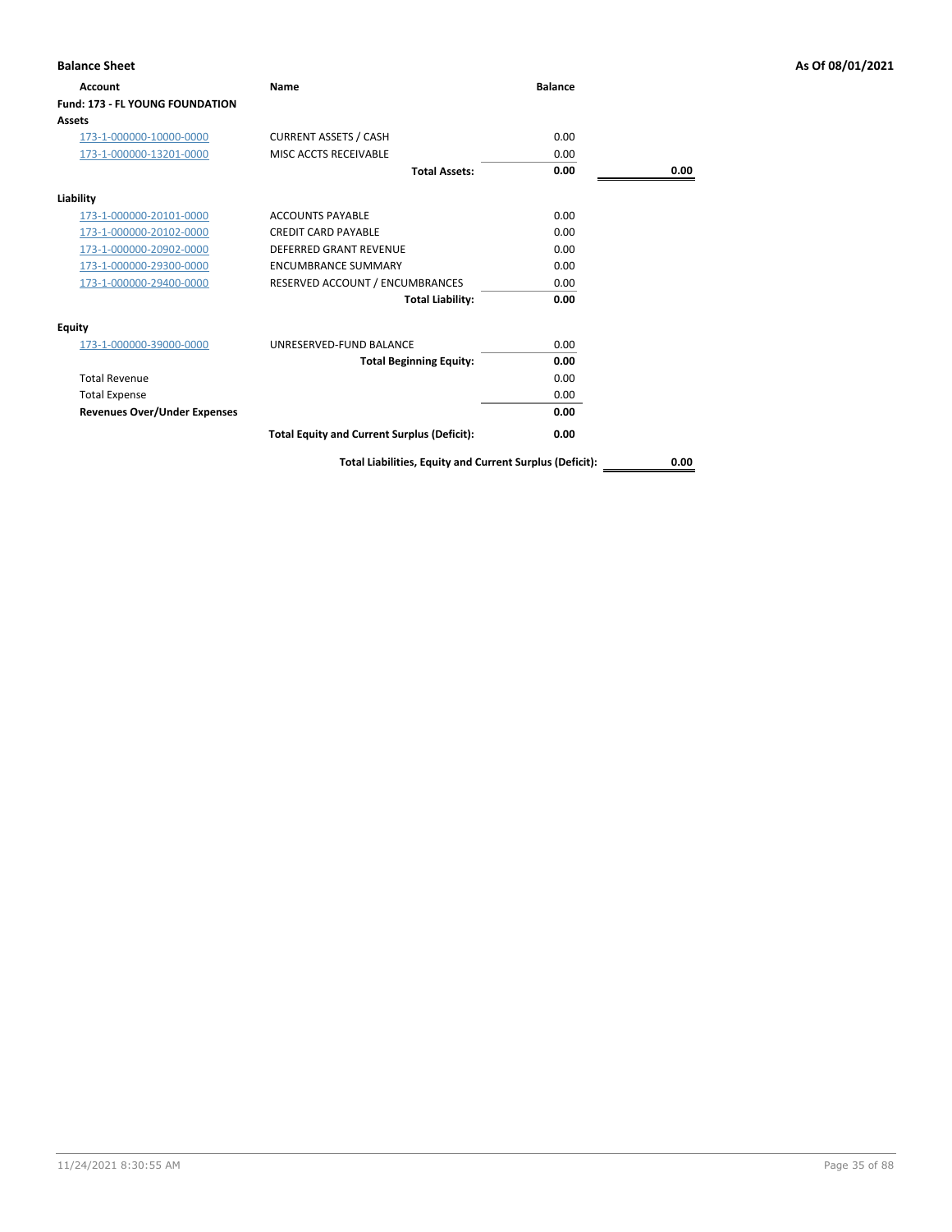**Balance Sheet** **As Of 08/01/2021**

| Account | Name | Balance | |
|---|---|---|---|
| **Fund: 173 - FL YOUNG FOUNDATION** | | | |
| **Assets** | | | |
| 173-1-000000-10000-0000 | CURRENT ASSETS / CASH | 0.00 | |
| 173-1-000000-13201-0000 | MISC ACCTS RECEIVABLE | 0.00 | |
| | **Total Assets:** | **0.00** | **0.00** |
| **Liability** | | | |
| 173-1-000000-20101-0000 | ACCOUNTS PAYABLE | 0.00 | |
| 173-1-000000-20102-0000 | CREDIT CARD PAYABLE | 0.00 | |
| 173-1-000000-20902-0000 | DEFERRED GRANT REVENUE | 0.00 | |
| 173-1-000000-29300-0000 | ENCUMBRANCE SUMMARY | 0.00 | |
| 173-1-000000-29400-0000 | RESERVED ACCOUNT / ENCUMBRANCES | 0.00 | |
| | **Total Liability:** | **0.00** | |
| **Equity** | | | |
| 173-1-000000-39000-0000 | UNRESERVED-FUND BALANCE | 0.00 | |
| | **Total Beginning Equity:** | **0.00** | |
| Total Revenue | | 0.00 | |
| Total Expense | | 0.00 | |
| **Revenues Over/Under Expenses** | | **0.00** | |
| | **Total Equity and Current Surplus (Deficit):** | **0.00** | |
| | **Total Liabilities, Equity and Current Surplus (Deficit):** | | **0.00** |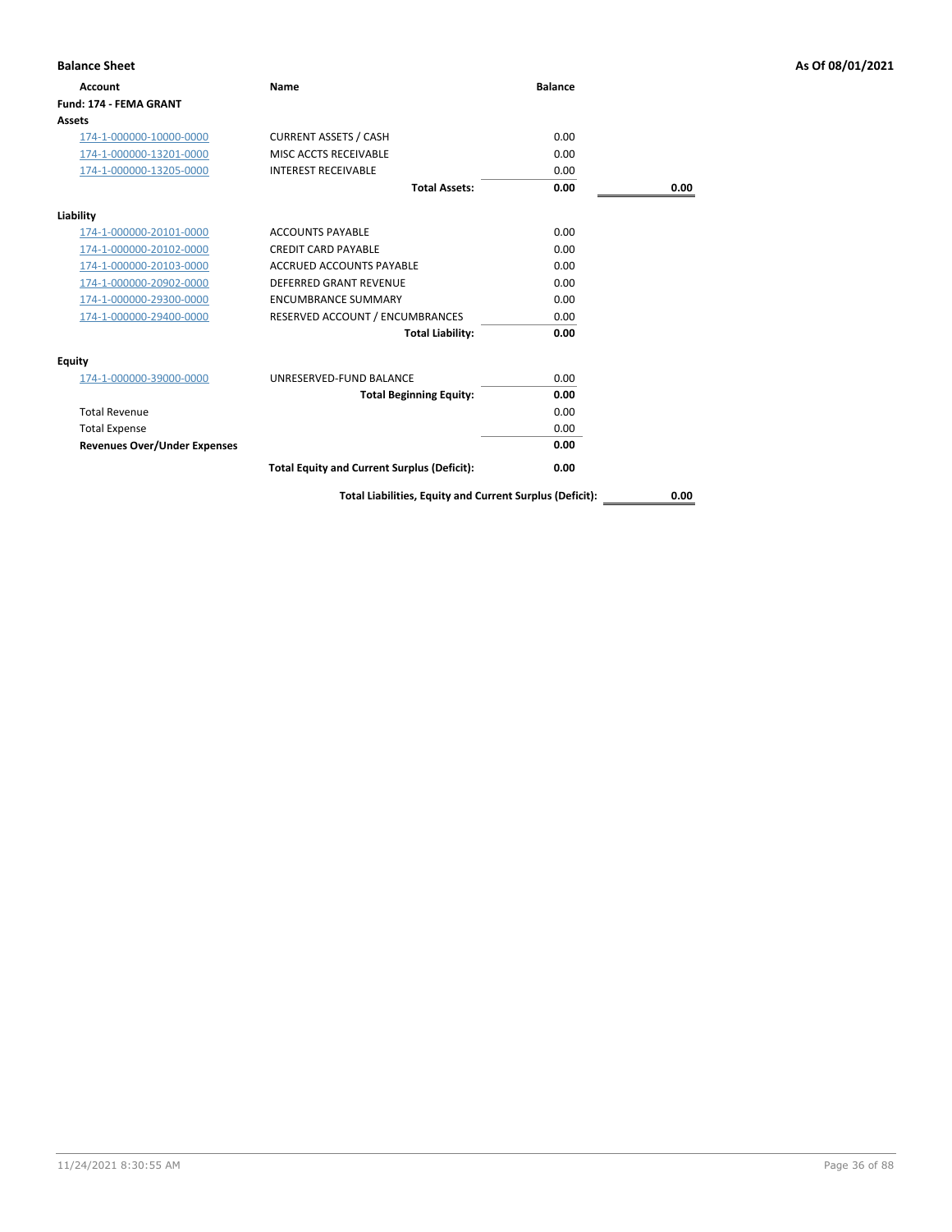**Balance Sheet** **As Of 08/01/2021**

| Account | Name | Balance | |
|---|---|---|---|
| **Fund: 174 - FEMA GRANT** | | | |
| **Assets** | | | |
| 174-1-000000-10000-0000 | CURRENT ASSETS / CASH | 0.00 | |
| 174-1-000000-13201-0000 | MISC ACCTS RECEIVABLE | 0.00 | |
| 174-1-000000-13205-0000 | INTEREST RECEIVABLE | 0.00 | |
| | **Total Assets:** | **0.00** | **0.00** |
| **Liability** | | | |
| 174-1-000000-20101-0000 | ACCOUNTS PAYABLE | 0.00 | |
| 174-1-000000-20102-0000 | CREDIT CARD PAYABLE | 0.00 | |
| 174-1-000000-20103-0000 | ACCRUED ACCOUNTS PAYABLE | 0.00 | |
| 174-1-000000-20902-0000 | DEFERRED GRANT REVENUE | 0.00 | |
| 174-1-000000-29300-0000 | ENCUMBRANCE SUMMARY | 0.00 | |
| 174-1-000000-29400-0000 | RESERVED ACCOUNT / ENCUMBRANCES | 0.00 | |
| | **Total Liability:** | **0.00** | |
| **Equity** | | | |
| 174-1-000000-39000-0000 | UNRESERVED-FUND BALANCE | 0.00 | |
| | **Total Beginning Equity:** | **0.00** | |
| Total Revenue | | 0.00 | |
| Total Expense | | 0.00 | |
| **Revenues Over/Under Expenses** | | **0.00** | |
| | **Total Equity and Current Surplus (Deficit):** | **0.00** | |
| | **Total Liabilities, Equity and Current Surplus (Deficit):** | | **0.00** |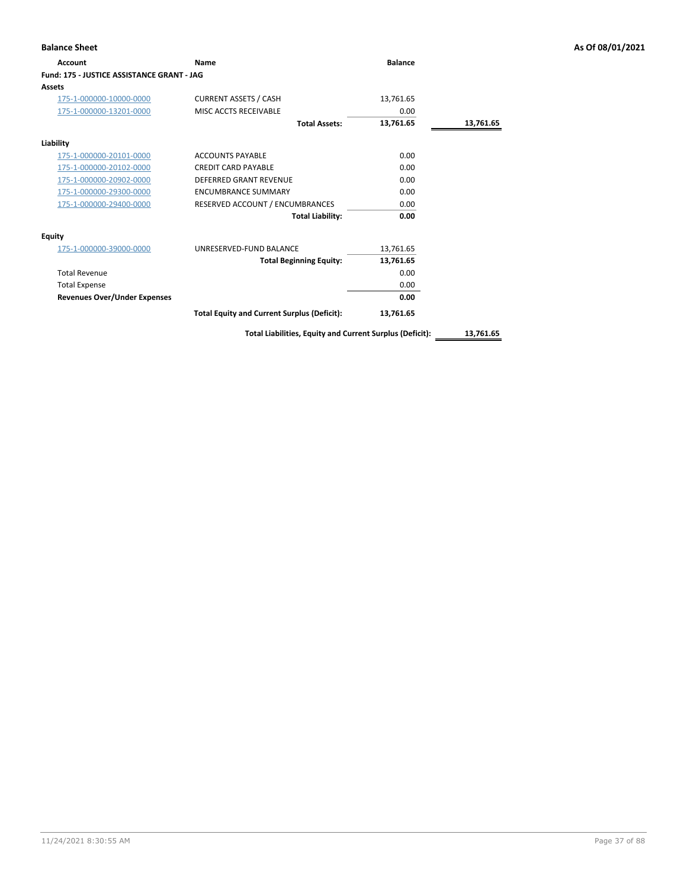**Balance Sheet** **As Of 08/01/2021**

| Account | Name | Balance | |
|---|---|---|---|
| **Fund: 175 - JUSTICE ASSISTANCE GRANT - JAG** | | | |
| **Assets** | | | |
| 175-1-000000-10000-0000 | CURRENT ASSETS / CASH | 13,761.65 | |
| 175-1-000000-13201-0000 | MISC ACCTS RECEIVABLE | 0.00 | |
| | **Total Assets:** | **13,761.65** | **13,761.65** |
| **Liability** | | | |
| 175-1-000000-20101-0000 | ACCOUNTS PAYABLE | 0.00 | |
| 175-1-000000-20102-0000 | CREDIT CARD PAYABLE | 0.00 | |
| 175-1-000000-20902-0000 | DEFERRED GRANT REVENUE | 0.00 | |
| 175-1-000000-29300-0000 | ENCUMBRANCE SUMMARY | 0.00 | |
| 175-1-000000-29400-0000 | RESERVED ACCOUNT / ENCUMBRANCES | 0.00 | |
| | **Total Liability:** | **0.00** | |
| **Equity** | | | |
| 175-1-000000-39000-0000 | UNRESERVED-FUND BALANCE | 13,761.65 | |
| | **Total Beginning Equity:** | **13,761.65** | |
| Total Revenue | | 0.00 | |
| Total Expense | | 0.00 | |
| **Revenues Over/Under Expenses** | | **0.00** | |
| | **Total Equity and Current Surplus (Deficit):** | **13,761.65** | |
| | **Total Liabilities, Equity and Current Surplus (Deficit):** | | **13,761.65** |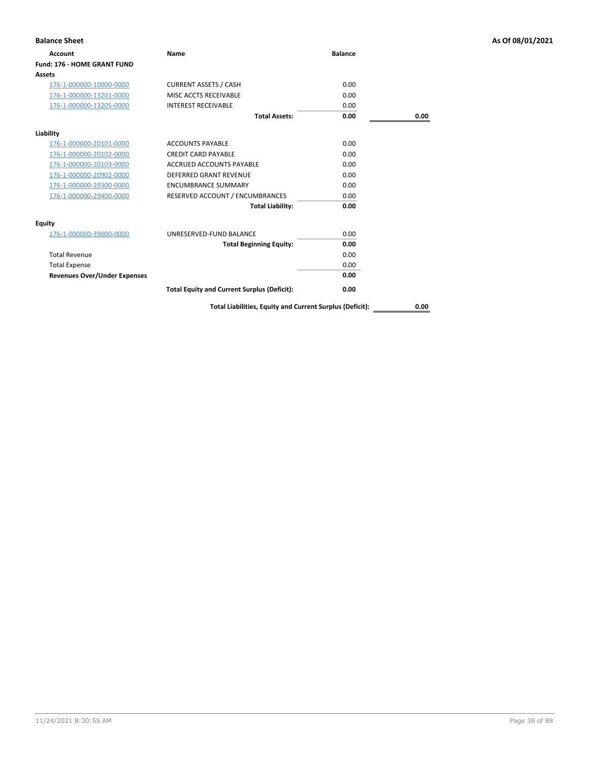**Balance Sheet** **As Of 08/01/2021**

| Account | Name | Balance | |
|---|---|---|---|
| **Fund: 176 - HOME GRANT FUND** | | | |
| **Assets** | | | |
| 176-1-000000-10000-0000 | CURRENT ASSETS / CASH | 0.00 | |
| 176-1-000000-13201-0000 | MISC ACCTS RECEIVABLE | 0.00 | |
| 176-1-000000-13205-0000 | INTEREST RECEIVABLE | 0.00 | |
| | **Total Assets:** | **0.00** | **0.00** |
| **Liability** | | | |
| 176-1-000000-20101-0000 | ACCOUNTS PAYABLE | 0.00 | |
| 176-1-000000-20102-0000 | CREDIT CARD PAYABLE | 0.00 | |
| 176-1-000000-20103-0000 | ACCRUED ACCOUNTS PAYABLE | 0.00 | |
| 176-1-000000-20902-0000 | DEFERRED GRANT REVENUE | 0.00 | |
| 176-1-000000-29300-0000 | ENCUMBRANCE SUMMARY | 0.00 | |
| 176-1-000000-29400-0000 | RESERVED ACCOUNT / ENCUMBRANCES | 0.00 | |
| | **Total Liability:** | **0.00** | |
| **Equity** | | | |
| 176-1-000000-39000-0000 | UNRESERVED-FUND BALANCE | 0.00 | |
| | **Total Beginning Equity:** | **0.00** | |
| Total Revenue | | 0.00 | |
| Total Expense | | 0.00 | |
| **Revenues Over/Under Expenses** | | **0.00** | |
| | **Total Equity and Current Surplus (Deficit):** | **0.00** | |
| | **Total Liabilities, Equity and Current Surplus (Deficit):** | | **0.00** |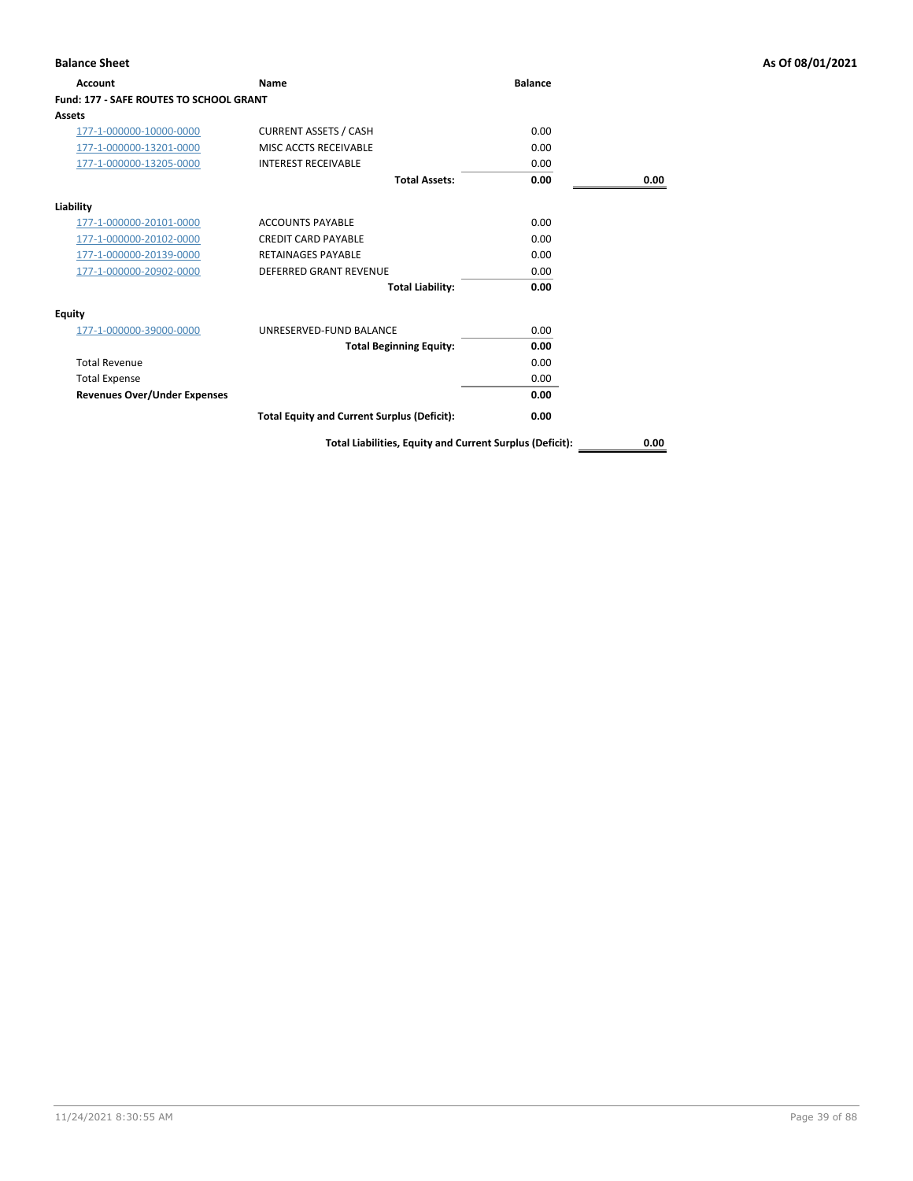**Balance Sheet** | **As Of 08/01/2021**

| Account | Name | Balance | |
|---|---|---|---|
| **Fund: 177 - SAFE ROUTES TO SCHOOL GRANT** | | | |
| **Assets** | | | |
| 177-1-000000-10000-0000 | CURRENT ASSETS / CASH | 0.00 | |
| 177-1-000000-13201-0000 | MISC ACCTS RECEIVABLE | 0.00 | |
| 177-1-000000-13205-0000 | INTEREST RECEIVABLE | 0.00 | |
| | **Total Assets:** | **0.00** | **0.00** |
| **Liability** | | | |
| 177-1-000000-20101-0000 | ACCOUNTS PAYABLE | 0.00 | |
| 177-1-000000-20102-0000 | CREDIT CARD PAYABLE | 0.00 | |
| 177-1-000000-20139-0000 | RETAINAGES PAYABLE | 0.00 | |
| 177-1-000000-20902-0000 | DEFERRED GRANT REVENUE | 0.00 | |
| | **Total Liability:** | **0.00** | |
| **Equity** | | | |
| 177-1-000000-39000-0000 | UNRESERVED-FUND BALANCE | 0.00 | |
| | **Total Beginning Equity:** | **0.00** | |
| Total Revenue | | 0.00 | |
| Total Expense | | 0.00 | |
| **Revenues Over/Under Expenses** | | **0.00** | |
| | **Total Equity and Current Surplus (Deficit):** | **0.00** | |
| | **Total Liabilities, Equity and Current Surplus (Deficit):** | | **0.00** |

11/24/2021 8:30:55 AM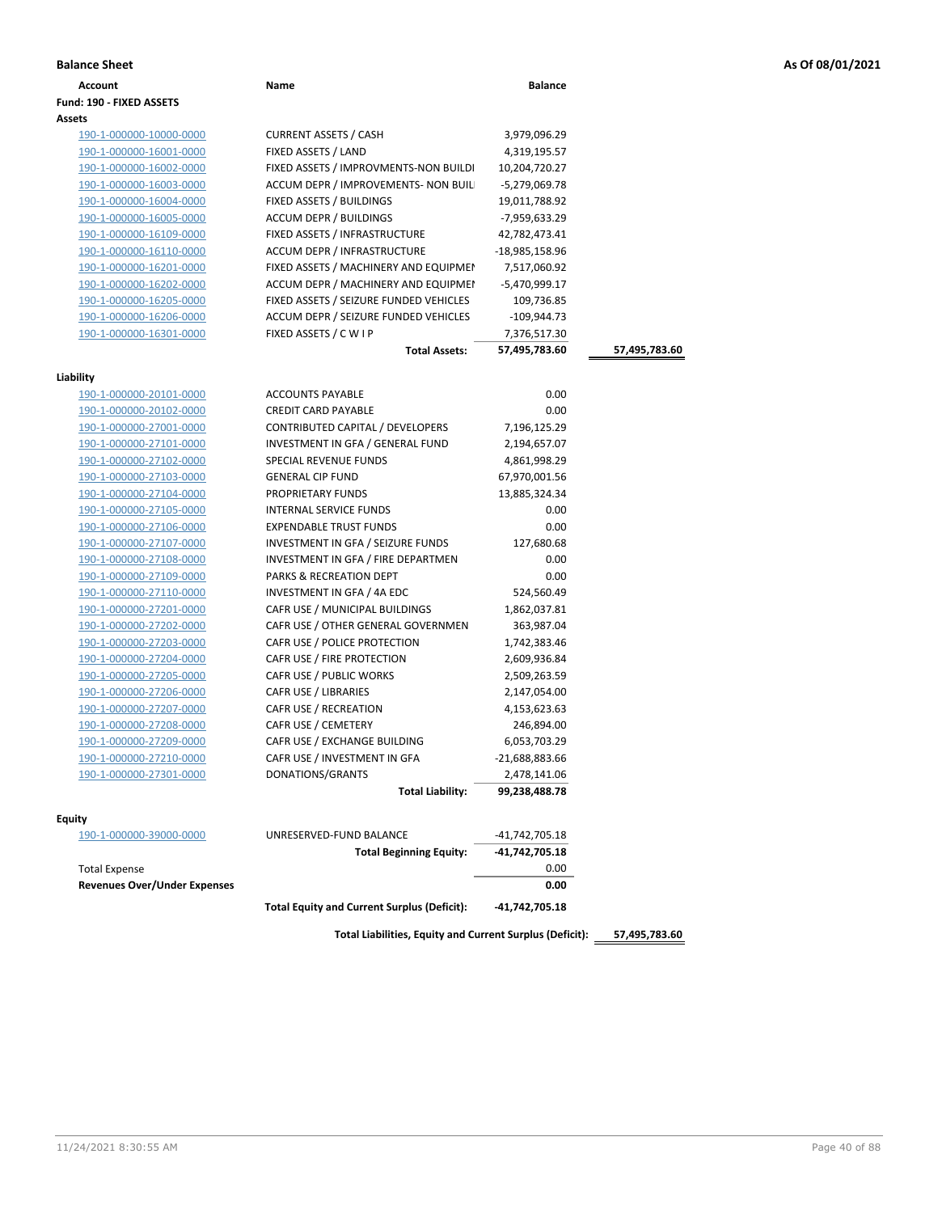**Balance Sheet** — As Of 08/01/2021

| Account | Name | Balance | |
|---|---|---|---|
| **Fund: 190 - FIXED ASSETS** | | | |
| **Assets** | | | |
| 190-1-000000-10000-0000 | CURRENT ASSETS / CASH | 3,979,096.29 | |
| 190-1-000000-16001-0000 | FIXED ASSETS / LAND | 4,319,195.57 | |
| 190-1-000000-16002-0000 | FIXED ASSETS / IMPROVMENTS-NON BUILDI | 10,204,720.27 | |
| 190-1-000000-16003-0000 | ACCUM DEPR / IMPROVEMENTS- NON BUIL | -5,279,069.78 | |
| 190-1-000000-16004-0000 | FIXED ASSETS / BUILDINGS | 19,011,788.92 | |
| 190-1-000000-16005-0000 | ACCUM DEPR / BUILDINGS | -7,959,633.29 | |
| 190-1-000000-16109-0000 | FIXED ASSETS / INFRASTRUCTURE | 42,782,473.41 | |
| 190-1-000000-16110-0000 | ACCUM DEPR / INFRASTRUCTURE | -18,985,158.96 | |
| 190-1-000000-16201-0000 | FIXED ASSETS / MACHINERY AND EQUIPMEI | 7,517,060.92 | |
| 190-1-000000-16202-0000 | ACCUM DEPR / MACHINERY AND EQUIPMEI | -5,470,999.17 | |
| 190-1-000000-16205-0000 | FIXED ASSETS / SEIZURE FUNDED VEHICLES | 109,736.85 | |
| 190-1-000000-16206-0000 | ACCUM DEPR / SEIZURE FUNDED VEHICLES | -109,944.73 | |
| 190-1-000000-16301-0000 | FIXED ASSETS / C W I P | 7,376,517.30 | |
| | **Total Assets:** | **57,495,783.60** | **57,495,783.60** |
| **Liability** | | | |
| 190-1-000000-20101-0000 | ACCOUNTS PAYABLE | 0.00 | |
| 190-1-000000-20102-0000 | CREDIT CARD PAYABLE | 0.00 | |
| 190-1-000000-27001-0000 | CONTRIBUTED CAPITAL / DEVELOPERS | 7,196,125.29 | |
| 190-1-000000-27101-0000 | INVESTMENT IN GFA / GENERAL FUND | 2,194,657.07 | |
| 190-1-000000-27102-0000 | SPECIAL REVENUE FUNDS | 4,861,998.29 | |
| 190-1-000000-27103-0000 | GENERAL CIP FUND | 67,970,001.56 | |
| 190-1-000000-27104-0000 | PROPRIETARY FUNDS | 13,885,324.34 | |
| 190-1-000000-27105-0000 | INTERNAL SERVICE FUNDS | 0.00 | |
| 190-1-000000-27106-0000 | EXPENDABLE TRUST FUNDS | 0.00 | |
| 190-1-000000-27107-0000 | INVESTMENT IN GFA / SEIZURE FUNDS | 127,680.68 | |
| 190-1-000000-27108-0000 | INVESTMENT IN GFA / FIRE DEPARTMEN | 0.00 | |
| 190-1-000000-27109-0000 | PARKS & RECREATION DEPT | 0.00 | |
| 190-1-000000-27110-0000 | INVESTMENT IN GFA / 4A EDC | 524,560.49 | |
| 190-1-000000-27201-0000 | CAFR USE / MUNICIPAL BUILDINGS | 1,862,037.81 | |
| 190-1-000000-27202-0000 | CAFR USE / OTHER GENERAL GOVERNMEN | 363,987.04 | |
| 190-1-000000-27203-0000 | CAFR USE / POLICE PROTECTION | 1,742,383.46 | |
| 190-1-000000-27204-0000 | CAFR USE / FIRE PROTECTION | 2,609,936.84 | |
| 190-1-000000-27205-0000 | CAFR USE / PUBLIC WORKS | 2,509,263.59 | |
| 190-1-000000-27206-0000 | CAFR USE / LIBRARIES | 2,147,054.00 | |
| 190-1-000000-27207-0000 | CAFR USE / RECREATION | 4,153,623.63 | |
| 190-1-000000-27208-0000 | CAFR USE / CEMETERY | 246,894.00 | |
| 190-1-000000-27209-0000 | CAFR USE / EXCHANGE BUILDING | 6,053,703.29 | |
| 190-1-000000-27210-0000 | CAFR USE / INVESTMENT IN GFA | -21,688,883.66 | |
| 190-1-000000-27301-0000 | DONATIONS/GRANTS | 2,478,141.06 | |
| | **Total Liability:** | **99,238,488.78** | |
| **Equity** | | | |
| 190-1-000000-39000-0000 | UNRESERVED-FUND BALANCE | -41,742,705.18 | |
| | **Total Beginning Equity:** | **-41,742,705.18** | |
| Total Expense | | 0.00 | |
| **Revenues Over/Under Expenses** | | **0.00** | |
| | **Total Equity and Current Surplus (Deficit):** | **-41,742,705.18** | |
| | **Total Liabilities, Equity and Current Surplus (Deficit):** | | **57,495,783.60** |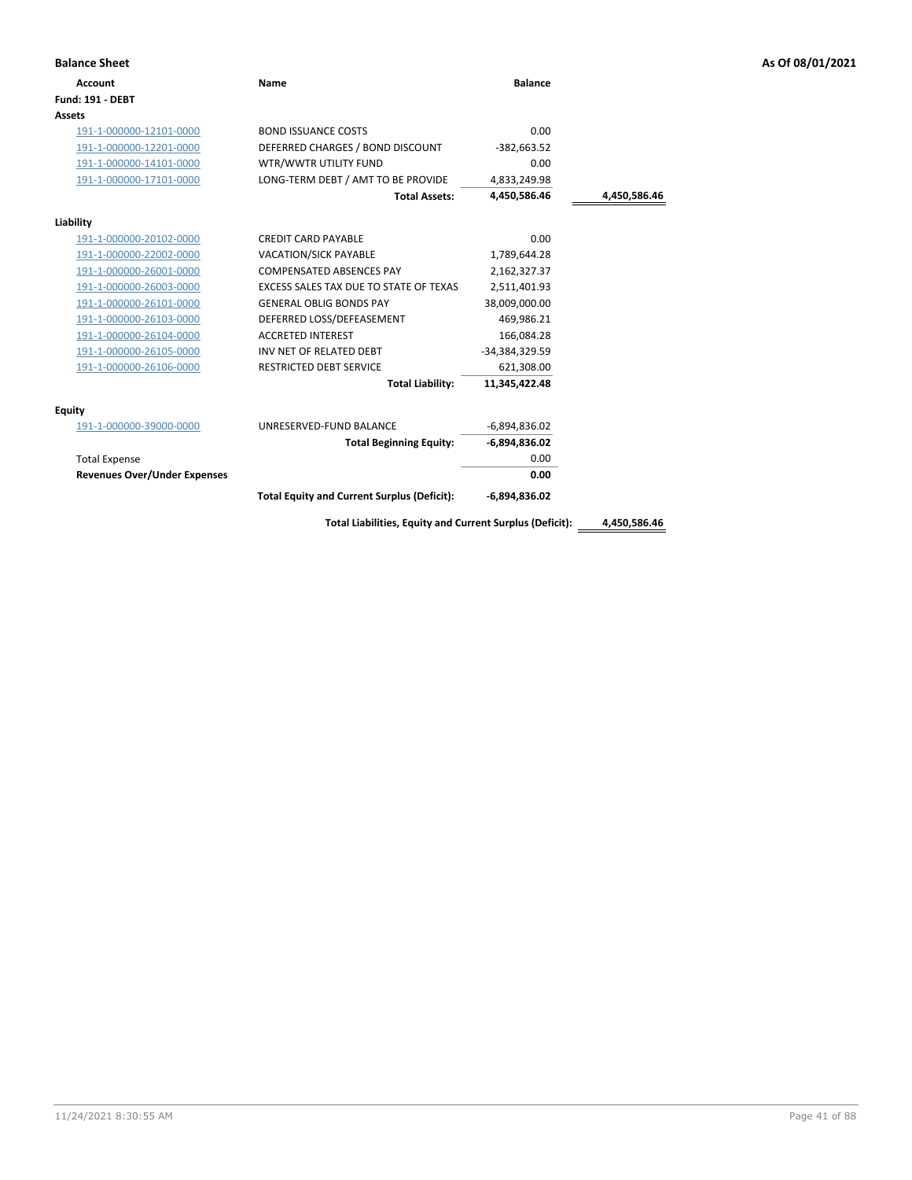**Balance Sheet** — As Of 08/01/2021

| Account | Name | Balance | |
|---|---|---|---|
| **Fund: 191 - DEBT** | | | |
| **Assets** | | | |
| 191-1-000000-12101-0000 | BOND ISSUANCE COSTS | 0.00 | |
| 191-1-000000-12201-0000 | DEFERRED CHARGES / BOND DISCOUNT | -382,663.52 | |
| 191-1-000000-14101-0000 | WTR/WWTR UTILITY FUND | 0.00 | |
| 191-1-000000-17101-0000 | LONG-TERM DEBT / AMT TO BE PROVIDE | 4,833,249.98 | |
| | **Total Assets:** | **4,450,586.46** | **4,450,586.46** |
| **Liability** | | | |
| 191-1-000000-20102-0000 | CREDIT CARD PAYABLE | 0.00 | |
| 191-1-000000-22002-0000 | VACATION/SICK PAYABLE | 1,789,644.28 | |
| 191-1-000000-26001-0000 | COMPENSATED ABSENCES PAY | 2,162,327.37 | |
| 191-1-000000-26003-0000 | EXCESS SALES TAX DUE TO STATE OF TEXAS | 2,511,401.93 | |
| 191-1-000000-26101-0000 | GENERAL OBLIG BONDS PAY | 38,009,000.00 | |
| 191-1-000000-26103-0000 | DEFERRED LOSS/DEFEASEMENT | 469,986.21 | |
| 191-1-000000-26104-0000 | ACCRETED INTEREST | 166,084.28 | |
| 191-1-000000-26105-0000 | INV NET OF RELATED DEBT | -34,384,329.59 | |
| 191-1-000000-26106-0000 | RESTRICTED DEBT SERVICE | 621,308.00 | |
| | **Total Liability:** | **11,345,422.48** | |
| **Equity** | | | |
| 191-1-000000-39000-0000 | UNRESERVED-FUND BALANCE | -6,894,836.02 | |
| | **Total Beginning Equity:** | **-6,894,836.02** | |
| Total Expense | | 0.00 | |
| **Revenues Over/Under Expenses** | | **0.00** | |
| | **Total Equity and Current Surplus (Deficit):** | **-6,894,836.02** | |
| | **Total Liabilities, Equity and Current Surplus (Deficit):** | | **4,450,586.46** |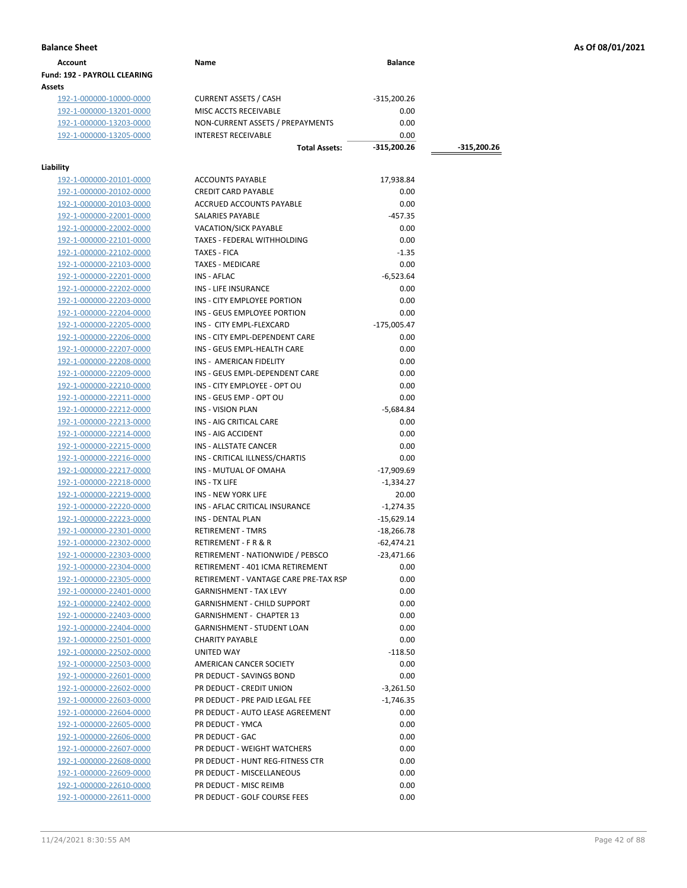**Balance Sheet** | **As Of 08/01/2021**

| Account | Name | Balance | |
|---|---|---|---|
| **Fund: 192 - PAYROLL CLEARING** | | | |
| **Assets** | | | |
| 192-1-000000-10000-0000 | CURRENT ASSETS / CASH | -315,200.26 | |
| 192-1-000000-13201-0000 | MISC ACCTS RECEIVABLE | 0.00 | |
| 192-1-000000-13203-0000 | NON-CURRENT ASSETS / PREPAYMENTS | 0.00 | |
| 192-1-000000-13205-0000 | INTEREST RECEIVABLE | 0.00 | |
| | **Total Assets:** | **-315,200.26** | **-315,200.26** |
| **Liability** | | | |
| 192-1-000000-20101-0000 | ACCOUNTS PAYABLE | 17,938.84 | |
| 192-1-000000-20102-0000 | CREDIT CARD PAYABLE | 0.00 | |
| 192-1-000000-20103-0000 | ACCRUED ACCOUNTS PAYABLE | 0.00 | |
| 192-1-000000-22001-0000 | SALARIES PAYABLE | -457.35 | |
| 192-1-000000-22002-0000 | VACATION/SICK PAYABLE | 0.00 | |
| 192-1-000000-22101-0000 | TAXES - FEDERAL WITHHOLDING | 0.00 | |
| 192-1-000000-22102-0000 | TAXES - FICA | -1.35 | |
| 192-1-000000-22103-0000 | TAXES - MEDICARE | 0.00 | |
| 192-1-000000-22201-0000 | INS - AFLAC | -6,523.64 | |
| 192-1-000000-22202-0000 | INS - LIFE INSURANCE | 0.00 | |
| 192-1-000000-22203-0000 | INS - CITY EMPLOYEE PORTION | 0.00 | |
| 192-1-000000-22204-0000 | INS - GEUS EMPLOYEE PORTION | 0.00 | |
| 192-1-000000-22205-0000 | INS - CITY EMPL-FLEXCARD | -175,005.47 | |
| 192-1-000000-22206-0000 | INS - CITY EMPL-DEPENDENT CARE | 0.00 | |
| 192-1-000000-22207-0000 | INS - GEUS EMPL-HEALTH CARE | 0.00 | |
| 192-1-000000-22208-0000 | INS - AMERICAN FIDELITY | 0.00 | |
| 192-1-000000-22209-0000 | INS - GEUS EMPL-DEPENDENT CARE | 0.00 | |
| 192-1-000000-22210-0000 | INS - CITY EMPLOYEE - OPT OU | 0.00 | |
| 192-1-000000-22211-0000 | INS - GEUS EMP - OPT OU | 0.00 | |
| 192-1-000000-22212-0000 | INS - VISION PLAN | -5,684.84 | |
| 192-1-000000-22213-0000 | INS - AIG CRITICAL CARE | 0.00 | |
| 192-1-000000-22214-0000 | INS - AIG ACCIDENT | 0.00 | |
| 192-1-000000-22215-0000 | INS - ALLSTATE CANCER | 0.00 | |
| 192-1-000000-22216-0000 | INS - CRITICAL ILLNESS/CHARTIS | 0.00 | |
| 192-1-000000-22217-0000 | INS - MUTUAL OF OMAHA | -17,909.69 | |
| 192-1-000000-22218-0000 | INS - TX LIFE | -1,334.27 | |
| 192-1-000000-22219-0000 | INS - NEW YORK LIFE | 20.00 | |
| 192-1-000000-22220-0000 | INS - AFLAC CRITICAL INSURANCE | -1,274.35 | |
| 192-1-000000-22223-0000 | INS - DENTAL PLAN | -15,629.14 | |
| 192-1-000000-22301-0000 | RETIREMENT - TMRS | -18,266.78 | |
| 192-1-000000-22302-0000 | RETIREMENT - F R & R | -62,474.21 | |
| 192-1-000000-22303-0000 | RETIREMENT - NATIONWIDE / PEBSCO | -23,471.66 | |
| 192-1-000000-22304-0000 | RETIREMENT - 401 ICMA RETIREMENT | 0.00 | |
| 192-1-000000-22305-0000 | RETIREMENT - VANTAGE CARE PRE-TAX RSP | 0.00 | |
| 192-1-000000-22401-0000 | GARNISHMENT - TAX LEVY | 0.00 | |
| 192-1-000000-22402-0000 | GARNISHMENT - CHILD SUPPORT | 0.00 | |
| 192-1-000000-22403-0000 | GARNISHMENT - CHAPTER 13 | 0.00 | |
| 192-1-000000-22404-0000 | GARNISHMENT - STUDENT LOAN | 0.00 | |
| 192-1-000000-22501-0000 | CHARITY PAYABLE | 0.00 | |
| 192-1-000000-22502-0000 | UNITED WAY | -118.50 | |
| 192-1-000000-22503-0000 | AMERICAN CANCER SOCIETY | 0.00 | |
| 192-1-000000-22601-0000 | PR DEDUCT - SAVINGS BOND | 0.00 | |
| 192-1-000000-22602-0000 | PR DEDUCT - CREDIT UNION | -3,261.50 | |
| 192-1-000000-22603-0000 | PR DEDUCT - PRE PAID LEGAL FEE | -1,746.35 | |
| 192-1-000000-22604-0000 | PR DEDUCT - AUTO LEASE AGREEMENT | 0.00 | |
| 192-1-000000-22605-0000 | PR DEDUCT - YMCA | 0.00 | |
| 192-1-000000-22606-0000 | PR DEDUCT - GAC | 0.00 | |
| 192-1-000000-22607-0000 | PR DEDUCT - WEIGHT WATCHERS | 0.00 | |
| 192-1-000000-22608-0000 | PR DEDUCT - HUNT REG-FITNESS CTR | 0.00 | |
| 192-1-000000-22609-0000 | PR DEDUCT - MISCELLANEOUS | 0.00 | |
| 192-1-000000-22610-0000 | PR DEDUCT - MISC REIMB | 0.00 | |
| 192-1-000000-22611-0000 | PR DEDUCT - GOLF COURSE FEES | 0.00 | |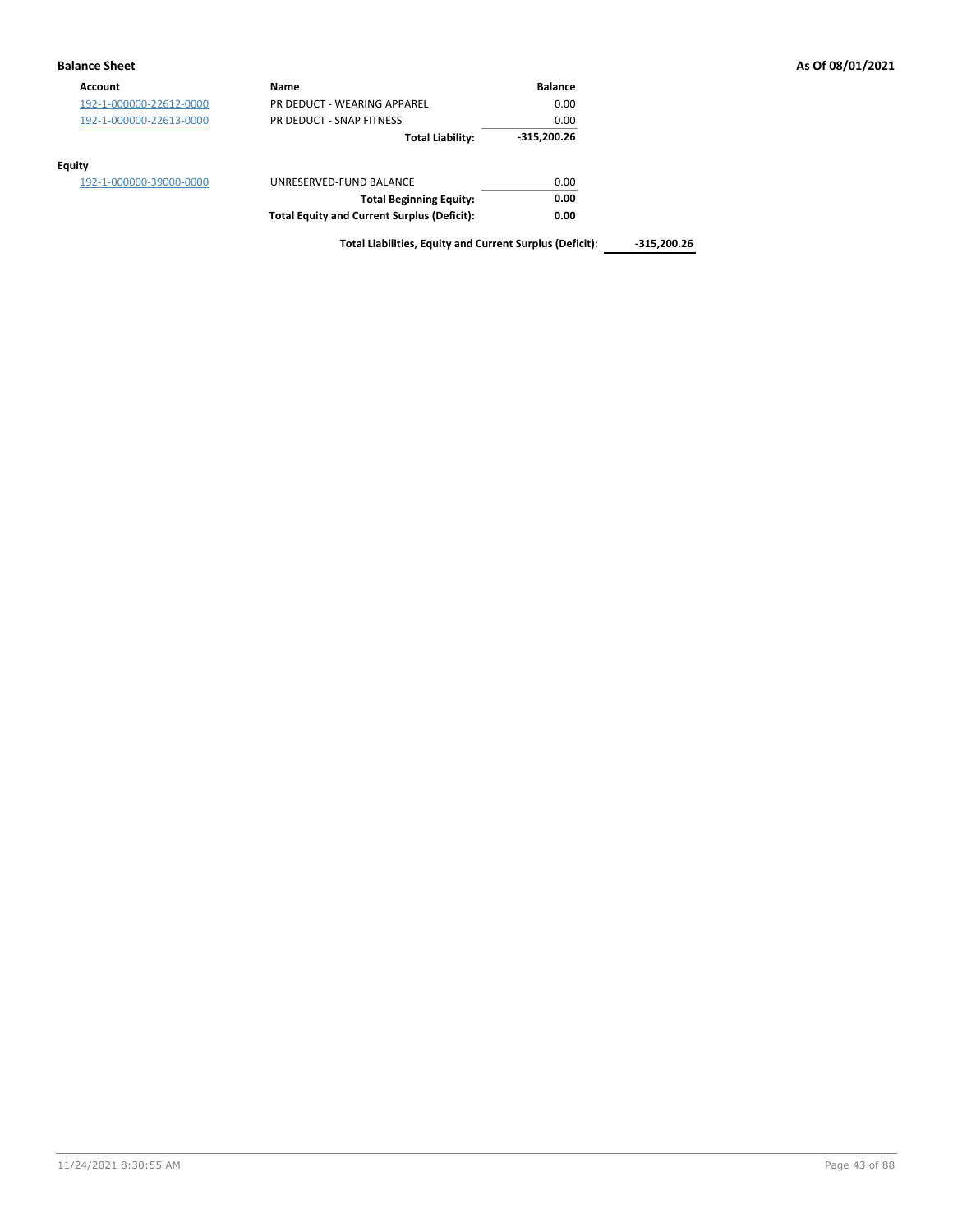**Balance Sheet** **As Of 08/01/2021**

| Account | Name | Balance | |
|---|---|---|---|
| 192-1-000000-22612-0000 | PR DEDUCT - WEARING APPAREL | 0.00 | |
| 192-1-000000-22613-0000 | PR DEDUCT - SNAP FITNESS | 0.00 | |
| | **Total Liability:** | **-315,200.26** | |

**Equity**

| Account | Name | Balance | |
|---|---|---|---|
| 192-1-000000-39000-0000 | UNRESERVED-FUND BALANCE | 0.00 | |
| | **Total Beginning Equity:** | **0.00** | |
| | **Total Equity and Current Surplus (Deficit):** | **0.00** | |
| | **Total Liabilities, Equity and Current Surplus (Deficit):** | | **-315,200.26** |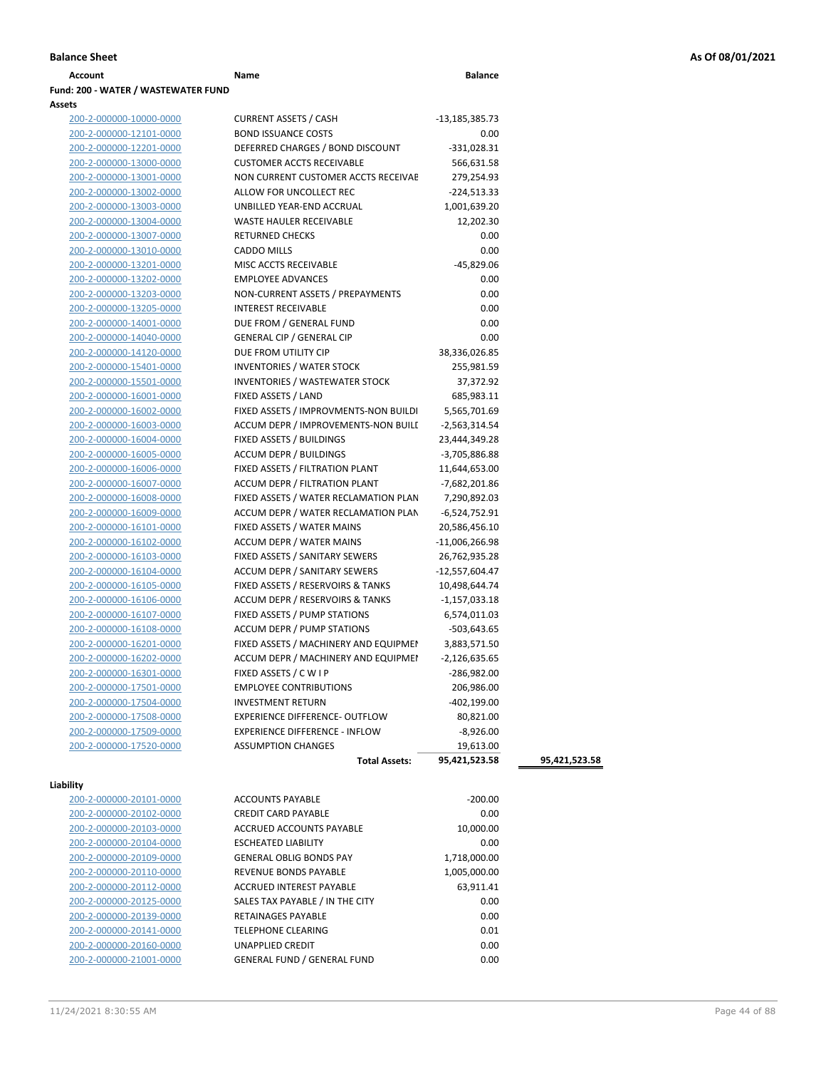**Balance Sheet** — As Of 08/01/2021

| Account | Name | Balance | |
|---|---|---|---|
| **Fund: 200 - WATER / WASTEWATER FUND** | | | |
| **Assets** | | | |
| 200-2-000000-10000-0000 | CURRENT ASSETS / CASH | -13,185,385.73 | |
| 200-2-000000-12101-0000 | BOND ISSUANCE COSTS | 0.00 | |
| 200-2-000000-12201-0000 | DEFERRED CHARGES / BOND DISCOUNT | -331,028.31 | |
| 200-2-000000-13000-0000 | CUSTOMER ACCTS RECEIVABLE | 566,631.58 | |
| 200-2-000000-13001-0000 | NON CURRENT CUSTOMER ACCTS RECEIVAE | 279,254.93 | |
| 200-2-000000-13002-0000 | ALLOW FOR UNCOLLECT REC | -224,513.33 | |
| 200-2-000000-13003-0000 | UNBILLED YEAR-END ACCRUAL | 1,001,639.20 | |
| 200-2-000000-13004-0000 | WASTE HAULER RECEIVABLE | 12,202.30 | |
| 200-2-000000-13007-0000 | RETURNED CHECKS | 0.00 | |
| 200-2-000000-13010-0000 | CADDO MILLS | 0.00 | |
| 200-2-000000-13201-0000 | MISC ACCTS RECEIVABLE | -45,829.06 | |
| 200-2-000000-13202-0000 | EMPLOYEE ADVANCES | 0.00 | |
| 200-2-000000-13203-0000 | NON-CURRENT ASSETS / PREPAYMENTS | 0.00 | |
| 200-2-000000-13205-0000 | INTEREST RECEIVABLE | 0.00 | |
| 200-2-000000-14001-0000 | DUE FROM / GENERAL FUND | 0.00 | |
| 200-2-000000-14040-0000 | GENERAL CIP / GENERAL CIP | 0.00 | |
| 200-2-000000-14120-0000 | DUE FROM UTILITY CIP | 38,336,026.85 | |
| 200-2-000000-15401-0000 | INVENTORIES / WATER STOCK | 255,981.59 | |
| 200-2-000000-15501-0000 | INVENTORIES / WASTEWATER STOCK | 37,372.92 | |
| 200-2-000000-16001-0000 | FIXED ASSETS / LAND | 685,983.11 | |
| 200-2-000000-16002-0000 | FIXED ASSETS / IMPROVMENTS-NON BUILDI | 5,565,701.69 | |
| 200-2-000000-16003-0000 | ACCUM DEPR / IMPROVEMENTS-NON BUILI | -2,563,314.54 | |
| 200-2-000000-16004-0000 | FIXED ASSETS / BUILDINGS | 23,444,349.28 | |
| 200-2-000000-16005-0000 | ACCUM DEPR / BUILDINGS | -3,705,886.88 | |
| 200-2-000000-16006-0000 | FIXED ASSETS / FILTRATION PLANT | 11,644,653.00 | |
| 200-2-000000-16007-0000 | ACCUM DEPR / FILTRATION PLANT | -7,682,201.86 | |
| 200-2-000000-16008-0000 | FIXED ASSETS / WATER RECLAMATION PLAN | 7,290,892.03 | |
| 200-2-000000-16009-0000 | ACCUM DEPR / WATER RECLAMATION PLAN | -6,524,752.91 | |
| 200-2-000000-16101-0000 | FIXED ASSETS / WATER MAINS | 20,586,456.10 | |
| 200-2-000000-16102-0000 | ACCUM DEPR / WATER MAINS | -11,006,266.98 | |
| 200-2-000000-16103-0000 | FIXED ASSETS / SANITARY SEWERS | 26,762,935.28 | |
| 200-2-000000-16104-0000 | ACCUM DEPR / SANITARY SEWERS | -12,557,604.47 | |
| 200-2-000000-16105-0000 | FIXED ASSETS / RESERVOIRS & TANKS | 10,498,644.74 | |
| 200-2-000000-16106-0000 | ACCUM DEPR / RESERVOIRS & TANKS | -1,157,033.18 | |
| 200-2-000000-16107-0000 | FIXED ASSETS / PUMP STATIONS | 6,574,011.03 | |
| 200-2-000000-16108-0000 | ACCUM DEPR / PUMP STATIONS | -503,643.65 | |
| 200-2-000000-16201-0000 | FIXED ASSETS / MACHINERY AND EQUIPMEI | 3,883,571.50 | |
| 200-2-000000-16202-0000 | ACCUM DEPR / MACHINERY AND EQUIPMEI | -2,126,635.65 | |
| 200-2-000000-16301-0000 | FIXED ASSETS / C W I P | -286,982.00 | |
| 200-2-000000-17501-0000 | EMPLOYEE CONTRIBUTIONS | 206,986.00 | |
| 200-2-000000-17504-0000 | INVESTMENT RETURN | -402,199.00 | |
| 200-2-000000-17508-0000 | EXPERIENCE DIFFERENCE- OUTFLOW | 80,821.00 | |
| 200-2-000000-17509-0000 | EXPERIENCE DIFFERENCE - INFLOW | -8,926.00 | |
| 200-2-000000-17520-0000 | ASSUMPTION CHANGES | 19,613.00 | |
| | **Total Assets:** | **95,421,523.58** | **95,421,523.58** |
| **Liability** | | | |
| 200-2-000000-20101-0000 | ACCOUNTS PAYABLE | -200.00 | |
| 200-2-000000-20102-0000 | CREDIT CARD PAYABLE | 0.00 | |
| 200-2-000000-20103-0000 | ACCRUED ACCOUNTS PAYABLE | 10,000.00 | |
| 200-2-000000-20104-0000 | ESCHEATED LIABILITY | 0.00 | |
| 200-2-000000-20109-0000 | GENERAL OBLIG BONDS PAY | 1,718,000.00 | |
| 200-2-000000-20110-0000 | REVENUE BONDS PAYABLE | 1,005,000.00 | |
| 200-2-000000-20112-0000 | ACCRUED INTEREST PAYABLE | 63,911.41 | |
| 200-2-000000-20125-0000 | SALES TAX PAYABLE / IN THE CITY | 0.00 | |
| 200-2-000000-20139-0000 | RETAINAGES PAYABLE | 0.00 | |
| 200-2-000000-20141-0000 | TELEPHONE CLEARING | 0.01 | |
| 200-2-000000-20160-0000 | UNAPPLIED CREDIT | 0.00 | |
| 200-2-000000-21001-0000 | GENERAL FUND / GENERAL FUND | 0.00 | |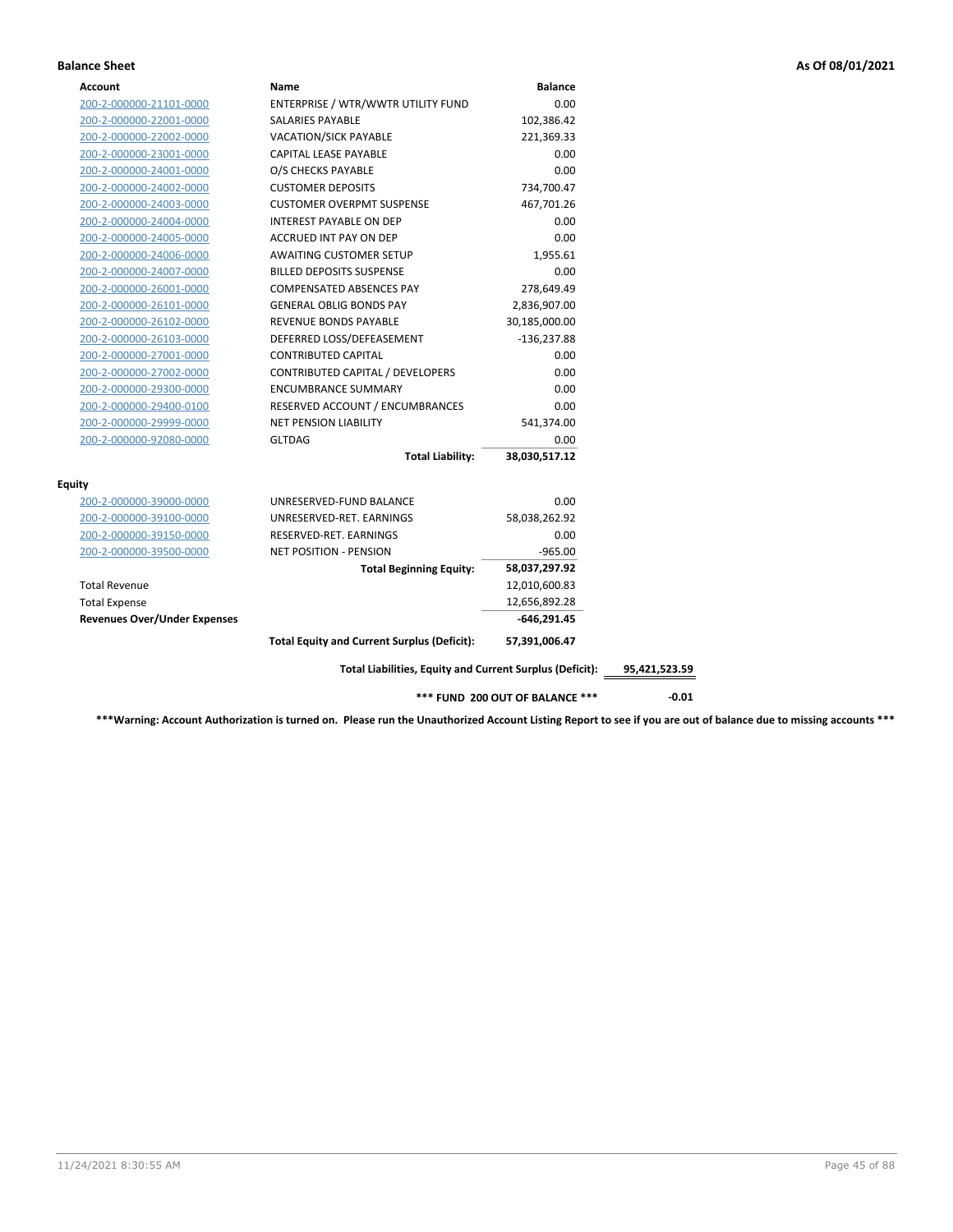**Balance Sheet** | **As Of 08/01/2021**

| Account | Name | Balance | |
|---|---|---|---|
| 200-2-000000-21101-0000 | ENTERPRISE / WTR/WWTR UTILITY FUND | 0.00 | |
| 200-2-000000-22001-0000 | SALARIES PAYABLE | 102,386.42 | |
| 200-2-000000-22002-0000 | VACATION/SICK PAYABLE | 221,369.33 | |
| 200-2-000000-23001-0000 | CAPITAL LEASE PAYABLE | 0.00 | |
| 200-2-000000-24001-0000 | O/S CHECKS PAYABLE | 0.00 | |
| 200-2-000000-24002-0000 | CUSTOMER DEPOSITS | 734,700.47 | |
| 200-2-000000-24003-0000 | CUSTOMER OVERPMT SUSPENSE | 467,701.26 | |
| 200-2-000000-24004-0000 | INTEREST PAYABLE ON DEP | 0.00 | |
| 200-2-000000-24005-0000 | ACCRUED INT PAY ON DEP | 0.00 | |
| 200-2-000000-24006-0000 | AWAITING CUSTOMER SETUP | 1,955.61 | |
| 200-2-000000-24007-0000 | BILLED DEPOSITS SUSPENSE | 0.00 | |
| 200-2-000000-26001-0000 | COMPENSATED ABSENCES PAY | 278,649.49 | |
| 200-2-000000-26101-0000 | GENERAL OBLIG BONDS PAY | 2,836,907.00 | |
| 200-2-000000-26102-0000 | REVENUE BONDS PAYABLE | 30,185,000.00 | |
| 200-2-000000-26103-0000 | DEFERRED LOSS/DEFEASEMENT | -136,237.88 | |
| 200-2-000000-27001-0000 | CONTRIBUTED CAPITAL | 0.00 | |
| 200-2-000000-27002-0000 | CONTRIBUTED CAPITAL / DEVELOPERS | 0.00 | |
| 200-2-000000-29300-0000 | ENCUMBRANCE SUMMARY | 0.00 | |
| 200-2-000000-29400-0100 | RESERVED ACCOUNT / ENCUMBRANCES | 0.00 | |
| 200-2-000000-29999-0000 | NET PENSION LIABILITY | 541,374.00 | |
| 200-2-000000-92080-0000 | GLTDAG | 0.00 | |
| | **Total Liability:** | **38,030,517.12** | |
| **Equity** | | | |
| 200-2-000000-39000-0000 | UNRESERVED-FUND BALANCE | 0.00 | |
| 200-2-000000-39100-0000 | UNRESERVED-RET. EARNINGS | 58,038,262.92 | |
| 200-2-000000-39150-0000 | RESERVED-RET. EARNINGS | 0.00 | |
| 200-2-000000-39500-0000 | NET POSITION - PENSION | -965.00 | |
| | **Total Beginning Equity:** | **58,037,297.92** | |
| Total Revenue | | 12,010,600.83 | |
| Total Expense | | 12,656,892.28 | |
| **Revenues Over/Under Expenses** | | **-646,291.45** | |
| | **Total Equity and Current Surplus (Deficit):** | **57,391,006.47** | |
| | **Total Liabilities, Equity and Current Surplus (Deficit):** | | **95,421,523.59** |
| | **\*\*\* FUND 200 OUT OF BALANCE \*\*\*** | | **-0.01** |

**\*\*\*Warning: Account Authorization is turned on. Please run the Unauthorized Account Listing Report to see if you are out of balance due to missing accounts \*\*\***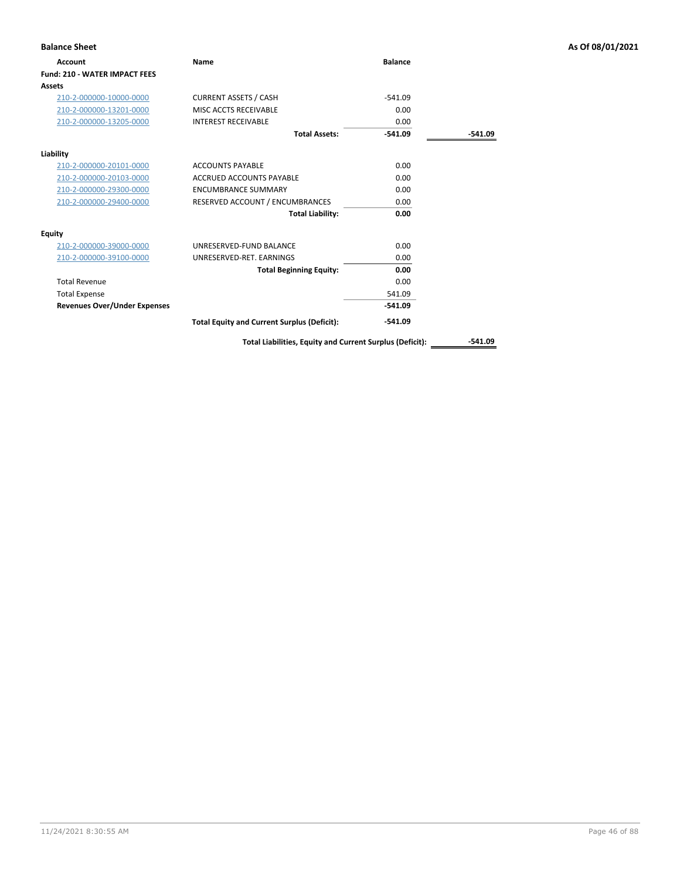**Balance Sheet** **As Of 08/01/2021**

| Account | Name | Balance | |
|---|---|---|---|
| **Fund: 210 - WATER IMPACT FEES** | | | |
| **Assets** | | | |
| 210-2-000000-10000-0000 | CURRENT ASSETS / CASH | -541.09 | |
| 210-2-000000-13201-0000 | MISC ACCTS RECEIVABLE | 0.00 | |
| 210-2-000000-13205-0000 | INTEREST RECEIVABLE | 0.00 | |
| | **Total Assets:** | **-541.09** | **-541.09** |
| **Liability** | | | |
| 210-2-000000-20101-0000 | ACCOUNTS PAYABLE | 0.00 | |
| 210-2-000000-20103-0000 | ACCRUED ACCOUNTS PAYABLE | 0.00 | |
| 210-2-000000-29300-0000 | ENCUMBRANCE SUMMARY | 0.00 | |
| 210-2-000000-29400-0000 | RESERVED ACCOUNT / ENCUMBRANCES | 0.00 | |
| | **Total Liability:** | **0.00** | |
| **Equity** | | | |
| 210-2-000000-39000-0000 | UNRESERVED-FUND BALANCE | 0.00 | |
| 210-2-000000-39100-0000 | UNRESERVED-RET. EARNINGS | 0.00 | |
| | **Total Beginning Equity:** | **0.00** | |
| Total Revenue | | 0.00 | |
| Total Expense | | 541.09 | |
| **Revenues Over/Under Expenses** | | **-541.09** | |
| | **Total Equity and Current Surplus (Deficit):** | **-541.09** | |
| | **Total Liabilities, Equity and Current Surplus (Deficit):** | | **-541.09** |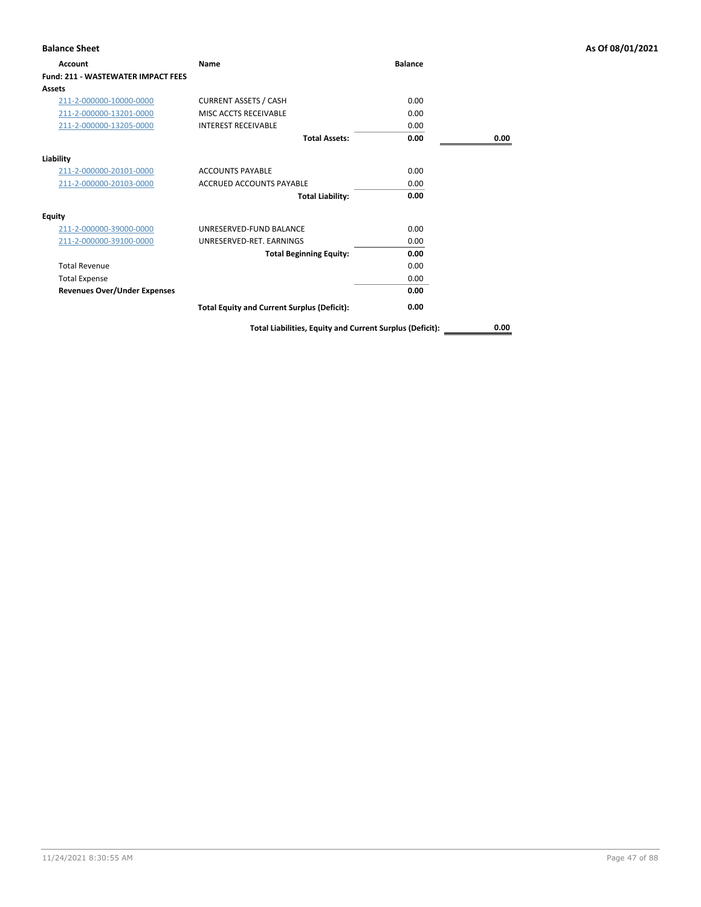## Balance Sheet

**As Of 08/01/2021**

| Account | Name | Balance | |
|---|---|---|---|
| **Fund: 211 - WASTEWATER IMPACT FEES** | | | |
| **Assets** | | | |
| 211-2-000000-10000-0000 | CURRENT ASSETS / CASH | 0.00 | |
| 211-2-000000-13201-0000 | MISC ACCTS RECEIVABLE | 0.00 | |
| 211-2-000000-13205-0000 | INTEREST RECEIVABLE | 0.00 | |
| | **Total Assets:** | **0.00** | **0.00** |
| **Liability** | | | |
| 211-2-000000-20101-0000 | ACCOUNTS PAYABLE | 0.00 | |
| 211-2-000000-20103-0000 | ACCRUED ACCOUNTS PAYABLE | 0.00 | |
| | **Total Liability:** | **0.00** | |
| **Equity** | | | |
| 211-2-000000-39000-0000 | UNRESERVED-FUND BALANCE | 0.00 | |
| 211-2-000000-39100-0000 | UNRESERVED-RET. EARNINGS | 0.00 | |
| | **Total Beginning Equity:** | **0.00** | |
| Total Revenue | | 0.00 | |
| Total Expense | | 0.00 | |
| **Revenues Over/Under Expenses** | | **0.00** | |
| | **Total Equity and Current Surplus (Deficit):** | **0.00** | |
| | **Total Liabilities, Equity and Current Surplus (Deficit):** | | **0.00** |

11/24/2021 8:30:55 AM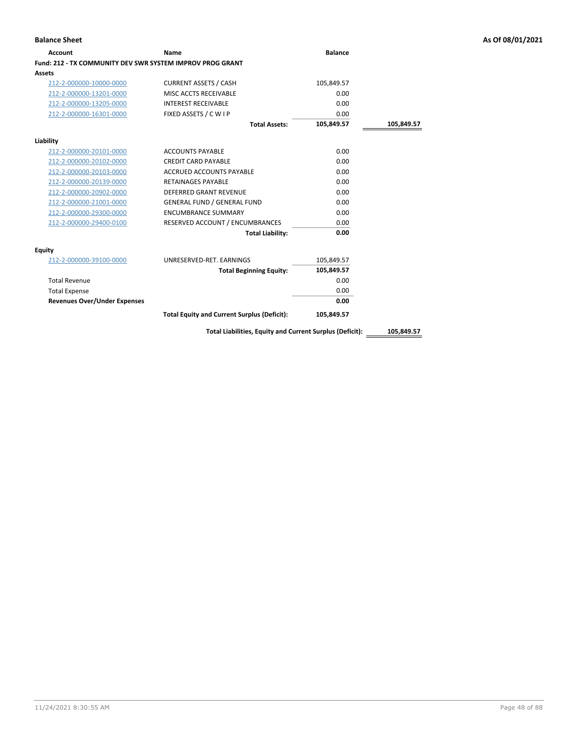## Balance Sheet

**As Of 08/01/2021**

| Account | Name | Balance | |
|---|---|---|---|
| **Fund: 212 - TX COMMUNITY DEV SWR SYSTEM IMPROV PROG GRANT** | | | |
| **Assets** | | | |
| 212-2-000000-10000-0000 | CURRENT ASSETS / CASH | 105,849.57 | |
| 212-2-000000-13201-0000 | MISC ACCTS RECEIVABLE | 0.00 | |
| 212-2-000000-13205-0000 | INTEREST RECEIVABLE | 0.00 | |
| 212-2-000000-16301-0000 | FIXED ASSETS / C W I P | 0.00 | |
| | **Total Assets:** | **105,849.57** | **105,849.57** |
| **Liability** | | | |
| 212-2-000000-20101-0000 | ACCOUNTS PAYABLE | 0.00 | |
| 212-2-000000-20102-0000 | CREDIT CARD PAYABLE | 0.00 | |
| 212-2-000000-20103-0000 | ACCRUED ACCOUNTS PAYABLE | 0.00 | |
| 212-2-000000-20139-0000 | RETAINAGES PAYABLE | 0.00 | |
| 212-2-000000-20902-0000 | DEFERRED GRANT REVENUE | 0.00 | |
| 212-2-000000-21001-0000 | GENERAL FUND / GENERAL FUND | 0.00 | |
| 212-2-000000-29300-0000 | ENCUMBRANCE SUMMARY | 0.00 | |
| 212-2-000000-29400-0100 | RESERVED ACCOUNT / ENCUMBRANCES | 0.00 | |
| | **Total Liability:** | **0.00** | |
| **Equity** | | | |
| 212-2-000000-39100-0000 | UNRESERVED-RET. EARNINGS | 105,849.57 | |
| | **Total Beginning Equity:** | **105,849.57** | |
| Total Revenue | | 0.00 | |
| Total Expense | | 0.00 | |
| **Revenues Over/Under Expenses** | | **0.00** | |
| | **Total Equity and Current Surplus (Deficit):** | **105,849.57** | |
| | **Total Liabilities, Equity and Current Surplus (Deficit):** | | **105,849.57** |

11/24/2021 8:30:55 AM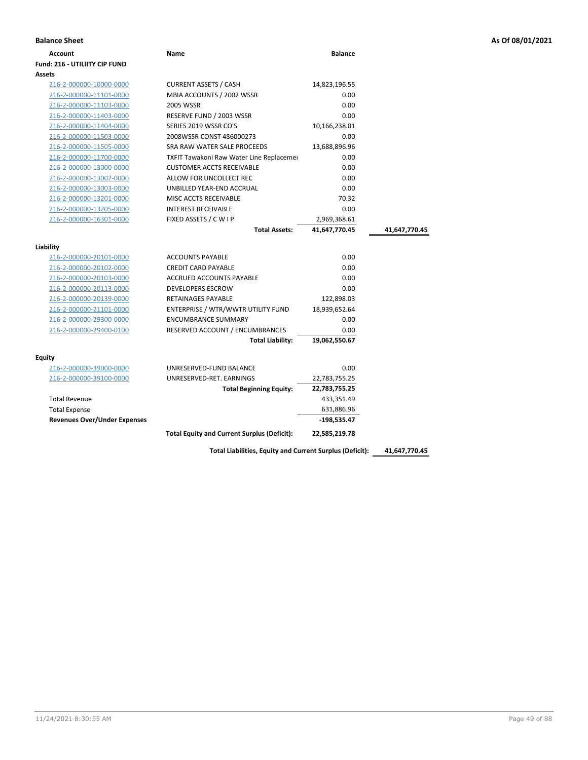**Balance Sheet** — As Of 08/01/2021

| Account | Name | Balance | |
|---|---|---|---|
| **Fund: 216 - UTILIITY CIP FUND** | | | |
| **Assets** | | | |
| 216-2-000000-10000-0000 | CURRENT ASSETS / CASH | 14,823,196.55 | |
| 216-2-000000-11101-0000 | MBIA ACCOUNTS / 2002 WSSR | 0.00 | |
| 216-2-000000-11103-0000 | 2005 WSSR | 0.00 | |
| 216-2-000000-11403-0000 | RESERVE FUND / 2003 WSSR | 0.00 | |
| 216-2-000000-11404-0000 | SERIES 2019 WSSR CO'S | 10,166,238.01 | |
| 216-2-000000-11503-0000 | 2008WSSR CONST 486000273 | 0.00 | |
| 216-2-000000-11505-0000 | SRA RAW WATER SALE PROCEEDS | 13,688,896.96 | |
| 216-2-000000-11700-0000 | TXFIT Tawakoni Raw Water Line Replaceme | 0.00 | |
| 216-2-000000-13000-0000 | CUSTOMER ACCTS RECEIVABLE | 0.00 | |
| 216-2-000000-13002-0000 | ALLOW FOR UNCOLLECT REC | 0.00 | |
| 216-2-000000-13003-0000 | UNBILLED YEAR-END ACCRUAL | 0.00 | |
| 216-2-000000-13201-0000 | MISC ACCTS RECEIVABLE | 70.32 | |
| 216-2-000000-13205-0000 | INTEREST RECEIVABLE | 0.00 | |
| 216-2-000000-16301-0000 | FIXED ASSETS / C W I P | 2,969,368.61 | |
| | **Total Assets:** | **41,647,770.45** | **41,647,770.45** |
| **Liability** | | | |
| 216-2-000000-20101-0000 | ACCOUNTS PAYABLE | 0.00 | |
| 216-2-000000-20102-0000 | CREDIT CARD PAYABLE | 0.00 | |
| 216-2-000000-20103-0000 | ACCRUED ACCOUNTS PAYABLE | 0.00 | |
| 216-2-000000-20113-0000 | DEVELOPERS ESCROW | 0.00 | |
| 216-2-000000-20139-0000 | RETAINAGES PAYABLE | 122,898.03 | |
| 216-2-000000-21101-0000 | ENTERPRISE / WTR/WWTR UTILITY FUND | 18,939,652.64 | |
| 216-2-000000-29300-0000 | ENCUMBRANCE SUMMARY | 0.00 | |
| 216-2-000000-29400-0100 | RESERVED ACCOUNT / ENCUMBRANCES | 0.00 | |
| | **Total Liability:** | **19,062,550.67** | |
| **Equity** | | | |
| 216-2-000000-39000-0000 | UNRESERVED-FUND BALANCE | 0.00 | |
| 216-2-000000-39100-0000 | UNRESERVED-RET. EARNINGS | 22,783,755.25 | |
| | **Total Beginning Equity:** | **22,783,755.25** | |
| Total Revenue | | 433,351.49 | |
| Total Expense | | 631,886.96 | |
| **Revenues Over/Under Expenses** | | **-198,535.47** | |
| | **Total Equity and Current Surplus (Deficit):** | **22,585,219.78** | |
| | **Total Liabilities, Equity and Current Surplus (Deficit):** | | **41,647,770.45** |

11/24/2021 8:30:55 AM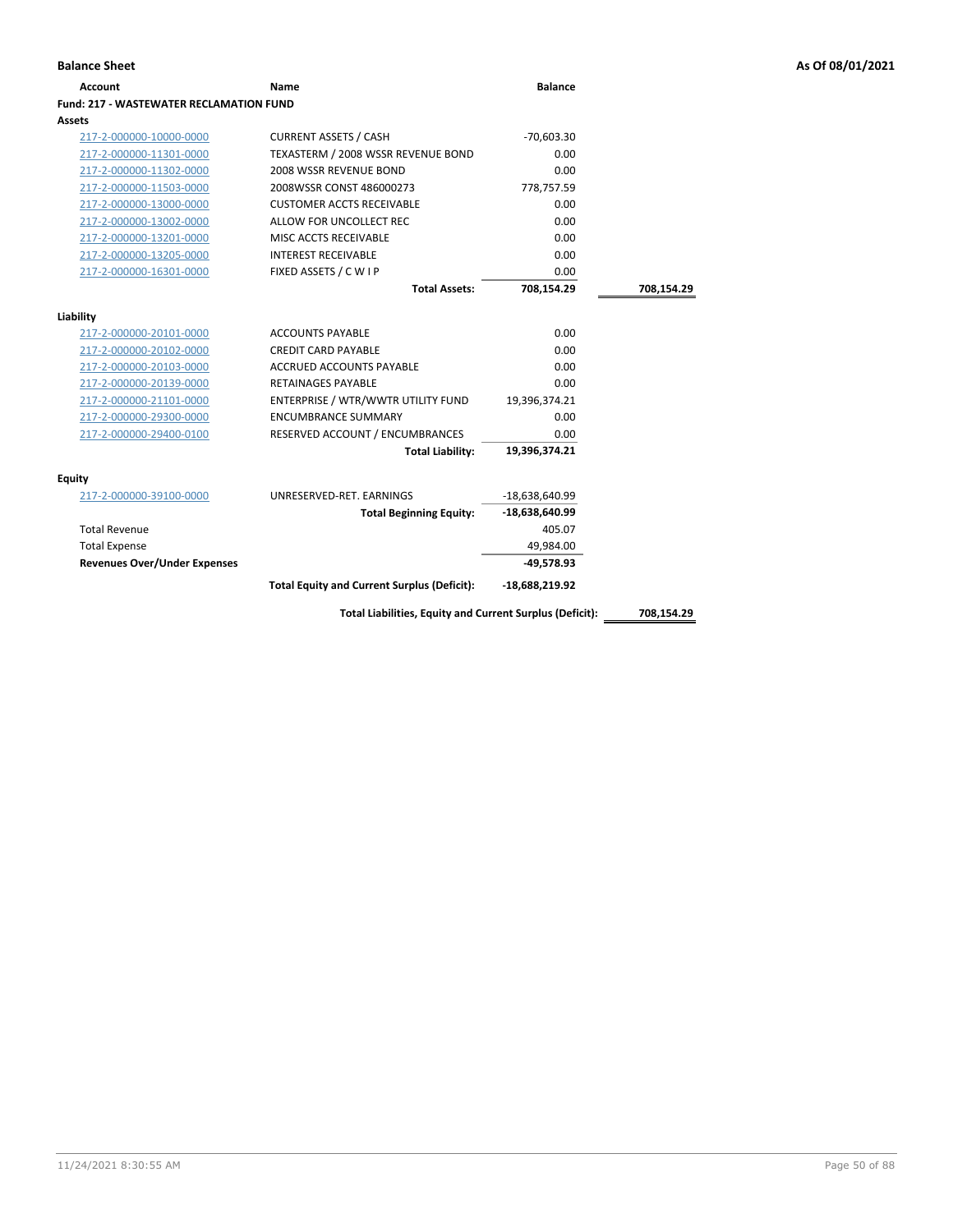**Balance Sheet** — As Of 08/01/2021

| Account | Name | Balance | |
|---|---|---|---|
| **Fund: 217 - WASTEWATER RECLAMATION FUND** | | | |
| **Assets** | | | |
| 217-2-000000-10000-0000 | CURRENT ASSETS / CASH | -70,603.30 | |
| 217-2-000000-11301-0000 | TEXASTERM / 2008 WSSR REVENUE BOND | 0.00 | |
| 217-2-000000-11302-0000 | 2008 WSSR REVENUE BOND | 0.00 | |
| 217-2-000000-11503-0000 | 2008WSSR CONST 486000273 | 778,757.59 | |
| 217-2-000000-13000-0000 | CUSTOMER ACCTS RECEIVABLE | 0.00 | |
| 217-2-000000-13002-0000 | ALLOW FOR UNCOLLECT REC | 0.00 | |
| 217-2-000000-13201-0000 | MISC ACCTS RECEIVABLE | 0.00 | |
| 217-2-000000-13205-0000 | INTEREST RECEIVABLE | 0.00 | |
| 217-2-000000-16301-0000 | FIXED ASSETS / C W I P | 0.00 | |
| | **Total Assets:** | **708,154.29** | **708,154.29** |
| **Liability** | | | |
| 217-2-000000-20101-0000 | ACCOUNTS PAYABLE | 0.00 | |
| 217-2-000000-20102-0000 | CREDIT CARD PAYABLE | 0.00 | |
| 217-2-000000-20103-0000 | ACCRUED ACCOUNTS PAYABLE | 0.00 | |
| 217-2-000000-20139-0000 | RETAINAGES PAYABLE | 0.00 | |
| 217-2-000000-21101-0000 | ENTERPRISE / WTR/WWTR UTILITY FUND | 19,396,374.21 | |
| 217-2-000000-29300-0000 | ENCUMBRANCE SUMMARY | 0.00 | |
| 217-2-000000-29400-0100 | RESERVED ACCOUNT / ENCUMBRANCES | 0.00 | |
| | **Total Liability:** | **19,396,374.21** | |
| **Equity** | | | |
| 217-2-000000-39100-0000 | UNRESERVED-RET. EARNINGS | -18,638,640.99 | |
| | **Total Beginning Equity:** | **-18,638,640.99** | |
| Total Revenue | | 405.07 | |
| Total Expense | | 49,984.00 | |
| **Revenues Over/Under Expenses** | | **-49,578.93** | |
| | **Total Equity and Current Surplus (Deficit):** | **-18,688,219.92** | |
| | **Total Liabilities, Equity and Current Surplus (Deficit):** | | **708,154.29** |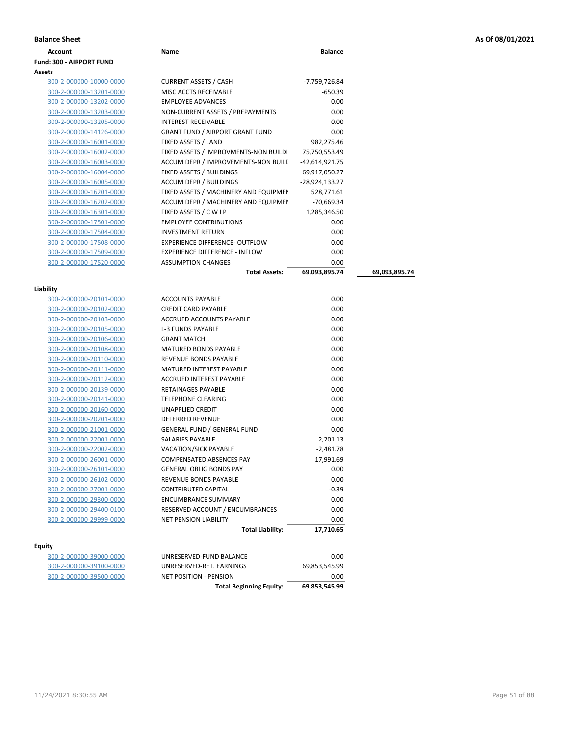**Balance Sheet** | **As Of 08/01/2021**

| Account | Name | Balance | |
|---|---|---|---|
| **Fund: 300 - AIRPORT FUND** | | | |
| **Assets** | | | |
| 300-2-000000-10000-0000 | CURRENT ASSETS / CASH | -7,759,726.84 | |
| 300-2-000000-13201-0000 | MISC ACCTS RECEIVABLE | -650.39 | |
| 300-2-000000-13202-0000 | EMPLOYEE ADVANCES | 0.00 | |
| 300-2-000000-13203-0000 | NON-CURRENT ASSETS / PREPAYMENTS | 0.00 | |
| 300-2-000000-13205-0000 | INTEREST RECEIVABLE | 0.00 | |
| 300-2-000000-14126-0000 | GRANT FUND / AIRPORT GRANT FUND | 0.00 | |
| 300-2-000000-16001-0000 | FIXED ASSETS / LAND | 982,275.46 | |
| 300-2-000000-16002-0000 | FIXED ASSETS / IMPROVMENTS-NON BUILDI | 75,750,553.49 | |
| 300-2-000000-16003-0000 | ACCUM DEPR / IMPROVEMENTS-NON BUILI | -42,614,921.75 | |
| 300-2-000000-16004-0000 | FIXED ASSETS / BUILDINGS | 69,917,050.27 | |
| 300-2-000000-16005-0000 | ACCUM DEPR / BUILDINGS | -28,924,133.27 | |
| 300-2-000000-16201-0000 | FIXED ASSETS / MACHINERY AND EQUIPMEI | 528,771.61 | |
| 300-2-000000-16202-0000 | ACCUM DEPR / MACHINERY AND EQUIPMEI | -70,669.34 | |
| 300-2-000000-16301-0000 | FIXED ASSETS / C W I P | 1,285,346.50 | |
| 300-2-000000-17501-0000 | EMPLOYEE CONTRIBUTIONS | 0.00 | |
| 300-2-000000-17504-0000 | INVESTMENT RETURN | 0.00 | |
| 300-2-000000-17508-0000 | EXPERIENCE DIFFERENCE- OUTFLOW | 0.00 | |
| 300-2-000000-17509-0000 | EXPERIENCE DIFFERENCE - INFLOW | 0.00 | |
| 300-2-000000-17520-0000 | ASSUMPTION CHANGES | 0.00 | |
| | **Total Assets:** | **69,093,895.74** | **69,093,895.74** |
| **Liability** | | | |
| 300-2-000000-20101-0000 | ACCOUNTS PAYABLE | 0.00 | |
| 300-2-000000-20102-0000 | CREDIT CARD PAYABLE | 0.00 | |
| 300-2-000000-20103-0000 | ACCRUED ACCOUNTS PAYABLE | 0.00 | |
| 300-2-000000-20105-0000 | L-3 FUNDS PAYABLE | 0.00 | |
| 300-2-000000-20106-0000 | GRANT MATCH | 0.00 | |
| 300-2-000000-20108-0000 | MATURED BONDS PAYABLE | 0.00 | |
| 300-2-000000-20110-0000 | REVENUE BONDS PAYABLE | 0.00 | |
| 300-2-000000-20111-0000 | MATURED INTEREST PAYABLE | 0.00 | |
| 300-2-000000-20112-0000 | ACCRUED INTEREST PAYABLE | 0.00 | |
| 300-2-000000-20139-0000 | RETAINAGES PAYABLE | 0.00 | |
| 300-2-000000-20141-0000 | TELEPHONE CLEARING | 0.00 | |
| 300-2-000000-20160-0000 | UNAPPLIED CREDIT | 0.00 | |
| 300-2-000000-20201-0000 | DEFERRED REVENUE | 0.00 | |
| 300-2-000000-21001-0000 | GENERAL FUND / GENERAL FUND | 0.00 | |
| 300-2-000000-22001-0000 | SALARIES PAYABLE | 2,201.13 | |
| 300-2-000000-22002-0000 | VACATION/SICK PAYABLE | -2,481.78 | |
| 300-2-000000-26001-0000 | COMPENSATED ABSENCES PAY | 17,991.69 | |
| 300-2-000000-26101-0000 | GENERAL OBLIG BONDS PAY | 0.00 | |
| 300-2-000000-26102-0000 | REVENUE BONDS PAYABLE | 0.00 | |
| 300-2-000000-27001-0000 | CONTRIBUTED CAPITAL | -0.39 | |
| 300-2-000000-29300-0000 | ENCUMBRANCE SUMMARY | 0.00 | |
| 300-2-000000-29400-0100 | RESERVED ACCOUNT / ENCUMBRANCES | 0.00 | |
| 300-2-000000-29999-0000 | NET PENSION LIABILITY | 0.00 | |
| | **Total Liability:** | **17,710.65** | |
| **Equity** | | | |
| 300-2-000000-39000-0000 | UNRESERVED-FUND BALANCE | 0.00 | |
| 300-2-000000-39100-0000 | UNRESERVED-RET. EARNINGS | 69,853,545.99 | |
| 300-2-000000-39500-0000 | NET POSITION - PENSION | 0.00 | |
| | **Total Beginning Equity:** | **69,853,545.99** | |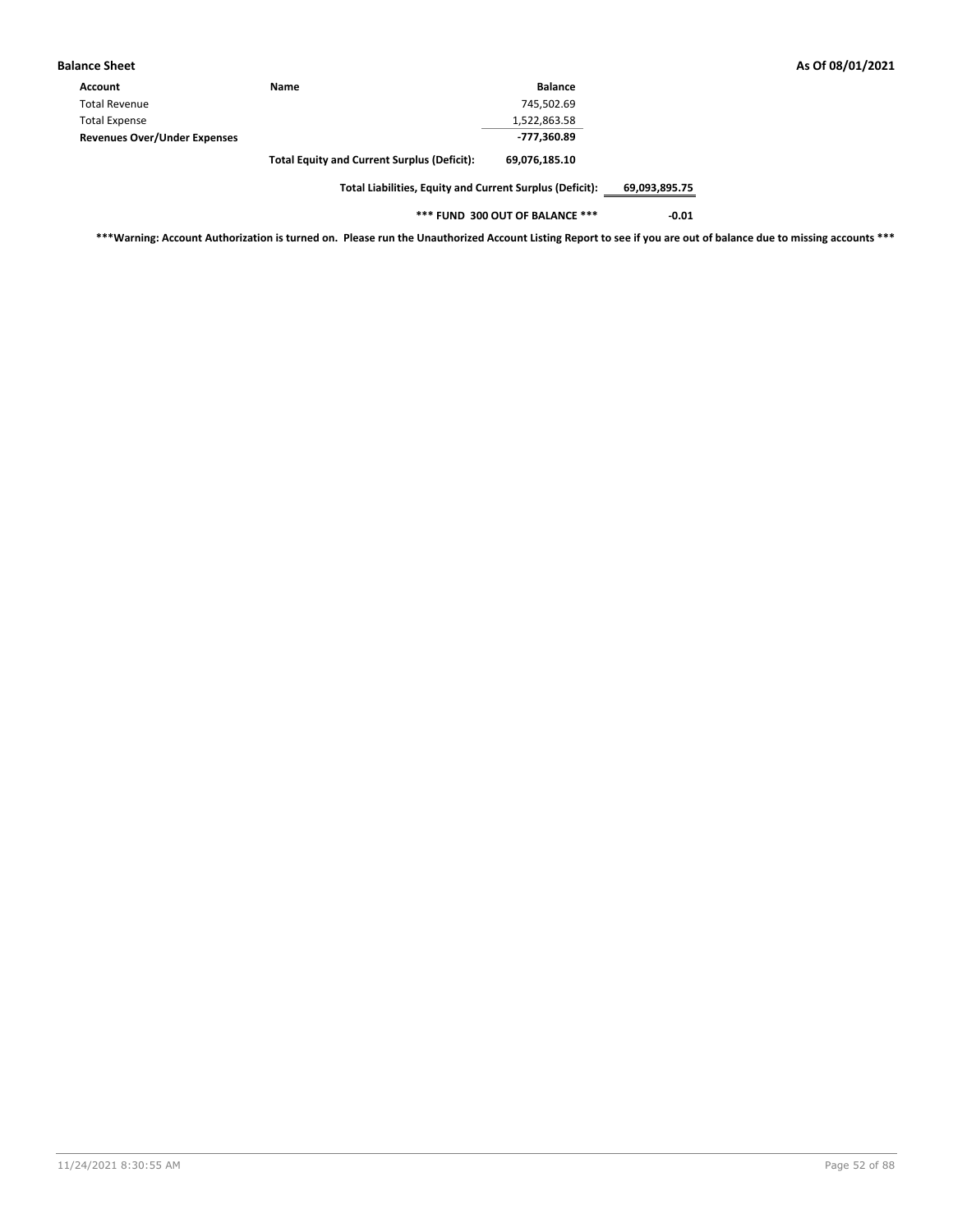**Balance Sheet** — **As Of 08/01/2021**

| Account | Name | Balance | |
|---|---|---|---|
| Total Revenue | | 745,502.69 | |
| Total Expense | | 1,522,863.58 | |
| **Revenues Over/Under Expenses** | | **-777,360.89** | |
| | **Total Equity and Current Surplus (Deficit):** | **69,076,185.10** | |
| | **Total Liabilities, Equity and Current Surplus (Deficit):** | | **69,093,895.75** |
| | **\*\*\* FUND 300 OUT OF BALANCE \*\*\*** | | **-0.01** |

**\*\*\*Warning: Account Authorization is turned on. Please run the Unauthorized Account Listing Report to see if you are out of balance due to missing accounts \*\*\***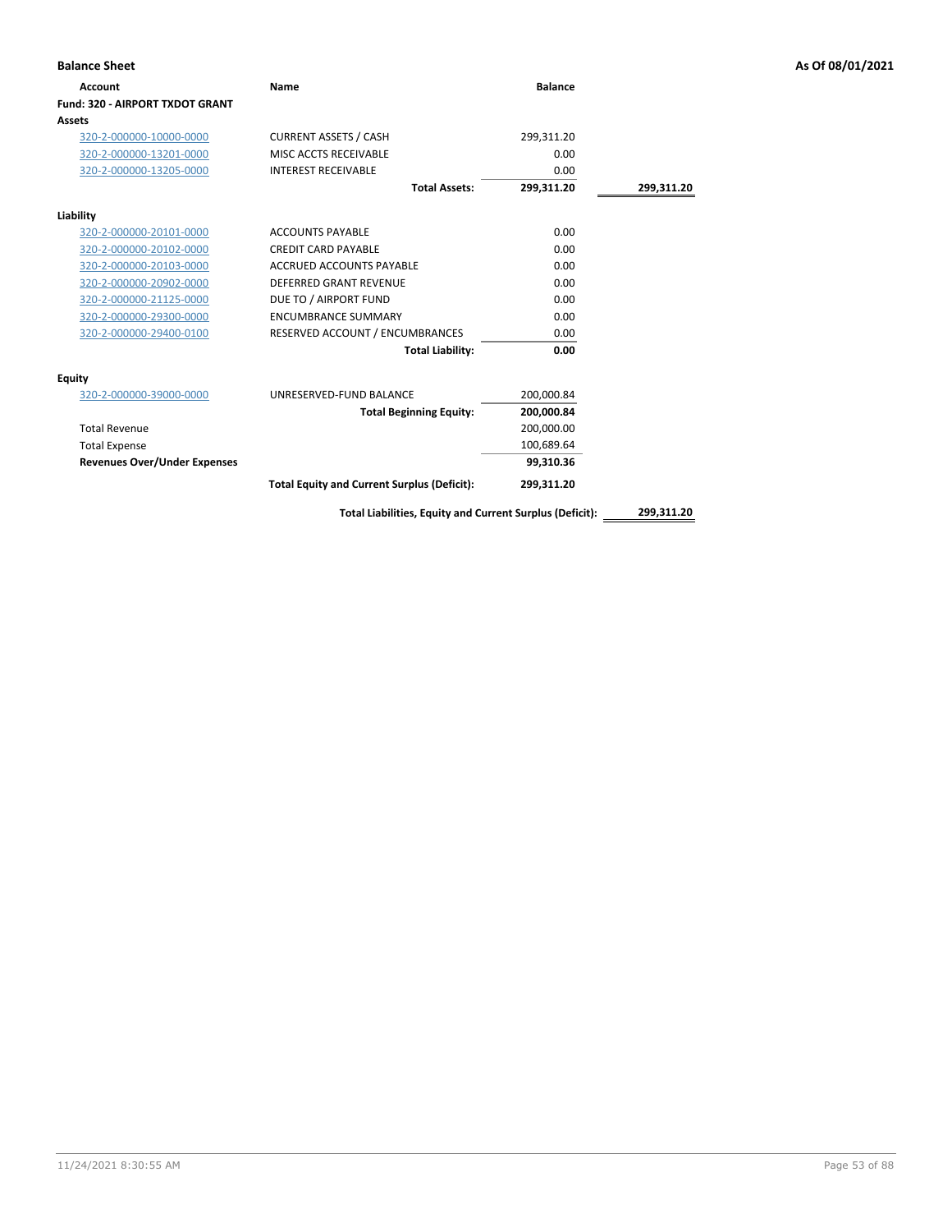**Balance Sheet** **As Of 08/01/2021**

| Account | Name | Balance | |
|---|---|---|---|
| **Fund: 320 - AIRPORT TXDOT GRANT** | | | |
| **Assets** | | | |
| 320-2-000000-10000-0000 | CURRENT ASSETS / CASH | 299,311.20 | |
| 320-2-000000-13201-0000 | MISC ACCTS RECEIVABLE | 0.00 | |
| 320-2-000000-13205-0000 | INTEREST RECEIVABLE | 0.00 | |
| | **Total Assets:** | **299,311.20** | **299,311.20** |
| **Liability** | | | |
| 320-2-000000-20101-0000 | ACCOUNTS PAYABLE | 0.00 | |
| 320-2-000000-20102-0000 | CREDIT CARD PAYABLE | 0.00 | |
| 320-2-000000-20103-0000 | ACCRUED ACCOUNTS PAYABLE | 0.00 | |
| 320-2-000000-20902-0000 | DEFERRED GRANT REVENUE | 0.00 | |
| 320-2-000000-21125-0000 | DUE TO / AIRPORT FUND | 0.00 | |
| 320-2-000000-29300-0000 | ENCUMBRANCE SUMMARY | 0.00 | |
| 320-2-000000-29400-0100 | RESERVED ACCOUNT / ENCUMBRANCES | 0.00 | |
| | **Total Liability:** | **0.00** | |
| **Equity** | | | |
| 320-2-000000-39000-0000 | UNRESERVED-FUND BALANCE | 200,000.84 | |
| | **Total Beginning Equity:** | **200,000.84** | |
| Total Revenue | | 200,000.00 | |
| Total Expense | | 100,689.64 | |
| **Revenues Over/Under Expenses** | | **99,310.36** | |
| | **Total Equity and Current Surplus (Deficit):** | **299,311.20** | |
| | **Total Liabilities, Equity and Current Surplus (Deficit):** | | **299,311.20** |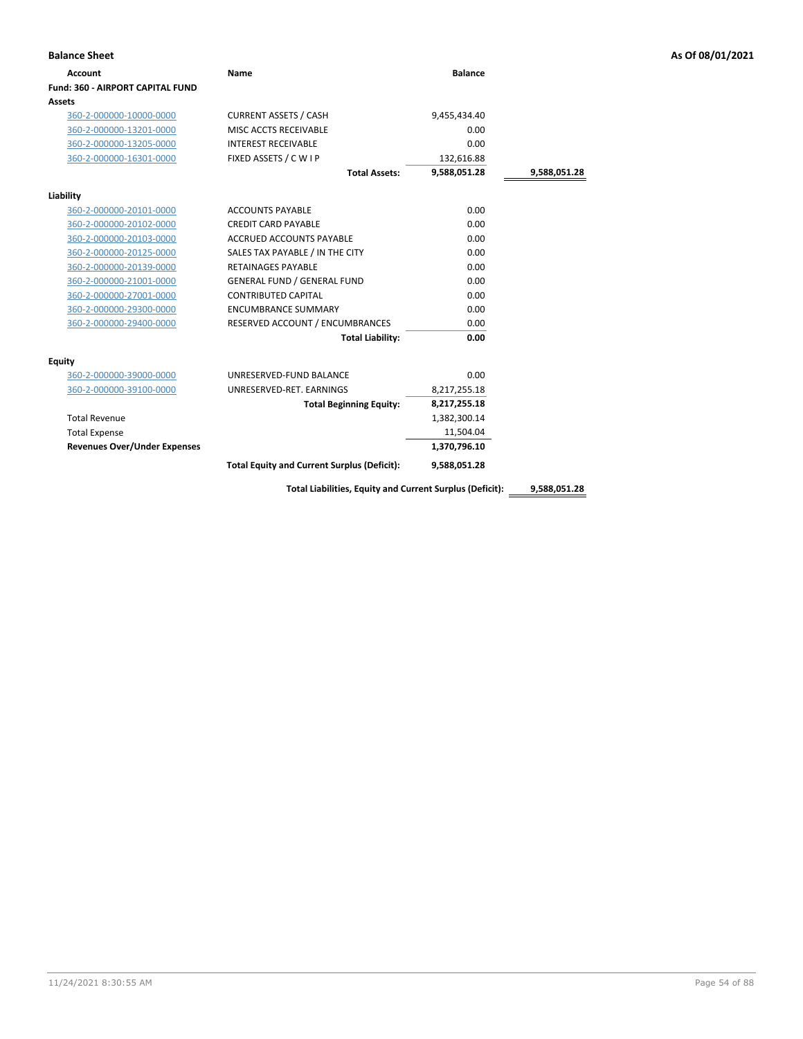**Balance Sheet** **As Of 08/01/2021**

| Account | Name | Balance | |
|---|---|---|---|
| **Fund: 360 - AIRPORT CAPITAL FUND** | | | |
| **Assets** | | | |
| 360-2-000000-10000-0000 | CURRENT ASSETS / CASH | 9,455,434.40 | |
| 360-2-000000-13201-0000 | MISC ACCTS RECEIVABLE | 0.00 | |
| 360-2-000000-13205-0000 | INTEREST RECEIVABLE | 0.00 | |
| 360-2-000000-16301-0000 | FIXED ASSETS / C W I P | 132,616.88 | |
| | **Total Assets:** | **9,588,051.28** | **9,588,051.28** |
| **Liability** | | | |
| 360-2-000000-20101-0000 | ACCOUNTS PAYABLE | 0.00 | |
| 360-2-000000-20102-0000 | CREDIT CARD PAYABLE | 0.00 | |
| 360-2-000000-20103-0000 | ACCRUED ACCOUNTS PAYABLE | 0.00 | |
| 360-2-000000-20125-0000 | SALES TAX PAYABLE / IN THE CITY | 0.00 | |
| 360-2-000000-20139-0000 | RETAINAGES PAYABLE | 0.00 | |
| 360-2-000000-21001-0000 | GENERAL FUND / GENERAL FUND | 0.00 | |
| 360-2-000000-27001-0000 | CONTRIBUTED CAPITAL | 0.00 | |
| 360-2-000000-29300-0000 | ENCUMBRANCE SUMMARY | 0.00 | |
| 360-2-000000-29400-0000 | RESERVED ACCOUNT / ENCUMBRANCES | 0.00 | |
| | **Total Liability:** | **0.00** | |
| **Equity** | | | |
| 360-2-000000-39000-0000 | UNRESERVED-FUND BALANCE | 0.00 | |
| 360-2-000000-39100-0000 | UNRESERVED-RET. EARNINGS | 8,217,255.18 | |
| | **Total Beginning Equity:** | **8,217,255.18** | |
| Total Revenue | | 1,382,300.14 | |
| Total Expense | | 11,504.04 | |
| **Revenues Over/Under Expenses** | | **1,370,796.10** | |
| | **Total Equity and Current Surplus (Deficit):** | **9,588,051.28** | |
| | **Total Liabilities, Equity and Current Surplus (Deficit):** | | **9,588,051.28** |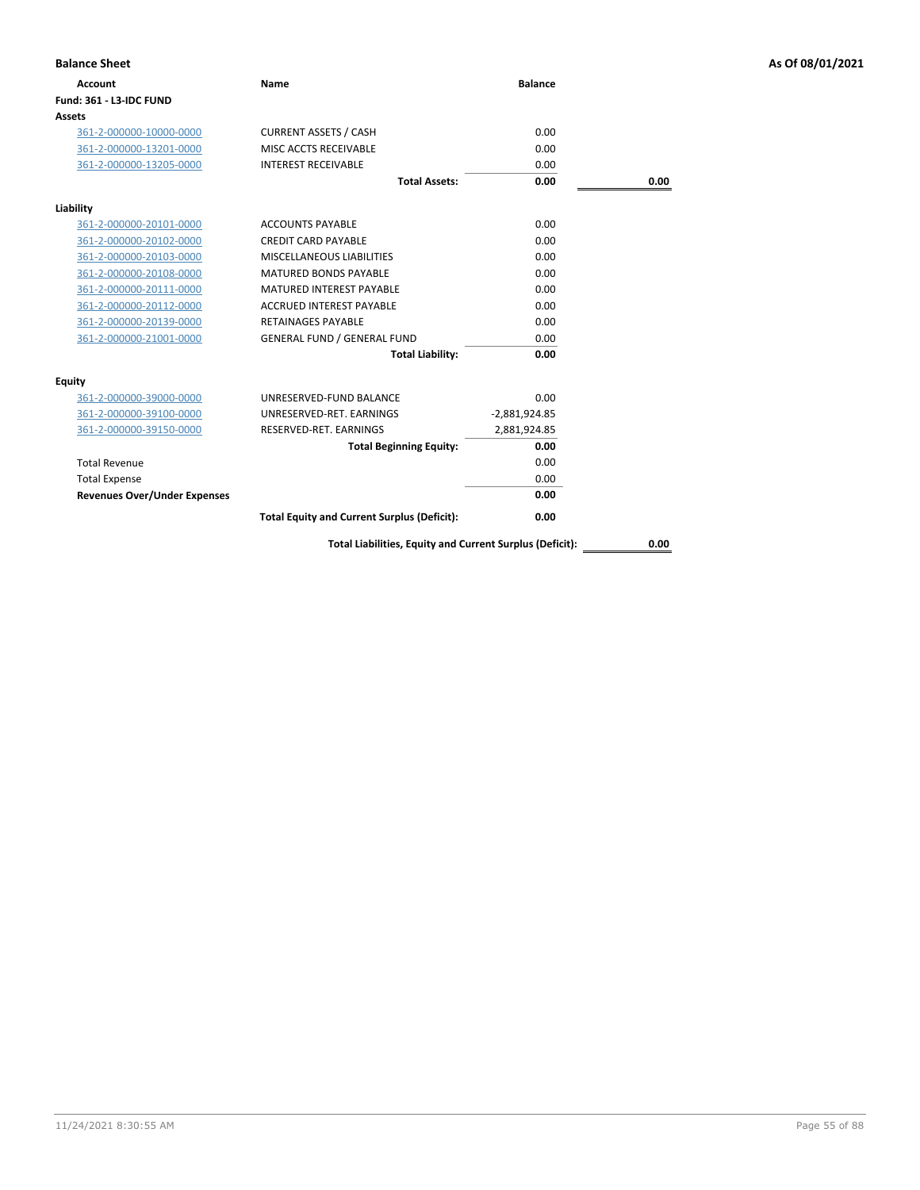**Balance Sheet** **As Of 08/01/2021**

| Account | Name | Balance | |
|---|---|---|---|
| **Fund: 361 - L3-IDC FUND** | | | |
| **Assets** | | | |
| 361-2-000000-10000-0000 | CURRENT ASSETS / CASH | 0.00 | |
| 361-2-000000-13201-0000 | MISC ACCTS RECEIVABLE | 0.00 | |
| 361-2-000000-13205-0000 | INTEREST RECEIVABLE | 0.00 | |
| | **Total Assets:** | **0.00** | **0.00** |
| **Liability** | | | |
| 361-2-000000-20101-0000 | ACCOUNTS PAYABLE | 0.00 | |
| 361-2-000000-20102-0000 | CREDIT CARD PAYABLE | 0.00 | |
| 361-2-000000-20103-0000 | MISCELLANEOUS LIABILITIES | 0.00 | |
| 361-2-000000-20108-0000 | MATURED BONDS PAYABLE | 0.00 | |
| 361-2-000000-20111-0000 | MATURED INTEREST PAYABLE | 0.00 | |
| 361-2-000000-20112-0000 | ACCRUED INTEREST PAYABLE | 0.00 | |
| 361-2-000000-20139-0000 | RETAINAGES PAYABLE | 0.00 | |
| 361-2-000000-21001-0000 | GENERAL FUND / GENERAL FUND | 0.00 | |
| | **Total Liability:** | **0.00** | |
| **Equity** | | | |
| 361-2-000000-39000-0000 | UNRESERVED-FUND BALANCE | 0.00 | |
| 361-2-000000-39100-0000 | UNRESERVED-RET. EARNINGS | -2,881,924.85 | |
| 361-2-000000-39150-0000 | RESERVED-RET. EARNINGS | 2,881,924.85 | |
| | **Total Beginning Equity:** | **0.00** | |
| Total Revenue | | 0.00 | |
| Total Expense | | 0.00 | |
| **Revenues Over/Under Expenses** | | **0.00** | |
| | **Total Equity and Current Surplus (Deficit):** | **0.00** | |
| | **Total Liabilities, Equity and Current Surplus (Deficit):** | | **0.00** |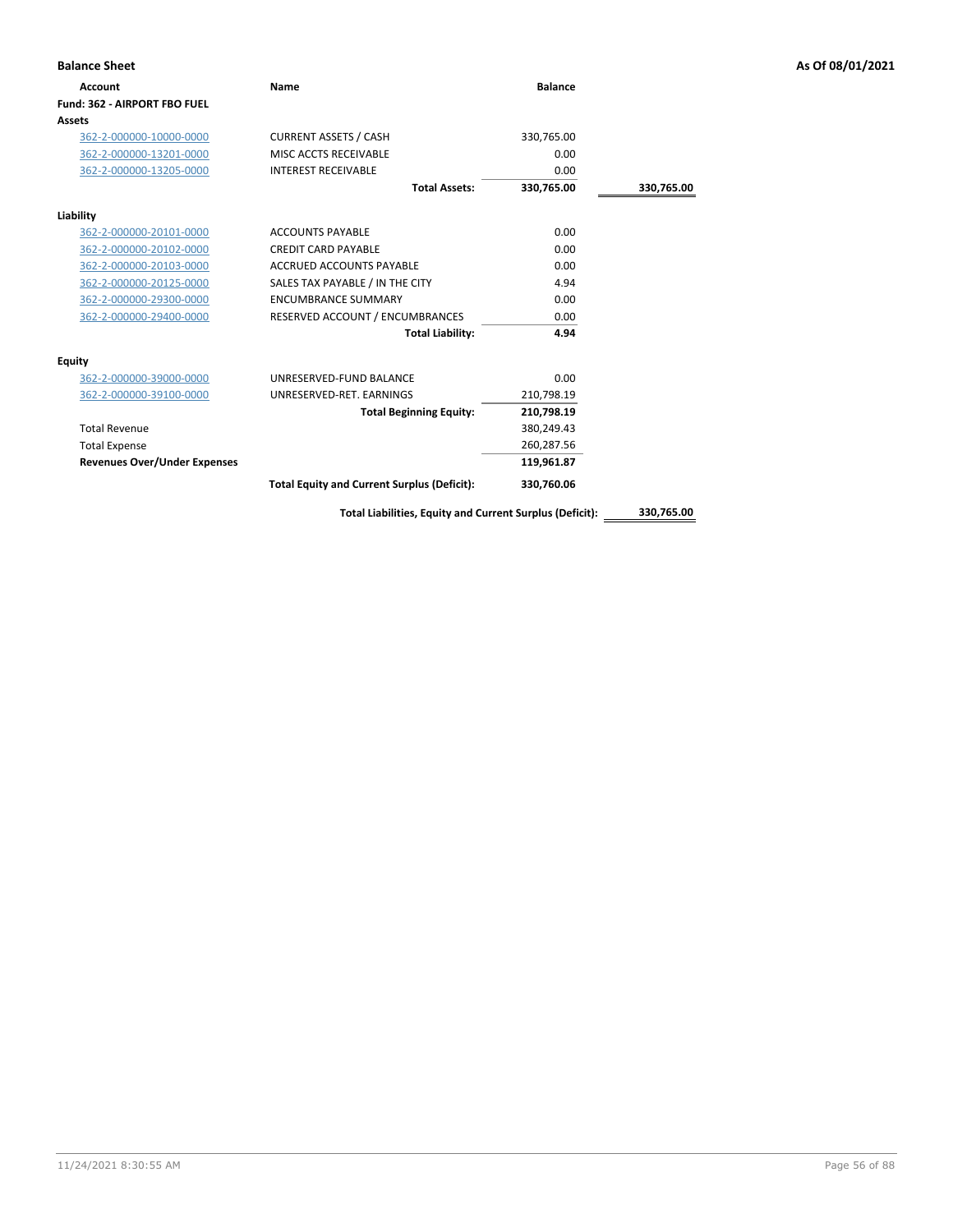## Balance Sheet

As Of 08/01/2021

| Account | Name | Balance | |
|---|---|---|---|
| **Fund: 362 - AIRPORT FBO FUEL** | | | |
| **Assets** | | | |
| 362-2-000000-10000-0000 | CURRENT ASSETS / CASH | 330,765.00 | |
| 362-2-000000-13201-0000 | MISC ACCTS RECEIVABLE | 0.00 | |
| 362-2-000000-13205-0000 | INTEREST RECEIVABLE | 0.00 | |
| | **Total Assets:** | **330,765.00** | **330,765.00** |
| **Liability** | | | |
| 362-2-000000-20101-0000 | ACCOUNTS PAYABLE | 0.00 | |
| 362-2-000000-20102-0000 | CREDIT CARD PAYABLE | 0.00 | |
| 362-2-000000-20103-0000 | ACCRUED ACCOUNTS PAYABLE | 0.00 | |
| 362-2-000000-20125-0000 | SALES TAX PAYABLE / IN THE CITY | 4.94 | |
| 362-2-000000-29300-0000 | ENCUMBRANCE SUMMARY | 0.00 | |
| 362-2-000000-29400-0000 | RESERVED ACCOUNT / ENCUMBRANCES | 0.00 | |
| | **Total Liability:** | **4.94** | |
| **Equity** | | | |
| 362-2-000000-39000-0000 | UNRESERVED-FUND BALANCE | 0.00 | |
| 362-2-000000-39100-0000 | UNRESERVED-RET. EARNINGS | 210,798.19 | |
| | **Total Beginning Equity:** | **210,798.19** | |
| Total Revenue | | 380,249.43 | |
| Total Expense | | 260,287.56 | |
| **Revenues Over/Under Expenses** | | **119,961.87** | |
| | **Total Equity and Current Surplus (Deficit):** | **330,760.06** | |
| | **Total Liabilities, Equity and Current Surplus (Deficit):** | | **330,765.00** |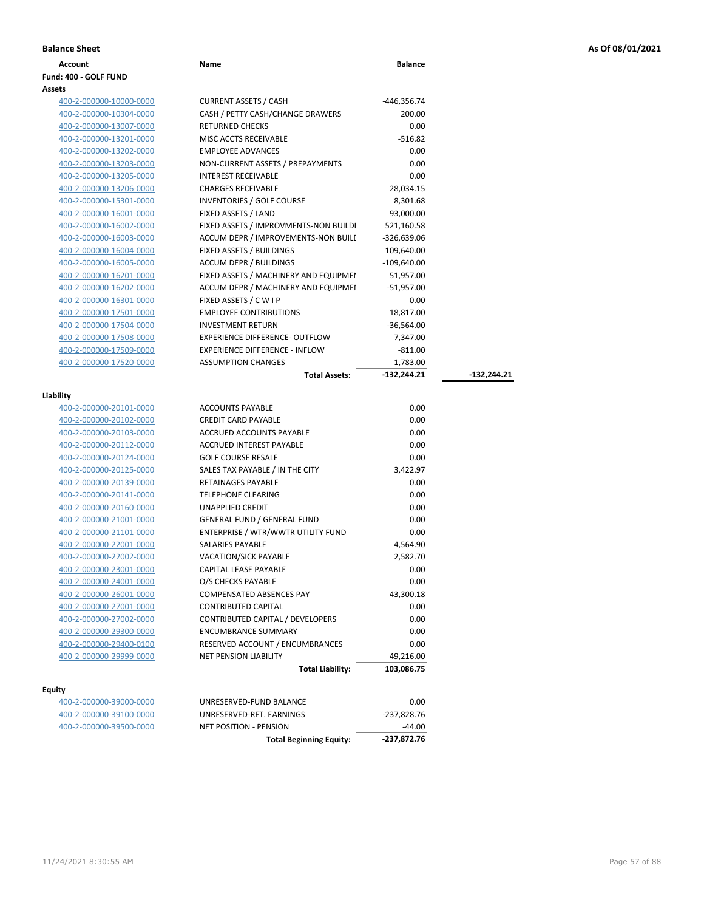**Balance Sheet** — **As Of 08/01/2021**

| Account | Name | Balance | |
|---|---|---|---|
| **Fund: 400 - GOLF FUND** | | | |
| **Assets** | | | |
| 400-2-000000-10000-0000 | CURRENT ASSETS / CASH | -446,356.74 | |
| 400-2-000000-10304-0000 | CASH / PETTY CASH/CHANGE DRAWERS | 200.00 | |
| 400-2-000000-13007-0000 | RETURNED CHECKS | 0.00 | |
| 400-2-000000-13201-0000 | MISC ACCTS RECEIVABLE | -516.82 | |
| 400-2-000000-13202-0000 | EMPLOYEE ADVANCES | 0.00 | |
| 400-2-000000-13203-0000 | NON-CURRENT ASSETS / PREPAYMENTS | 0.00 | |
| 400-2-000000-13205-0000 | INTEREST RECEIVABLE | 0.00 | |
| 400-2-000000-13206-0000 | CHARGES RECEIVABLE | 28,034.15 | |
| 400-2-000000-15301-0000 | INVENTORIES / GOLF COURSE | 8,301.68 | |
| 400-2-000000-16001-0000 | FIXED ASSETS / LAND | 93,000.00 | |
| 400-2-000000-16002-0000 | FIXED ASSETS / IMPROVMENTS-NON BUILDI | 521,160.58 | |
| 400-2-000000-16003-0000 | ACCUM DEPR / IMPROVEMENTS-NON BUILI | -326,639.06 | |
| 400-2-000000-16004-0000 | FIXED ASSETS / BUILDINGS | 109,640.00 | |
| 400-2-000000-16005-0000 | ACCUM DEPR / BUILDINGS | -109,640.00 | |
| 400-2-000000-16201-0000 | FIXED ASSETS / MACHINERY AND EQUIPMEI | 51,957.00 | |
| 400-2-000000-16202-0000 | ACCUM DEPR / MACHINERY AND EQUIPMEI | -51,957.00 | |
| 400-2-000000-16301-0000 | FIXED ASSETS / C W I P | 0.00 | |
| 400-2-000000-17501-0000 | EMPLOYEE CONTRIBUTIONS | 18,817.00 | |
| 400-2-000000-17504-0000 | INVESTMENT RETURN | -36,564.00 | |
| 400-2-000000-17508-0000 | EXPERIENCE DIFFERENCE- OUTFLOW | 7,347.00 | |
| 400-2-000000-17509-0000 | EXPERIENCE DIFFERENCE - INFLOW | -811.00 | |
| 400-2-000000-17520-0000 | ASSUMPTION CHANGES | 1,783.00 | |
| | **Total Assets:** | **-132,244.21** | **-132,244.21** |
| **Liability** | | | |
| 400-2-000000-20101-0000 | ACCOUNTS PAYABLE | 0.00 | |
| 400-2-000000-20102-0000 | CREDIT CARD PAYABLE | 0.00 | |
| 400-2-000000-20103-0000 | ACCRUED ACCOUNTS PAYABLE | 0.00 | |
| 400-2-000000-20112-0000 | ACCRUED INTEREST PAYABLE | 0.00 | |
| 400-2-000000-20124-0000 | GOLF COURSE RESALE | 0.00 | |
| 400-2-000000-20125-0000 | SALES TAX PAYABLE / IN THE CITY | 3,422.97 | |
| 400-2-000000-20139-0000 | RETAINAGES PAYABLE | 0.00 | |
| 400-2-000000-20141-0000 | TELEPHONE CLEARING | 0.00 | |
| 400-2-000000-20160-0000 | UNAPPLIED CREDIT | 0.00 | |
| 400-2-000000-21001-0000 | GENERAL FUND / GENERAL FUND | 0.00 | |
| 400-2-000000-21101-0000 | ENTERPRISE / WTR/WWTR UTILITY FUND | 0.00 | |
| 400-2-000000-22001-0000 | SALARIES PAYABLE | 4,564.90 | |
| 400-2-000000-22002-0000 | VACATION/SICK PAYABLE | 2,582.70 | |
| 400-2-000000-23001-0000 | CAPITAL LEASE PAYABLE | 0.00 | |
| 400-2-000000-24001-0000 | O/S CHECKS PAYABLE | 0.00 | |
| 400-2-000000-26001-0000 | COMPENSATED ABSENCES PAY | 43,300.18 | |
| 400-2-000000-27001-0000 | CONTRIBUTED CAPITAL | 0.00 | |
| 400-2-000000-27002-0000 | CONTRIBUTED CAPITAL / DEVELOPERS | 0.00 | |
| 400-2-000000-29300-0000 | ENCUMBRANCE SUMMARY | 0.00 | |
| 400-2-000000-29400-0100 | RESERVED ACCOUNT / ENCUMBRANCES | 0.00 | |
| 400-2-000000-29999-0000 | NET PENSION LIABILITY | 49,216.00 | |
| | **Total Liability:** | **103,086.75** | |
| **Equity** | | | |
| 400-2-000000-39000-0000 | UNRESERVED-FUND BALANCE | 0.00 | |
| 400-2-000000-39100-0000 | UNRESERVED-RET. EARNINGS | -237,828.76 | |
| 400-2-000000-39500-0000 | NET POSITION - PENSION | -44.00 | |
| | **Total Beginning Equity:** | **-237,872.76** | |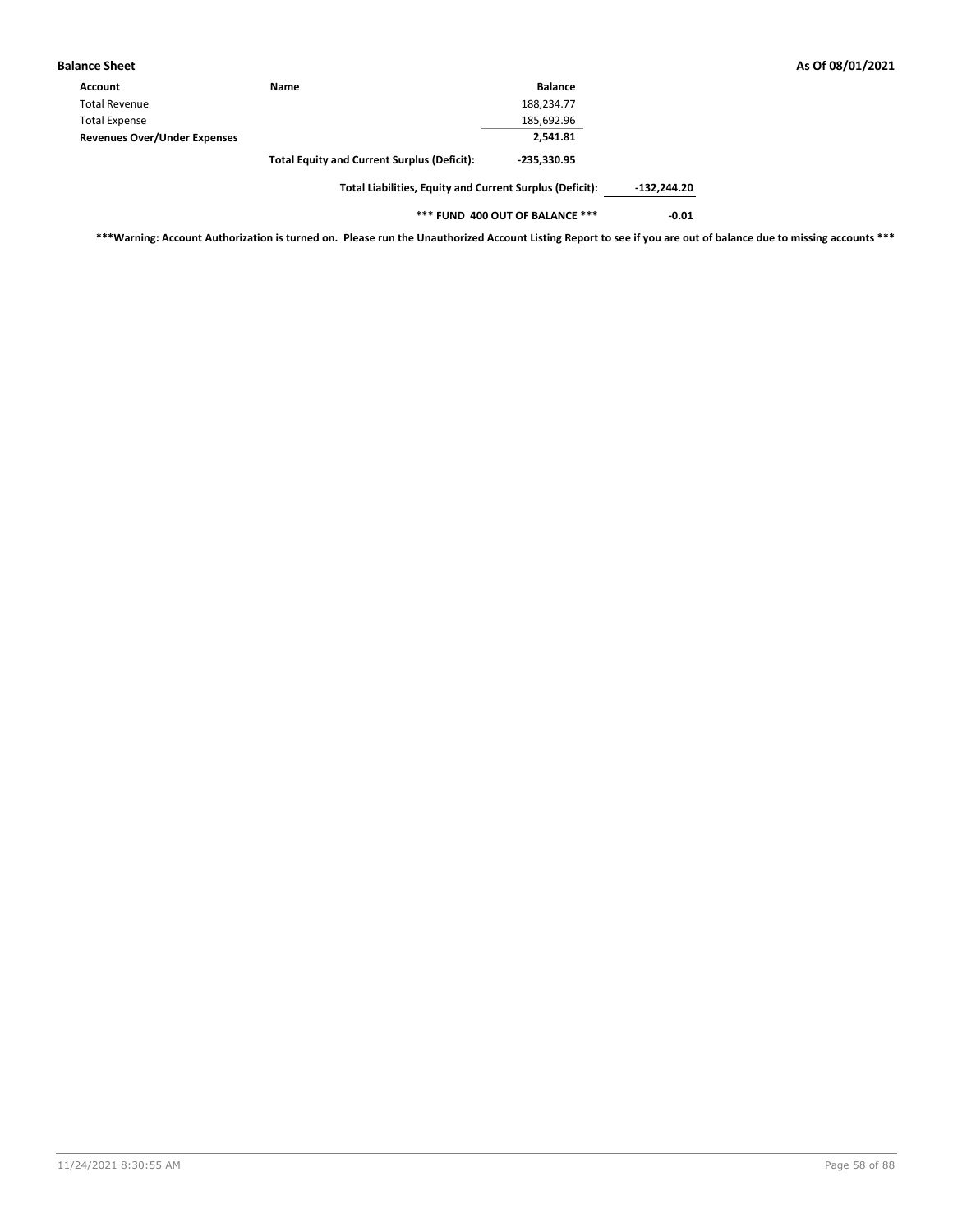| Account | Name | Balance | |
|---|---|---|---|
| Total Revenue | | 188,234.77 | |
| Total Expense | | 185,692.96 | |
| **Revenues Over/Under Expenses** | | **2,541.81** | |
| | **Total Equity and Current Surplus (Deficit):** | **-235,330.95** | |
| | **Total Liabilities, Equity and Current Surplus (Deficit):** | | **-132,244.20** |
| | **\*\*\* FUND 400 OUT OF BALANCE \*\*\*** | | **-0.01** |

**\*\*\*Warning: Account Authorization is turned on. Please run the Unauthorized Account Listing Report to see if you are out of balance due to missing accounts \*\*\***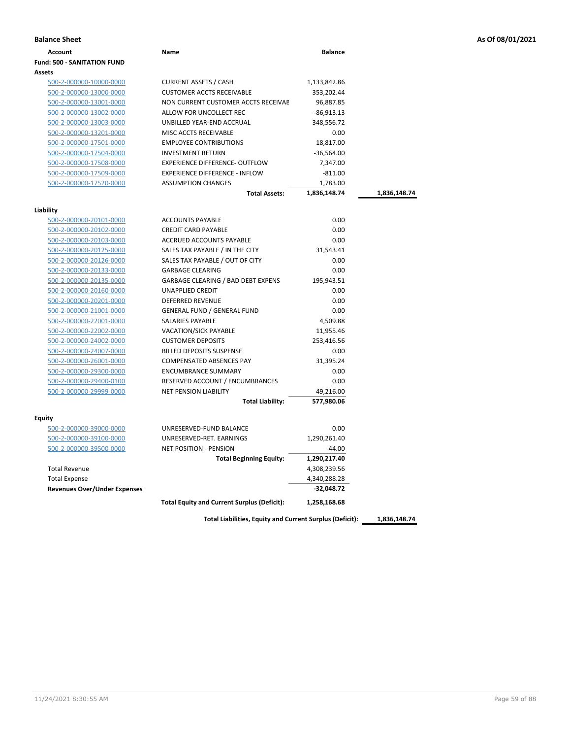**Balance Sheet** **As Of 08/01/2021**

| Account | Name | Balance | |
|---|---|---|---|
| **Fund: 500 - SANITATION FUND** | | | |
| **Assets** | | | |
| 500-2-000000-10000-0000 | CURRENT ASSETS / CASH | 1,133,842.86 | |
| 500-2-000000-13000-0000 | CUSTOMER ACCTS RECEIVABLE | 353,202.44 | |
| 500-2-000000-13001-0000 | NON CURRENT CUSTOMER ACCTS RECEIVAE | 96,887.85 | |
| 500-2-000000-13002-0000 | ALLOW FOR UNCOLLECT REC | -86,913.13 | |
| 500-2-000000-13003-0000 | UNBILLED YEAR-END ACCRUAL | 348,556.72 | |
| 500-2-000000-13201-0000 | MISC ACCTS RECEIVABLE | 0.00 | |
| 500-2-000000-17501-0000 | EMPLOYEE CONTRIBUTIONS | 18,817.00 | |
| 500-2-000000-17504-0000 | INVESTMENT RETURN | -36,564.00 | |
| 500-2-000000-17508-0000 | EXPERIENCE DIFFERENCE- OUTFLOW | 7,347.00 | |
| 500-2-000000-17509-0000 | EXPERIENCE DIFFERENCE - INFLOW | -811.00 | |
| 500-2-000000-17520-0000 | ASSUMPTION CHANGES | 1,783.00 | |
| | **Total Assets:** | **1,836,148.74** | **1,836,148.74** |
| **Liability** | | | |
| 500-2-000000-20101-0000 | ACCOUNTS PAYABLE | 0.00 | |
| 500-2-000000-20102-0000 | CREDIT CARD PAYABLE | 0.00 | |
| 500-2-000000-20103-0000 | ACCRUED ACCOUNTS PAYABLE | 0.00 | |
| 500-2-000000-20125-0000 | SALES TAX PAYABLE / IN THE CITY | 31,543.41 | |
| 500-2-000000-20126-0000 | SALES TAX PAYABLE / OUT OF CITY | 0.00 | |
| 500-2-000000-20133-0000 | GARBAGE CLEARING | 0.00 | |
| 500-2-000000-20135-0000 | GARBAGE CLEARING / BAD DEBT EXPENS | 195,943.51 | |
| 500-2-000000-20160-0000 | UNAPPLIED CREDIT | 0.00 | |
| 500-2-000000-20201-0000 | DEFERRED REVENUE | 0.00 | |
| 500-2-000000-21001-0000 | GENERAL FUND / GENERAL FUND | 0.00 | |
| 500-2-000000-22001-0000 | SALARIES PAYABLE | 4,509.88 | |
| 500-2-000000-22002-0000 | VACATION/SICK PAYABLE | 11,955.46 | |
| 500-2-000000-24002-0000 | CUSTOMER DEPOSITS | 253,416.56 | |
| 500-2-000000-24007-0000 | BILLED DEPOSITS SUSPENSE | 0.00 | |
| 500-2-000000-26001-0000 | COMPENSATED ABSENCES PAY | 31,395.24 | |
| 500-2-000000-29300-0000 | ENCUMBRANCE SUMMARY | 0.00 | |
| 500-2-000000-29400-0100 | RESERVED ACCOUNT / ENCUMBRANCES | 0.00 | |
| 500-2-000000-29999-0000 | NET PENSION LIABILITY | 49,216.00 | |
| | **Total Liability:** | **577,980.06** | |
| **Equity** | | | |
| 500-2-000000-39000-0000 | UNRESERVED-FUND BALANCE | 0.00 | |
| 500-2-000000-39100-0000 | UNRESERVED-RET. EARNINGS | 1,290,261.40 | |
| 500-2-000000-39500-0000 | NET POSITION - PENSION | -44.00 | |
| | **Total Beginning Equity:** | **1,290,217.40** | |
| Total Revenue | | 4,308,239.56 | |
| Total Expense | | 4,340,288.28 | |
| **Revenues Over/Under Expenses** | | **-32,048.72** | |
| | **Total Equity and Current Surplus (Deficit):** | **1,258,168.68** | |
| | **Total Liabilities, Equity and Current Surplus (Deficit):** | | **1,836,148.74** |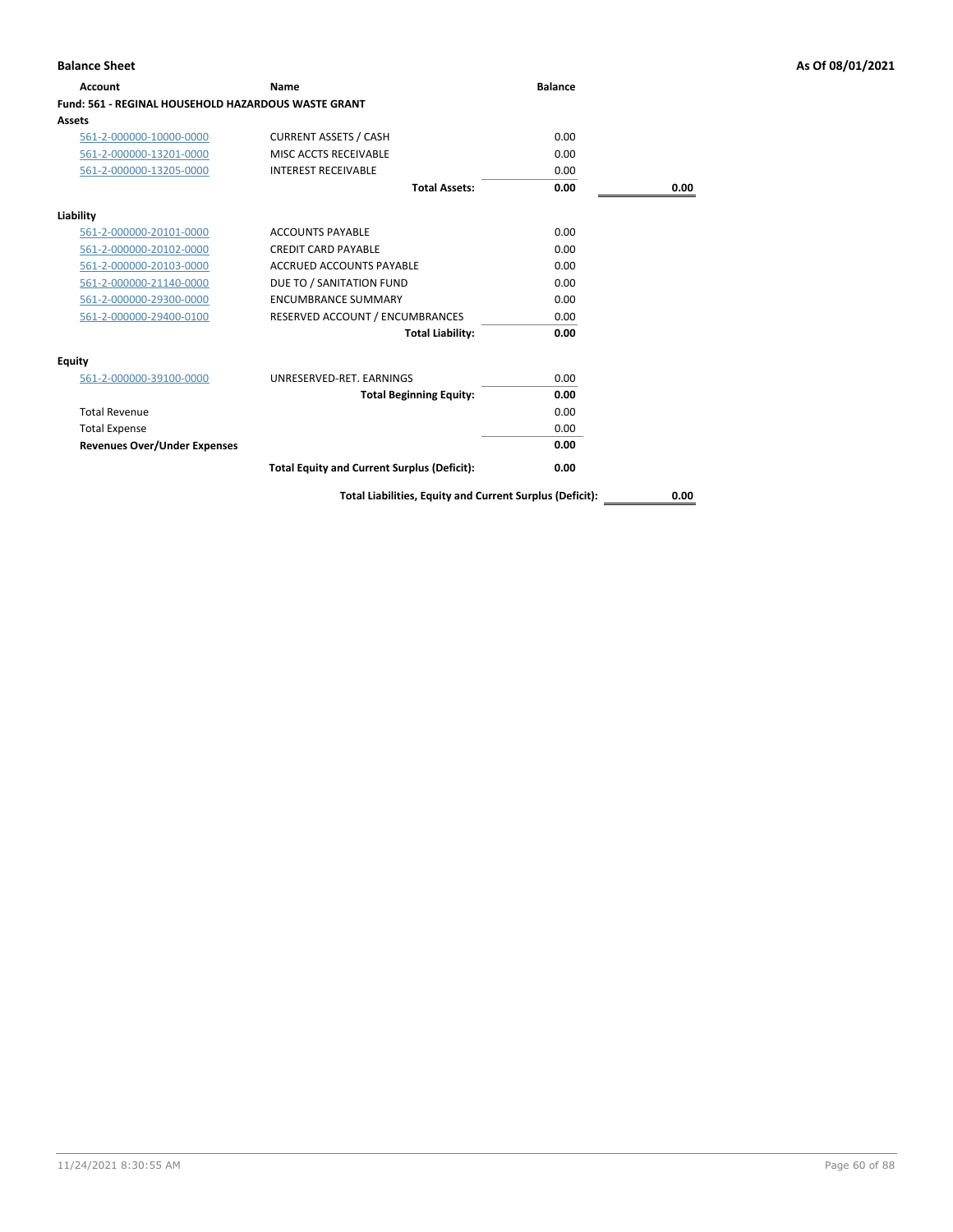**Balance Sheet** **As Of 08/01/2021**

| Account | Name | Balance | |
|---|---|---|---|
| **Fund: 561 - REGINAL HOUSEHOLD HAZARDOUS WASTE GRANT** | | | |
| **Assets** | | | |
| 561-2-000000-10000-0000 | CURRENT ASSETS / CASH | 0.00 | |
| 561-2-000000-13201-0000 | MISC ACCTS RECEIVABLE | 0.00 | |
| 561-2-000000-13205-0000 | INTEREST RECEIVABLE | 0.00 | |
| | **Total Assets:** | **0.00** | **0.00** |
| **Liability** | | | |
| 561-2-000000-20101-0000 | ACCOUNTS PAYABLE | 0.00 | |
| 561-2-000000-20102-0000 | CREDIT CARD PAYABLE | 0.00 | |
| 561-2-000000-20103-0000 | ACCRUED ACCOUNTS PAYABLE | 0.00 | |
| 561-2-000000-21140-0000 | DUE TO / SANITATION FUND | 0.00 | |
| 561-2-000000-29300-0000 | ENCUMBRANCE SUMMARY | 0.00 | |
| 561-2-000000-29400-0100 | RESERVED ACCOUNT / ENCUMBRANCES | 0.00 | |
| | **Total Liability:** | **0.00** | |
| **Equity** | | | |
| 561-2-000000-39100-0000 | UNRESERVED-RET. EARNINGS | 0.00 | |
| | **Total Beginning Equity:** | **0.00** | |
| Total Revenue | | 0.00 | |
| Total Expense | | 0.00 | |
| **Revenues Over/Under Expenses** | | **0.00** | |
| | **Total Equity and Current Surplus (Deficit):** | **0.00** | |
| | **Total Liabilities, Equity and Current Surplus (Deficit):** | | **0.00** |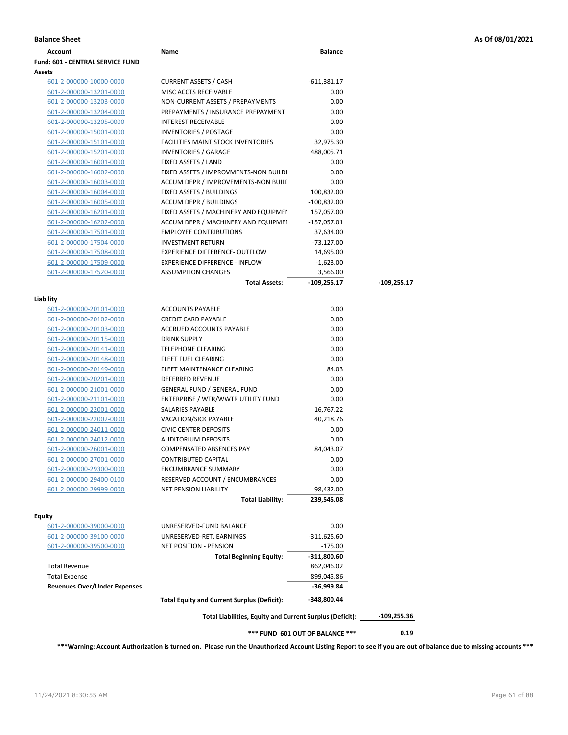**Balance Sheet** | **As Of 08/01/2021**

| Account | Name | Balance | |
|---|---|---|---|
| **Fund: 601 - CENTRAL SERVICE FUND** | | | |
| **Assets** | | | |
| 601-2-000000-10000-0000 | CURRENT ASSETS / CASH | -611,381.17 | |
| 601-2-000000-13201-0000 | MISC ACCTS RECEIVABLE | 0.00 | |
| 601-2-000000-13203-0000 | NON-CURRENT ASSETS / PREPAYMENTS | 0.00 | |
| 601-2-000000-13204-0000 | PREPAYMENTS / INSURANCE PREPAYMENT | 0.00 | |
| 601-2-000000-13205-0000 | INTEREST RECEIVABLE | 0.00 | |
| 601-2-000000-15001-0000 | INVENTORIES / POSTAGE | 0.00 | |
| 601-2-000000-15101-0000 | FACILITIES MAINT STOCK INVENTORIES | 32,975.30 | |
| 601-2-000000-15201-0000 | INVENTORIES / GARAGE | 488,005.71 | |
| 601-2-000000-16001-0000 | FIXED ASSETS / LAND | 0.00 | |
| 601-2-000000-16002-0000 | FIXED ASSETS / IMPROVMENTS-NON BUILDI | 0.00 | |
| 601-2-000000-16003-0000 | ACCUM DEPR / IMPROVEMENTS-NON BUILI | 0.00 | |
| 601-2-000000-16004-0000 | FIXED ASSETS / BUILDINGS | 100,832.00 | |
| 601-2-000000-16005-0000 | ACCUM DEPR / BUILDINGS | -100,832.00 | |
| 601-2-000000-16201-0000 | FIXED ASSETS / MACHINERY AND EQUIPMEI | 157,057.00 | |
| 601-2-000000-16202-0000 | ACCUM DEPR / MACHINERY AND EQUIPMEI | -157,057.01 | |
| 601-2-000000-17501-0000 | EMPLOYEE CONTRIBUTIONS | 37,634.00 | |
| 601-2-000000-17504-0000 | INVESTMENT RETURN | -73,127.00 | |
| 601-2-000000-17508-0000 | EXPERIENCE DIFFERENCE- OUTFLOW | 14,695.00 | |
| 601-2-000000-17509-0000 | EXPERIENCE DIFFERENCE - INFLOW | -1,623.00 | |
| 601-2-000000-17520-0000 | ASSUMPTION CHANGES | 3,566.00 | |
| | **Total Assets:** | **-109,255.17** | **-109,255.17** |
| **Liability** | | | |
| 601-2-000000-20101-0000 | ACCOUNTS PAYABLE | 0.00 | |
| 601-2-000000-20102-0000 | CREDIT CARD PAYABLE | 0.00 | |
| 601-2-000000-20103-0000 | ACCRUED ACCOUNTS PAYABLE | 0.00 | |
| 601-2-000000-20115-0000 | DRINK SUPPLY | 0.00 | |
| 601-2-000000-20141-0000 | TELEPHONE CLEARING | 0.00 | |
| 601-2-000000-20148-0000 | FLEET FUEL CLEARING | 0.00 | |
| 601-2-000000-20149-0000 | FLEET MAINTENANCE CLEARING | 84.03 | |
| 601-2-000000-20201-0000 | DEFERRED REVENUE | 0.00 | |
| 601-2-000000-21001-0000 | GENERAL FUND / GENERAL FUND | 0.00 | |
| 601-2-000000-21101-0000 | ENTERPRISE / WTR/WWTR UTILITY FUND | 0.00 | |
| 601-2-000000-22001-0000 | SALARIES PAYABLE | 16,767.22 | |
| 601-2-000000-22002-0000 | VACATION/SICK PAYABLE | 40,218.76 | |
| 601-2-000000-24011-0000 | CIVIC CENTER DEPOSITS | 0.00 | |
| 601-2-000000-24012-0000 | AUDITORIUM DEPOSITS | 0.00 | |
| 601-2-000000-26001-0000 | COMPENSATED ABSENCES PAY | 84,043.07 | |
| 601-2-000000-27001-0000 | CONTRIBUTED CAPITAL | 0.00 | |
| 601-2-000000-29300-0000 | ENCUMBRANCE SUMMARY | 0.00 | |
| 601-2-000000-29400-0100 | RESERVED ACCOUNT / ENCUMBRANCES | 0.00 | |
| 601-2-000000-29999-0000 | NET PENSION LIABILITY | 98,432.00 | |
| | **Total Liability:** | **239,545.08** | |
| **Equity** | | | |
| 601-2-000000-39000-0000 | UNRESERVED-FUND BALANCE | 0.00 | |
| 601-2-000000-39100-0000 | UNRESERVED-RET. EARNINGS | -311,625.60 | |
| 601-2-000000-39500-0000 | NET POSITION - PENSION | -175.00 | |
| | **Total Beginning Equity:** | **-311,800.60** | |
| Total Revenue | | 862,046.02 | |
| Total Expense | | 899,045.86 | |
| **Revenues Over/Under Expenses** | | **-36,999.84** | |
| | **Total Equity and Current Surplus (Deficit):** | **-348,800.44** | |
| | **Total Liabilities, Equity and Current Surplus (Deficit):** | | **-109,255.36** |
| | **\*\*\* FUND 601 OUT OF BALANCE \*\*\*** | | **0.19** |

**\*\*\*Warning: Account Authorization is turned on. Please run the Unauthorized Account Listing Report to see if you are out of balance due to missing accounts \*\*\***

11/24/2021 8:30:55 AM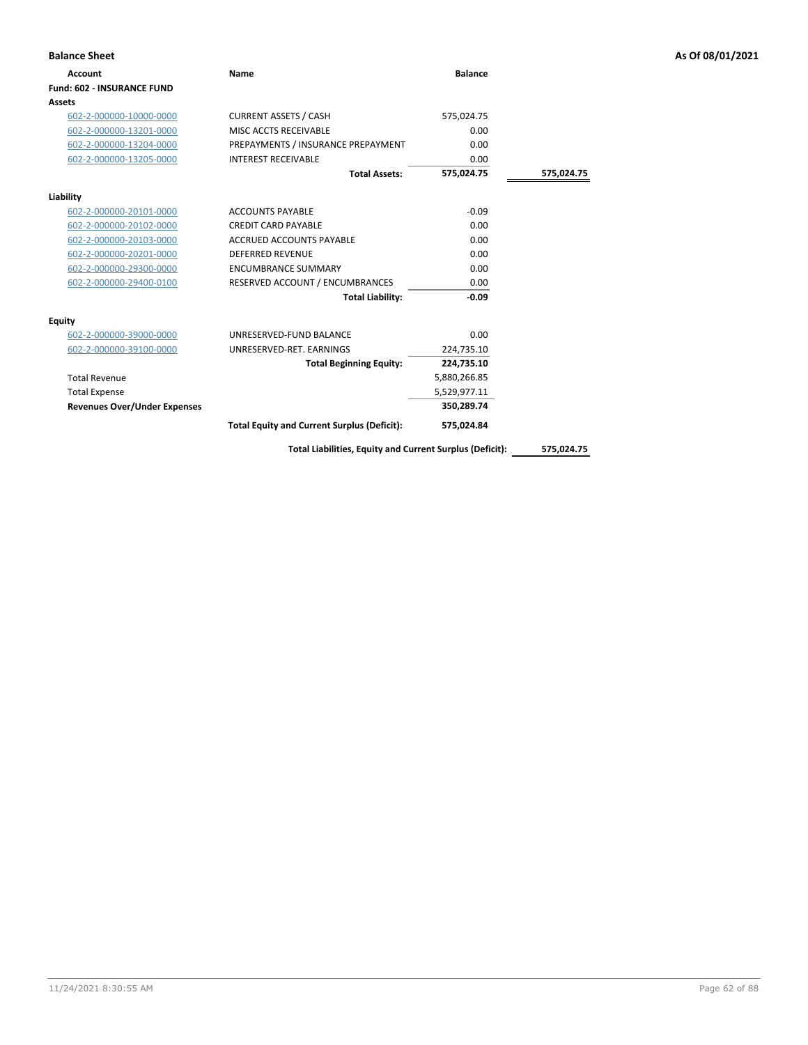**Balance Sheet** **As Of 08/01/2021**

| Account | Name | Balance | |
|---|---|---|---|
| **Fund: 602 - INSURANCE FUND** | | | |
| **Assets** | | | |
| 602-2-000000-10000-0000 | CURRENT ASSETS / CASH | 575,024.75 | |
| 602-2-000000-13201-0000 | MISC ACCTS RECEIVABLE | 0.00 | |
| 602-2-000000-13204-0000 | PREPAYMENTS / INSURANCE PREPAYMENT | 0.00 | |
| 602-2-000000-13205-0000 | INTEREST RECEIVABLE | 0.00 | |
| | **Total Assets:** | **575,024.75** | **575,024.75** |
| **Liability** | | | |
| 602-2-000000-20101-0000 | ACCOUNTS PAYABLE | -0.09 | |
| 602-2-000000-20102-0000 | CREDIT CARD PAYABLE | 0.00 | |
| 602-2-000000-20103-0000 | ACCRUED ACCOUNTS PAYABLE | 0.00 | |
| 602-2-000000-20201-0000 | DEFERRED REVENUE | 0.00 | |
| 602-2-000000-29300-0000 | ENCUMBRANCE SUMMARY | 0.00 | |
| 602-2-000000-29400-0100 | RESERVED ACCOUNT / ENCUMBRANCES | 0.00 | |
| | **Total Liability:** | **-0.09** | |
| **Equity** | | | |
| 602-2-000000-39000-0000 | UNRESERVED-FUND BALANCE | 0.00 | |
| 602-2-000000-39100-0000 | UNRESERVED-RET. EARNINGS | 224,735.10 | |
| | **Total Beginning Equity:** | **224,735.10** | |
| Total Revenue | | 5,880,266.85 | |
| Total Expense | | 5,529,977.11 | |
| **Revenues Over/Under Expenses** | | **350,289.74** | |
| | **Total Equity and Current Surplus (Deficit):** | **575,024.84** | |
| | **Total Liabilities, Equity and Current Surplus (Deficit):** | | **575,024.75** |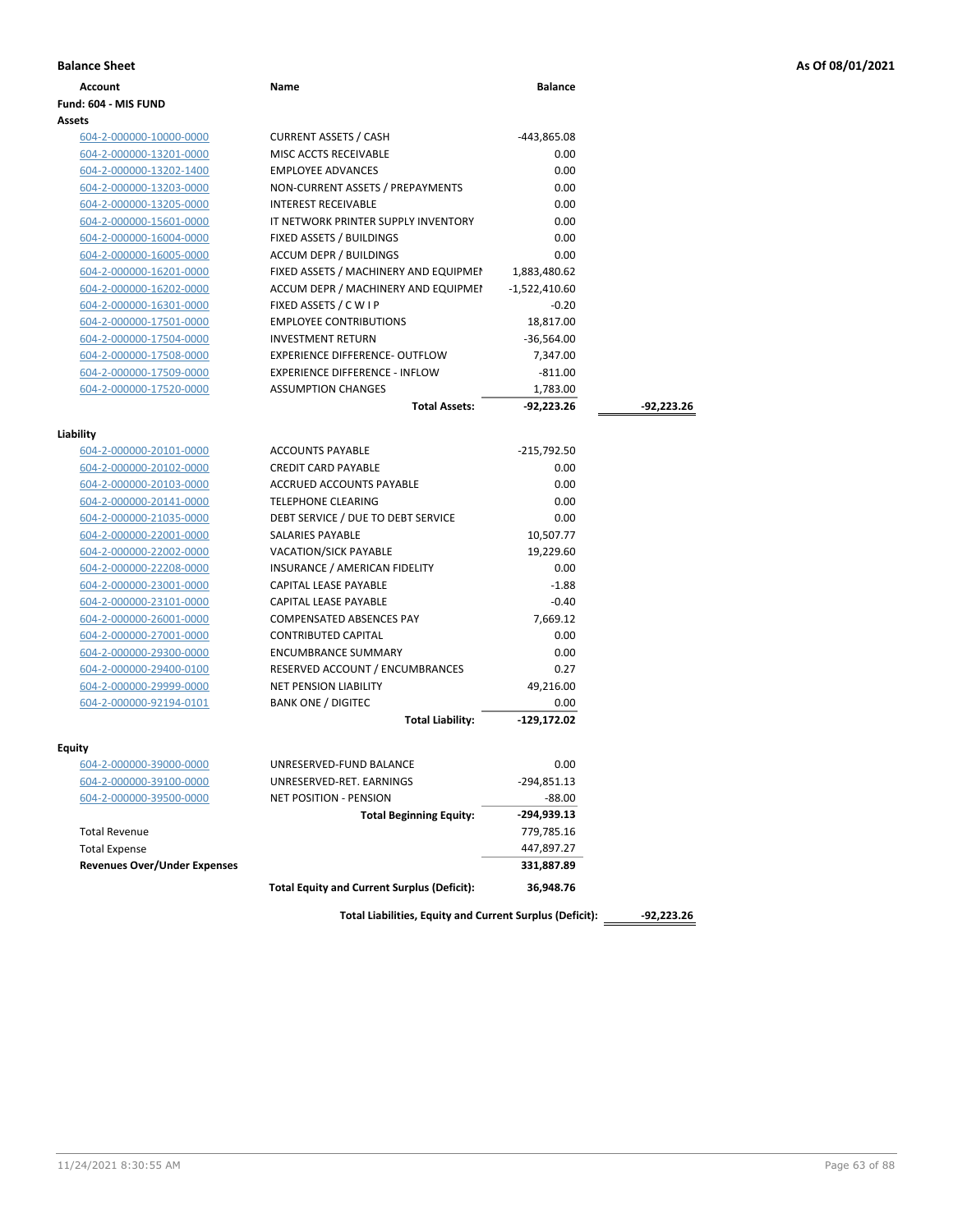**Balance Sheet** | **As Of 08/01/2021**

| Account | Name | Balance | |
|---|---|---|---|
| **Fund: 604 - MIS FUND** | | | |
| **Assets** | | | |
| 604-2-000000-10000-0000 | CURRENT ASSETS / CASH | -443,865.08 | |
| 604-2-000000-13201-0000 | MISC ACCTS RECEIVABLE | 0.00 | |
| 604-2-000000-13202-1400 | EMPLOYEE ADVANCES | 0.00 | |
| 604-2-000000-13203-0000 | NON-CURRENT ASSETS / PREPAYMENTS | 0.00 | |
| 604-2-000000-13205-0000 | INTEREST RECEIVABLE | 0.00 | |
| 604-2-000000-15601-0000 | IT NETWORK PRINTER SUPPLY INVENTORY | 0.00 | |
| 604-2-000000-16004-0000 | FIXED ASSETS / BUILDINGS | 0.00 | |
| 604-2-000000-16005-0000 | ACCUM DEPR / BUILDINGS | 0.00 | |
| 604-2-000000-16201-0000 | FIXED ASSETS / MACHINERY AND EQUIPMEN | 1,883,480.62 | |
| 604-2-000000-16202-0000 | ACCUM DEPR / MACHINERY AND EQUIPMEI | -1,522,410.60 | |
| 604-2-000000-16301-0000 | FIXED ASSETS / C W I P | -0.20 | |
| 604-2-000000-17501-0000 | EMPLOYEE CONTRIBUTIONS | 18,817.00 | |
| 604-2-000000-17504-0000 | INVESTMENT RETURN | -36,564.00 | |
| 604-2-000000-17508-0000 | EXPERIENCE DIFFERENCE- OUTFLOW | 7,347.00 | |
| 604-2-000000-17509-0000 | EXPERIENCE DIFFERENCE - INFLOW | -811.00 | |
| 604-2-000000-17520-0000 | ASSUMPTION CHANGES | 1,783.00 | |
| | **Total Assets:** | **-92,223.26** | **-92,223.26** |
| **Liability** | | | |
| 604-2-000000-20101-0000 | ACCOUNTS PAYABLE | -215,792.50 | |
| 604-2-000000-20102-0000 | CREDIT CARD PAYABLE | 0.00 | |
| 604-2-000000-20103-0000 | ACCRUED ACCOUNTS PAYABLE | 0.00 | |
| 604-2-000000-20141-0000 | TELEPHONE CLEARING | 0.00 | |
| 604-2-000000-21035-0000 | DEBT SERVICE / DUE TO DEBT SERVICE | 0.00 | |
| 604-2-000000-22001-0000 | SALARIES PAYABLE | 10,507.77 | |
| 604-2-000000-22002-0000 | VACATION/SICK PAYABLE | 19,229.60 | |
| 604-2-000000-22208-0000 | INSURANCE / AMERICAN FIDELITY | 0.00 | |
| 604-2-000000-23001-0000 | CAPITAL LEASE PAYABLE | -1.88 | |
| 604-2-000000-23101-0000 | CAPITAL LEASE PAYABLE | -0.40 | |
| 604-2-000000-26001-0000 | COMPENSATED ABSENCES PAY | 7,669.12 | |
| 604-2-000000-27001-0000 | CONTRIBUTED CAPITAL | 0.00 | |
| 604-2-000000-29300-0000 | ENCUMBRANCE SUMMARY | 0.00 | |
| 604-2-000000-29400-0100 | RESERVED ACCOUNT / ENCUMBRANCES | 0.27 | |
| 604-2-000000-29999-0000 | NET PENSION LIABILITY | 49,216.00 | |
| 604-2-000000-92194-0101 | BANK ONE / DIGITEC | 0.00 | |
| | **Total Liability:** | **-129,172.02** | |
| **Equity** | | | |
| 604-2-000000-39000-0000 | UNRESERVED-FUND BALANCE | 0.00 | |
| 604-2-000000-39100-0000 | UNRESERVED-RET. EARNINGS | -294,851.13 | |
| 604-2-000000-39500-0000 | NET POSITION - PENSION | -88.00 | |
| | **Total Beginning Equity:** | **-294,939.13** | |
| Total Revenue | | 779,785.16 | |
| Total Expense | | 447,897.27 | |
| **Revenues Over/Under Expenses** | | **331,887.89** | |
| | **Total Equity and Current Surplus (Deficit):** | **36,948.76** | |
| | **Total Liabilities, Equity and Current Surplus (Deficit):** | | **-92,223.26** |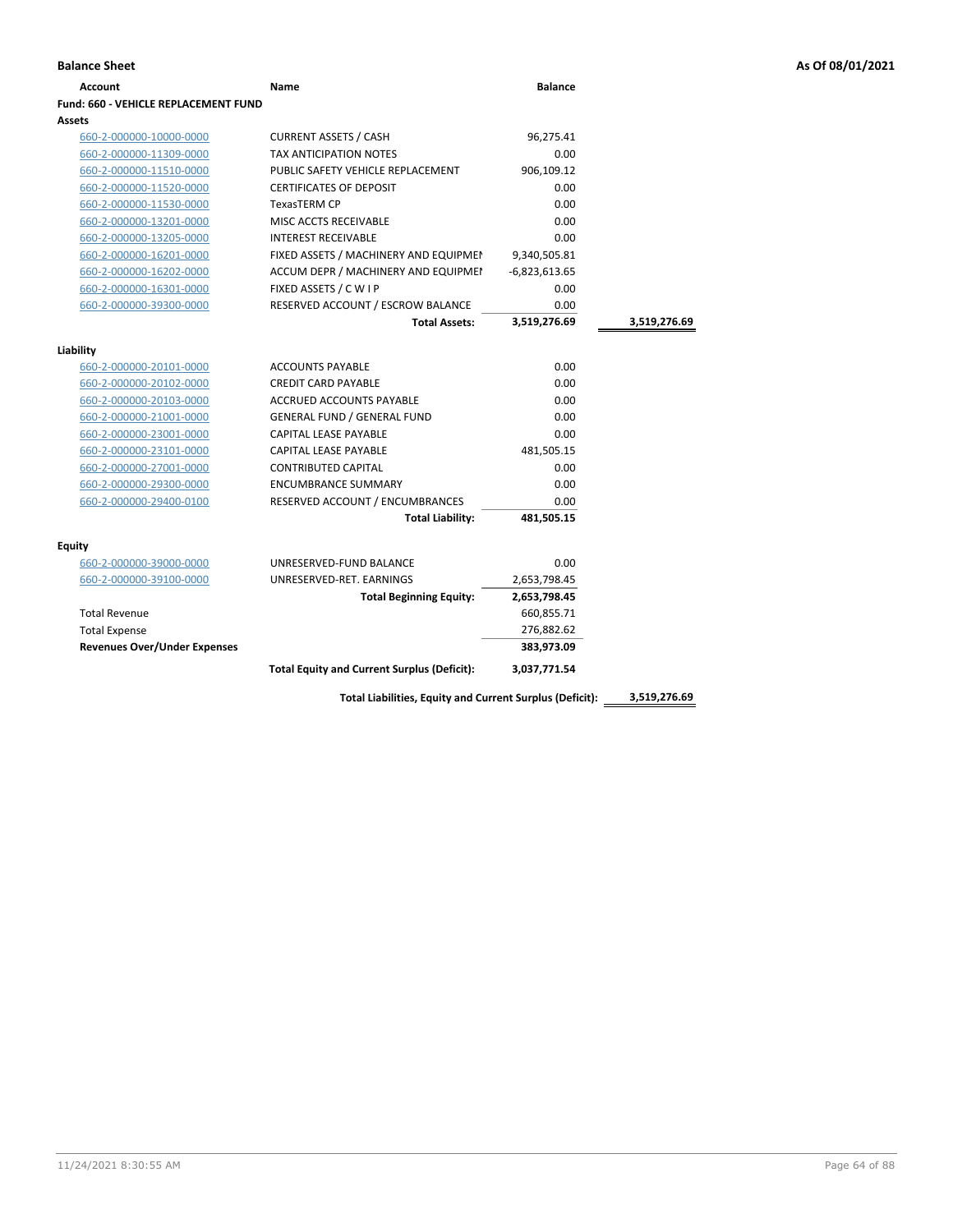**Balance Sheet** — As Of 08/01/2021

| Account | Name | Balance | |
|---|---|---|---|
| **Fund: 660 - VEHICLE REPLACEMENT FUND** | | | |
| **Assets** | | | |
| 660-2-000000-10000-0000 | CURRENT ASSETS / CASH | 96,275.41 | |
| 660-2-000000-11309-0000 | TAX ANTICIPATION NOTES | 0.00 | |
| 660-2-000000-11510-0000 | PUBLIC SAFETY VEHICLE REPLACEMENT | 906,109.12 | |
| 660-2-000000-11520-0000 | CERTIFICATES OF DEPOSIT | 0.00 | |
| 660-2-000000-11530-0000 | TexasTERM CP | 0.00 | |
| 660-2-000000-13201-0000 | MISC ACCTS RECEIVABLE | 0.00 | |
| 660-2-000000-13205-0000 | INTEREST RECEIVABLE | 0.00 | |
| 660-2-000000-16201-0000 | FIXED ASSETS / MACHINERY AND EQUIPMEI | 9,340,505.81 | |
| 660-2-000000-16202-0000 | ACCUM DEPR / MACHINERY AND EQUIPMEI | -6,823,613.65 | |
| 660-2-000000-16301-0000 | FIXED ASSETS / C W I P | 0.00 | |
| 660-2-000000-39300-0000 | RESERVED ACCOUNT / ESCROW BALANCE | 0.00 | |
| | **Total Assets:** | **3,519,276.69** | **3,519,276.69** |
| **Liability** | | | |
| 660-2-000000-20101-0000 | ACCOUNTS PAYABLE | 0.00 | |
| 660-2-000000-20102-0000 | CREDIT CARD PAYABLE | 0.00 | |
| 660-2-000000-20103-0000 | ACCRUED ACCOUNTS PAYABLE | 0.00 | |
| 660-2-000000-21001-0000 | GENERAL FUND / GENERAL FUND | 0.00 | |
| 660-2-000000-23001-0000 | CAPITAL LEASE PAYABLE | 0.00 | |
| 660-2-000000-23101-0000 | CAPITAL LEASE PAYABLE | 481,505.15 | |
| 660-2-000000-27001-0000 | CONTRIBUTED CAPITAL | 0.00 | |
| 660-2-000000-29300-0000 | ENCUMBRANCE SUMMARY | 0.00 | |
| 660-2-000000-29400-0100 | RESERVED ACCOUNT / ENCUMBRANCES | 0.00 | |
| | **Total Liability:** | **481,505.15** | |
| **Equity** | | | |
| 660-2-000000-39000-0000 | UNRESERVED-FUND BALANCE | 0.00 | |
| 660-2-000000-39100-0000 | UNRESERVED-RET. EARNINGS | 2,653,798.45 | |
| | **Total Beginning Equity:** | **2,653,798.45** | |
| Total Revenue | | 660,855.71 | |
| Total Expense | | 276,882.62 | |
| **Revenues Over/Under Expenses** | | **383,973.09** | |
| | **Total Equity and Current Surplus (Deficit):** | **3,037,771.54** | |
| | **Total Liabilities, Equity and Current Surplus (Deficit):** | | **3,519,276.69** |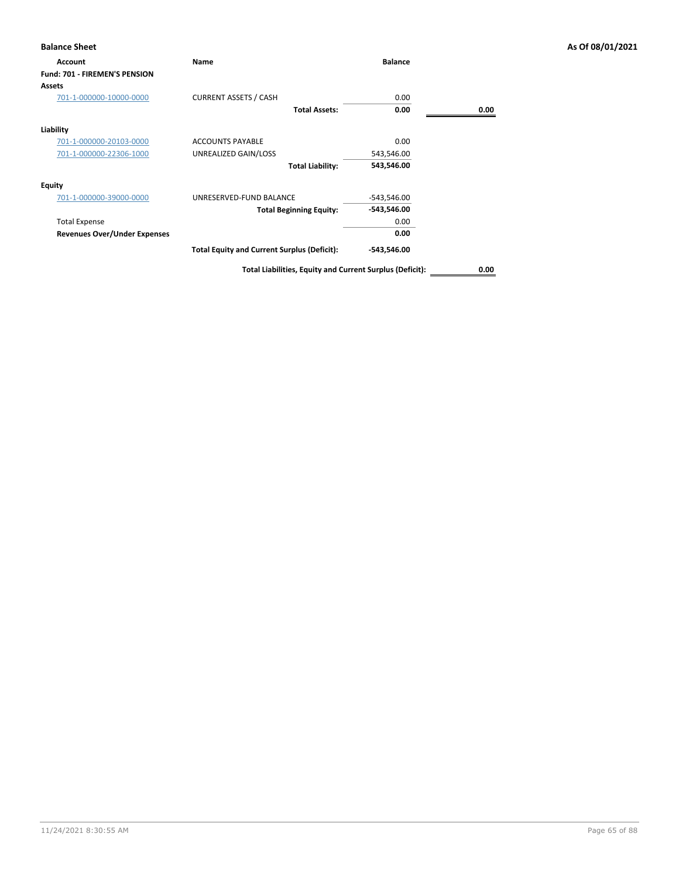**Balance Sheet** — As Of 08/01/2021

| Account | Name | Balance | |
|---|---|---|---|
| **Fund: 701 - FIREMEN'S PENSION** | | | |
| **Assets** | | | |
| 701-1-000000-10000-0000 | CURRENT ASSETS / CASH | 0.00 | |
| | **Total Assets:** | **0.00** | **0.00** |
| **Liability** | | | |
| 701-1-000000-20103-0000 | ACCOUNTS PAYABLE | 0.00 | |
| 701-1-000000-22306-1000 | UNREALIZED GAIN/LOSS | 543,546.00 | |
| | **Total Liability:** | **543,546.00** | |
| **Equity** | | | |
| 701-1-000000-39000-0000 | UNRESERVED-FUND BALANCE | -543,546.00 | |
| | **Total Beginning Equity:** | **-543,546.00** | |
| Total Expense | | 0.00 | |
| **Revenues Over/Under Expenses** | | **0.00** | |
| | **Total Equity and Current Surplus (Deficit):** | **-543,546.00** | |
| | **Total Liabilities, Equity and Current Surplus (Deficit):** | | **0.00** |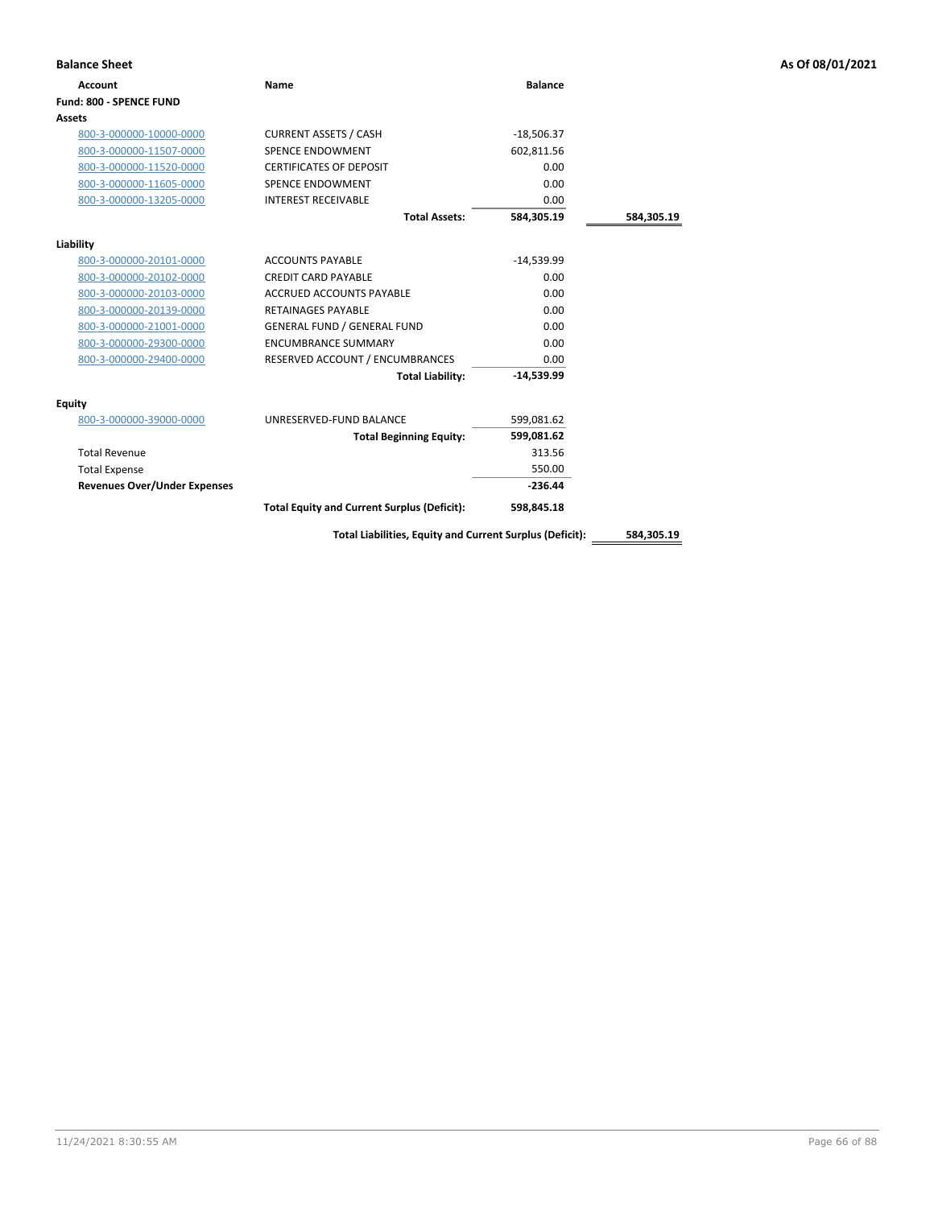**Balance Sheet** **As Of 08/01/2021**

| Account | Name | Balance | |
|---|---|---|---|
| **Fund: 800 - SPENCE FUND** | | | |
| **Assets** | | | |
| 800-3-000000-10000-0000 | CURRENT ASSETS / CASH | -18,506.37 | |
| 800-3-000000-11507-0000 | SPENCE ENDOWMENT | 602,811.56 | |
| 800-3-000000-11520-0000 | CERTIFICATES OF DEPOSIT | 0.00 | |
| 800-3-000000-11605-0000 | SPENCE ENDOWMENT | 0.00 | |
| 800-3-000000-13205-0000 | INTEREST RECEIVABLE | 0.00 | |
| | **Total Assets:** | **584,305.19** | **584,305.19** |
| **Liability** | | | |
| 800-3-000000-20101-0000 | ACCOUNTS PAYABLE | -14,539.99 | |
| 800-3-000000-20102-0000 | CREDIT CARD PAYABLE | 0.00 | |
| 800-3-000000-20103-0000 | ACCRUED ACCOUNTS PAYABLE | 0.00 | |
| 800-3-000000-20139-0000 | RETAINAGES PAYABLE | 0.00 | |
| 800-3-000000-21001-0000 | GENERAL FUND / GENERAL FUND | 0.00 | |
| 800-3-000000-29300-0000 | ENCUMBRANCE SUMMARY | 0.00 | |
| 800-3-000000-29400-0000 | RESERVED ACCOUNT / ENCUMBRANCES | 0.00 | |
| | **Total Liability:** | **-14,539.99** | |
| **Equity** | | | |
| 800-3-000000-39000-0000 | UNRESERVED-FUND BALANCE | 599,081.62 | |
| | **Total Beginning Equity:** | **599,081.62** | |
| Total Revenue | | 313.56 | |
| Total Expense | | 550.00 | |
| **Revenues Over/Under Expenses** | | **-236.44** | |
| | **Total Equity and Current Surplus (Deficit):** | **598,845.18** | |
| | **Total Liabilities, Equity and Current Surplus (Deficit):** | | **584,305.19** |

11/24/2021 8:30:55 AM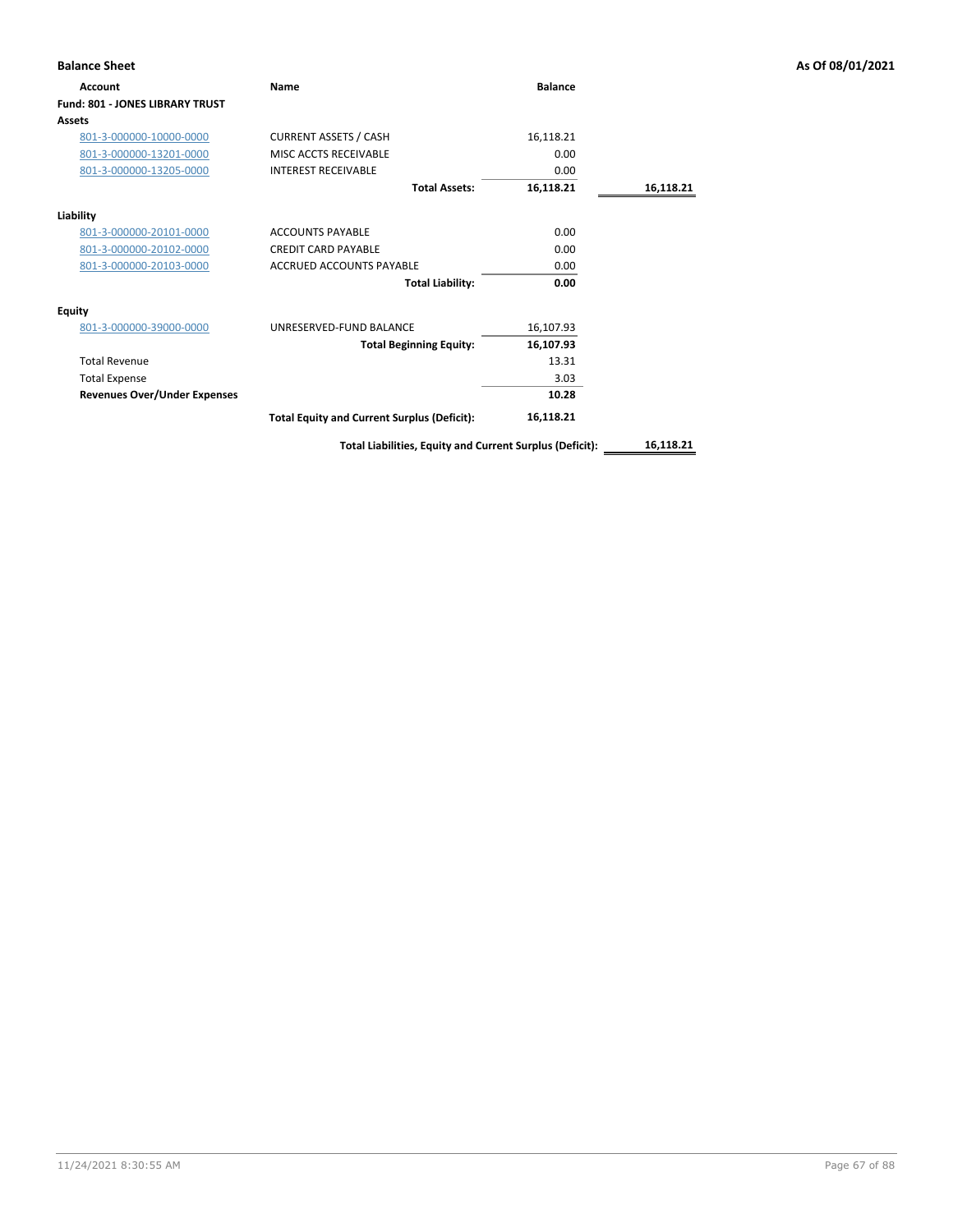**Balance Sheet** **As Of 08/01/2021**

| Account | Name | Balance | |
|---|---|---|---|
| **Fund: 801 - JONES LIBRARY TRUST** | | | |
| **Assets** | | | |
| 801-3-000000-10000-0000 | CURRENT ASSETS / CASH | 16,118.21 | |
| 801-3-000000-13201-0000 | MISC ACCTS RECEIVABLE | 0.00 | |
| 801-3-000000-13205-0000 | INTEREST RECEIVABLE | 0.00 | |
| | **Total Assets:** | **16,118.21** | **16,118.21** |
| **Liability** | | | |
| 801-3-000000-20101-0000 | ACCOUNTS PAYABLE | 0.00 | |
| 801-3-000000-20102-0000 | CREDIT CARD PAYABLE | 0.00 | |
| 801-3-000000-20103-0000 | ACCRUED ACCOUNTS PAYABLE | 0.00 | |
| | **Total Liability:** | **0.00** | |
| **Equity** | | | |
| 801-3-000000-39000-0000 | UNRESERVED-FUND BALANCE | 16,107.93 | |
| | **Total Beginning Equity:** | **16,107.93** | |
| Total Revenue | | 13.31 | |
| Total Expense | | 3.03 | |
| **Revenues Over/Under Expenses** | | **10.28** | |
| | **Total Equity and Current Surplus (Deficit):** | **16,118.21** | |
| | **Total Liabilities, Equity and Current Surplus (Deficit):** | | **16,118.21** |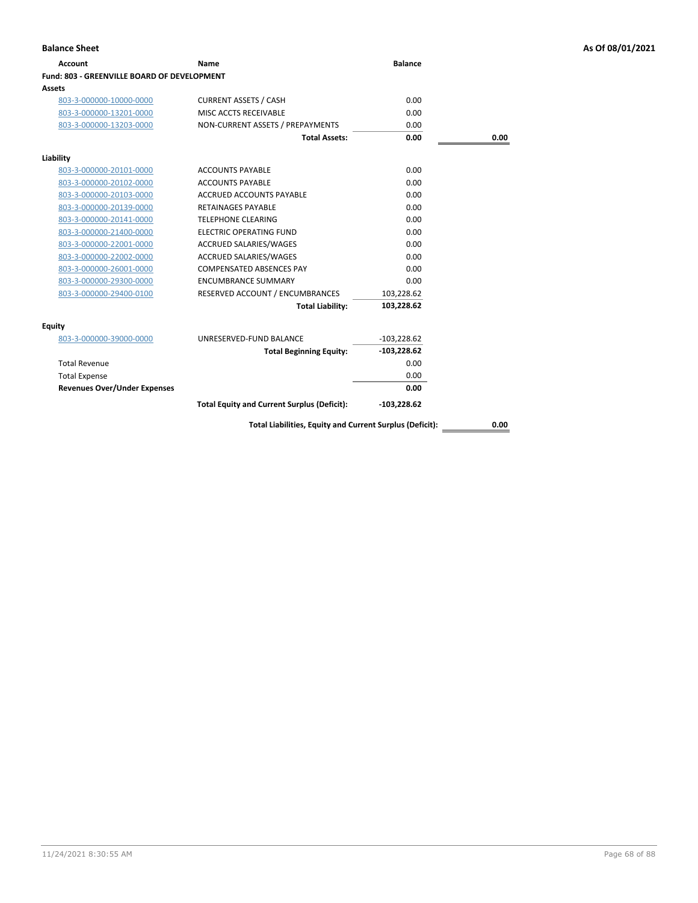## Balance Sheet

As Of 08/01/2021

| Account | Name | Balance | |
|---|---|---|---|
| **Fund: 803 - GREENVILLE BOARD OF DEVELOPMENT** | | | |
| **Assets** | | | |
| 803-3-000000-10000-0000 | CURRENT ASSETS / CASH | 0.00 | |
| 803-3-000000-13201-0000 | MISC ACCTS RECEIVABLE | 0.00 | |
| 803-3-000000-13203-0000 | NON-CURRENT ASSETS / PREPAYMENTS | 0.00 | |
| | **Total Assets:** | **0.00** | **0.00** |
| **Liability** | | | |
| 803-3-000000-20101-0000 | ACCOUNTS PAYABLE | 0.00 | |
| 803-3-000000-20102-0000 | ACCOUNTS PAYABLE | 0.00 | |
| 803-3-000000-20103-0000 | ACCRUED ACCOUNTS PAYABLE | 0.00 | |
| 803-3-000000-20139-0000 | RETAINAGES PAYABLE | 0.00 | |
| 803-3-000000-20141-0000 | TELEPHONE CLEARING | 0.00 | |
| 803-3-000000-21400-0000 | ELECTRIC OPERATING FUND | 0.00 | |
| 803-3-000000-22001-0000 | ACCRUED SALARIES/WAGES | 0.00 | |
| 803-3-000000-22002-0000 | ACCRUED SALARIES/WAGES | 0.00 | |
| 803-3-000000-26001-0000 | COMPENSATED ABSENCES PAY | 0.00 | |
| 803-3-000000-29300-0000 | ENCUMBRANCE SUMMARY | 0.00 | |
| 803-3-000000-29400-0100 | RESERVED ACCOUNT / ENCUMBRANCES | 103,228.62 | |
| | **Total Liability:** | **103,228.62** | |
| **Equity** | | | |
| 803-3-000000-39000-0000 | UNRESERVED-FUND BALANCE | -103,228.62 | |
| | **Total Beginning Equity:** | **-103,228.62** | |
| Total Revenue | | 0.00 | |
| Total Expense | | 0.00 | |
| **Revenues Over/Under Expenses** | | **0.00** | |
| | **Total Equity and Current Surplus (Deficit):** | **-103,228.62** | |
| | **Total Liabilities, Equity and Current Surplus (Deficit):** | | **0.00** |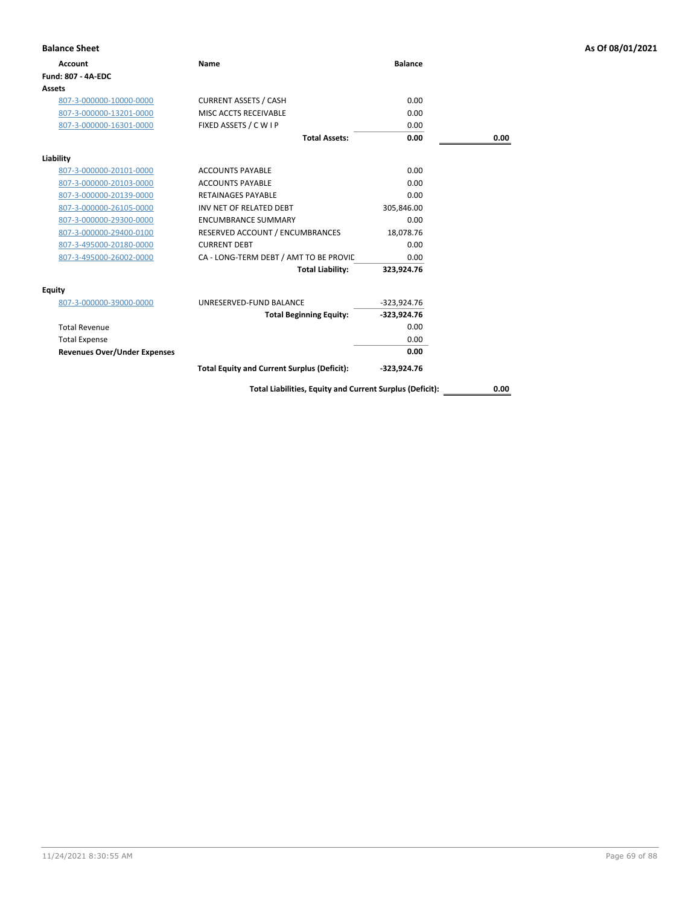## Balance Sheet

As Of 08/01/2021

| Account | Name | Balance | |
|---|---|---|---|
| **Fund: 807 - 4A-EDC** | | | |
| **Assets** | | | |
| 807-3-000000-10000-0000 | CURRENT ASSETS / CASH | 0.00 | |
| 807-3-000000-13201-0000 | MISC ACCTS RECEIVABLE | 0.00 | |
| 807-3-000000-16301-0000 | FIXED ASSETS / C W I P | 0.00 | |
| | **Total Assets:** | **0.00** | **0.00** |
| **Liability** | | | |
| 807-3-000000-20101-0000 | ACCOUNTS PAYABLE | 0.00 | |
| 807-3-000000-20103-0000 | ACCOUNTS PAYABLE | 0.00 | |
| 807-3-000000-20139-0000 | RETAINAGES PAYABLE | 0.00 | |
| 807-3-000000-26105-0000 | INV NET OF RELATED DEBT | 305,846.00 | |
| 807-3-000000-29300-0000 | ENCUMBRANCE SUMMARY | 0.00 | |
| 807-3-000000-29400-0100 | RESERVED ACCOUNT / ENCUMBRANCES | 18,078.76 | |
| 807-3-495000-20180-0000 | CURRENT DEBT | 0.00 | |
| 807-3-495000-26002-0000 | CA - LONG-TERM DEBT / AMT TO BE PROVIC | 0.00 | |
| | **Total Liability:** | **323,924.76** | |
| **Equity** | | | |
| 807-3-000000-39000-0000 | UNRESERVED-FUND BALANCE | -323,924.76 | |
| | **Total Beginning Equity:** | **-323,924.76** | |
| Total Revenue | | 0.00 | |
| Total Expense | | 0.00 | |
| **Revenues Over/Under Expenses** | | **0.00** | |
| | **Total Equity and Current Surplus (Deficit):** | **-323,924.76** | |
| | **Total Liabilities, Equity and Current Surplus (Deficit):** | | **0.00** |

11/24/2021 8:30:55 AM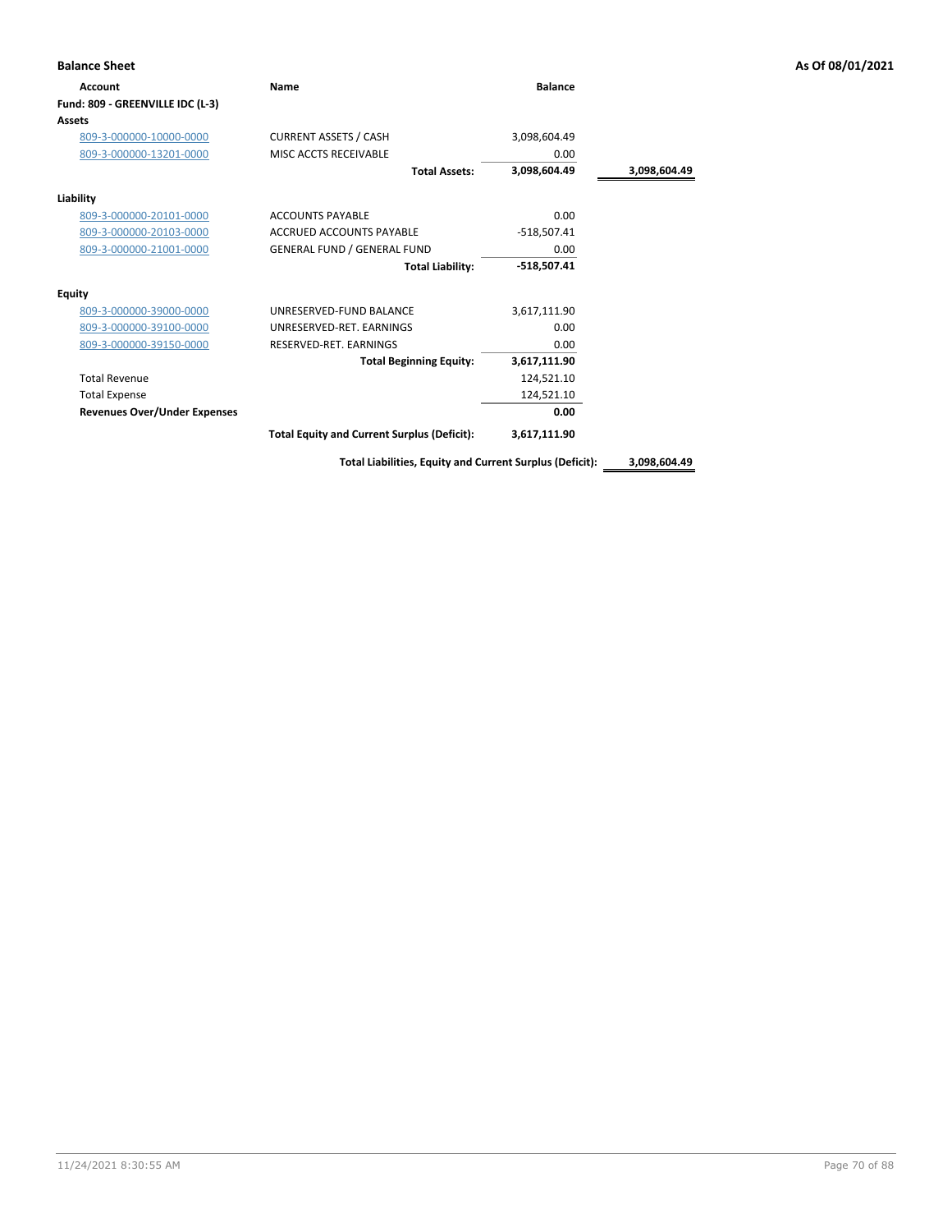**Balance Sheet** — As Of 08/01/2021

| Account | Name | Balance | |
|---|---|---|---|
| **Fund: 809 - GREENVILLE IDC (L-3)** | | | |
| **Assets** | | | |
| 809-3-000000-10000-0000 | CURRENT ASSETS / CASH | 3,098,604.49 | |
| 809-3-000000-13201-0000 | MISC ACCTS RECEIVABLE | 0.00 | |
| | **Total Assets:** | **3,098,604.49** | **3,098,604.49** |
| **Liability** | | | |
| 809-3-000000-20101-0000 | ACCOUNTS PAYABLE | 0.00 | |
| 809-3-000000-20103-0000 | ACCRUED ACCOUNTS PAYABLE | -518,507.41 | |
| 809-3-000000-21001-0000 | GENERAL FUND / GENERAL FUND | 0.00 | |
| | **Total Liability:** | **-518,507.41** | |
| **Equity** | | | |
| 809-3-000000-39000-0000 | UNRESERVED-FUND BALANCE | 3,617,111.90 | |
| 809-3-000000-39100-0000 | UNRESERVED-RET. EARNINGS | 0.00 | |
| 809-3-000000-39150-0000 | RESERVED-RET. EARNINGS | 0.00 | |
| | **Total Beginning Equity:** | **3,617,111.90** | |
| Total Revenue | | 124,521.10 | |
| Total Expense | | 124,521.10 | |
| **Revenues Over/Under Expenses** | | **0.00** | |
| | **Total Equity and Current Surplus (Deficit):** | **3,617,111.90** | |
| | **Total Liabilities, Equity and Current Surplus (Deficit):** | | **3,098,604.49** |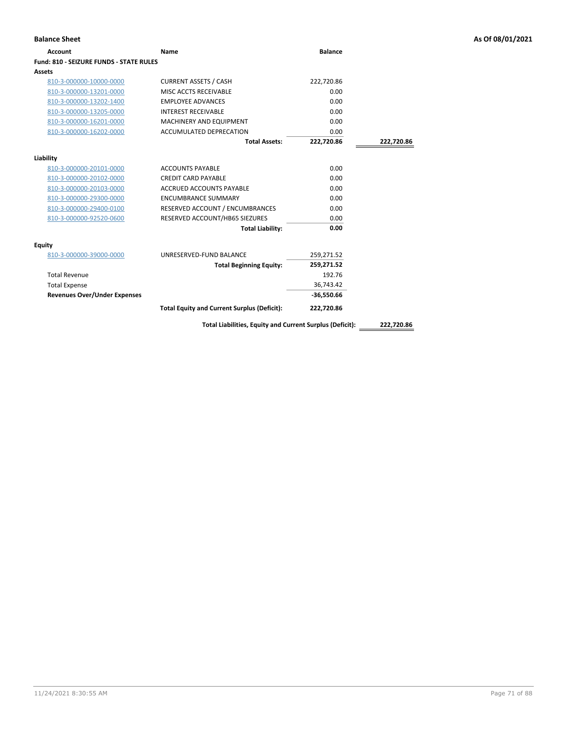**Balance Sheet** | **As Of 08/01/2021**

| Account | Name | Balance | |
|---|---|---|---|
| **Fund: 810 - SEIZURE FUNDS - STATE RULES** | | | |
| **Assets** | | | |
| 810-3-000000-10000-0000 | CURRENT ASSETS / CASH | 222,720.86 | |
| 810-3-000000-13201-0000 | MISC ACCTS RECEIVABLE | 0.00 | |
| 810-3-000000-13202-1400 | EMPLOYEE ADVANCES | 0.00 | |
| 810-3-000000-13205-0000 | INTEREST RECEIVABLE | 0.00 | |
| 810-3-000000-16201-0000 | MACHINERY AND EQUIPMENT | 0.00 | |
| 810-3-000000-16202-0000 | ACCUMULATED DEPRECATION | 0.00 | |
| | **Total Assets:** | **222,720.86** | **222,720.86** |
| **Liability** | | | |
| 810-3-000000-20101-0000 | ACCOUNTS PAYABLE | 0.00 | |
| 810-3-000000-20102-0000 | CREDIT CARD PAYABLE | 0.00 | |
| 810-3-000000-20103-0000 | ACCRUED ACCOUNTS PAYABLE | 0.00 | |
| 810-3-000000-29300-0000 | ENCUMBRANCE SUMMARY | 0.00 | |
| 810-3-000000-29400-0100 | RESERVED ACCOUNT / ENCUMBRANCES | 0.00 | |
| 810-3-000000-92520-0600 | RESERVED ACCOUNT/HB65 SIEZURES | 0.00 | |
| | **Total Liability:** | **0.00** | |
| **Equity** | | | |
| 810-3-000000-39000-0000 | UNRESERVED-FUND BALANCE | 259,271.52 | |
| | **Total Beginning Equity:** | **259,271.52** | |
| Total Revenue | | 192.76 | |
| Total Expense | | 36,743.42 | |
| **Revenues Over/Under Expenses** | | **-36,550.66** | |
| | **Total Equity and Current Surplus (Deficit):** | **222,720.86** | |
| | **Total Liabilities, Equity and Current Surplus (Deficit):** | | **222,720.86** |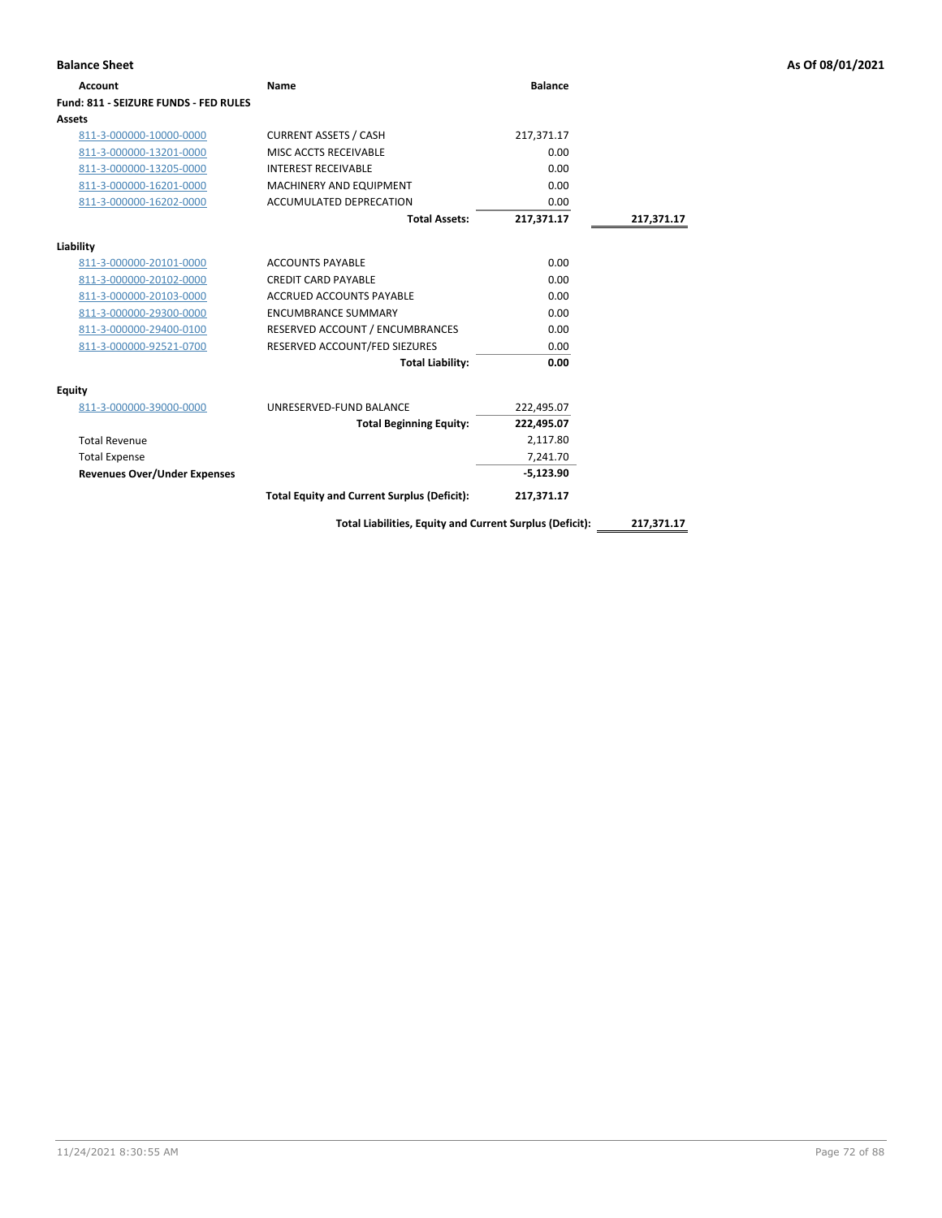**Balance Sheet** **As Of 08/01/2021**

| Account | Name | Balance | |
|---|---|---|---|
| **Fund: 811 - SEIZURE FUNDS - FED RULES** | | | |
| **Assets** | | | |
| 811-3-000000-10000-0000 | CURRENT ASSETS / CASH | 217,371.17 | |
| 811-3-000000-13201-0000 | MISC ACCTS RECEIVABLE | 0.00 | |
| 811-3-000000-13205-0000 | INTEREST RECEIVABLE | 0.00 | |
| 811-3-000000-16201-0000 | MACHINERY AND EQUIPMENT | 0.00 | |
| 811-3-000000-16202-0000 | ACCUMULATED DEPRECATION | 0.00 | |
| | **Total Assets:** | **217,371.17** | **217,371.17** |
| **Liability** | | | |
| 811-3-000000-20101-0000 | ACCOUNTS PAYABLE | 0.00 | |
| 811-3-000000-20102-0000 | CREDIT CARD PAYABLE | 0.00 | |
| 811-3-000000-20103-0000 | ACCRUED ACCOUNTS PAYABLE | 0.00 | |
| 811-3-000000-29300-0000 | ENCUMBRANCE SUMMARY | 0.00 | |
| 811-3-000000-29400-0100 | RESERVED ACCOUNT / ENCUMBRANCES | 0.00 | |
| 811-3-000000-92521-0700 | RESERVED ACCOUNT/FED SIEZURES | 0.00 | |
| | **Total Liability:** | **0.00** | |
| **Equity** | | | |
| 811-3-000000-39000-0000 | UNRESERVED-FUND BALANCE | 222,495.07 | |
| | **Total Beginning Equity:** | **222,495.07** | |
| Total Revenue | | 2,117.80 | |
| Total Expense | | 7,241.70 | |
| **Revenues Over/Under Expenses** | | **-5,123.90** | |
| | **Total Equity and Current Surplus (Deficit):** | **217,371.17** | |
| | **Total Liabilities, Equity and Current Surplus (Deficit):** | | **217,371.17** |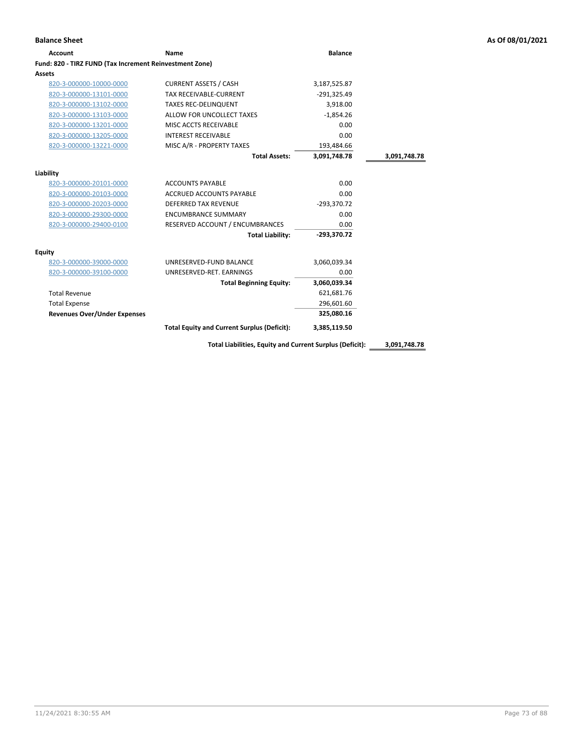## Balance Sheet

As Of 08/01/2021

| Account | Name | Balance | |
|---|---|---|---|
| **Fund: 820 - TIRZ FUND (Tax Increment Reinvestment Zone)** | | | |
| **Assets** | | | |
| 820-3-000000-10000-0000 | CURRENT ASSETS / CASH | 3,187,525.87 | |
| 820-3-000000-13101-0000 | TAX RECEIVABLE-CURRENT | -291,325.49 | |
| 820-3-000000-13102-0000 | TAXES REC-DELINQUENT | 3,918.00 | |
| 820-3-000000-13103-0000 | ALLOW FOR UNCOLLECT TAXES | -1,854.26 | |
| 820-3-000000-13201-0000 | MISC ACCTS RECEIVABLE | 0.00 | |
| 820-3-000000-13205-0000 | INTEREST RECEIVABLE | 0.00 | |
| 820-3-000000-13221-0000 | MISC A/R - PROPERTY TAXES | 193,484.66 | |
| | **Total Assets:** | **3,091,748.78** | **3,091,748.78** |
| **Liability** | | | |
| 820-3-000000-20101-0000 | ACCOUNTS PAYABLE | 0.00 | |
| 820-3-000000-20103-0000 | ACCRUED ACCOUNTS PAYABLE | 0.00 | |
| 820-3-000000-20203-0000 | DEFERRED TAX REVENUE | -293,370.72 | |
| 820-3-000000-29300-0000 | ENCUMBRANCE SUMMARY | 0.00 | |
| 820-3-000000-29400-0100 | RESERVED ACCOUNT / ENCUMBRANCES | 0.00 | |
| | **Total Liability:** | **-293,370.72** | |
| **Equity** | | | |
| 820-3-000000-39000-0000 | UNRESERVED-FUND BALANCE | 3,060,039.34 | |
| 820-3-000000-39100-0000 | UNRESERVED-RET. EARNINGS | 0.00 | |
| | **Total Beginning Equity:** | **3,060,039.34** | |
| Total Revenue | | 621,681.76 | |
| Total Expense | | 296,601.60 | |
| **Revenues Over/Under Expenses** | | **325,080.16** | |
| | **Total Equity and Current Surplus (Deficit):** | **3,385,119.50** | |
| | **Total Liabilities, Equity and Current Surplus (Deficit):** | | **3,091,748.78** |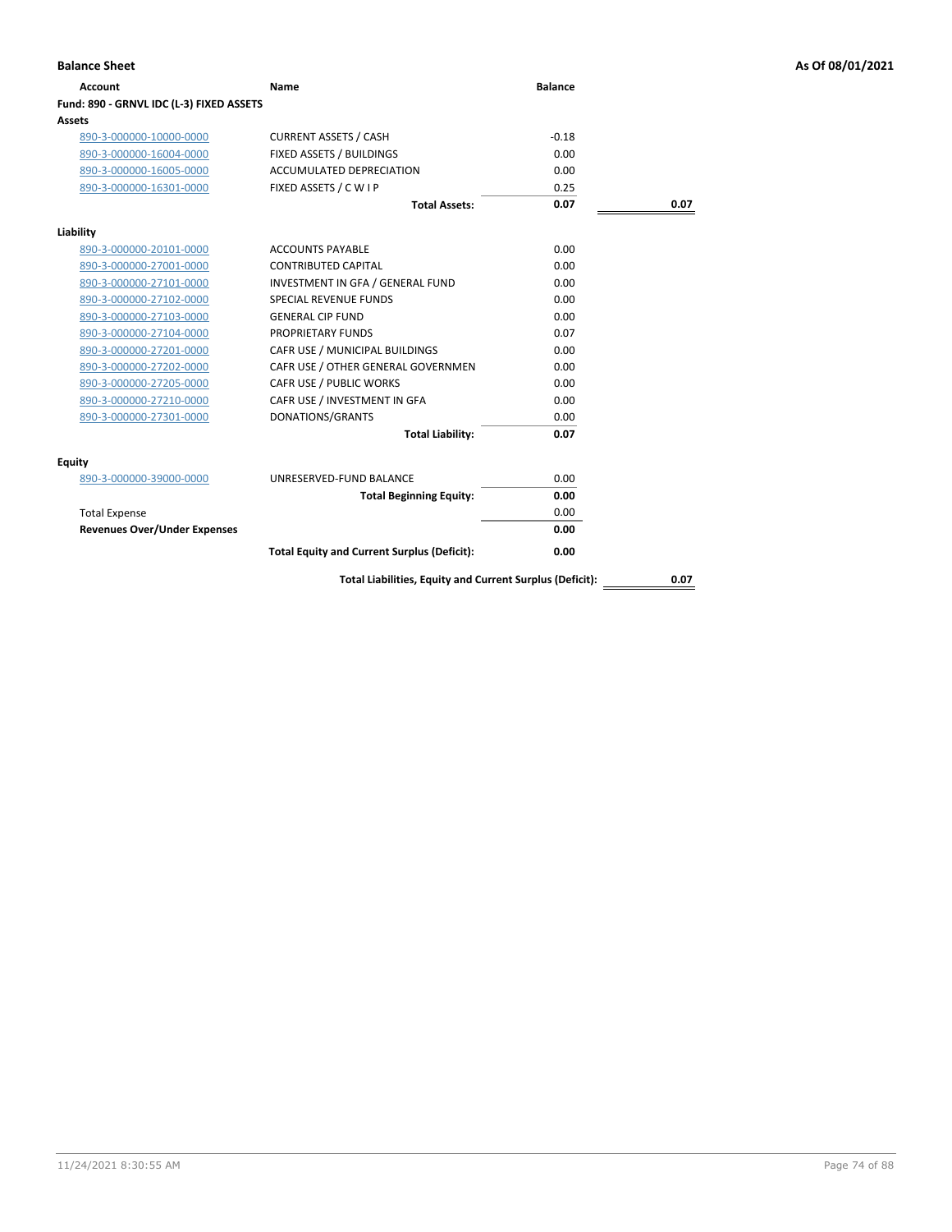**Balance Sheet** **As Of 08/01/2021**

| Account | Name | Balance | |
|---|---|---|---|
| **Fund: 890 - GRNVL IDC (L-3) FIXED ASSETS** | | | |
| **Assets** | | | |
| 890-3-000000-10000-0000 | CURRENT ASSETS / CASH | -0.18 | |
| 890-3-000000-16004-0000 | FIXED ASSETS / BUILDINGS | 0.00 | |
| 890-3-000000-16005-0000 | ACCUMULATED DEPRECIATION | 0.00 | |
| 890-3-000000-16301-0000 | FIXED ASSETS / C W I P | 0.25 | |
| | **Total Assets:** | **0.07** | **0.07** |
| **Liability** | | | |
| 890-3-000000-20101-0000 | ACCOUNTS PAYABLE | 0.00 | |
| 890-3-000000-27001-0000 | CONTRIBUTED CAPITAL | 0.00 | |
| 890-3-000000-27101-0000 | INVESTMENT IN GFA / GENERAL FUND | 0.00 | |
| 890-3-000000-27102-0000 | SPECIAL REVENUE FUNDS | 0.00 | |
| 890-3-000000-27103-0000 | GENERAL CIP FUND | 0.00 | |
| 890-3-000000-27104-0000 | PROPRIETARY FUNDS | 0.07 | |
| 890-3-000000-27201-0000 | CAFR USE / MUNICIPAL BUILDINGS | 0.00 | |
| 890-3-000000-27202-0000 | CAFR USE / OTHER GENERAL GOVERNMEN | 0.00 | |
| 890-3-000000-27205-0000 | CAFR USE / PUBLIC WORKS | 0.00 | |
| 890-3-000000-27210-0000 | CAFR USE / INVESTMENT IN GFA | 0.00 | |
| 890-3-000000-27301-0000 | DONATIONS/GRANTS | 0.00 | |
| | **Total Liability:** | **0.07** | |
| **Equity** | | | |
| 890-3-000000-39000-0000 | UNRESERVED-FUND BALANCE | 0.00 | |
| | **Total Beginning Equity:** | **0.00** | |
| Total Expense | | 0.00 | |
| **Revenues Over/Under Expenses** | | **0.00** | |
| | **Total Equity and Current Surplus (Deficit):** | **0.00** | |
| | **Total Liabilities, Equity and Current Surplus (Deficit):** | | **0.07** |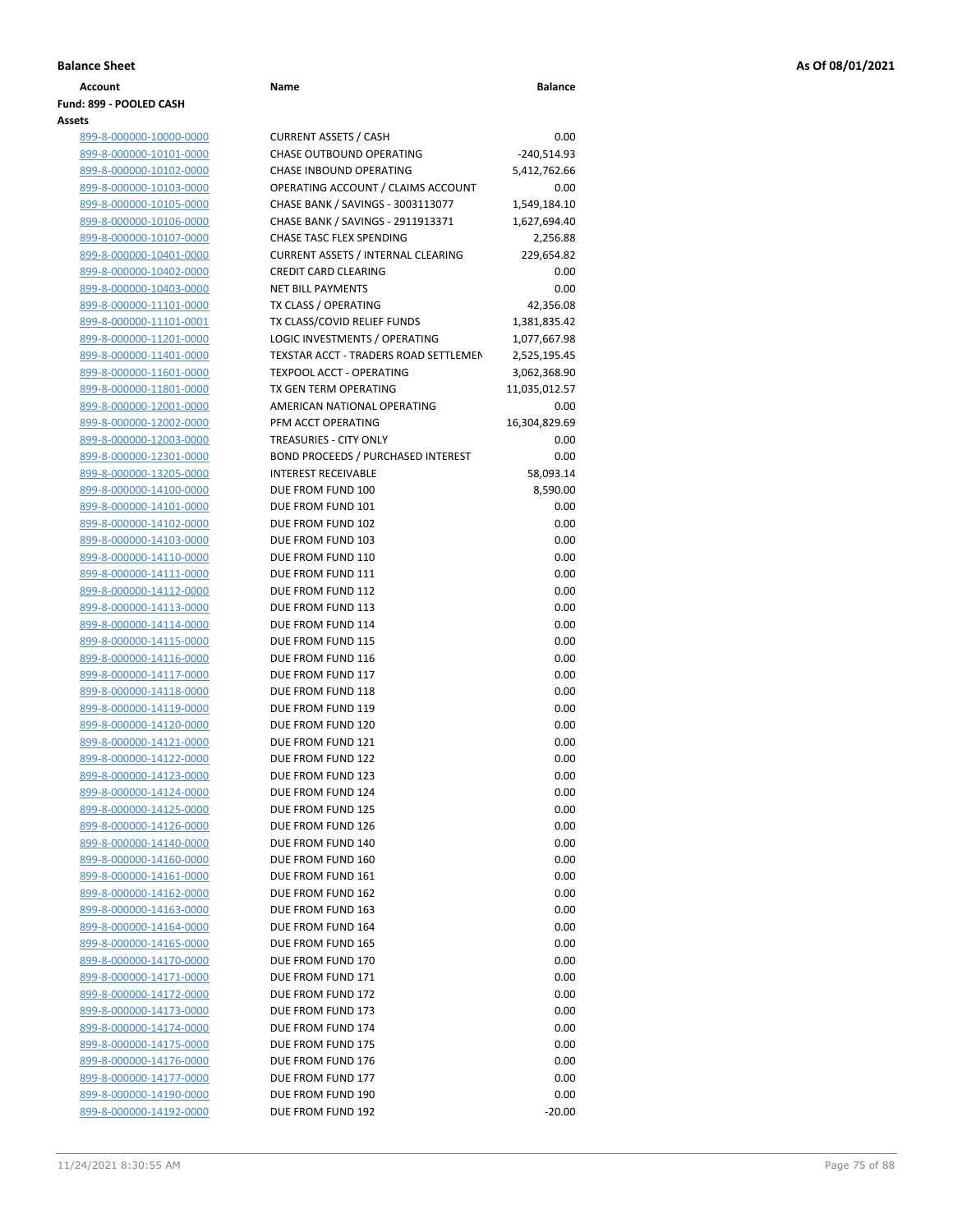**Balance Sheet** **As Of 08/01/2021**

**Fund: 899 - POOLED CASH**

**Assets**

| Account | Name | Balance |
|---|---|---|
| 899-8-000000-10000-0000 | CURRENT ASSETS / CASH | 0.00 |
| 899-8-000000-10101-0000 | CHASE OUTBOUND OPERATING | -240,514.93 |
| 899-8-000000-10102-0000 | CHASE INBOUND OPERATING | 5,412,762.66 |
| 899-8-000000-10103-0000 | OPERATING ACCOUNT / CLAIMS ACCOUNT | 0.00 |
| 899-8-000000-10105-0000 | CHASE BANK / SAVINGS - 3003113077 | 1,549,184.10 |
| 899-8-000000-10106-0000 | CHASE BANK / SAVINGS - 2911913371 | 1,627,694.40 |
| 899-8-000000-10107-0000 | CHASE TASC FLEX SPENDING | 2,256.88 |
| 899-8-000000-10401-0000 | CURRENT ASSETS / INTERNAL CLEARING | 229,654.82 |
| 899-8-000000-10402-0000 | CREDIT CARD CLEARING | 0.00 |
| 899-8-000000-10403-0000 | NET BILL PAYMENTS | 0.00 |
| 899-8-000000-11101-0000 | TX CLASS / OPERATING | 42,356.08 |
| 899-8-000000-11101-0001 | TX CLASS/COVID RELIEF FUNDS | 1,381,835.42 |
| 899-8-000000-11201-0000 | LOGIC INVESTMENTS / OPERATING | 1,077,667.98 |
| 899-8-000000-11401-0000 | TEXSTAR ACCT - TRADERS ROAD SETTLEMEN | 2,525,195.45 |
| 899-8-000000-11601-0000 | TEXPOOL ACCT - OPERATING | 3,062,368.90 |
| 899-8-000000-11801-0000 | TX GEN TERM OPERATING | 11,035,012.57 |
| 899-8-000000-12001-0000 | AMERICAN NATIONAL OPERATING | 0.00 |
| 899-8-000000-12002-0000 | PFM ACCT OPERATING | 16,304,829.69 |
| 899-8-000000-12003-0000 | TREASURIES - CITY ONLY | 0.00 |
| 899-8-000000-12301-0000 | BOND PROCEEDS / PURCHASED INTEREST | 0.00 |
| 899-8-000000-13205-0000 | INTEREST RECEIVABLE | 58,093.14 |
| 899-8-000000-14100-0000 | DUE FROM FUND 100 | 8,590.00 |
| 899-8-000000-14101-0000 | DUE FROM FUND 101 | 0.00 |
| 899-8-000000-14102-0000 | DUE FROM FUND 102 | 0.00 |
| 899-8-000000-14103-0000 | DUE FROM FUND 103 | 0.00 |
| 899-8-000000-14110-0000 | DUE FROM FUND 110 | 0.00 |
| 899-8-000000-14111-0000 | DUE FROM FUND 111 | 0.00 |
| 899-8-000000-14112-0000 | DUE FROM FUND 112 | 0.00 |
| 899-8-000000-14113-0000 | DUE FROM FUND 113 | 0.00 |
| 899-8-000000-14114-0000 | DUE FROM FUND 114 | 0.00 |
| 899-8-000000-14115-0000 | DUE FROM FUND 115 | 0.00 |
| 899-8-000000-14116-0000 | DUE FROM FUND 116 | 0.00 |
| 899-8-000000-14117-0000 | DUE FROM FUND 117 | 0.00 |
| 899-8-000000-14118-0000 | DUE FROM FUND 118 | 0.00 |
| 899-8-000000-14119-0000 | DUE FROM FUND 119 | 0.00 |
| 899-8-000000-14120-0000 | DUE FROM FUND 120 | 0.00 |
| 899-8-000000-14121-0000 | DUE FROM FUND 121 | 0.00 |
| 899-8-000000-14122-0000 | DUE FROM FUND 122 | 0.00 |
| 899-8-000000-14123-0000 | DUE FROM FUND 123 | 0.00 |
| 899-8-000000-14124-0000 | DUE FROM FUND 124 | 0.00 |
| 899-8-000000-14125-0000 | DUE FROM FUND 125 | 0.00 |
| 899-8-000000-14126-0000 | DUE FROM FUND 126 | 0.00 |
| 899-8-000000-14140-0000 | DUE FROM FUND 140 | 0.00 |
| 899-8-000000-14160-0000 | DUE FROM FUND 160 | 0.00 |
| 899-8-000000-14161-0000 | DUE FROM FUND 161 | 0.00 |
| 899-8-000000-14162-0000 | DUE FROM FUND 162 | 0.00 |
| 899-8-000000-14163-0000 | DUE FROM FUND 163 | 0.00 |
| 899-8-000000-14164-0000 | DUE FROM FUND 164 | 0.00 |
| 899-8-000000-14165-0000 | DUE FROM FUND 165 | 0.00 |
| 899-8-000000-14170-0000 | DUE FROM FUND 170 | 0.00 |
| 899-8-000000-14171-0000 | DUE FROM FUND 171 | 0.00 |
| 899-8-000000-14172-0000 | DUE FROM FUND 172 | 0.00 |
| 899-8-000000-14173-0000 | DUE FROM FUND 173 | 0.00 |
| 899-8-000000-14174-0000 | DUE FROM FUND 174 | 0.00 |
| 899-8-000000-14175-0000 | DUE FROM FUND 175 | 0.00 |
| 899-8-000000-14176-0000 | DUE FROM FUND 176 | 0.00 |
| 899-8-000000-14177-0000 | DUE FROM FUND 177 | 0.00 |
| 899-8-000000-14190-0000 | DUE FROM FUND 190 | 0.00 |
| 899-8-000000-14192-0000 | DUE FROM FUND 192 | -20.00 |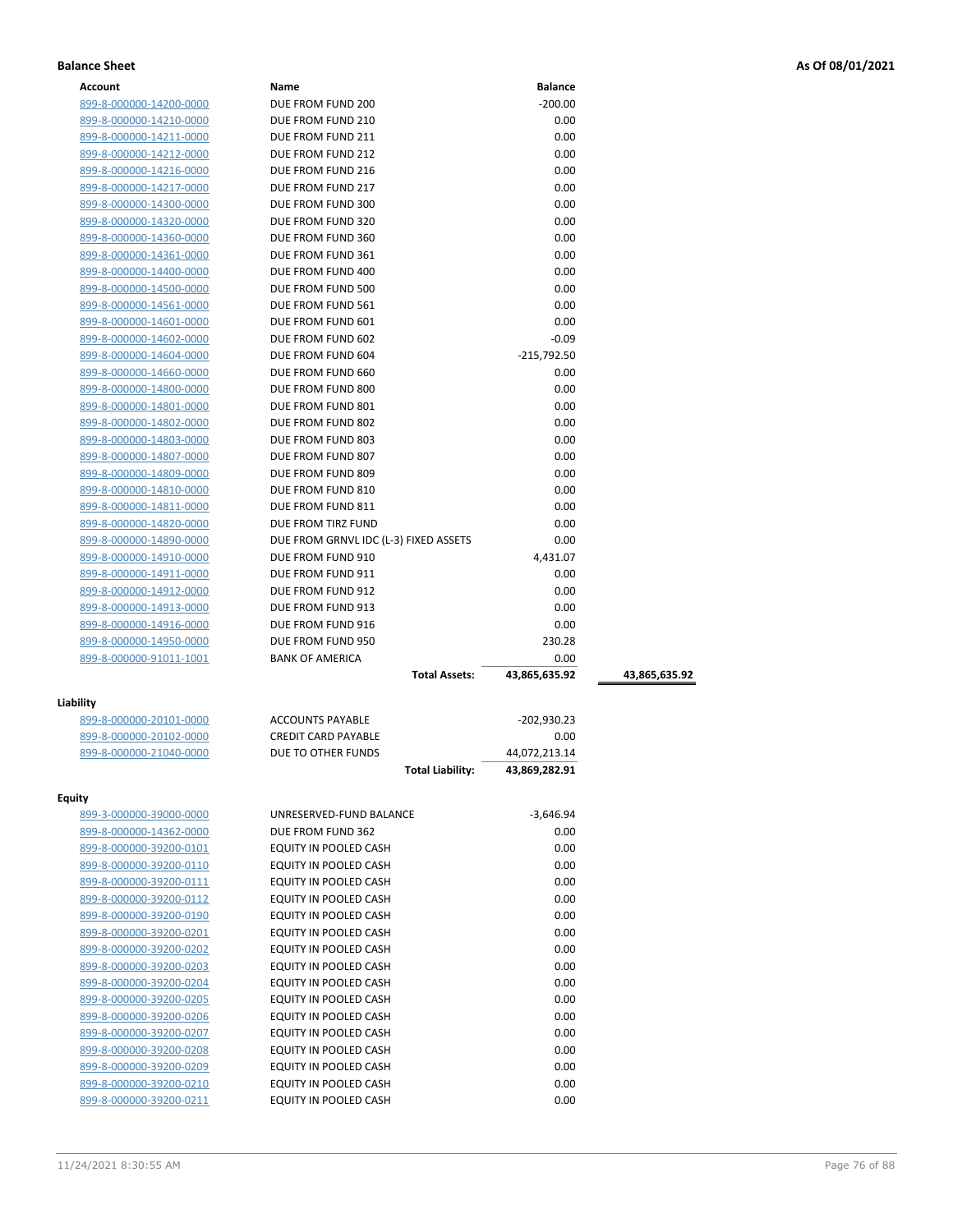**Balance Sheet** **As Of 08/01/2021**

| Account | Name | Balance | |
|---|---|---|---|
| 899-8-000000-14200-0000 | DUE FROM FUND 200 | -200.00 | |
| 899-8-000000-14210-0000 | DUE FROM FUND 210 | 0.00 | |
| 899-8-000000-14211-0000 | DUE FROM FUND 211 | 0.00 | |
| 899-8-000000-14212-0000 | DUE FROM FUND 212 | 0.00 | |
| 899-8-000000-14216-0000 | DUE FROM FUND 216 | 0.00 | |
| 899-8-000000-14217-0000 | DUE FROM FUND 217 | 0.00 | |
| 899-8-000000-14300-0000 | DUE FROM FUND 300 | 0.00 | |
| 899-8-000000-14320-0000 | DUE FROM FUND 320 | 0.00 | |
| 899-8-000000-14360-0000 | DUE FROM FUND 360 | 0.00 | |
| 899-8-000000-14361-0000 | DUE FROM FUND 361 | 0.00 | |
| 899-8-000000-14400-0000 | DUE FROM FUND 400 | 0.00 | |
| 899-8-000000-14500-0000 | DUE FROM FUND 500 | 0.00 | |
| 899-8-000000-14561-0000 | DUE FROM FUND 561 | 0.00 | |
| 899-8-000000-14601-0000 | DUE FROM FUND 601 | 0.00 | |
| 899-8-000000-14602-0000 | DUE FROM FUND 602 | -0.09 | |
| 899-8-000000-14604-0000 | DUE FROM FUND 604 | -215,792.50 | |
| 899-8-000000-14660-0000 | DUE FROM FUND 660 | 0.00 | |
| 899-8-000000-14800-0000 | DUE FROM FUND 800 | 0.00 | |
| 899-8-000000-14801-0000 | DUE FROM FUND 801 | 0.00 | |
| 899-8-000000-14802-0000 | DUE FROM FUND 802 | 0.00 | |
| 899-8-000000-14803-0000 | DUE FROM FUND 803 | 0.00 | |
| 899-8-000000-14807-0000 | DUE FROM FUND 807 | 0.00 | |
| 899-8-000000-14809-0000 | DUE FROM FUND 809 | 0.00 | |
| 899-8-000000-14810-0000 | DUE FROM FUND 810 | 0.00 | |
| 899-8-000000-14811-0000 | DUE FROM FUND 811 | 0.00 | |
| 899-8-000000-14820-0000 | DUE FROM TIRZ FUND | 0.00 | |
| 899-8-000000-14890-0000 | DUE FROM GRNVL IDC (L-3) FIXED ASSETS | 0.00 | |
| 899-8-000000-14910-0000 | DUE FROM FUND 910 | 4,431.07 | |
| 899-8-000000-14911-0000 | DUE FROM FUND 911 | 0.00 | |
| 899-8-000000-14912-0000 | DUE FROM FUND 912 | 0.00 | |
| 899-8-000000-14913-0000 | DUE FROM FUND 913 | 0.00 | |
| 899-8-000000-14916-0000 | DUE FROM FUND 916 | 0.00 | |
| 899-8-000000-14950-0000 | DUE FROM FUND 950 | 230.28 | |
| 899-8-000000-91011-1001 | BANK OF AMERICA | 0.00 | |
| | **Total Assets:** | **43,865,635.92** | **43,865,635.92** |

**Liability**

| Account | Name | Balance |
|---|---|---|
| 899-8-000000-20101-0000 | ACCOUNTS PAYABLE | -202,930.23 |
| 899-8-000000-20102-0000 | CREDIT CARD PAYABLE | 0.00 |
| 899-8-000000-21040-0000 | DUE TO OTHER FUNDS | 44,072,213.14 |
| | **Total Liability:** | **43,869,282.91** |

**Equity**

| Account | Name | Balance |
|---|---|---|
| 899-3-000000-39000-0000 | UNRESERVED-FUND BALANCE | -3,646.94 |
| 899-8-000000-14362-0000 | DUE FROM FUND 362 | 0.00 |
| 899-8-000000-39200-0101 | EQUITY IN POOLED CASH | 0.00 |
| 899-8-000000-39200-0110 | EQUITY IN POOLED CASH | 0.00 |
| 899-8-000000-39200-0111 | EQUITY IN POOLED CASH | 0.00 |
| 899-8-000000-39200-0112 | EQUITY IN POOLED CASH | 0.00 |
| 899-8-000000-39200-0190 | EQUITY IN POOLED CASH | 0.00 |
| 899-8-000000-39200-0201 | EQUITY IN POOLED CASH | 0.00 |
| 899-8-000000-39200-0202 | EQUITY IN POOLED CASH | 0.00 |
| 899-8-000000-39200-0203 | EQUITY IN POOLED CASH | 0.00 |
| 899-8-000000-39200-0204 | EQUITY IN POOLED CASH | 0.00 |
| 899-8-000000-39200-0205 | EQUITY IN POOLED CASH | 0.00 |
| 899-8-000000-39200-0206 | EQUITY IN POOLED CASH | 0.00 |
| 899-8-000000-39200-0207 | EQUITY IN POOLED CASH | 0.00 |
| 899-8-000000-39200-0208 | EQUITY IN POOLED CASH | 0.00 |
| 899-8-000000-39200-0209 | EQUITY IN POOLED CASH | 0.00 |
| 899-8-000000-39200-0210 | EQUITY IN POOLED CASH | 0.00 |
| 899-8-000000-39200-0211 | EQUITY IN POOLED CASH | 0.00 |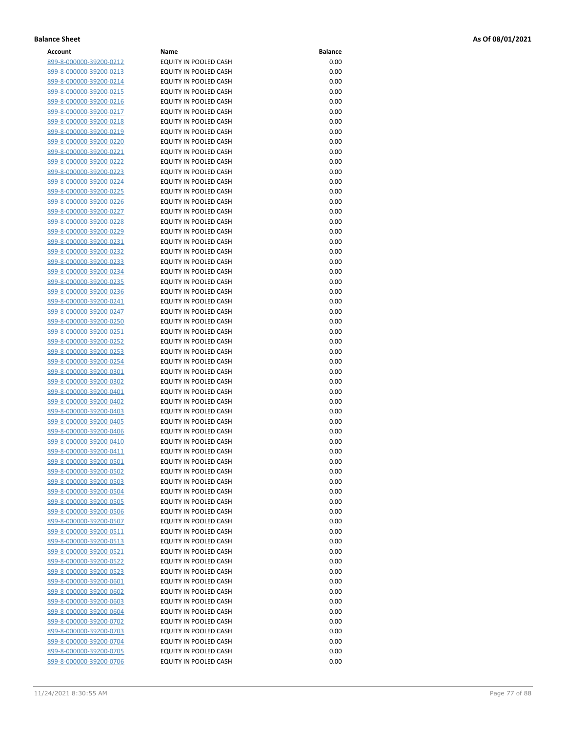**Balance Sheet** **As Of 08/01/2021**

| Account | Name | Balance |
|---|---|---|
| 899-8-000000-39200-0212 | EQUITY IN POOLED CASH | 0.00 |
| 899-8-000000-39200-0213 | EQUITY IN POOLED CASH | 0.00 |
| 899-8-000000-39200-0214 | EQUITY IN POOLED CASH | 0.00 |
| 899-8-000000-39200-0215 | EQUITY IN POOLED CASH | 0.00 |
| 899-8-000000-39200-0216 | EQUITY IN POOLED CASH | 0.00 |
| 899-8-000000-39200-0217 | EQUITY IN POOLED CASH | 0.00 |
| 899-8-000000-39200-0218 | EQUITY IN POOLED CASH | 0.00 |
| 899-8-000000-39200-0219 | EQUITY IN POOLED CASH | 0.00 |
| 899-8-000000-39200-0220 | EQUITY IN POOLED CASH | 0.00 |
| 899-8-000000-39200-0221 | EQUITY IN POOLED CASH | 0.00 |
| 899-8-000000-39200-0222 | EQUITY IN POOLED CASH | 0.00 |
| 899-8-000000-39200-0223 | EQUITY IN POOLED CASH | 0.00 |
| 899-8-000000-39200-0224 | EQUITY IN POOLED CASH | 0.00 |
| 899-8-000000-39200-0225 | EQUITY IN POOLED CASH | 0.00 |
| 899-8-000000-39200-0226 | EQUITY IN POOLED CASH | 0.00 |
| 899-8-000000-39200-0227 | EQUITY IN POOLED CASH | 0.00 |
| 899-8-000000-39200-0228 | EQUITY IN POOLED CASH | 0.00 |
| 899-8-000000-39200-0229 | EQUITY IN POOLED CASH | 0.00 |
| 899-8-000000-39200-0231 | EQUITY IN POOLED CASH | 0.00 |
| 899-8-000000-39200-0232 | EQUITY IN POOLED CASH | 0.00 |
| 899-8-000000-39200-0233 | EQUITY IN POOLED CASH | 0.00 |
| 899-8-000000-39200-0234 | EQUITY IN POOLED CASH | 0.00 |
| 899-8-000000-39200-0235 | EQUITY IN POOLED CASH | 0.00 |
| 899-8-000000-39200-0236 | EQUITY IN POOLED CASH | 0.00 |
| 899-8-000000-39200-0241 | EQUITY IN POOLED CASH | 0.00 |
| 899-8-000000-39200-0247 | EQUITY IN POOLED CASH | 0.00 |
| 899-8-000000-39200-0250 | EQUITY IN POOLED CASH | 0.00 |
| 899-8-000000-39200-0251 | EQUITY IN POOLED CASH | 0.00 |
| 899-8-000000-39200-0252 | EQUITY IN POOLED CASH | 0.00 |
| 899-8-000000-39200-0253 | EQUITY IN POOLED CASH | 0.00 |
| 899-8-000000-39200-0254 | EQUITY IN POOLED CASH | 0.00 |
| 899-8-000000-39200-0301 | EQUITY IN POOLED CASH | 0.00 |
| 899-8-000000-39200-0302 | EQUITY IN POOLED CASH | 0.00 |
| 899-8-000000-39200-0401 | EQUITY IN POOLED CASH | 0.00 |
| 899-8-000000-39200-0402 | EQUITY IN POOLED CASH | 0.00 |
| 899-8-000000-39200-0403 | EQUITY IN POOLED CASH | 0.00 |
| 899-8-000000-39200-0405 | EQUITY IN POOLED CASH | 0.00 |
| 899-8-000000-39200-0406 | EQUITY IN POOLED CASH | 0.00 |
| 899-8-000000-39200-0410 | EQUITY IN POOLED CASH | 0.00 |
| 899-8-000000-39200-0411 | EQUITY IN POOLED CASH | 0.00 |
| 899-8-000000-39200-0501 | EQUITY IN POOLED CASH | 0.00 |
| 899-8-000000-39200-0502 | EQUITY IN POOLED CASH | 0.00 |
| 899-8-000000-39200-0503 | EQUITY IN POOLED CASH | 0.00 |
| 899-8-000000-39200-0504 | EQUITY IN POOLED CASH | 0.00 |
| 899-8-000000-39200-0505 | EQUITY IN POOLED CASH | 0.00 |
| 899-8-000000-39200-0506 | EQUITY IN POOLED CASH | 0.00 |
| 899-8-000000-39200-0507 | EQUITY IN POOLED CASH | 0.00 |
| 899-8-000000-39200-0511 | EQUITY IN POOLED CASH | 0.00 |
| 899-8-000000-39200-0513 | EQUITY IN POOLED CASH | 0.00 |
| 899-8-000000-39200-0521 | EQUITY IN POOLED CASH | 0.00 |
| 899-8-000000-39200-0522 | EQUITY IN POOLED CASH | 0.00 |
| 899-8-000000-39200-0523 | EQUITY IN POOLED CASH | 0.00 |
| 899-8-000000-39200-0601 | EQUITY IN POOLED CASH | 0.00 |
| 899-8-000000-39200-0602 | EQUITY IN POOLED CASH | 0.00 |
| 899-8-000000-39200-0603 | EQUITY IN POOLED CASH | 0.00 |
| 899-8-000000-39200-0604 | EQUITY IN POOLED CASH | 0.00 |
| 899-8-000000-39200-0702 | EQUITY IN POOLED CASH | 0.00 |
| 899-8-000000-39200-0703 | EQUITY IN POOLED CASH | 0.00 |
| 899-8-000000-39200-0704 | EQUITY IN POOLED CASH | 0.00 |
| 899-8-000000-39200-0705 | EQUITY IN POOLED CASH | 0.00 |
| 899-8-000000-39200-0706 | EQUITY IN POOLED CASH | 0.00 |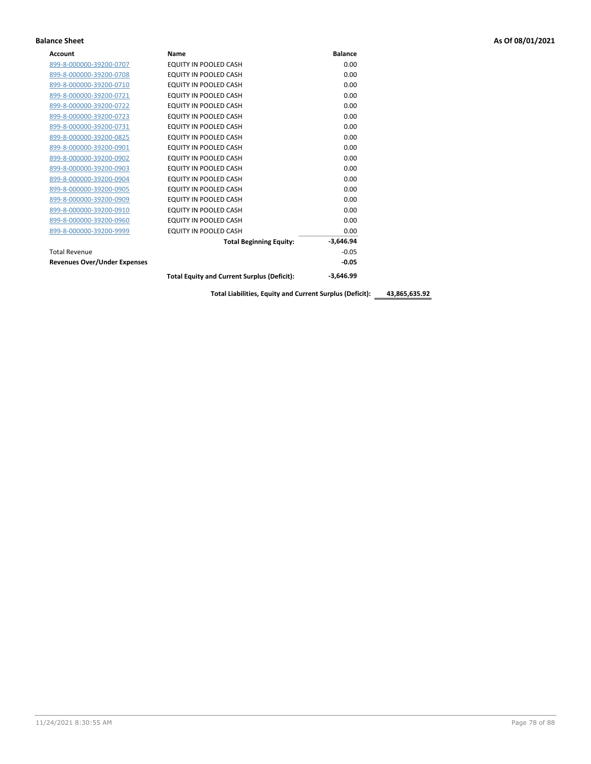**Balance Sheet** **As Of 08/01/2021**

| Account | Name | Balance | |
|---|---|---|---|
| 899-8-000000-39200-0707 | EQUITY IN POOLED CASH | 0.00 | |
| 899-8-000000-39200-0708 | EQUITY IN POOLED CASH | 0.00 | |
| 899-8-000000-39200-0710 | EQUITY IN POOLED CASH | 0.00 | |
| 899-8-000000-39200-0721 | EQUITY IN POOLED CASH | 0.00 | |
| 899-8-000000-39200-0722 | EQUITY IN POOLED CASH | 0.00 | |
| 899-8-000000-39200-0723 | EQUITY IN POOLED CASH | 0.00 | |
| 899-8-000000-39200-0731 | EQUITY IN POOLED CASH | 0.00 | |
| 899-8-000000-39200-0825 | EQUITY IN POOLED CASH | 0.00 | |
| 899-8-000000-39200-0901 | EQUITY IN POOLED CASH | 0.00 | |
| 899-8-000000-39200-0902 | EQUITY IN POOLED CASH | 0.00 | |
| 899-8-000000-39200-0903 | EQUITY IN POOLED CASH | 0.00 | |
| 899-8-000000-39200-0904 | EQUITY IN POOLED CASH | 0.00 | |
| 899-8-000000-39200-0905 | EQUITY IN POOLED CASH | 0.00 | |
| 899-8-000000-39200-0909 | EQUITY IN POOLED CASH | 0.00 | |
| 899-8-000000-39200-0910 | EQUITY IN POOLED CASH | 0.00 | |
| 899-8-000000-39200-0960 | EQUITY IN POOLED CASH | 0.00 | |
| 899-8-000000-39200-9999 | EQUITY IN POOLED CASH | 0.00 | |
| | **Total Beginning Equity:** | **-3,646.94** | |
| Total Revenue | | -0.05 | |
| **Revenues Over/Under Expenses** | | **-0.05** | |
| | **Total Equity and Current Surplus (Deficit):** | **-3,646.99** | |
| | **Total Liabilities, Equity and Current Surplus (Deficit):** | | **43,865,635.92** |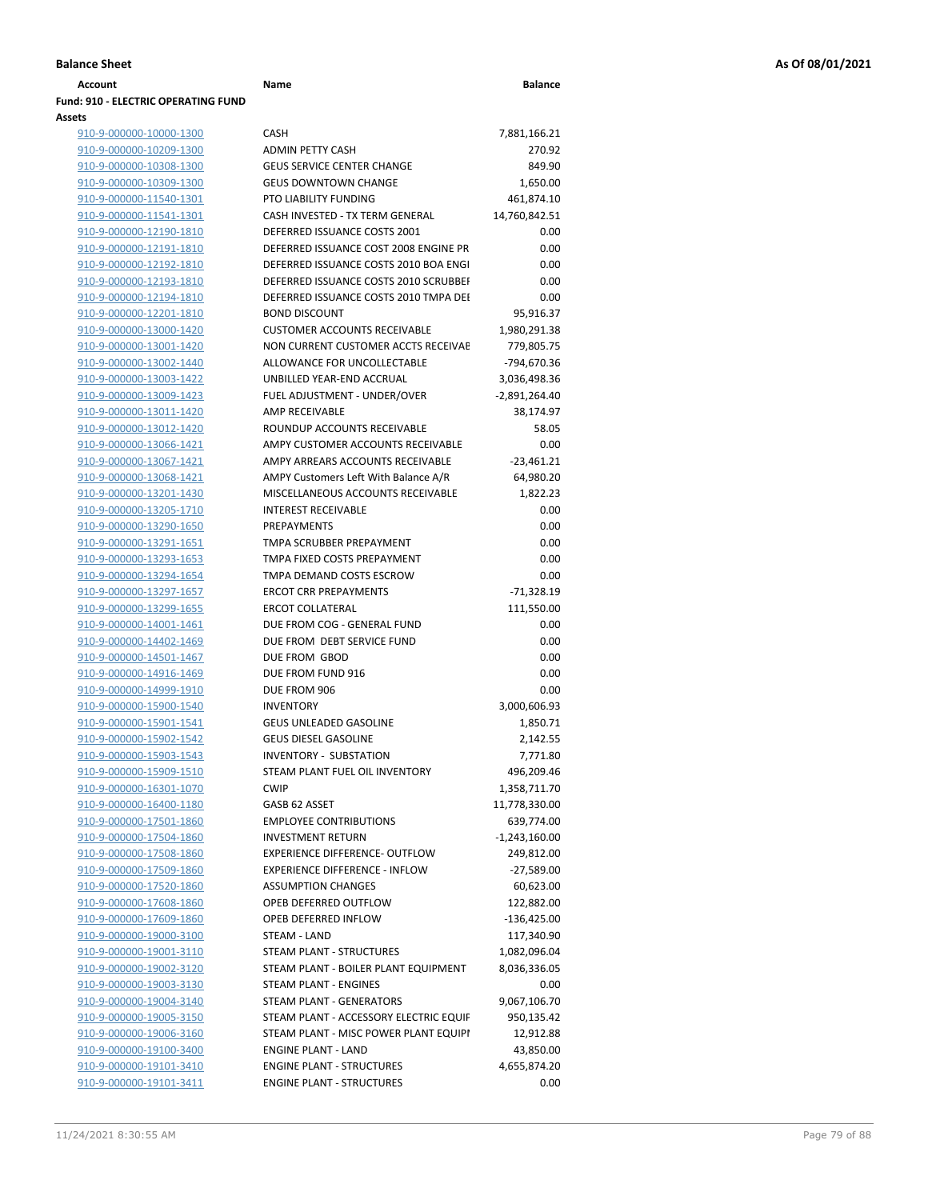**Balance Sheet** **As Of 08/01/2021**

| Account | Name | Balance |
|---|---|---|
| **Fund: 910 - ELECTRIC OPERATING FUND** | | |
| **Assets** | | |
| 910-9-000000-10000-1300 | CASH | 7,881,166.21 |
| 910-9-000000-10209-1300 | ADMIN PETTY CASH | 270.92 |
| 910-9-000000-10308-1300 | GEUS SERVICE CENTER CHANGE | 849.90 |
| 910-9-000000-10309-1300 | GEUS DOWNTOWN CHANGE | 1,650.00 |
| 910-9-000000-11540-1301 | PTO LIABILITY FUNDING | 461,874.10 |
| 910-9-000000-11541-1301 | CASH INVESTED - TX TERM GENERAL | 14,760,842.51 |
| 910-9-000000-12190-1810 | DEFERRED ISSUANCE COSTS 2001 | 0.00 |
| 910-9-000000-12191-1810 | DEFERRED ISSUANCE COST 2008 ENGINE PR | 0.00 |
| 910-9-000000-12192-1810 | DEFERRED ISSUANCE COSTS 2010 BOA ENGI | 0.00 |
| 910-9-000000-12193-1810 | DEFERRED ISSUANCE COSTS 2010 SCRUBBEI | 0.00 |
| 910-9-000000-12194-1810 | DEFERRED ISSUANCE COSTS 2010 TMPA DEI | 0.00 |
| 910-9-000000-12201-1810 | BOND DISCOUNT | 95,916.37 |
| 910-9-000000-13000-1420 | CUSTOMER ACCOUNTS RECEIVABLE | 1,980,291.38 |
| 910-9-000000-13001-1420 | NON CURRENT CUSTOMER ACCTS RECEIVAE | 779,805.75 |
| 910-9-000000-13002-1440 | ALLOWANCE FOR UNCOLLECTABLE | -794,670.36 |
| 910-9-000000-13003-1422 | UNBILLED YEAR-END ACCRUAL | 3,036,498.36 |
| 910-9-000000-13009-1423 | FUEL ADJUSTMENT - UNDER/OVER | -2,891,264.40 |
| 910-9-000000-13011-1420 | AMP RECEIVABLE | 38,174.97 |
| 910-9-000000-13012-1420 | ROUNDUP ACCOUNTS RECEIVABLE | 58.05 |
| 910-9-000000-13066-1421 | AMPY CUSTOMER ACCOUNTS RECEIVABLE | 0.00 |
| 910-9-000000-13067-1421 | AMPY ARREARS ACCOUNTS RECEIVABLE | -23,461.21 |
| 910-9-000000-13068-1421 | AMPY Customers Left With Balance A/R | 64,980.20 |
| 910-9-000000-13201-1430 | MISCELLANEOUS ACCOUNTS RECEIVABLE | 1,822.23 |
| 910-9-000000-13205-1710 | INTEREST RECEIVABLE | 0.00 |
| 910-9-000000-13290-1650 | PREPAYMENTS | 0.00 |
| 910-9-000000-13291-1651 | TMPA SCRUBBER PREPAYMENT | 0.00 |
| 910-9-000000-13293-1653 | TMPA FIXED COSTS PREPAYMENT | 0.00 |
| 910-9-000000-13294-1654 | TMPA DEMAND COSTS ESCROW | 0.00 |
| 910-9-000000-13297-1657 | ERCOT CRR PREPAYMENTS | -71,328.19 |
| 910-9-000000-13299-1655 | ERCOT COLLATERAL | 111,550.00 |
| 910-9-000000-14001-1461 | DUE FROM COG - GENERAL FUND | 0.00 |
| 910-9-000000-14402-1469 | DUE FROM DEBT SERVICE FUND | 0.00 |
| 910-9-000000-14501-1467 | DUE FROM GBOD | 0.00 |
| 910-9-000000-14916-1469 | DUE FROM FUND 916 | 0.00 |
| 910-9-000000-14999-1910 | DUE FROM 906 | 0.00 |
| 910-9-000000-15900-1540 | INVENTORY | 3,000,606.93 |
| 910-9-000000-15901-1541 | GEUS UNLEADED GASOLINE | 1,850.71 |
| 910-9-000000-15902-1542 | GEUS DIESEL GASOLINE | 2,142.55 |
| 910-9-000000-15903-1543 | INVENTORY - SUBSTATION | 7,771.80 |
| 910-9-000000-15909-1510 | STEAM PLANT FUEL OIL INVENTORY | 496,209.46 |
| 910-9-000000-16301-1070 | CWIP | 1,358,711.70 |
| 910-9-000000-16400-1180 | GASB 62 ASSET | 11,778,330.00 |
| 910-9-000000-17501-1860 | EMPLOYEE CONTRIBUTIONS | 639,774.00 |
| 910-9-000000-17504-1860 | INVESTMENT RETURN | -1,243,160.00 |
| 910-9-000000-17508-1860 | EXPERIENCE DIFFERENCE- OUTFLOW | 249,812.00 |
| 910-9-000000-17509-1860 | EXPERIENCE DIFFERENCE - INFLOW | -27,589.00 |
| 910-9-000000-17520-1860 | ASSUMPTION CHANGES | 60,623.00 |
| 910-9-000000-17608-1860 | OPEB DEFERRED OUTFLOW | 122,882.00 |
| 910-9-000000-17609-1860 | OPEB DEFERRED INFLOW | -136,425.00 |
| 910-9-000000-19000-3100 | STEAM - LAND | 117,340.90 |
| 910-9-000000-19001-3110 | STEAM PLANT - STRUCTURES | 1,082,096.04 |
| 910-9-000000-19002-3120 | STEAM PLANT - BOILER PLANT EQUIPMENT | 8,036,336.05 |
| 910-9-000000-19003-3130 | STEAM PLANT - ENGINES | 0.00 |
| 910-9-000000-19004-3140 | STEAM PLANT - GENERATORS | 9,067,106.70 |
| 910-9-000000-19005-3150 | STEAM PLANT - ACCESSORY ELECTRIC EQUIF | 950,135.42 |
| 910-9-000000-19006-3160 | STEAM PLANT - MISC POWER PLANT EQUIPI | 12,912.88 |
| 910-9-000000-19100-3400 | ENGINE PLANT - LAND | 43,850.00 |
| 910-9-000000-19101-3410 | ENGINE PLANT - STRUCTURES | 4,655,874.20 |
| 910-9-000000-19101-3411 | ENGINE PLANT - STRUCTURES | 0.00 |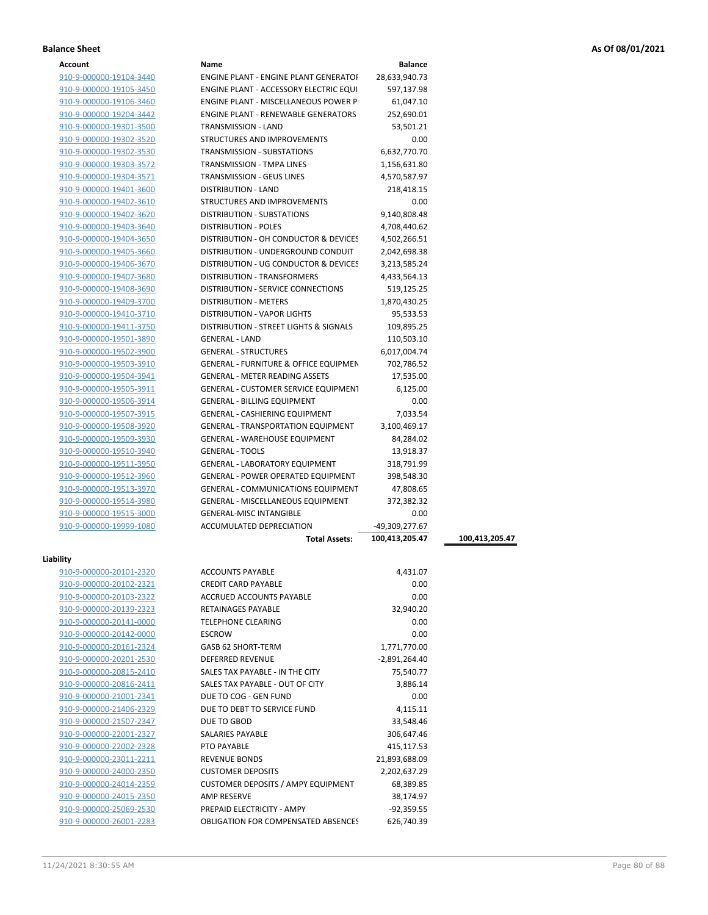**Balance Sheet** **As Of 08/01/2021**

| Account | Name | Balance | |
|---|---|---|---|
| 910-9-000000-19104-3440 | ENGINE PLANT - ENGINE PLANT GENERATOI | 28,633,940.73 | |
| 910-9-000000-19105-3450 | ENGINE PLANT - ACCESSORY ELECTRIC EQUI | 597,137.98 | |
| 910-9-000000-19106-3460 | ENGINE PLANT - MISCELLANEOUS POWER P | 61,047.10 | |
| 910-9-000000-19204-3442 | ENGINE PLANT - RENEWABLE GENERATORS | 252,690.01 | |
| 910-9-000000-19301-3500 | TRANSMISSION - LAND | 53,501.21 | |
| 910-9-000000-19302-3520 | STRUCTURES AND IMPROVEMENTS | 0.00 | |
| 910-9-000000-19302-3530 | TRANSMISSION - SUBSTATIONS | 6,632,770.70 | |
| 910-9-000000-19303-3572 | TRANSMISSION - TMPA LINES | 1,156,631.80 | |
| 910-9-000000-19304-3571 | TRANSMISSION - GEUS LINES | 4,570,587.97 | |
| 910-9-000000-19401-3600 | DISTRIBUTION - LAND | 218,418.15 | |
| 910-9-000000-19402-3610 | STRUCTURES AND IMPROVEMENTS | 0.00 | |
| 910-9-000000-19402-3620 | DISTRIBUTION - SUBSTATIONS | 9,140,808.48 | |
| 910-9-000000-19403-3640 | DISTRIBUTION - POLES | 4,708,440.62 | |
| 910-9-000000-19404-3650 | DISTRIBUTION - OH CONDUCTOR & DEVICES | 4,502,266.51 | |
| 910-9-000000-19405-3660 | DISTRIBUTION - UNDERGROUND CONDUIT | 2,042,698.38 | |
| 910-9-000000-19406-3670 | DISTRIBUTION - UG CONDUCTOR & DEVICES | 3,213,585.24 | |
| 910-9-000000-19407-3680 | DISTRIBUTION - TRANSFORMERS | 4,433,564.13 | |
| 910-9-000000-19408-3690 | DISTRIBUTION - SERVICE CONNECTIONS | 519,125.25 | |
| 910-9-000000-19409-3700 | DISTRIBUTION - METERS | 1,870,430.25 | |
| 910-9-000000-19410-3710 | DISTRIBUTION - VAPOR LIGHTS | 95,533.53 | |
| 910-9-000000-19411-3750 | DISTRIBUTION - STREET LIGHTS & SIGNALS | 109,895.25 | |
| 910-9-000000-19501-3890 | GENERAL - LAND | 110,503.10 | |
| 910-9-000000-19502-3900 | GENERAL - STRUCTURES | 6,017,004.74 | |
| 910-9-000000-19503-3910 | GENERAL - FURNITURE & OFFICE EQUIPMEN | 702,786.52 | |
| 910-9-000000-19504-3941 | GENERAL - METER READING ASSETS | 17,535.00 | |
| 910-9-000000-19505-3911 | GENERAL - CUSTOMER SERVICE EQUIPMENT | 6,125.00 | |
| 910-9-000000-19506-3914 | GENERAL - BILLING EQUIPMENT | 0.00 | |
| 910-9-000000-19507-3915 | GENERAL - CASHIERING EQUIPMENT | 7,033.54 | |
| 910-9-000000-19508-3920 | GENERAL - TRANSPORTATION EQUIPMENT | 3,100,469.17 | |
| 910-9-000000-19509-3930 | GENERAL - WAREHOUSE EQUIPMENT | 84,284.02 | |
| 910-9-000000-19510-3940 | GENERAL - TOOLS | 13,918.37 | |
| 910-9-000000-19511-3950 | GENERAL - LABORATORY EQUIPMENT | 318,791.99 | |
| 910-9-000000-19512-3960 | GENERAL - POWER OPERATED EQUIPMENT | 398,548.30 | |
| 910-9-000000-19513-3970 | GENERAL - COMMUNICATIONS EQUIPMENT | 47,808.65 | |
| 910-9-000000-19514-3980 | GENERAL - MISCELLANEOUS EQUIPMENT | 372,382.32 | |
| 910-9-000000-19515-3000 | GENERAL-MISC INTANGIBLE | 0.00 | |
| 910-9-000000-19999-1080 | ACCUMULATED DEPRECIATION | -49,309,277.67 | |
| | **Total Assets:** | **100,413,205.47** | **100,413,205.47** |

**Liability**

| Account | Name | Balance |
|---|---|---|
| 910-9-000000-20101-2320 | ACCOUNTS PAYABLE | 4,431.07 |
| 910-9-000000-20102-2321 | CREDIT CARD PAYABLE | 0.00 |
| 910-9-000000-20103-2322 | ACCRUED ACCOUNTS PAYABLE | 0.00 |
| 910-9-000000-20139-2323 | RETAINAGES PAYABLE | 32,940.20 |
| 910-9-000000-20141-0000 | TELEPHONE CLEARING | 0.00 |
| 910-9-000000-20142-0000 | ESCROW | 0.00 |
| 910-9-000000-20161-2324 | GASB 62 SHORT-TERM | 1,771,770.00 |
| 910-9-000000-20201-2530 | DEFERRED REVENUE | -2,891,264.40 |
| 910-9-000000-20815-2410 | SALES TAX PAYABLE - IN THE CITY | 75,540.77 |
| 910-9-000000-20816-2411 | SALES TAX PAYABLE - OUT OF CITY | 3,886.14 |
| 910-9-000000-21001-2341 | DUE TO COG - GEN FUND | 0.00 |
| 910-9-000000-21406-2329 | DUE TO DEBT TO SERVICE FUND | 4,115.11 |
| 910-9-000000-21507-2347 | DUE TO GBOD | 33,548.46 |
| 910-9-000000-22001-2327 | SALARIES PAYABLE | 306,647.46 |
| 910-9-000000-22002-2328 | PTO PAYABLE | 415,117.53 |
| 910-9-000000-23011-2211 | REVENUE BONDS | 21,893,688.09 |
| 910-9-000000-24000-2350 | CUSTOMER DEPOSITS | 2,202,637.29 |
| 910-9-000000-24014-2359 | CUSTOMER DEPOSITS / AMPY EQUIPMENT | 68,389.85 |
| 910-9-000000-24015-2350 | AMP RESERVE | 38,174.97 |
| 910-9-000000-25069-2530 | PREPAID ELECTRICITY - AMPY | -92,359.55 |
| 910-9-000000-26001-2283 | OBLIGATION FOR COMPENSATED ABSENCES | 626,740.39 |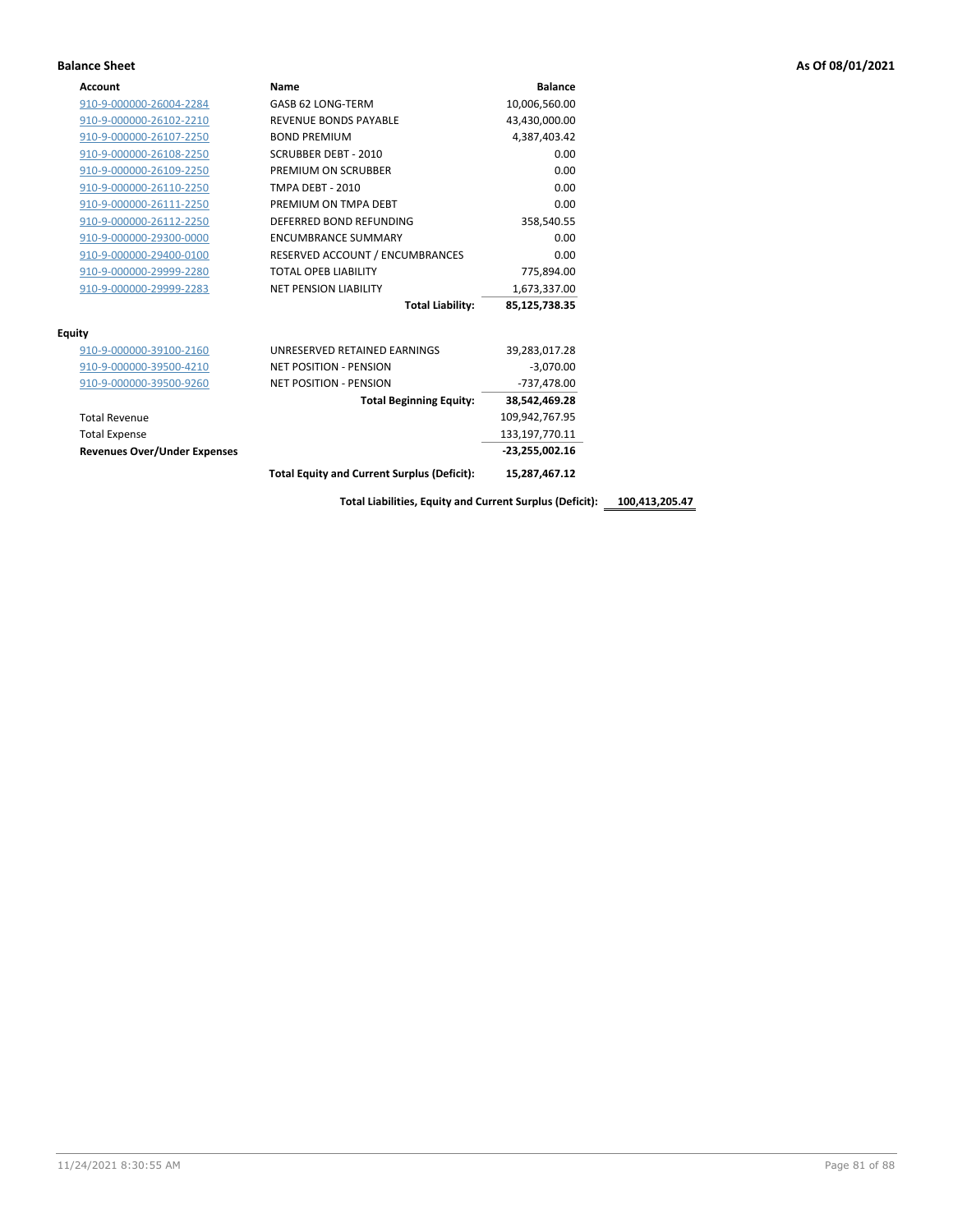**Balance Sheet** **As Of 08/01/2021**

| Account | Name | Balance | |
|---|---|---|---|
| 910-9-000000-26004-2284 | GASB 62 LONG-TERM | 10,006,560.00 | |
| 910-9-000000-26102-2210 | REVENUE BONDS PAYABLE | 43,430,000.00 | |
| 910-9-000000-26107-2250 | BOND PREMIUM | 4,387,403.42 | |
| 910-9-000000-26108-2250 | SCRUBBER DEBT - 2010 | 0.00 | |
| 910-9-000000-26109-2250 | PREMIUM ON SCRUBBER | 0.00 | |
| 910-9-000000-26110-2250 | TMPA DEBT - 2010 | 0.00 | |
| 910-9-000000-26111-2250 | PREMIUM ON TMPA DEBT | 0.00 | |
| 910-9-000000-26112-2250 | DEFERRED BOND REFUNDING | 358,540.55 | |
| 910-9-000000-29300-0000 | ENCUMBRANCE SUMMARY | 0.00 | |
| 910-9-000000-29400-0100 | RESERVED ACCOUNT / ENCUMBRANCES | 0.00 | |
| 910-9-000000-29999-2280 | TOTAL OPEB LIABILITY | 775,894.00 | |
| 910-9-000000-29999-2283 | NET PENSION LIABILITY | 1,673,337.00 | |
| | **Total Liability:** | **85,125,738.35** | |
| **Equity** | | | |
| 910-9-000000-39100-2160 | UNRESERVED RETAINED EARNINGS | 39,283,017.28 | |
| 910-9-000000-39500-4210 | NET POSITION - PENSION | -3,070.00 | |
| 910-9-000000-39500-9260 | NET POSITION - PENSION | -737,478.00 | |
| | **Total Beginning Equity:** | **38,542,469.28** | |
| Total Revenue | | 109,942,767.95 | |
| Total Expense | | 133,197,770.11 | |
| **Revenues Over/Under Expenses** | | **-23,255,002.16** | |
| | **Total Equity and Current Surplus (Deficit):** | **15,287,467.12** | |
| | **Total Liabilities, Equity and Current Surplus (Deficit):** | | **100,413,205.47** |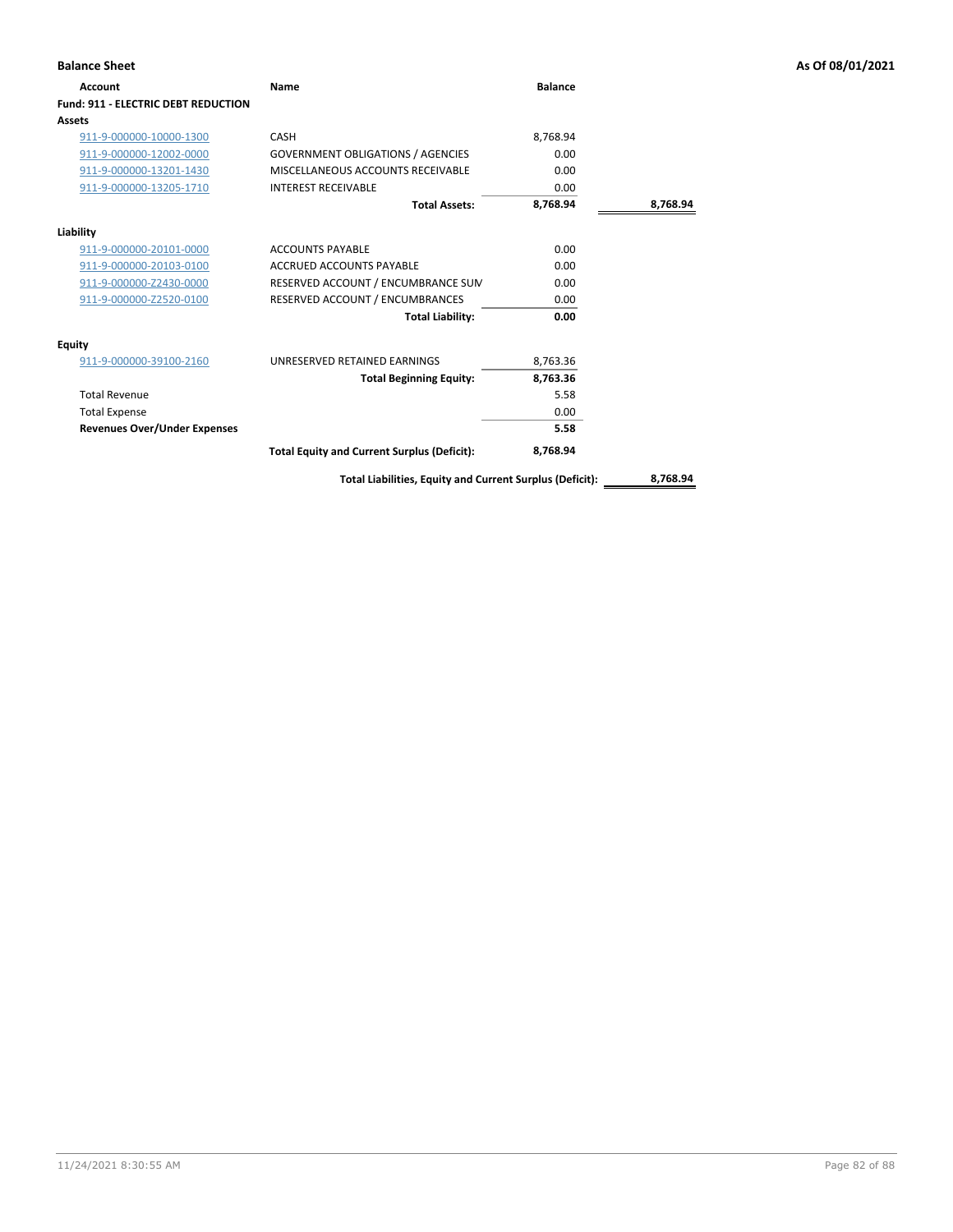**Balance Sheet** **As Of 08/01/2021**

| Account | Name | Balance | |
|---|---|---|---|
| **Fund: 911 - ELECTRIC DEBT REDUCTION** | | | |
| **Assets** | | | |
| 911-9-000000-10000-1300 | CASH | 8,768.94 | |
| 911-9-000000-12002-0000 | GOVERNMENT OBLIGATIONS / AGENCIES | 0.00 | |
| 911-9-000000-13201-1430 | MISCELLANEOUS ACCOUNTS RECEIVABLE | 0.00 | |
| 911-9-000000-13205-1710 | INTEREST RECEIVABLE | 0.00 | |
| | **Total Assets:** | **8,768.94** | **8,768.94** |
| **Liability** | | | |
| 911-9-000000-20101-0000 | ACCOUNTS PAYABLE | 0.00 | |
| 911-9-000000-20103-0100 | ACCRUED ACCOUNTS PAYABLE | 0.00 | |
| 911-9-000000-Z2430-0000 | RESERVED ACCOUNT / ENCUMBRANCE SUM | 0.00 | |
| 911-9-000000-Z2520-0100 | RESERVED ACCOUNT / ENCUMBRANCES | 0.00 | |
| | **Total Liability:** | **0.00** | |
| **Equity** | | | |
| 911-9-000000-39100-2160 | UNRESERVED RETAINED EARNINGS | 8,763.36 | |
| | **Total Beginning Equity:** | **8,763.36** | |
| Total Revenue | | 5.58 | |
| Total Expense | | 0.00 | |
| **Revenues Over/Under Expenses** | | **5.58** | |
| | **Total Equity and Current Surplus (Deficit):** | **8,768.94** | |
| | **Total Liabilities, Equity and Current Surplus (Deficit):** | | **8,768.94** |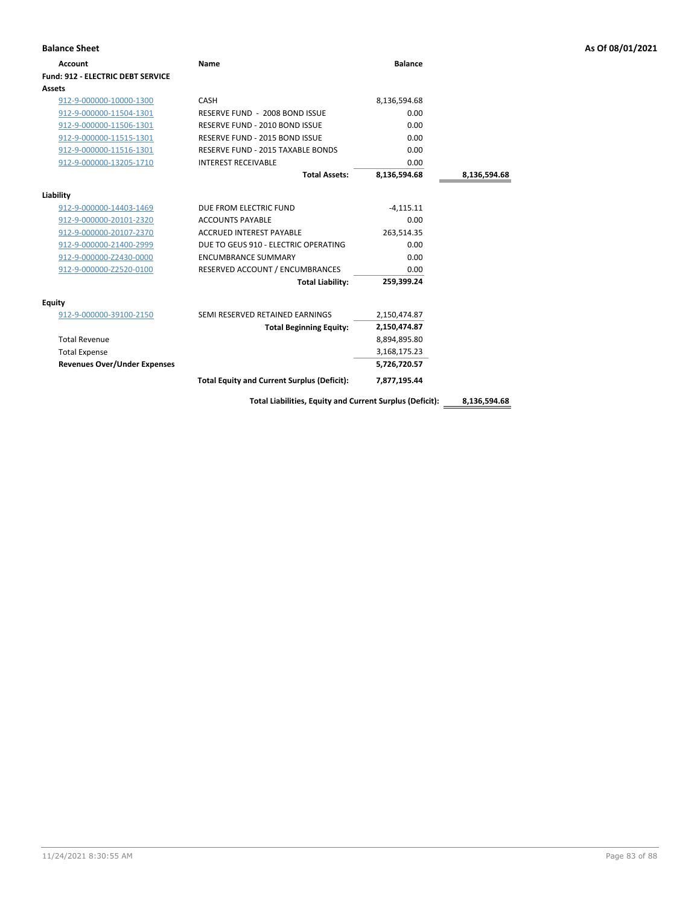**Balance Sheet** **As Of 08/01/2021**

| Account | Name | Balance | |
|---|---|---|---|
| **Fund: 912 - ELECTRIC DEBT SERVICE** | | | |
| **Assets** | | | |
| 912-9-000000-10000-1300 | CASH | 8,136,594.68 | |
| 912-9-000000-11504-1301 | RESERVE FUND - 2008 BOND ISSUE | 0.00 | |
| 912-9-000000-11506-1301 | RESERVE FUND - 2010 BOND ISSUE | 0.00 | |
| 912-9-000000-11515-1301 | RESERVE FUND - 2015 BOND ISSUE | 0.00 | |
| 912-9-000000-11516-1301 | RESERVE FUND - 2015 TAXABLE BONDS | 0.00 | |
| 912-9-000000-13205-1710 | INTEREST RECEIVABLE | 0.00 | |
| | **Total Assets:** | **8,136,594.68** | **8,136,594.68** |
| **Liability** | | | |
| 912-9-000000-14403-1469 | DUE FROM ELECTRIC FUND | -4,115.11 | |
| 912-9-000000-20101-2320 | ACCOUNTS PAYABLE | 0.00 | |
| 912-9-000000-20107-2370 | ACCRUED INTEREST PAYABLE | 263,514.35 | |
| 912-9-000000-21400-2999 | DUE TO GEUS 910 - ELECTRIC OPERATING | 0.00 | |
| 912-9-000000-Z2430-0000 | ENCUMBRANCE SUMMARY | 0.00 | |
| 912-9-000000-Z2520-0100 | RESERVED ACCOUNT / ENCUMBRANCES | 0.00 | |
| | **Total Liability:** | **259,399.24** | |
| **Equity** | | | |
| 912-9-000000-39100-2150 | SEMI RESERVED RETAINED EARNINGS | 2,150,474.87 | |
| | **Total Beginning Equity:** | **2,150,474.87** | |
| Total Revenue | | 8,894,895.80 | |
| Total Expense | | 3,168,175.23 | |
| **Revenues Over/Under Expenses** | | **5,726,720.57** | |
| | **Total Equity and Current Surplus (Deficit):** | **7,877,195.44** | |
| | **Total Liabilities, Equity and Current Surplus (Deficit):** | | **8,136,594.68** |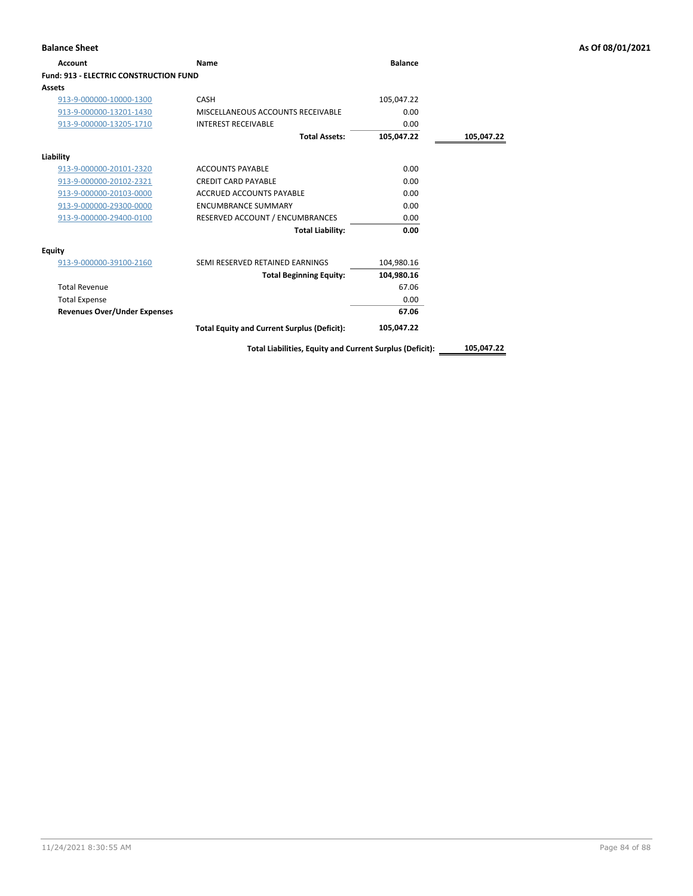**Balance Sheet** | **As Of 08/01/2021**

| Account | Name | Balance | |
|---|---|---|---|
| **Fund: 913 - ELECTRIC CONSTRUCTION FUND** | | | |
| **Assets** | | | |
| 913-9-000000-10000-1300 | CASH | 105,047.22 | |
| 913-9-000000-13201-1430 | MISCELLANEOUS ACCOUNTS RECEIVABLE | 0.00 | |
| 913-9-000000-13205-1710 | INTEREST RECEIVABLE | 0.00 | |
| | **Total Assets:** | **105,047.22** | **105,047.22** |
| **Liability** | | | |
| 913-9-000000-20101-2320 | ACCOUNTS PAYABLE | 0.00 | |
| 913-9-000000-20102-2321 | CREDIT CARD PAYABLE | 0.00 | |
| 913-9-000000-20103-0000 | ACCRUED ACCOUNTS PAYABLE | 0.00 | |
| 913-9-000000-29300-0000 | ENCUMBRANCE SUMMARY | 0.00 | |
| 913-9-000000-29400-0100 | RESERVED ACCOUNT / ENCUMBRANCES | 0.00 | |
| | **Total Liability:** | **0.00** | |
| **Equity** | | | |
| 913-9-000000-39100-2160 | SEMI RESERVED RETAINED EARNINGS | 104,980.16 | |
| | **Total Beginning Equity:** | **104,980.16** | |
| Total Revenue | | 67.06 | |
| Total Expense | | 0.00 | |
| **Revenues Over/Under Expenses** | | **67.06** | |
| | **Total Equity and Current Surplus (Deficit):** | **105,047.22** | |
| | **Total Liabilities, Equity and Current Surplus (Deficit):** | | **105,047.22** |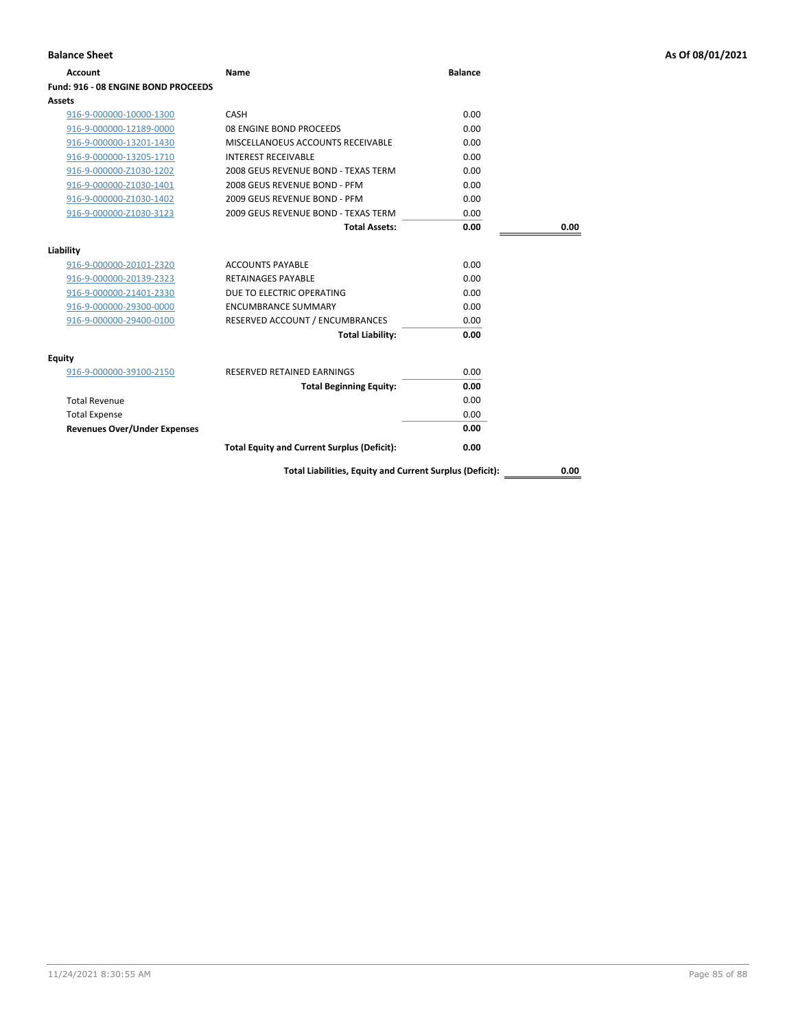**Balance Sheet** **As Of 08/01/2021**

| Account | Name | Balance | |
|---|---|---|---|
| **Fund: 916 - 08 ENGINE BOND PROCEEDS** | | | |
| **Assets** | | | |
| 916-9-000000-10000-1300 | CASH | 0.00 | |
| 916-9-000000-12189-0000 | 08 ENGINE BOND PROCEEDS | 0.00 | |
| 916-9-000000-13201-1430 | MISCELLANOEUS ACCOUNTS RECEIVABLE | 0.00 | |
| 916-9-000000-13205-1710 | INTEREST RECEIVABLE | 0.00 | |
| 916-9-000000-Z1030-1202 | 2008 GEUS REVENUE BOND - TEXAS TERM | 0.00 | |
| 916-9-000000-Z1030-1401 | 2008 GEUS REVENUE BOND - PFM | 0.00 | |
| 916-9-000000-Z1030-1402 | 2009 GEUS REVENUE BOND - PFM | 0.00 | |
| 916-9-000000-Z1030-3123 | 2009 GEUS REVENUE BOND - TEXAS TERM | 0.00 | |
| | **Total Assets:** | **0.00** | **0.00** |
| **Liability** | | | |
| 916-9-000000-20101-2320 | ACCOUNTS PAYABLE | 0.00 | |
| 916-9-000000-20139-2323 | RETAINAGES PAYABLE | 0.00 | |
| 916-9-000000-21401-2330 | DUE TO ELECTRIC OPERATING | 0.00 | |
| 916-9-000000-29300-0000 | ENCUMBRANCE SUMMARY | 0.00 | |
| 916-9-000000-29400-0100 | RESERVED ACCOUNT / ENCUMBRANCES | 0.00 | |
| | **Total Liability:** | **0.00** | |
| **Equity** | | | |
| 916-9-000000-39100-2150 | RESERVED RETAINED EARNINGS | 0.00 | |
| | **Total Beginning Equity:** | **0.00** | |
| Total Revenue | | 0.00 | |
| Total Expense | | 0.00 | |
| **Revenues Over/Under Expenses** | | **0.00** | |
| | **Total Equity and Current Surplus (Deficit):** | **0.00** | |
| | **Total Liabilities, Equity and Current Surplus (Deficit):** | | **0.00** |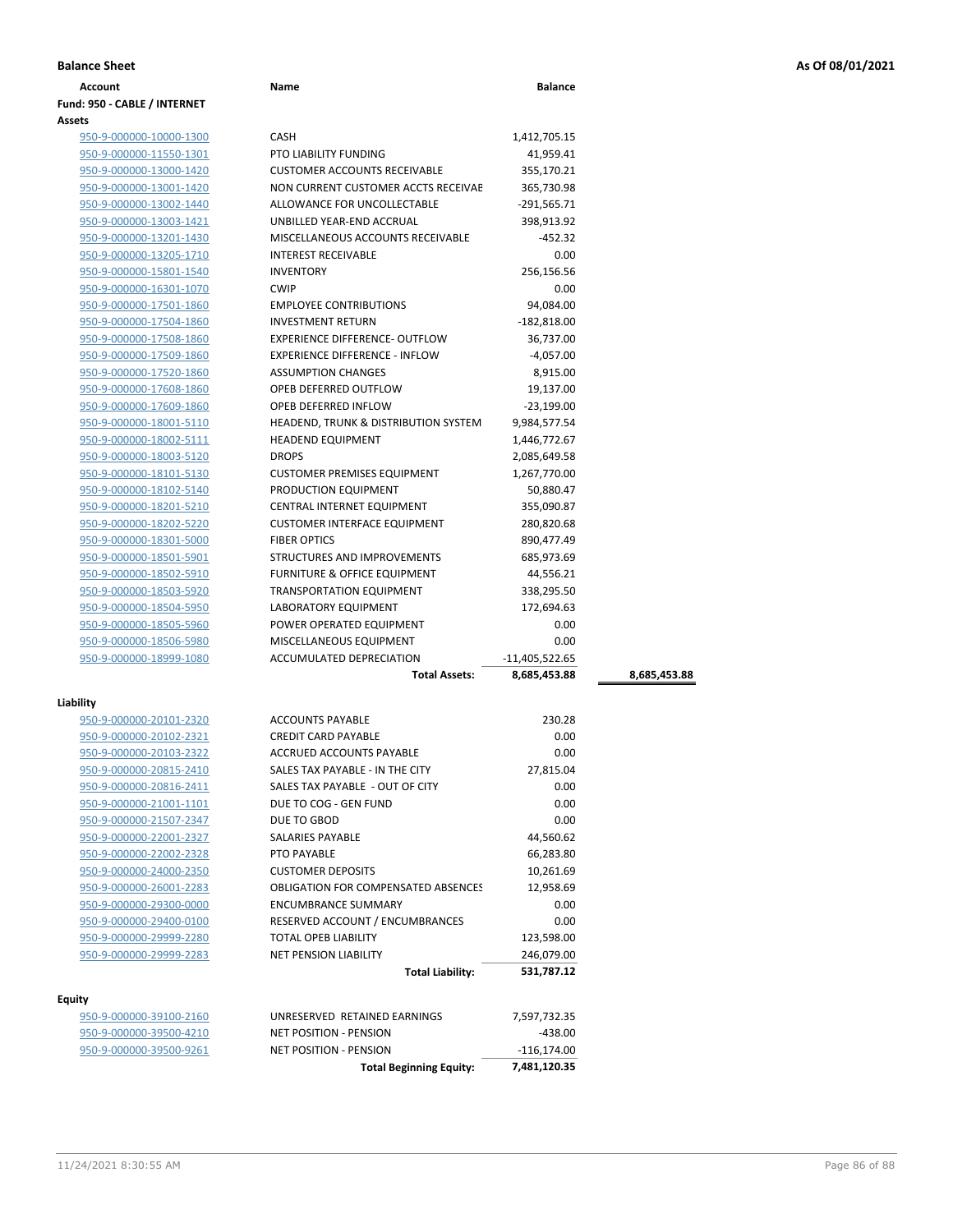**Balance Sheet** — As Of 08/01/2021

| Account | Name | Balance | |
|---|---|---|---|
| **Fund: 950 - CABLE / INTERNET** | | | |
| **Assets** | | | |
| 950-9-000000-10000-1300 | CASH | 1,412,705.15 | |
| 950-9-000000-11550-1301 | PTO LIABILITY FUNDING | 41,959.41 | |
| 950-9-000000-13000-1420 | CUSTOMER ACCOUNTS RECEIVABLE | 355,170.21 | |
| 950-9-000000-13001-1420 | NON CURRENT CUSTOMER ACCTS RECEIVAE | 365,730.98 | |
| 950-9-000000-13002-1440 | ALLOWANCE FOR UNCOLLECTABLE | -291,565.71 | |
| 950-9-000000-13003-1421 | UNBILLED YEAR-END ACCRUAL | 398,913.92 | |
| 950-9-000000-13201-1430 | MISCELLANEOUS ACCOUNTS RECEIVABLE | -452.32 | |
| 950-9-000000-13205-1710 | INTEREST RECEIVABLE | 0.00 | |
| 950-9-000000-15801-1540 | INVENTORY | 256,156.56 | |
| 950-9-000000-16301-1070 | CWIP | 0.00 | |
| 950-9-000000-17501-1860 | EMPLOYEE CONTRIBUTIONS | 94,084.00 | |
| 950-9-000000-17504-1860 | INVESTMENT RETURN | -182,818.00 | |
| 950-9-000000-17508-1860 | EXPERIENCE DIFFERENCE- OUTFLOW | 36,737.00 | |
| 950-9-000000-17509-1860 | EXPERIENCE DIFFERENCE - INFLOW | -4,057.00 | |
| 950-9-000000-17520-1860 | ASSUMPTION CHANGES | 8,915.00 | |
| 950-9-000000-17608-1860 | OPEB DEFERRED OUTFLOW | 19,137.00 | |
| 950-9-000000-17609-1860 | OPEB DEFERRED INFLOW | -23,199.00 | |
| 950-9-000000-18001-5110 | HEADEND, TRUNK & DISTRIBUTION SYSTEM | 9,984,577.54 | |
| 950-9-000000-18002-5111 | HEADEND EQUIPMENT | 1,446,772.67 | |
| 950-9-000000-18003-5120 | DROPS | 2,085,649.58 | |
| 950-9-000000-18101-5130 | CUSTOMER PREMISES EQUIPMENT | 1,267,770.00 | |
| 950-9-000000-18102-5140 | PRODUCTION EQUIPMENT | 50,880.47 | |
| 950-9-000000-18201-5210 | CENTRAL INTERNET EQUIPMENT | 355,090.87 | |
| 950-9-000000-18202-5220 | CUSTOMER INTERFACE EQUIPMENT | 280,820.68 | |
| 950-9-000000-18301-5000 | FIBER OPTICS | 890,477.49 | |
| 950-9-000000-18501-5901 | STRUCTURES AND IMPROVEMENTS | 685,973.69 | |
| 950-9-000000-18502-5910 | FURNITURE & OFFICE EQUIPMENT | 44,556.21 | |
| 950-9-000000-18503-5920 | TRANSPORTATION EQUIPMENT | 338,295.50 | |
| 950-9-000000-18504-5950 | LABORATORY EQUIPMENT | 172,694.63 | |
| 950-9-000000-18505-5960 | POWER OPERATED EQUIPMENT | 0.00 | |
| 950-9-000000-18506-5980 | MISCELLANEOUS EQUIPMENT | 0.00 | |
| 950-9-000000-18999-1080 | ACCUMULATED DEPRECIATION | -11,405,522.65 | |
| | **Total Assets:** | **8,685,453.88** | **8,685,453.88** |
| **Liability** | | | |
| 950-9-000000-20101-2320 | ACCOUNTS PAYABLE | 230.28 | |
| 950-9-000000-20102-2321 | CREDIT CARD PAYABLE | 0.00 | |
| 950-9-000000-20103-2322 | ACCRUED ACCOUNTS PAYABLE | 0.00 | |
| 950-9-000000-20815-2410 | SALES TAX PAYABLE - IN THE CITY | 27,815.04 | |
| 950-9-000000-20816-2411 | SALES TAX PAYABLE - OUT OF CITY | 0.00 | |
| 950-9-000000-21001-1101 | DUE TO COG - GEN FUND | 0.00 | |
| 950-9-000000-21507-2347 | DUE TO GBOD | 0.00 | |
| 950-9-000000-22001-2327 | SALARIES PAYABLE | 44,560.62 | |
| 950-9-000000-22002-2328 | PTO PAYABLE | 66,283.80 | |
| 950-9-000000-24000-2350 | CUSTOMER DEPOSITS | 10,261.69 | |
| 950-9-000000-26001-2283 | OBLIGATION FOR COMPENSATED ABSENCES | 12,958.69 | |
| 950-9-000000-29300-0000 | ENCUMBRANCE SUMMARY | 0.00 | |
| 950-9-000000-29400-0100 | RESERVED ACCOUNT / ENCUMBRANCES | 0.00 | |
| 950-9-000000-29999-2280 | TOTAL OPEB LIABILITY | 123,598.00 | |
| 950-9-000000-29999-2283 | NET PENSION LIABILITY | 246,079.00 | |
| | **Total Liability:** | **531,787.12** | |
| **Equity** | | | |
| 950-9-000000-39100-2160 | UNRESERVED RETAINED EARNINGS | 7,597,732.35 | |
| 950-9-000000-39500-4210 | NET POSITION - PENSION | -438.00 | |
| 950-9-000000-39500-9261 | NET POSITION - PENSION | -116,174.00 | |
| | **Total Beginning Equity:** | **7,481,120.35** | |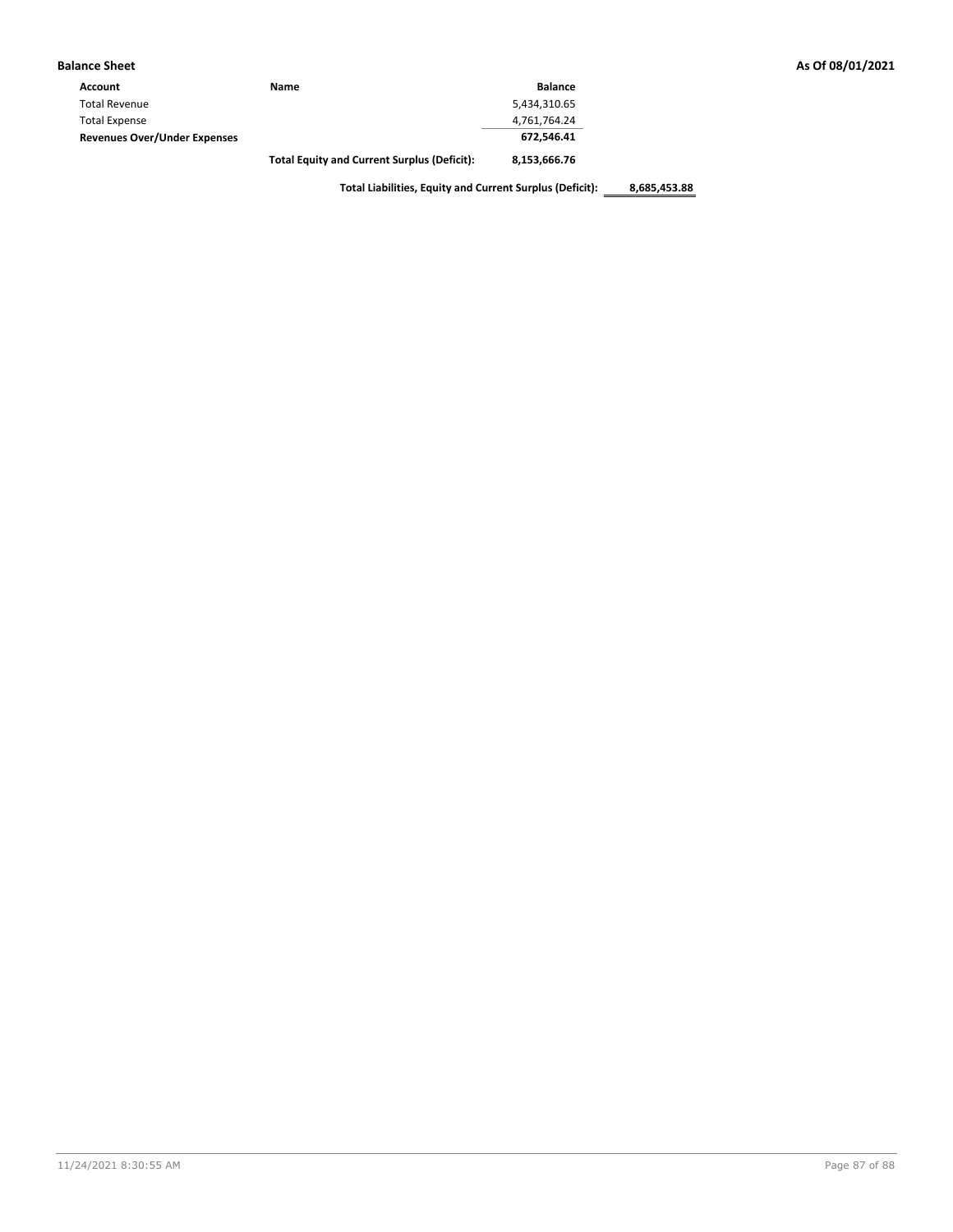**Balance Sheet** **As Of 08/01/2021**

| Account | Name | Balance | |
|---|---|---|---|
| Total Revenue | | 5,434,310.65 | |
| Total Expense | | 4,761,764.24 | |
| **Revenues Over/Under Expenses** | | **672,546.41** | |
| | **Total Equity and Current Surplus (Deficit):** | **8,153,666.76** | |
| | **Total Liabilities, Equity and Current Surplus (Deficit):** | | **8,685,453.88** |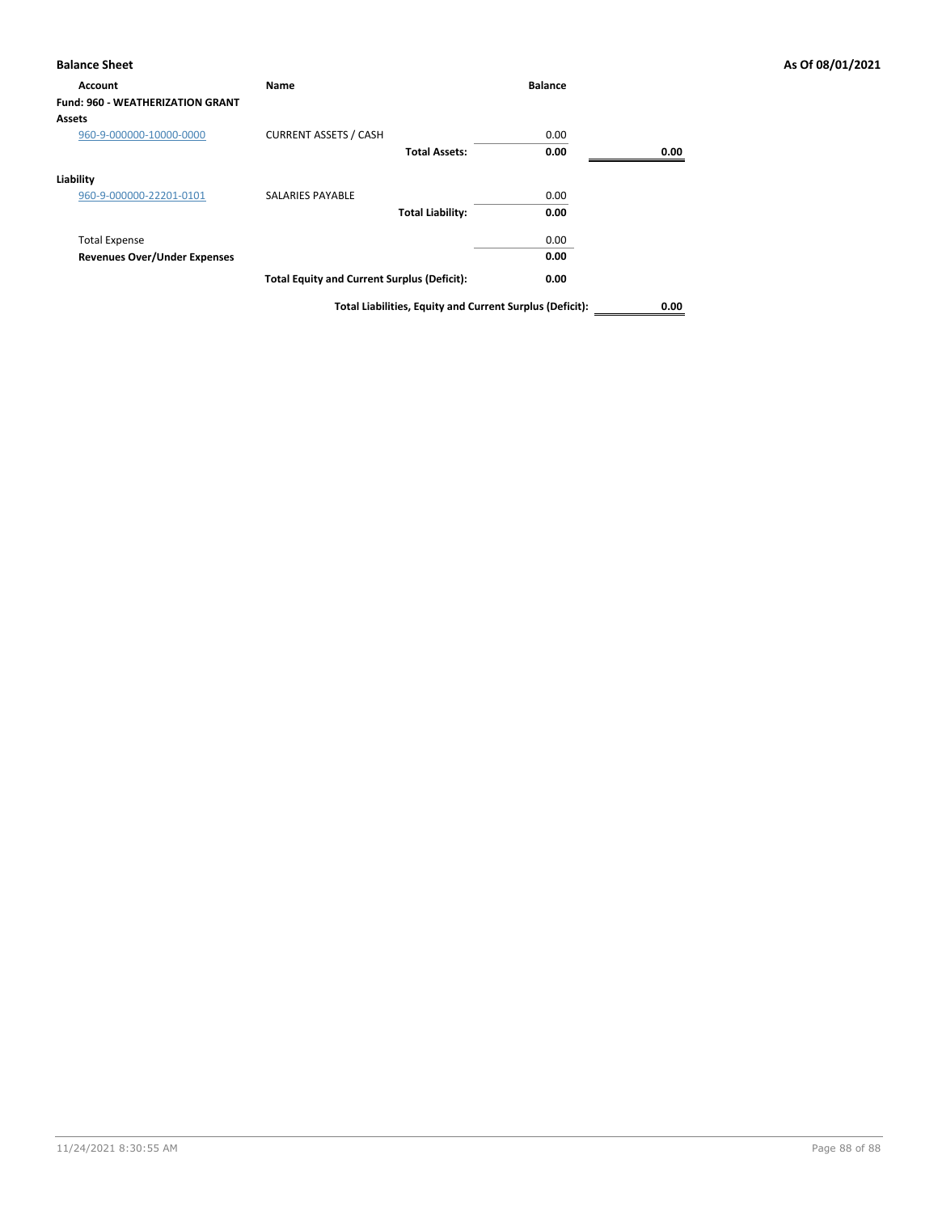**Balance Sheet** **As Of 08/01/2021**

| Account | Name | Balance | |
|---|---|---|---|
| **Fund: 960 - WEATHERIZATION GRANT** | | | |
| **Assets** | | | |
| 960-9-000000-10000-0000 | CURRENT ASSETS / CASH | 0.00 | |
| | **Total Assets:** | **0.00** | **0.00** |
| **Liability** | | | |
| 960-9-000000-22201-0101 | SALARIES PAYABLE | 0.00 | |
| | **Total Liability:** | **0.00** | |
| Total Expense | | 0.00 | |
| **Revenues Over/Under Expenses** | | **0.00** | |
| | **Total Equity and Current Surplus (Deficit):** | **0.00** | |
| | **Total Liabilities, Equity and Current Surplus (Deficit):** | | **0.00** |